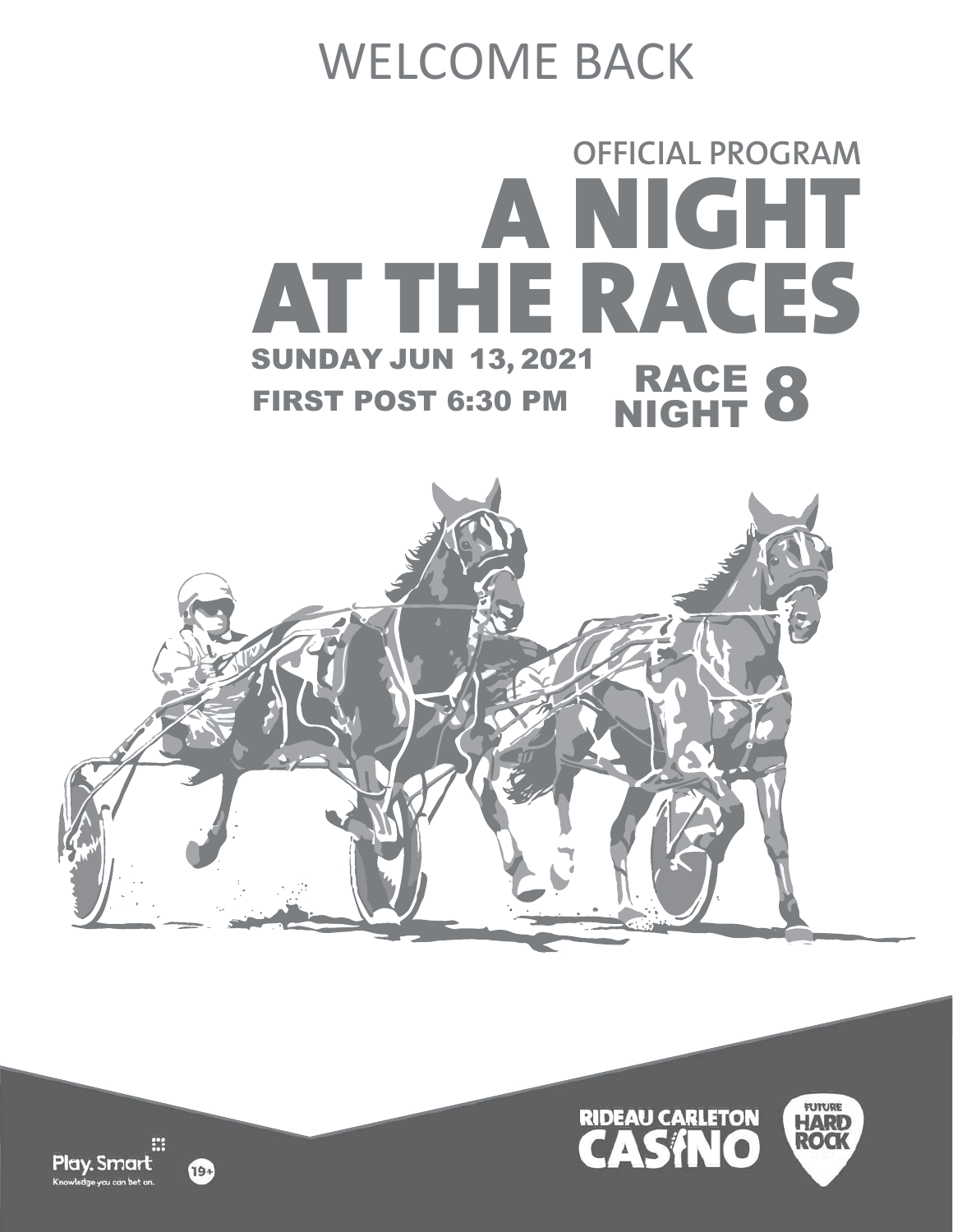WELCOME BACK

OFFICIAL PROGRAM

# A NIGHT AT THE RACES

SUNDAY JUN 13, 2021

FIRST POST 6:30 PM

RACE NIGHT 8

Play.Smart
Knowledge you can bet on.

19+

RIDEAU CARLETON CASINO

FUTURE HARD ROCK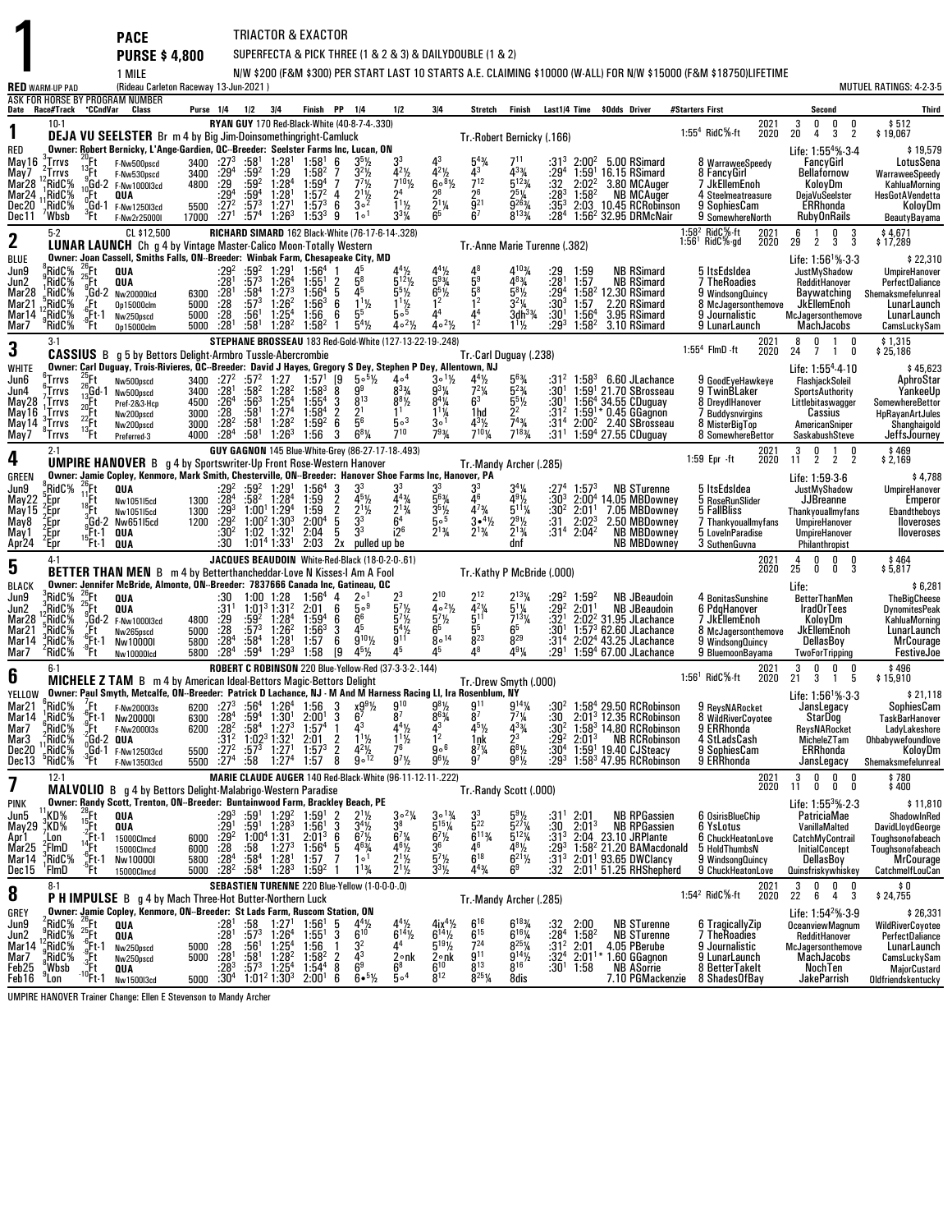# 1 PACE — PURSE $ 4,800 — 1 MILE

**TRIACTOR & EXACTOR**
SUPERFECTA & PICK THREE (1 & 2 & 3) & DAILYDOUBLE (1 & 2)
N/W $200 (F&M $300) PER START LAST 10 STARTS A.E. CLAIMING $10000 (W-ALL) FOR N/W $15000 (F&M $18750)LIFETIME

**RED** WARM-UP PAD (Rideau Carleton Raceway 13-Jun-2021) — MUTUEL RATINGS: 4-2-3-5

ASK FOR HORSE BY PROGRAM NUMBER

---

## 1 — DEJA VU SEELSTER (10-1)
Br m 4 by Big Jim-Doinsomethingright-Camluck
Driver: **RYAN GUY** 170 Red-Black-White (40-8-7-4-.330) — Tr.-Robert Bernicky (.166)
Owner: Robert Bernicky, L'Ange-Gardien, QC--Breeder: Seelster Farms Inc, Lucan, ON

| Year | Starts | 1st | 2nd | 3rd | Earnings |
|---|---|---|---|---|---|
| 2021 (1:55[4] RidC⅝-ft) | 3 | 0 | 0 | 0 | $512 |
| 2020 | 20 | 4 | 3 | 2 | $19,067 |
| Life: 1:55[4]⅝-3-4 | | | | | $19,579 |

| Date | Race/Track | Cond | Class | Purse | 1/4 | 1/2 | 3/4 | Finish | PP | 1/4 | 1/2 | 3/4 | Stretch | Finish | Last1/4 | Time | $Odds | Driver | #Starters First | Second | Third |
|---|---|---|---|---|---|---|---|---|---|---|---|---|---|---|---|---|---|---|---|---|---|
| May16 | 2Trrvs | 20Ft | F-Nw500pscd | 3400 | :27[3] | :58[1] | 1:28[1] | 1:58[1] | 6 | 3[5]½ | 3[3] | 4[3] | 5[4]¾ | 7[11] | :31[3] | 2:00[2] | 5.00 | RSimard | 8 WarraweeSpeedy | FancyGirl | LotusSena |
| May7 | 7Trrvs | 13Ft | F-Nw530pscd | 3400 | :29[4] | :59[2] | 1:29 | 1:58[2] | 7 | 3[2]½ | 4[2]½ | 4[2]½ | 4[3] | 4[3]¾ | :29[4] | 1:59[1] | 16.15 | RSimard | 8 FancyGirl | Bellafornow | WarraweeSpeedy |
| Mar28 | 12RidC⅝ | 9Gd-2 | F-Nw10001l3cd | 4800 | :29 | :59[2] | 1:28[4] | 1:59[4] | 7 | 7[7]½ | 7[10]½ | 6∘[8]½ | 7[12] | 5[12]¾ | :32 | 2:02[2] | 3.80 | MCAuger | 7 JkEllemEnoh | KoloyDm | KahluaMorning |
| Mar24 | 11RidC⅝ | 7Ft | QUA | | :29[4] | :59[4] | 1:28[1] | 1:57[2] | 4 | 2[1]½ | 2[4] | 2[8] | 2[6] | 2[5]¼ | :28[3] | 1:58[2] | | NB MCAuger | 4 Steelmeatreasure | DejaVuSeelster | HesGotAVendetta |
| Dec20 | 11RidC⅝ | 5Gd-1 | F-Nw1250l3cd | 5500 | :27[2] | :57[3] | 1:27[1] | 1:57[3] | 6 | 3∘[2] | 1[1]½ | 2[1]¼ | 9[21] | 9[26]¾ | :35[3] | 2:03 | 10.45 | RCRobinson | 9 SophiesCam | ERRhonda | KoloyDm |
| Dec11 | 7Wbsb | 3Ft | F-Nw2r25000l | 17000 | :27[1] | :57[4] | 1:26[3] | 1:53[3] | 9 | 1∘[1] | 3[3]¼ | 6[5] | 6[7] | 8[13]¾ | :28[4] | 1:56[2] | 32.95 | DRMcNair | 9 SomewhereNorth | RubyOnRails | BeautyBayama |

---

## 2 — LUNAR LAUNCH (5-2) — CL $12,500
Ch g 4 by Vintage Master-Calico Moon-Totally Western
Driver: **RICHARD SIMARD** 162 Black-White (76-17-6-14-.328) — Tr.-Anne Marie Turenne (.382)
Owner: Joan Cassell, Smiths Falls, ON--Breeder: Winbak Farm, Chesapeake City, MD

| Year | Starts | 1st | 2nd | 3rd | Earnings |
|---|---|---|---|---|---|
| 2021 (1:58[2] RidC⅝-ft) | 6 | 1 | 0 | 3 | $4,671 |
| 2020 (1:56[1] RidC⅝-gd) | 29 | 2 | 3 | 3 | $17,289 |
| Life: 1:56[1]⅝-3-3 | | | | | $22,310 |

| Date | Race/Track | Cond | Class | Purse | 1/4 | 1/2 | 3/4 | Finish | PP | 1/4 | 1/2 | 3/4 | Stretch | Finish | Last1/4 | Time | $Odds | Driver | #Starters First | Second | Third |
|---|---|---|---|---|---|---|---|---|---|---|---|---|---|---|---|---|---|---|---|---|---|
| Jun9 | 8RidC⅝ | 26Ft | QUA | | :29[2] | :59[2] | 1:29[1] | 1:56[4] | 1 | 4[5] | 4[4]½ | 4[4]½ | 4[8] | 4[10]¾ | :29 | 1:59 | | NB RSimard | 5 ItsEdsIdea | JustMyShadow | UmpireHanover |
| Jun2 | 9RidC⅝ | 25Ft | QUA | | :28[1] | :57[3] | 1:26[4] | 1:55[1] | 2 | 5[8] | 5[12]½ | 5[9]¾ | 5[9] | 4[8]¾ | :28[1] | 1:57 | | NB RSimard | 7 TheRoadies | RedditHanover | PerfectDaliance |
| Mar28 | 1RidC⅝ | 9Gd-2 | Nw20000lcd | 6300 | :28[1] | :58[4] | 1:27[3] | 1:56[4] | 5 | 4[5] | 5[5]½ | 6[5]½ | 5[8] | 5[8]½ | :29[4] | 1:58[2] | 12.30 | RSimard | 9 WindsongQuincy | Baywatching | Shemaksmefelunreal |
| Mar21 | 5RidC⅝ | 7Ft | Op15000clm | 5000 | :28 | :57[3] | 1:26[2] | 1:56[3] | 6 | 1[1]½ | 1[1]½ | 1[2] | 1[2] | 3[2]¼ | :30[3] | 1:57 | 2.20 | RSimard | 8 McJagersonthemove | JkEllemEnoh | LunarLaunch |
| Mar14 | 12RidC⅝ | 6Ft-1 | Nw250pscd | 5000 | :28 | :56[1] | 1:25[4] | 1:56 | 6 | 5[5] | 5∘[5] | 4[4] | 4[4] | 3dh[3]¾ | :30[1] | 1:56[4] | 3.95 | RSimard | 9 Journalistic | McJagersonthemove | LunarLaunch |
| Mar7 | 9RidC⅝ | | Op15000clm | 5000 | :28[1] | :58[1] | 1:28[2] | 1:58[2] | 1 | 5[4]½ | 4∘[2]½ | 4∘[2]½ | 1[2] | 1[1]½ | :29[3] | 1:58[2] | 3.10 | RSimard | 9 LunarLaunch | MachJacobs | CamsLuckySam |

---

## 3 — CASSIUS (3-1)
B g 5 by Bettors Delight-Armbro Tussle-Abercrombie
Driver: **STEPHANE BROSSEAU** 183 Red-Gold-White (127-13-22-19-.248) — Tr.-Carl Duguay (.238)
Owner: Carl Duguay, Trois-Rivieres, QC--Breeder: David J Hayes, Gregory S Dey, Stephen P Dey, Allentown, NJ

| Year | Starts | 1st | 2nd | 3rd | Earnings |
|---|---|---|---|---|---|
| 2021 (1:55[4] FlmD -ft) | 8 | 0 | 1 | 0 | $1,315 |
| 2020 | 24 | 7 | 1 | 0 | $25,186 |
| Life: 1:55[4]-4-10 | | | | | $45,623 |

| Date | Race/Track | Cond | Class | Purse | 1/4 | 1/2 | 3/4 | Finish | PP | 1/4 | 1/2 | 3/4 | Stretch | Finish | Last1/4 | Time | $Odds | Driver | #Starters First | Second | Third |
|---|---|---|---|---|---|---|---|---|---|---|---|---|---|---|---|---|---|---|---|---|---|
| Jun6 | 6Trrvs | 25Ft | Nw500pscd | 3400 | :27[2] | :57[2] | 1:27 | 1:57[1] | [9 | 5∘[5]½ | 4∘[4] | 3∘[1]½ | 4[4]½ | 5[6]¾ | :31[2] | 1:58[3] | 6.60 | JLachance | 9 GoodEyeHawkeye | FlashjackSoleil | AphroStar |
| Jun4 | 7Trrvs | 13Gd-1 | Nw500pscd | 3400 | :28[1] | :58[2] | 1:28[2] | 1:58[3] | 8 | 9[9] | 8[3]¾ | 9[3]¼ | 7[2]¼ | 5[2]¾ | :30[1] | 1:59[1] | 21.70 | SBrosseau | 9 TwinBLaker | SportsAuthority | YankeeUp |
| May28 | 1Trrvs | 26Ft | Pref-2&3-Hcp | 4500 | :26[4] | :56[3] | 1:25[4] | 1:55[4] | 3 | 8[13] | 8[8]½ | 8[4]¼ | 6[3] | 5[5]½ | :30[1] | 1:56[4] | 34.55 | CDuguay | 8 DreydlHanover | Littlebitsawagger | SomewhereBettor |
| May16 | 7Trrvs | 20Ft | Nw200pscd | 3000 | :28 | :58[1] | 1:27[4] | 1:58[4] | 2 | 2[1] | 1[1] | 1[1]¼ | 1hd | 2[2] | :31[2] | 1:59[1]* | 0.45 | GGagnon | 7 Buddysnvirgins | Cassius | HpRayanArtJules |
| May14 | 3Trrvs | 22Ft | Nw200pscd | 3000 | :28[2] | :58[1] | 1:28[1] | 1:59[2] | 6 | 5[6] | 5∘[3] | 3∘[1] | 4[3]½ | 7[4]¾ | :31[4] | 2:00[2] | 2.40 | SBrosseau | 8 MisterBigTop | AmericanSniper | Shanghaigold |
| May7 | 8Trrvs | 13Ft | Preferred-3 | 4000 | :28[4] | :58[1] | 1:26[3] | 1:56 | 3 | 6[8]¼ | 7[10] | 7[9]¾ | 7[10]¼ | 7[18]¾ | :31[1] | 1:59[4] | 27.55 | CDuguay | 8 SomewhereBettor | SaskabushSteve | JeffsJourney |

---

## 4 — UMPIRE HANOVER (2-1)
B g 4 by Sportswriter-Up Front Rose-Western Hanover
Driver: **GUY GAGNON** 145 Blue-White-Grey (86-27-17-18-.493) — Tr.-Mandy Archer (.285)
Owner: Jamie Copley, Kenmore, Mark Smith, Chesterville, ON--Breeder: Hanover Shoe Farms Inc, Hanover, PA

| Year | Starts | 1st | 2nd | 3rd | Earnings |
|---|---|---|---|---|---|
| 2021 (1:59 Epr -ft) | 3 | 0 | 1 | 0 | $469 |
| 2020 | 11 | 2 | 2 | 2 | $2,169 |
| Life: 1:59-3-6 | | | | | $4,788 |

| Date | Race/Track | Cond | Class | Purse | 1/4 | 1/2 | 3/4 | Finish | PP | 1/4 | 1/2 | 3/4 | Stretch | Finish | Last1/4 | Time | $Odds | Driver | #Starters First | Second | Third |
|---|---|---|---|---|---|---|---|---|---|---|---|---|---|---|---|---|---|---|---|---|---|
| Jun9 | 8RidC⅝ | 26Ft | QUA | | :29[2] | :59[2] | 1:29[1] | 1:56[4] | 3 | 3[3] | 3[3] | 3[3] | 3[3] | 3[4]¼ | :27[4] | 1:57[3] | | NB STurenne | 5 ItsEdsIdea | JustMyShadow | UmpireHanover |
| May22 | 5Epr | 11Ft | Nw1051l5cd | 1300 | :28[4] | :58[2] | 1:28[4] | 1:59 | 2 | 4[5]½ | 4[4]¾ | 5[6]¾ | 4[6] | 4[9]½ | :30[3] | 2:00[4] | 14.05 | MBDowney | 5 RoseRunSlider | JJBreanne | Emperor |
| May15 | 2Epr | 18Ft | Nw1051l5cd | 1300 | :29[3] | 1:00[1] | 1:29[4] | 1:59 | 2 | 2[1]½ | 2[1]¾ | 3[5]½ | 4[7]¾ | 5[11]¼ | :30[2] | 2:01[1] | 7.05 | MBDowney | 5 FallBliss | Thankyouallmyfans | Ebandtheboys |
| May8 | 2Epr | 9Gd-2 | Nw651l5cd | 1200 | :29[2] | 1:00[2] | 1:30[3] | 2:00[4] | 5 | 3[3] | 6[4] | 5∘[5] | 3∘[4]½ | 2[9]½ | :31 | 2:02[3] | 2.50 | MBDowney | 7 Thankyouallmyfans | UmpireHanover | Iloveroses |
| May1 | 2Epr | 15Ft-1 | QUA | | :30[2] | 1:02 | 1:32[1] | 2:04 | 5 | 3[3] | i2[6] | 2[1]¾ | 2[1]¾ | 2[1]¾ | :31[4] | 2:04[2] | | NB MBDowney | 5 LoveInParadise | UmpireHanover | Iloveroses |
| Apr24 | 2Epr | | QUA | | :30 | 1:01[4] | 1:33[1] | 2:03 | 2x | pulled up be | | | | dnf | | | | NB MBDowney | 3 SuthenGuvna | Philanthropist | |

---

## 5 — BETTER THAN MEN (4-1)
B m 4 by Betterthancheddar-Love N Kisses-I Am A Fool
Driver: **JACQUES BEAUDOIN** White-Red-Black (18-0-2-0-.61) — Tr.-Kathy P McBride (.000)
Owner: Jennifer McBride, Almonte, ON--Breeder: 7837666 Canada Inc, Gatineau, QC

| Year | Starts | 1st | 2nd | 3rd | Earnings |
|---|---|---|---|---|---|
| 2021 | 4 | 0 | 0 | 0 | $464 |
| 2020 | 25 | 0 | 0 | 3 | $5,817 |
| Life: | | | | | $6,281 |

| Date | Race/Track | Cond | Class | Purse | 1/4 | 1/2 | 3/4 | Finish | PP | 1/4 | 1/2 | 3/4 | Stretch | Finish | Last1/4 | Time | $Odds | Driver | #Starters First | Second | Third |
|---|---|---|---|---|---|---|---|---|---|---|---|---|---|---|---|---|---|---|---|---|---|
| Jun9 | 3RidC⅝ | 26Ft | QUA | | :30 | 1:00 | 1:28 | 1:56[4] | 4 | 2∘[1] | 2[3] | 2[10] | 2[12] | 2[13]¼ | :29[2] | 1:59[2] | | NB JBeaudoin | 4 BonitasSunshine | BetterThanMen | TheBigCheese |
| Jun2 | 3RidC⅝ | 25Ft | QUA | | :31[1] | 1:01[3] | 1:31[2] | 2:01 | 6 | 5∘[9] | 5[7]½ | 4∘[2]½ | 4[2]¾ | 5[1]¼ | :29[2] | 2:01[1] | | NB JBeaudoin | 6 PdqHanover | IradOrTees | DynomitesPeak |
| Mar28 | 12RidC⅝ | 9Gd-2 | F-Nw10001l3cd | 4800 | :29 | :59[2] | 1:28[4] | 1:59[4] | 6 | 6[6] | 5[7]½ | 5[7]½ | 5[11] | 7[13]¾ | :32[1] | 2:02[2] | 31.95 | JLachance | 7 JkEllemEnoh | KoloyDm | KahluaMorning |
| Mar21 | 5RidC⅝ | 7Ft | Nw265pscd | 5000 | :28 | :57[3] | 1:26[2] | 1:56[3] | 3 | 4[5] | 5[4]½ | 6[5] | 5[5] | 6[5] | :30[1] | 1:57[3] | 62.60 | JLachance | 8 McJagersonthemove | JkEllemEnoh | LunarLaunch |
| Mar14 | 3RidC⅝ | 6Ft-1 | Nw10000l | 5800 | :28[4] | :58[4] | 1:28[1] | 1:57 | 6 | 9[10]½ | 9[11] | 8∘[14] | 8[23] | 8[29] | :31[4] | 2:02[4] | 43.25 | JLachance | 9 WindsongQuincy | DellasBoy | MrCourage |
| Mar7 | 2RidC⅝ | 9Ft | Nw10000lcd | 5800 | :28[4] | :59[4] | 1:29[3] | 1:58 | [9 | 4[5]½ | 4[5] | 4[5] | 4[8] | 4[9]¼ | :29[1] | 1:59[4] | 67.00 | JLachance | 9 BluemoonBayama | TwoForTripping | FestiveJoe |

---

## 6 — MICHELE Z TAM (6-1)
B m 4 by American Ideal-Bettors Magic-Bettors Delight
Driver: **ROBERT C ROBINSON** 220 Blue-Yellow-Red (37-3-3-2-.144) — Tr.-Drew Smyth (.000)
Owner: Paul Smyth, Metcalfe, ON--Breeder: Patrick D Lachance, NJ - M And M Harness Racing Ll, Ira Rosenblum, NY

| Year | Starts | 1st | 2nd | 3rd | Earnings |
|---|---|---|---|---|---|
| 2021 | 3 | 0 | 0 | 0 | $496 |
| 2020 (1:56[1] RidC⅝-ft) | 21 | 3 | 1 | 5 | $15,910 |
| Life: 1:56[1]⅝-3-3 | | | | | $21,118 |

| Date | Race/Track | Cond | Class | Purse | 1/4 | 1/2 | 3/4 | Finish | PP | 1/4 | 1/2 | 3/4 | Stretch | Finish | Last1/4 | Time | $Odds | Driver | #Starters First | Second | Third |
|---|---|---|---|---|---|---|---|---|---|---|---|---|---|---|---|---|---|---|---|---|---|
| Mar21 | 8RidC⅝ | 7Ft | F-Nw2000l3s | 6200 | :27[3] | :56[4] | 1:26[4] | 1:56 | 3 | x9[9]½ | 9[10] | 9[8]½ | 9[11] | 9[14]¼ | :30[2] | 1:58[4] | 29.50 | RCRobinson | 9 ReysNARocket | JansLegacy | SophiesCam |
| Mar14 | 1RidC⅝ | 6Ft-1 | Nw20000l | 6300 | :28[4] | :59[4] | 1:30[1] | 2:00[1] | 3 | 6[7] | 8[7] | 8[6]¾ | 8[7] | 7[7]¼ | :30 | 2:01[3] | 12.35 | RCRobinson | 8 WildRiverCoyotee | StarDog | TaskBarHanover |
| Mar7 | 8RidC⅝ | 9Ft | F-Nw2000l3s | 6200 | :28[2] | :58[4] | 1:27[3] | 1:57[4] | 1 | 4[3] | 4[4]½ | 4[3] | 4[5]½ | 4[3]¾ | :30[2] | 1:58[3] | 14.80 | RCRobinson | 9 ERRhonda | ReysNARocket | LadyLakeshore |
| Mar3 | 11RidC⅝ | 6Gd-2 | QUA | | :31[2] | 1:02[3] | 1:32[1] | 2:01 | 2 | 1[1]½ | 1[1]½ | 1[2] | 1nk | 2[3] | :29[2] | 2:01[3] | | NB RCRobinson | 4 StLadsCash | MicheleZTam | Ohbabywefoundlove |
| Dec20 | 11RidC⅝ | 5Gd-1 | F-Nw1250l3cd | 5500 | :27[2] | :57[3] | 1:27[1] | 1:57[3] | 2 | 4[2]½ | 7[6] | 9∘[6] | 8[7]¼ | 6[8]½ | :30[4] | 1:59[1] | 19.40 | CJSteacy | 9 SophiesCam | ERRhonda | KoloyDm |
| Dec13 | 5RidC⅝ | 3Ft | F-Nw1350l3cd | 5500 | :27[4] | :58 | 1:27[4] | 1:57 | 8 | 9∘[12] | 9[7]½ | 9[8]½ | 9[7] | 9[8]½ | :29[3] | 1:58[3] | 47.95 | RCRobinson | 9 ERRhonda | JansLegacy | Shemaksmefelunreal |

---

## 7 — MALVOLIO (12-1)
B g 4 by Bettors Delight-Malabrigo-Western Paradise
Driver: **MARIE CLAUDE AUGER** 140 Red-Black-White (96-11-12-11-.222) — Tr.-Randy Scott (.000)
Owner: Randy Scott, Trenton, ON--Breeder: Buntainwood Farm, Brackley Beach, PE

| Year | Starts | 1st | 2nd | 3rd | Earnings |
|---|---|---|---|---|---|
| 2021 | 3 | 0 | 0 | 0 | $780 |
| 2020 | 11 | 0 | 0 | 0 | $400 |
| Life: 1:55[3]⅝-2-3 | | | | | $11,810 |

| Date | Race/Track | Cond | Class | Purse | 1/4 | 1/2 | 3/4 | Finish | PP | 1/4 | 1/2 | 3/4 | Stretch | Finish | Last1/4 | Time | $Odds | Driver | #Starters First | Second | Third |
|---|---|---|---|---|---|---|---|---|---|---|---|---|---|---|---|---|---|---|---|---|---|
| Jun5 | 11KD⅝ | 28Ft | QUA | | :29[3] | :59[1] | 1:29[2] | 1:59[1] | 2 | 2[1]½ | 3∘[2]¼ | 3∘[1]¾ | 3[3] | 5[9]½ | :31[1] | 2:01 | | NB RPGassien | 6 OsirisBlueChip | PatriciaMae | ShadowInRed |
| May29 | 3KD⅝ | 15Ft | QUA | | :29[1] | :59[1] | 1:28[3] | 1:56[1] | 3 | 3[4]½ | 3[8] | 5[15]¼ | 5[22] | 5[27]¼ | :30 | 2:01[3] | | NB RPGassien | 6 YsLotus | VanillaMalted | DavidLloydGeorge |
| Apr1 | 2Lon | 6Ft-1 | 15000Clmcd | 6000 | :29[2] | 1:00[4] | 1:31 | 2:01[3] | 6 | 6[7]½ | 6[7]¼ | 6[7]½ | 6[11]¾ | 5[12]¼ | :31[3] | 2:04 | 23.10 | JRPlante | 6 ChuckHeatonLove | CatchMyContrail | Toughsonofabeach |
| Mar25 | 2FlmD | 14Ft | 15000Clmcd | 6000 | :28 | :58 | 1:27[3] | 1:56[4] | 5 | 4[6]¾ | 4[6]½ | 3[6] | 4[6] | 4[8]½ | :29[3] | 1:58[2] | 21.20 | BAMacdonald | 5 HoldThumbsN | InitialConcept | Toughsonofabeach |
| Mar14 | 3RidC⅝ | 6Ft-1 | Nw10000l | 5800 | :28[4] | :58[4] | 1:28[1] | 1:57 | 7 | 1∘[1] | 2[1]½ | 5[7]½ | 6[18] | 6[21]½ | :31[3] | 2:01[1] | 93.65 | DWClancy | 9 WindsongQuincy | DellasBoy | MrCourage |
| Dec15 | 1FlmD | | 15000Clmcd | 5000 | :28[2] | :58[4] | 1:28[3] | 1:59[2] | 1 | 1[1]¾ | 2[1]½ | 3[3]½ | 4[4]¾ | 6[9] | :32 | 2:01[1] | 51.25 | RHShepherd | 9 ChuckHeatonLove | Quinsfriskywhiskey | CatchmeIfLouCan |

---

## 8 — P H IMPULSE (8-1)
B g 4 by Mach Three-Hot Butter-Northern Luck
Driver: **SEBASTIEN TURENNE** 220 Blue-Yellow (1-0-0-0-.0) — Tr.-Mandy Archer (.285)
Owner: Jamie Copley, Kenmore, ON--Breeder: St Lads Farm, Ruscom Station, ON

| Year | Starts | 1st | 2nd | 3rd | Earnings |
|---|---|---|---|---|---|
| 2021 | 3 | 0 | 0 | 0 | $0 |
| 2020 (1:54[2] RidC⅝-ft) | 22 | 6 | 4 | 3 | $24,755 |
| Life: 1:54[2]⅝-3-9 | | | | | $26,331 |

| Date | Race/Track | Cond | Class | Purse | 1/4 | 1/2 | 3/4 | Finish | PP | 1/4 | 1/2 | 3/4 | Stretch | Finish | Last1/4 | Time | $Odds | Driver | #Starters First | Second | Third |
|---|---|---|---|---|---|---|---|---|---|---|---|---|---|---|---|---|---|---|---|---|---|
| Jun9 | 2RidC⅝ | 26Ft | QUA | | :28[1] | :58 | 1:27[1] | 1:56[1] | 5 | 4[4]½ | 4[4]½ | 4ix[4]½ | 6[16] | 6[18]¾ | :32 | 2:00 | | NB STurenne | 6 TragicallyZip | OceanviewMagnum | WildRiverCoyotee |
| Jun2 | 9RidC⅝ | 25Ft | QUA | | :28[1] | :57[3] | 1:26[4] | 1:55[1] | 3 | 6[10] | 6[14]½ | 6[14]½ | 6[15] | 6[16]¾ | :28[4] | 1:58[2] | | NB STurenne | 7 TheRoadies | RedditHanover | PerfectDaliance |
| Mar14 | 12RidC⅝ | 6Ft-1 | Nw250pscd | 5000 | :28 | :56[1] | 1:25[4] | 1:56 | 1 | 3[2] | 4[4] | 5[9]½ | 7[24] | 8[25]¾ | :31[2] | 2:01 | 4.05 | PBerube | 9 Journalistic | McJagersonthemove | LunarLaunch |
| Mar7 | 9RidC⅝ | 9Ft | Nw250pscd | 5000 | :28[1] | :58[1] | 1:28[2] | 1:58[2] | 2 | 4[3] | 2∘nk | 2∘nk | 9[11] | 9[14]½ | :32[4] | 2:01[1]* | 1.60 | GGagnon | 9 LunarLaunch | MachJacobs | CamsLuckySam |
| Feb25 | 9Wbsb | 2Ft | | | :28[3] | :57[3] | 1:25[4] | 1:54[4] | 8 | 6[9] | 6[8] | 6[10] | 8[13] | 8[16] | :30[1] | 1:58 | | NB ASorrie | 8 BetterTakeIt | NochTen | MajorCustard |
| Feb16 | 9Lon | 10Ft-1 | Nw1500l3cd | 5000 | :30[4] | 1:01[2] | 1:30[3] | 2:00[1] | 6 | 6∘[5]½ | 5∘[4] | 6[12] | 8[25]¼ | 8dis | | | 7.10 | PGMackenzie | 8 ShadesOfBay | JakeParrish | Oldfriendskentucky |

UMPIRE HANOVER Trainer Change: Ellen E Stevenson to Mandy Archer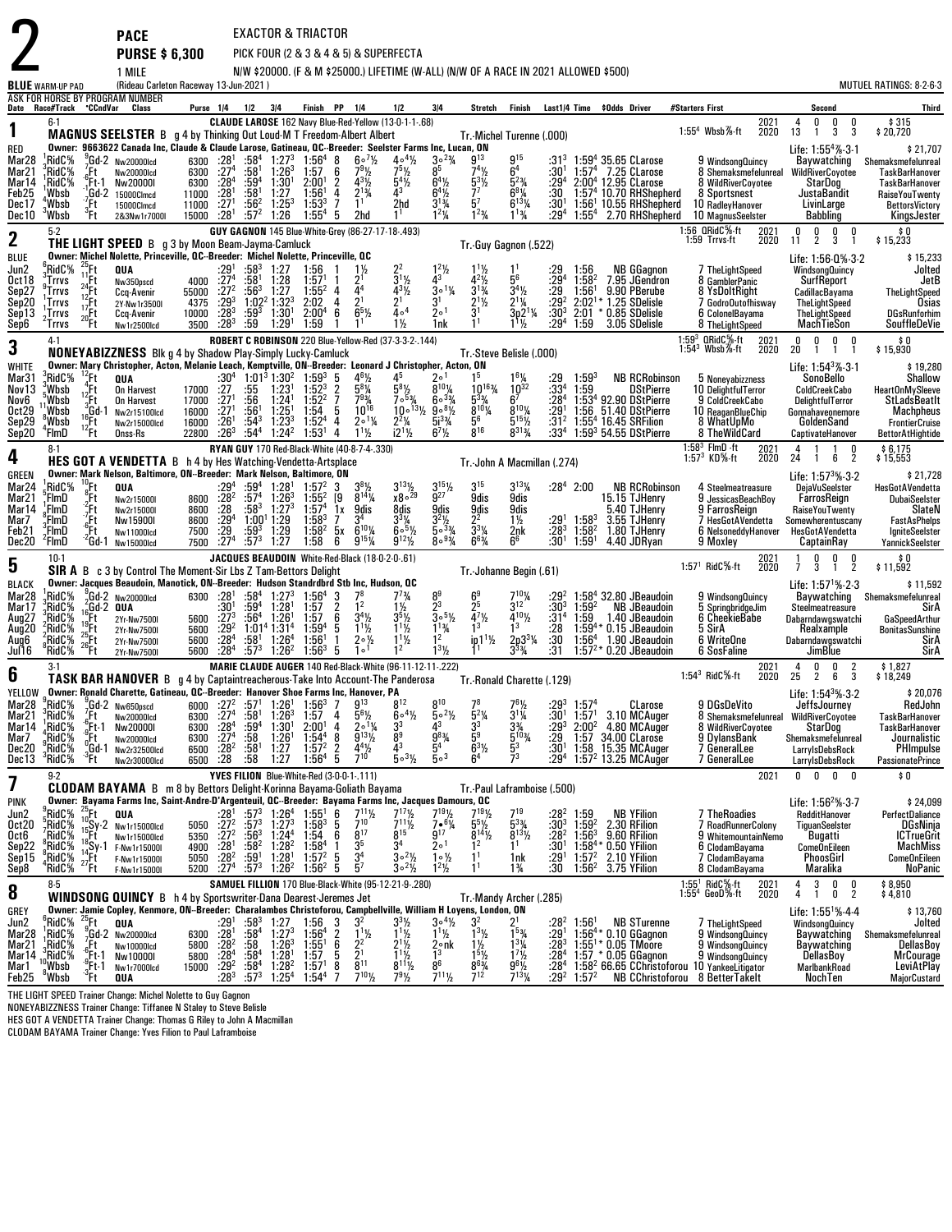# 2

**PACE** — **EXACTOR & TRIACTOR**

**PURSE $ 6,300** — PICK FOUR (2 & 3 & 4 & 5) & SUPERFECTA

1 MILE — N/W $20000. (F & M $25000.) LIFETIME (W-ALL) (N/W OF A RACE IN 2021 ALLOWED $500)

**BLUE** WARM-UP PAD (Rideau Carleton Raceway 13-Jun-2021) — MUTUEL RATINGS: 8-2-6-3

ASK FOR HORSE BY PROGRAM NUMBER

---

## 1 — MAGNUS SEELSTER (6-1)

**MAGNUS SEELSTER** B g 4 by Thinking Out Loud-M T Freedom-Albert Albert
Driver: CLAUDE LAROSE 162 Navy Blue-Red-Yellow (13-0-1-1-.68)
Tr.-Michel Turenne (.000)
RED — Owner: 9663622 Canada Inc, Claude & Claude Larose, Gatineau, QC--Breeder: Seelster Farms Inc, Lucan, ON

2021: 4 0 0 0 $315 — 1:55⁴ Wbsb⅞-ft 2020: 13 1 3 3 $20,720 — Life: 1:55⁴⅞-3-1 $21,707

| Date | Race#/Track | CndVar | Class | Purse | 1/4 | 1/2 | 3/4 | Finish | PP | 1/4 | 1/2 | 3/4 | Stretch | Finish | Last1/4 | Time | $Odds | Driver | #Starters First | Second | Third |
|---|---|---|---|---|---|---|---|---|---|---|---|---|---|---|---|---|---|---|---|---|---|
| Mar28 | 1RidC% | 9Gd-2 | Nw20000lcd | 6300 | :28¹ | :58⁴ | 1:27³ | 1:56⁴ | 8 | 6○7½ | 4○4½ | 3○2¾ | 9¹³ | 9¹⁵ | :31³ | 1:59⁴ | 35.65 | CLarose | 9 WindsongQuincy | Baywatching | Shemaksmefeulreal |
| Mar21 | 3RidC% | 6Ft | Nw20000lcd | 6300 | :27⁴ | :58¹ | 1:26³ | 1:57 | 6 | 7⁹½ | 7⁵½ | 8⁵ | 7⁴½ | 6⁴ | :30¹ | 1:57⁴ | 7.25 | CLarose | 8 Shemaksmefeulreal | WildRiverCoyotee | TaskBarHanover |
| Mar14 | 1RidC% | 6Ft-1 | Nw20000l | 6300 | :28⁴ | :59⁴ | 1:30¹ | 2:00¹ | 2 | 4³½ | 5⁴½ | 6⁴½ | 5³½ | 5²¾ | :29⁴ | 2:00⁴ | 12.95 | CLarose | 8 WildRiverCoyotee | StarDog | TaskBarHanover |
| Feb25 | 1Wbsb | 7Gd-2 | 15000Clmcd | 11000 | :28¹ | :58¹ | 1:27 | 1:56¹ | 4 | 2¹¾ | 4³ | 6⁴½ | 7⁷ | 6⁸¼ | :30 | 1:57⁴ | 10.70 | RHShepherd | 8 Sportsnest | JustaBandit | RaiseYouTwenty |
| Dec17 | 4Wbsb | 7Ft | 15000Clmcd | 11000 | :27¹ | :56² | 1:25³ | 1:53³ | 7 | 1¹ | 2hd | 3¹¾ | 5⁷ | 6¹³¼ | :30¹ | 1:56¹ | 10.55 | RHShepherd | 10 RadleyHanover | LivinLarge | BettorsVictory |
| Dec10 | 3Wbsb | 3Ft | 2&3Nw1r7000l | 15000 | :28¹ | :57² | 1:26 | 1:55⁴ | 5 | 2hd | 1¹ | 1²¼ | 1²¾ | 1¹¾ | :29⁴ | 1:55⁴ | 2.70 | RHShepherd | 10 MagnusSeelster | Babbling | KingsJester |

---

## 2 — THE LIGHT SPEED (5-2)

**THE LIGHT SPEED** B g 3 by Moon Beam-Jayma-Camluck
Driver: GUY GAGNON 145 Blue-White-Grey (86-27-17-18-.493)
Tr.-Guy Gagnon (.522)
BLUE — Owner: Michel Nolette, Princeville, QC--Breeder: Michel Nolette, Princeville, QC

1:56 QRidC⅝-ft 2021: 0 0 0 0 $0 — 1:59 Trrvs-ft 2020: 11 2 3 1 $15,233 — Life: 1:56-Q⅝-3-2 $15,233

| Date | Race#/Track | CndVar | Class | Purse | 1/4 | 1/2 | 3/4 | Finish | PP | 1/4 | 1/2 | 3/4 | Stretch | Finish | Last1/4 | Time | $Odds | Driver | #Starters First | Second | Third |
|---|---|---|---|---|---|---|---|---|---|---|---|---|---|---|---|---|---|---|---|---|---|
| Jun2 | 6RidC% | 25Ft | QUA | | :29¹ | :58³ | 1:27 | 1:56 | 1 | 1½ | 2² | 1²½ | 1¹½ | 1¹ | :29 | 1:56 | NB | GGagnon | 7 TheLightSpeed | WindsongQuincy | Jolted |
| Oct18 | 3Trrvs | 11Ft | Nw350pscd | 4000 | :27⁴ | :58¹ | 1:28 | 1:57¹ | 1 | 2¹ | 3¹½ | 4³ | 4²½ | 5⁶ | :29⁴ | 1:58² | 7.95 | JGendron | 8 GamblerPanic | SurfReport | JetB |
| Sep27 | 9Trrvs | 24Ft | Ccq-Avenir | 55000 | :27² | :56³ | 1:27 | 1:55² | 4 | 4⁴ | 4³½ | 3○1¼ | 3¹¾ | 3⁴½ | :29 | 1:56¹ | 9.90 | PBerube | 8 YsDoltRight | CadillacBayama | TheLightSpeed |
| Sep20 | 1Trrvs | 12Ft | 2Y-Nw1r3500l | 4375 | :29³ | 1:02² | 1:32³ | 2:02 | 4 | 2¹ | 2¹ | 3¹ | 2¹½ | 2¹¼ | :29² | 2:02¹* | 1.25 | SDelisle | 7 GodroOutofhisway | TheLightSpeed | Osias |
| Sep13 | 2Trrvs | 17Ft | Ccq-Avenir | 10000 | :28³ | :59³ | 1:30¹ | 2:00⁴ | 6 | 6⁵½ | 4○⁴ | 2○¹ | 3¹ | 3p2¹¼ | :30³ | 2:01 | *0.85 | SDelisle | 6 ColonelBayama | TheLightSpeed | DGsRunforhim |
| Sep6 | 2Trrvs | 20Ft | Nw1r2500lcd | 3500 | :28³ | :59 | 1:29¹ | 1:59 | 1 | 1¹ | 1½ | 1nk | 1¹ | 1¹½ | :29⁴ | 1:59 | 3.05 | SDelisle | 8 TheLightSpeed | MachTieSon | SouffleDeVie |

---

## 3 — NONEYABIZZNESS (4-1)

**NONEYABIZZNESS** Blk g 4 by Shadow Play-Simply Lucky-Camluck
Driver: ROBERT C ROBINSON 220 Blue-Yellow-Red (37-3-3-2-.144)
Tr.-Steve Belisle (.000)
WHITE — Owner: Mary Christopher, Acton, Melanie Leach, Kemptville, ON--Breeder: Leonard J Christopher, Acton, ON

1:59³ QRidC⅝-ft 2021: 0 0 0 0 $0 — 1:54³ Wbsb⅞-ft 2020: 20 1 1 1 $15,930 — Life: 1:54³⅞-3-1 $19,280

| Date | Race#/Track | CndVar | Class | Purse | 1/4 | 1/2 | 3/4 | Finish | PP | 1/4 | 1/2 | 3/4 | Stretch | Finish | Last1/4 | Time | $Odds | Driver | #Starters First | Second | Third |
|---|---|---|---|---|---|---|---|---|---|---|---|---|---|---|---|---|---|---|---|---|---|
| Mar31 | 3RidC% | 12Ft | QUA | | :30⁴ | 1:01³ | 1:30² | 1:59³ | 5 | 4⁶½ | 4⁵ | 2○¹ | 1⁵ | 1⁸¼ | :29 | 1:59³ | NB | RCRobinson | 5 Noneyabizzness | SonoBello | Shallow |
| Nov13 | 3Wbsb | 4Ft | On Harvest | 17000 | :27 | :55 | 1:23¹ | 1:52³ | 2 | 5⁸¼ | 5⁸½ | 8¹⁰¼ | 10¹⁶¾ | 10³² | :33⁴ | 1:59 | | DStPierre | 10 DelightfulTerror | ColdCreekCabo | HeartOnMySleeve |
| Nov6 | 11Wbsb | 12Ft | On Harvest | 17000 | :27¹ | :56 | 1:24¹ | 1:52² | 7 | 7⁹¾ | 7○⁵¾ | 6○³¾ | 5³¾ | 6⁷ | :28⁴ | 1:53⁴ | 92.90 | DStPierre | 9 ColdCreekCabo | DelightfulTerror | StLadsBeatIt |
| Oct29 | 11Wbsb | 3Gd-1 | Nw2r15100lcd | 16000 | :27¹ | :56¹ | 1:25¹ | 1:54 | 5 | 10¹⁶ | 10○¹³½ | 9○⁸½ | 8¹⁰¼ | 8¹⁰¼ | :29¹ | 1:56 | 51.40 | DStPierre | 10 ReaganBlueChip | Gonnahaveonemore | Machpheus |
| Sep29 | 8Wbsb | 16Ft | Nw2r15000lcd | 16000 | :26¹ | :54³ | 1:23³ | 1:52⁴ | 4 | 2○1¼ | 2²¼ | 5ⁱ³¾ | 5⁶ | 5¹⁵½ | :31² | 1:55⁴ | 16.45 | SRFilion | 8 WhatUpMo | GoldenSand | FrontierCruise |
| Sep20 | 4FlmD | 12Ft | Onss-Rs | 22800 | :26³ | :54⁴ | 1:24² | 1:53¹ | 4 | 1¹½ | i2¹½ | 6⁷½ | 8¹⁶ | 8³¹¾ | :33⁴ | 1:59³ | 54.55 | DStPierre | 8 TheWildCard | CaptivateHanover | BettorAtHightide |

---

## 4 — HES GOT A VENDETTA (8-1)

**HES GOT A VENDETTA** B h 4 by Hes Watching-Vendetta-Artsplace
Driver: RYAN GUY 170 Red-Black-White (40-8-7-4-.330)
Tr.-John A Macmillan (.274)
GREEN — Owner: Mark Nelson, Baltimore, ON--Breeder: Mark Nelson, Baltimore, ON

1:58³ FlmD-ft 2021: 4 1 1 0 $6,175 — 1:57³ KD⅝-ft 2020: 24 1 6 2 $15,553 — Life: 1:57³⅝-3-2 $21,728

| Date | Race#/Track | CndVar | Class | Purse | 1/4 | 1/2 | 3/4 | Finish | PP | 1/4 | 1/2 | 3/4 | Stretch | Finish | Last1/4 | Time | $Odds | Driver | #Starters First | Second | Third |
|---|---|---|---|---|---|---|---|---|---|---|---|---|---|---|---|---|---|---|---|---|---|
| Mar24 | 1RidC% | 10Ft | QUA | | :29⁴ | :59⁴ | 1:28¹ | 1:57² | 3 | 3⁸½ | 3¹³½ | 3¹⁵½ | 3¹⁵ | 3¹³¼ | :28⁴ | 2:00 | NB | RCRobinson | 4 Steelmeatreasure | DejaVuSeelster | HesGotAVendetta |
| Mar21 | 7FlmD | 7Ft | Nw2r15000l | 8600 | :28² | :57⁴ | 1:26³ | 1:55² | [9 | 8¹⁴¼ | x8○²⁹ | 9²⁷ | 9dis | 9dis | | | 15.15 | TJHenry | 9 JessicasBeachBoy | FarrosReign | DubaiSeelster |
| Mar14 | 8FlmD | 7Ft | Nw2r15000l | 8600 | :28 | :58³ | 1:27³ | 1:57⁴ | 1x | 9dis | 8dis | 9dis | 9dis | 9dis | | | 5.40 | TJHenry | 9 FarrosReign | RaiseYouTwenty | SlateN |
| Mar7 | 3FlmD | 6Ft | Nw15900l | 8600 | :29⁴ | 1:00¹ | 1:29 | 1:58³ | 7 | 3⁴ | 3³¼ | 3²½ | 2² | 1½ | :29¹ | 1:58³ | 3.55 | TJHenry | 7 HesGotAVendetta | Somewherentuscany | FastAsPhelps |
| Feb21 | 2FlmD | 7Ft | Nw11000lcd | 7500 | :29 | :59³ | 1:29 | 1:58² | 5x | 6¹⁰¾ | 6○⁵½ | 5○³¾ | 3³¾ | 2nk | :28³ | 1:58² | 1.80 | TJHenry | 6 NelsoneddyHanover | HesGotAVendetta | IgniteSeelster |
| Dec20 | 2FlmD | 2Gd-1 | Nw15000lcd | 7500 | :27⁴ | :57³ | 1:27 | 1:58 | 6 | 9¹⁵¾ | 9¹²½ | 8○⁹¾ | 6⁸¾ | 6⁸ | :30¹ | 1:59¹ | 4.40 | JDRyan | 9 Moxley | CaptainRay | YannickSeelster |

---

## 5 — SIR A (10-1)

**SIR A** B c 3 by Control The Moment-Sir Lbs Z Tam-Bettors Delight
Driver: JACQUES BEAUDOIN White-Red-Black (18-0-2-0-.61)
Tr.-Johanne Begin (.61)
BLACK — Owner: Jacques Beaudoin, Manotick, ON--Breeder: Hudson Standrdbrd Stb Inc, Hudson, QC

1:57¹ RidC⅝-ft 2021: 1 0 0 0 $0 — 2020: 7 3 1 2 $11,592 — Life: 1:57¹⅝-2-3 $11,592

| Date | Race#/Track | CndVar | Class | Purse | 1/4 | 1/2 | 3/4 | Finish | PP | 1/4 | 1/2 | 3/4 | Stretch | Finish | Last1/4 | Time | $Odds | Driver | #Starters First | Second | Third |
|---|---|---|---|---|---|---|---|---|---|---|---|---|---|---|---|---|---|---|---|---|---|
| Mar28 | 1RidC% | 9Gd-2 | Nw20000lcd | 6300 | :28¹ | :58⁴ | 1:27³ | 1:56⁴ | 3 | 7⁸ | 7⁷¾ | 8⁹ | 6⁹ | 7¹⁰¼ | :29² | 1:58⁴ | 32.80 | JBeaudoin | 9 WindsongQuincy | Baywatching | Shemaksmefeulreal |
| Mar17 | 3RidC% | 2Gd-2 | QUA | | :30¹ | :59⁴ | 1:28¹ | 1:57 | 2 | 1² | 1½ | 2³ | 2⁵ | 3¹² | :30³ | 1:59² | NB | JBeaudoin | 5 SpringbridgeJim | Steelmeatreasure | SirA |
| Aug27 | 3RidC% | 16Ft | 2Yr-Nw7500l | 5600 | :27³ | :56⁴ | 1:26¹ | 1:57 | 6 | 3⁴½ | 3⁵½ | 3○⁵½ | 4⁷½ | 4¹⁰½ | :31⁴ | 1:59 | 1.40 | JBeaudoin | 6 CheekieBabe | Dabarndawgswatchi | GaSpeedArthur |
| Aug20 | 2RidC% | 19Ft | 2Yr-Nw7500l | 5600 | :29² | 1:01⁴ | 1:31⁴ | 1:59⁴ | 5 | 1¹½ | 1¹½ | 1¹¾ | 1³ | 1³ | :28 | 1:59⁴* | 0.15 | JBeaudoin | 5 SirA | Realxample | BonitasSunshine |
| Aug6 | 2RidC% | 25Ft | 2Yr-Nw7500l | 5600 | :28⁴ | :58¹ | 1:26⁴ | 1:56¹ | 1 | 2○½ | 1¹½ | 1² | ip1¹½ | 2p3³¼ | :30 | 1:56⁴ | 1.90 | JBeaudoin | 6 WriteOne | Dabarndawgswatchi | SirA |
| Jul16 | 8RidC% | 26Ft | 2Yr-Nw7500l | 5600 | :28⁴ | :57³ | 1:26² | 1:56³ | 5 | 1○¹ | 1² | 1³½ | 1¹ | 3³¾ | :31 | 1:57²* | 0.20 | JBeaudoin | 6 SosFaline | JimBlue | SirA |

---

## 6 — TASK BAR HANOVER (3-1)

**TASK BAR HANOVER** B g 4 by Captaintreacherous-Take Into Account-The Panderosa
Driver: MARIE CLAUDE AUGER 140 Red-Black-White (96-11-12-11-.222)
Tr.-Ronald Charette (.129)
YELLOW — Owner: Ronald Charette, Gatineau, QC--Breeder: Hanover Shoe Farms Inc, Hanover, PA

1:54³ RidC⅝-ft 2021: 4 0 0 2 $1,827 — 2020: 25 2 6 3 $18,249 — Life: 1:54³⅝-3-2 $20,076

| Date | Race#/Track | CndVar | Class | Purse | 1/4 | 1/2 | 3/4 | Finish | PP | 1/4 | 1/2 | 3/4 | Stretch | Finish | Last1/4 | Time | $Odds | Driver | #Starters First | Second | Third |
|---|---|---|---|---|---|---|---|---|---|---|---|---|---|---|---|---|---|---|---|---|---|
| Mar28 | 8RidC% | 9Gd-2 | Nw650pscd | 6000 | :27² | :57¹ | 1:26¹ | 1:56³ | 7 | 9¹³ | 8¹² | 8¹⁰ | 7⁸ | 7⁶½ | :29³ | 1:57⁴ | | CLarose | 9 DGsDeVito | JeffsJourney | RedJohn |
| Mar21 | 3RidC% | 7Ft | Nw20000lcd | 6300 | :27⁴ | :58¹ | 1:26³ | 1:57 | 4 | 5⁶½ | 6○⁴½ | 5○²½ | 5²¼ | 3¹¼ | :30¹ | 1:57¹ | 3.10 | MCAuger | 8 Shemaksmefeulreal | WildRiverCoyotee | TaskBarHanover |
| Mar14 | 4RidC% | 6Ft-1 | Nw20000l | 6300 | :28⁴ | :59⁴ | 1:30¹ | 2:00¹ | 4 | 2○1¼ | 3³ | 4³ | 3³ | 3¾ | :29³ | 2:00² | 4.80 | MCAuger | 8 WildRiverCoyotee | StarDog | TaskBarHanover |
| Mar7 | 7RidC% | 0Ft | Nw20000lcd | 6300 | :27⁴ | :58 | 1:26¹ | 1:54⁴ | 8 | 9¹³½ | 8⁹ | 9⁸¾ | 5⁹ | 5¹⁰¾ | :29 | 1:57 | 34.00 | CLarose | 9 DylansBank | Shemaksmefeulreal | Journalistic |
| Dec20 | 9RidC% | 3Gd-1 | Nw2r32500lcd | 6500 | :28² | :58¹ | 1:27 | 1:57² | 2 | 4⁴½ | 4³ | 5⁴ | 6³½ | 5³ | :30¹ | 1:58 | 15.35 | MCAuger | 7 GeneralLee | LarrylsDebsRock | PHImpulse |
| Dec13 | 3RidC% | 3Ft | Nw2r30000lcd | 6500 | :28 | :58 | 1:27 | 1:56⁴ | 5 | 7¹⁰ | 5○³½ | 5○³ | 6⁴ | 7³ | :29⁴ | 1:57² | 13.25 | MCAuger | 7 GeneralLee | LarrylsDebsRock | PassionatePrince |

---

## 7 — CLODAM BAYAMA (9-2)

**CLODAM BAYAMA** B m 8 by Bettors Delight-Korinna Bayama-Goliath Bayama
Driver: YVES FILION Blue-White-Red (3-0-0-1-.111)
Tr.-Paul Laframboise (.500)
PINK — Owner: Bayama Farms Inc, Saint-Andre-D'Argenteuil, QC--Breeder: Bayama Farms Inc, Jacques Damours, QC

2021: 0 0 0 0 $0 — Life: 1:56²⅝-3-7 $24,099

| Date | Race#/Track | CndVar | Class | Purse | 1/4 | 1/2 | 3/4 | Finish | PP | 1/4 | 1/2 | 3/4 | Stretch | Finish | Last1/4 | Time | $Odds | Driver | #Starters First | Second | Third |
|---|---|---|---|---|---|---|---|---|---|---|---|---|---|---|---|---|---|---|---|---|---|
| Jun2 | 9RidC% | 25Ft | QUA | | :28¹ | :57³ | 1:26⁴ | 1:55¹ | 6 | 7¹¹½ | 7¹⁷½ | 7¹⁹½ | 7¹⁹½ | 7¹⁹ | :28² | 1:59 | NB | YFilion | 7 TheRoadies | ReddittHanover | PerfectDaliance |
| Oct20 | 5RidC% | 10Sy-2 | Nw1r15000lcd | 5050 | :27² | :57³ | 1:27³ | 1:58³ | 5 | 7¹⁰ | 7¹¹½ | 7○⁶¼ | 5⁵½ | 5³¾ | :30³ | 1:59² | 2.30 | RFilion | 7 RoadRunnerColony | TiguanSeelster | DGsNinja |
| Oct6 | 7RidC% | 15Ft | Nw1r15000lcd | 5350 | :27² | :56³ | 1:24⁴ | 1:54 | 6 | 8¹⁷ | 8¹⁵ | 9¹⁷ | 8¹⁴½ | 8¹³½ | :28² | 1:56³ | 9.60 | RFilion | 9 WhitemountainNemo | Bugatti | ICTrueGrit |
| Sep22 | 8RidC% | 18Sy-1 | F-Nw1r15000l | 4900 | :28¹ | :58² | 1:28² | 1:58⁴ | 1 | 3⁵ | 3⁴ | 2○¹ | 1² | 1¹ | :30¹ | 1:58⁴* | 0.50 | YFilion | 6 ClodamBayama | ComeOnEileen | MachMiss |
| Sep15 | 8RidC% | 14Ft | F-Nw1r15000l | 5050 | :28² | :59¹ | 1:28¹ | 1:57² | 5 | 3⁴ | 3○²½ | 1○½ | 1¹ | 1nk | :29¹ | 1:57² | 2.10 | YFilion | 7 ClodamBayama | PhoosGirl | ComeOnEileen |
| Sep8 | 4RidC% | 27Ft | F-Nw1r15000l | 5200 | :27⁴ | :57³ | 1:26² | 1:56² | 5 | 5⁷ | 3○²½ | 1²½ | 1¹ | 1¾ | :30 | 1:56² | 3.75 | YFilion | 8 ClodamBayama | Maralika | NoPanic |

---

## 8 — WINDSONG QUINCY (8-5)

**WINDSONG QUINCY** B h 4 by Sportswriter-Dana Dearest-Jeremes Jet
Driver: SAMUEL FILLION 170 Blue-Black-White (95-12-21-9-.280)
Tr.-Mandy Archer (.285)
GREY — Owner: Jamie Copley, Kenmore, ON--Breeder: Charalambos Christoforou, Campbellville, William H Loyens, London, ON

1:55¹ RidC⅝-ft 2021: 4 3 0 0 $8,950 — 1:55⁴ GeoD⅝-ft 2020: 4 1 0 2 $4,810 — Life: 1:55¹⅝-4-4 $13,760

| Date | Race#/Track | CndVar | Class | Purse | 1/4 | 1/2 | 3/4 | Finish | PP | 1/4 | 1/2 | 3/4 | Stretch | Finish | Last1/4 | Time | $Odds | Driver | #Starters First | Second | Third |
|---|---|---|---|---|---|---|---|---|---|---|---|---|---|---|---|---|---|---|---|---|---|
| Jun2 | 6RidC% | 25Ft | QUA | | :29¹ | :58³ | 1:27 | 1:56 | 3 | 3² | 3³½ | 3○⁴½ | 3² | 2¹ | :28² | 1:56¹ | NB | STurenne | 7 TheLightSpeed | WindsongQuincy | Jolted |
| Mar28 | 1RidC% | 9Gd-2 | Nw20000lcd | 6300 | :28¹ | :58⁴ | 1:27³ | 1:56⁴ | 2 | 1¹½ | 1¹½ | 1¹½ | 1³½ | 1⁵¾ | :29¹ | 1:56⁴* | 0.10 | GGagnon | 9 WindsongQuincy | Baywatching | Shemaksmefeulreal |
| Mar21 | 1RidC% | 6Ft | Nw10000lcd | 5800 | :28² | :58 | 1:26² | 1:55¹ | 6 | 2² | 2¹½ | 2○nk | 1½ | 1³¼ | :28³ | 1:55¹* | 0.05 | TMoore | 9 WindsongQuincy | Baywatching | DellasBoy |
| Mar14 | 10RidC% | 6Ft-1 | Nw10000l | 5800 | :28⁴ | :58⁴ | 1:28¹ | 1:57 | 5 | 2¹ | 1¹½ | 1³ | 1⁵½ | 1⁷½ | :28⁴ | 1:57 | *0.05 | GGagnon | 9 WindsongQuincy | DellasBoy | MrCourage |
| Mar1 | 9Wbsb | 9Ft-1 | Nw1r7000lcd | 15000 | :29² | :58⁴ | 1:28² | 1:57¹ | 8 | 8¹¹ | 8¹¹½ | 8⁶ | 8⁸¾ | 9⁸½ | :28⁴ | 1:58² | 66.65 | CChristoforou | 10 YankeeLitigator | MarlbankRoad | LeviAtPlay |
| Feb25 | 3Wbsb | 3Ft | QUA | | :28³ | :57³ | 1:25⁴ | 1:54⁴ | 7 | 7¹⁰½ | 7⁹½ | 7¹¹½ | 7¹² | 7¹³¼ | :29² | 1:57² | NB | CChristoforou | 8 BetterTakeIt | NochTen | MajorCustard |

---

THE LIGHT SPEED Trainer Change: Michel Nolette to Guy Gagnon
NONEYABIZZNESS Trainer Change: Tiffanee N Staley to Steve Belisle
HES GOT A VENDETTA Trainer Change: Thomas G Riley to John A Macmillan
CLODAM BAYAMA Trainer Change: Yves Filion to Paul Laframboise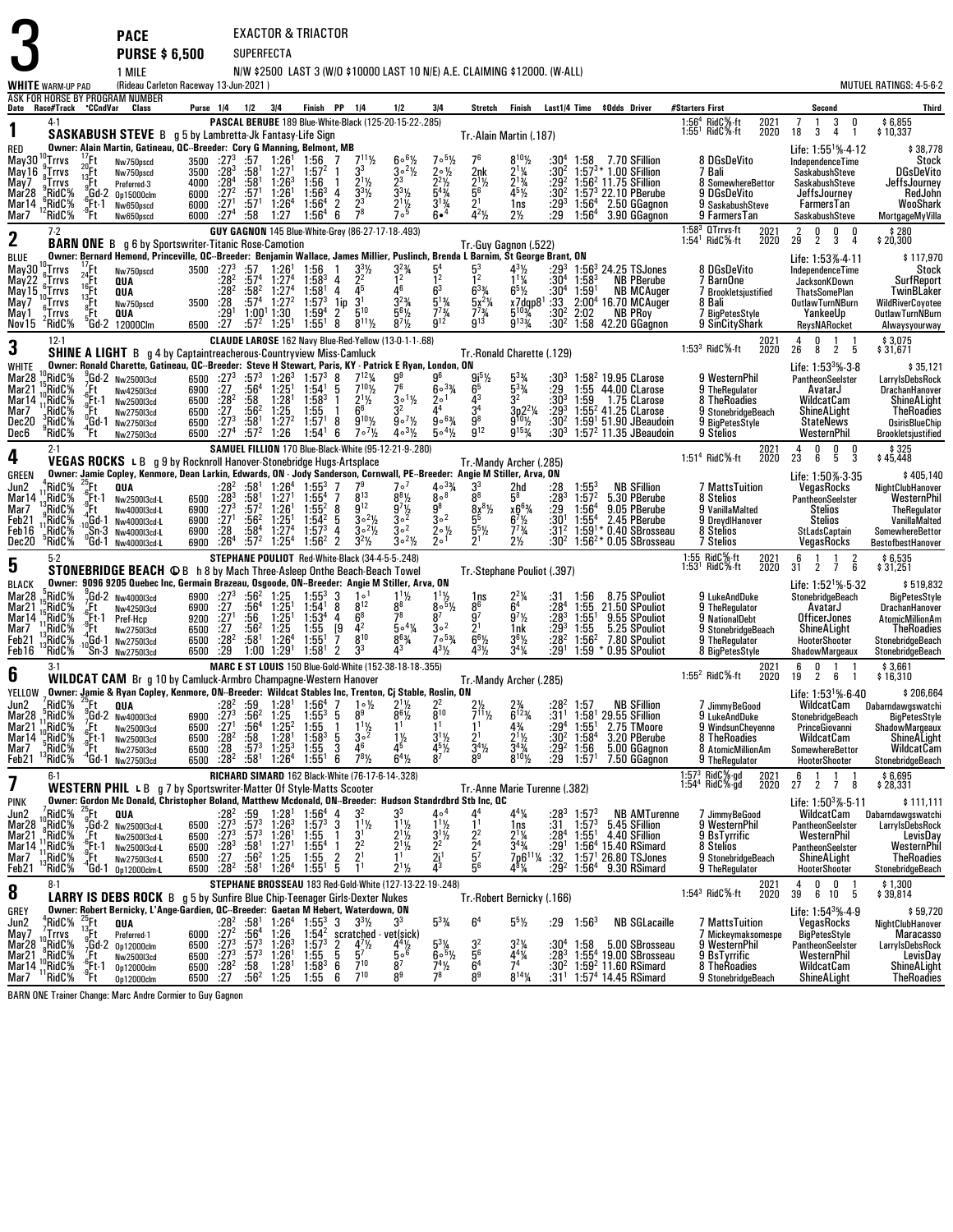# 3

**PACE** — EXACTOR & TRIACTOR — SUPERFECTA

**PURSE $ 6,500**

1 MILE — N/W $2500 LAST 3 (W/O $10000 LAST 10 N/E) A.E. CLAIMING $12000. (W-ALL)

WHITE WARM-UP PAD (Rideau Carleton Raceway 13-Jun-2021) — MUTUEL RATINGS: 4-5-6-2

ASK FOR HORSE BY PROGRAM NUMBER

---

## 1 — SASKABUSH STEVE (4-1)

**SASKABUSH STEVE** B g 5 by Lambretta-Jk Fantasy-Life Sign
PASCAL BERUBE 189 Blue-White-Black (125-20-15-22-.285)
RED — Owner: Alain Martin, Gatineau, QC--Breeder: Cory G Manning, Belmont, MB
Tr.-Alain Martin (.187)

1:56⁴ RidC⅝-ft 2021: 7 1 3 0 $6,855
1:55¹ RidC⅝-ft 2020: 18 3 4 1 $10,337
Life: 1:55¹⅗-4-12 $38,778

| Date | Race/Track | CCndVar | Class | Purse | 1/4 | 1/2 | 3/4 | Finish | PP | 1/4 | 1/2 | 3/4 | Stretch | Finish | Last1/4 | Time | $Odds | Driver | #Starters First | Second | Third |
|---|---|---|---|---|---|---|---|---|---|---|---|---|---|---|---|---|---|---|---|---|---|
| May30 | 10Trrvs | 17Ft | Nw750pscd | 3500 | :27³ | :57 | 1:26¹ | 1:56 | 7 | 7¹¹½ | 6○⁶½ | 7○⁵½ | 7⁶ | 8¹⁰½ | :30⁴ | 1:58 | 7.70 | SFillion | 8 DGsDeVito | IndependenceTime | Stock |
| May16 | 8Trrvs | 20Ft | Nw750pscd | 3500 | :28³ | :58¹ | 1:27¹ | 1:57² | 1 | 3³ | 3○²½ | 2○½ | 2nk | 2¹¼ | :30² | 1:57³* | 1.00 | SFillion | 7 Bali | SaskabushSteve | DGsDeVito |
| May7 | 9Trrvs | 13Ft | Preferred-3 | 4000 | :28⁴ | :58¹ | 1:26³ | 1:56 | 1 | 2¹½ | 2³ | 2²½ | 2¹½ | 2¹¾ | :29² | 1:56² | 11.75 | SFillion | 8 SomewhereBettor | SaskabushSteve | JeffsJourney |
| Mar28 | 9RidC⅝ | 9Gd-2 | Op15000clm | 6000 | :27² | :57¹ | 1:26¹ | 1:56³ | 4 | 3³½ | 3³½ | 5⁴¾ | 5⁶ | 4⁵½ | :30² | 1:57³ | 22.10 | PBerube | 9 DGsDeVito | JeffsJourney | RedJohn |
| Mar14 | 12RidC⅝ | -6Ft-1 | Nw650pscd | 6000 | :27¹ | :57¹ | 1:26⁴ | 1:56⁴ | 2 | 2³ | 2¹½ | 3¹¾ | 2¹ | 1ns | :29³ | 1:56⁴ | 2.50 | GGagnon | 9 SaskabushSteve | FarmersTan | WooShark |
| Mar7 | 12RidC⅝ | -9Ft | Nw650pscd | 6000 | :27⁴ | :58 | 1:27 | 1:56⁴ | 6 | 7⁸ | 7○⁵ | 6●⁴ | 4²½ | 2½ | :29 | 1:56⁴ | 3.90 | GGagnon | 9 FarmersTan | SaskabushSteve | MortgageMyVilla |

## 2 — BARN ONE (7-2)

**BARN ONE** B g 6 by Sportswriter-Titanic Rose-Camotion
GUY GAGNON 145 Blue-White-Grey (86-27-17-18-.493)
BLUE — Owner: Bernard Hemond, Princeville, QC--Breeder: Benjamin Wallace, James Millier, Puslinch, Brenda L Barnim, St George Brant, ON
Tr.-Guy Gagnon (.522)

1:58³ QTrrvs-ft 2021: 2 0 0 0 $280
1:54¹ RidC⅝-ft 2020: 29 2 3 4 $20,300
Life: 1:53⅗-4-11 $117,970

| Date | Race/Track | CCndVar | Class | Purse | 1/4 | 1/2 | 3/4 | Finish | PP | 1/4 | 1/2 | 3/4 | Stretch | Finish | Last1/4 | Time | $Odds | Driver | #Starters First | Second | Third |
|---|---|---|---|---|---|---|---|---|---|---|---|---|---|---|---|---|---|---|---|---|---|
| May30 | 10Trrvs | 17Ft | Nw750pscd | 3500 | :27³ | :57 | 1:26¹ | 1:56 | 1 | 3³½ | 3²¾ | 5⁴ | 5³ | 4³½ | :29³ | 1:56³ | 24.25 | TSJones | 8 DGsDeVito | IndependenceTime | Stock |
| May22 | 6Trrvs | 24Ft | QUA | | :28² | :57⁴ | 1:27⁴ | 1:58³ | 4 | 2² | 1² | 1² | 1² | 1¼ | :30⁴ | 1:58³ | | NB PBerube | 7 BarnOne | JacksonKDown | SurfReport |
| May15 | 10Trrvs | 16Ft | QUA | | :28² | :58² | 1:27⁴ | 1:58¹ | 4 | 4⁵ | 4⁶ | 6³ | 6³¾ | 6⁵½ | :30⁴ | 1:59¹ | | NB MCAuger | 7 Brookletsjustified | ThatsSomePlan | TwinBLaker |
| May7 | 6Trrvs | 13Ft | Nw750pscd | 3500 | :28 | :57⁴ | 1:27² | 1:57³ | 1ip | 3¹ | 3²¾ | 5¹¾ | 5x²¼ | x7dqp8¹ | :33 | 2:00⁴ | 16.70 | MCAuger | 8 Bali | OutlawTurnNBurn | WildRiverCoyotee |
| May1 | 2Trrvs | 8Ft | QUA | | :29¹ | 1:00¹ | 1:30 | 1:59⁴ | 2 | 5¹⁰ | 5⁸½ | 7⁷¾ | 7⁷¾ | 5¹⁰¾ | :30² | 2:02 | | NB PRoy | 7 BigPetesStyle | YankeeUp | OutlawTurnNBurn |
| Nov15 | 7RidC⅝ | 5Gd-2 | 12000Clm | 6500 | :27 | :57² | 1:25¹ | 1:55¹ | 8 | 8¹¹½ | 8⁷½ | 9¹² | 9¹³ | 9¹³¾ | :30² | 1:58 | 42.20 | GGagnon | 9 SinCityShark | ReysNARocket | Alwaysyourway |

## 3 — SHINE A LIGHT (12-1)

**SHINE A LIGHT** B g 4 by Captaintreacherous-Countryview Miss-Camluck
CLAUDE LAROSE 162 Navy Blue-Red-Yellow (13-0-1-1-.68)
WHITE — Owner: Ronald Charette, Gatineau, QC--Breeder: Steve H Stewart, Paris, KY - Patrick E Ryan, London, ON
Tr.-Ronald Charette (.129)

2021: 4 0 1 1 $3,075
1:53³ RidC⅝-ft 2020: 26 8 2 5 $31,671
Life: 1:53³⅗-3-8 $35,121

| Date | Race/Track | CCndVar | Class | Purse | 1/4 | 1/2 | 3/4 | Finish | PP | 1/4 | 1/2 | 3/4 | Stretch | Finish | Last1/4 | Time | $Odds | Driver | #Starters First | Second | Third |
|---|---|---|---|---|---|---|---|---|---|---|---|---|---|---|---|---|---|---|---|---|---|
| Mar28 | 10RidC⅝ | 9Gd-2 | Nw2500l3cd | 6500 | :27³ | :57³ | 1:26³ | 1:57³ | 8 | 7¹²¼ | 9⁹ | 9⁶ | 9i⁵½ | 5³¾ | :30³ | 1:58² | 19.95 | CLarose | 9 WesternPhil | PantheonSeelster | LarryIsDebsRock |
| Mar21 | 15RidC⅝ | 7Ft | Nw4250l3cd | 6900 | :27 | :56⁴ | 1:25¹ | 1:54¹ | 5 | 7¹⁰½ | 7⁶ | 6○³¾ | 6⁵ | 5³¾ | :29 | 1:55 | 44.00 | CLarose | 9 TheRegulator | AvatarJ | DrachanHanover |
| Mar14 | 11RidC⅝ | -6Ft-1 | Nw2500l3cd | 6500 | :28² | :58 | 1:28¹ | 1:58³ | 1 | 2¹½ | 3○¹½ | 2○¹ | 4³ | 3² | :30³ | 1:59 | 1.75 | CLarose | 8 TheRoadies | WildcatCam | ShineALight |
| Mar7 | 11RidC⅝ | -9Ft | Nw2750l3cd | 6500 | :27 | :56² | 1:25 | 1:55 | 1 | 6⁶ | 3² | 4⁴ | 3⁴ | 3p2²¼ | :29³ | 1:55² | 41.25 | CLarose | 9 StonebridgeBeach | ShineALight | TheRoadies |
| Dec20 | 3RidC⅝ | 0Gd-1 | Nw2750l3cd | 6500 | :27³ | :58¹ | 1:27² | 1:57¹ | 8 | 9¹⁰½ | 9○⁷½ | 9○⁶¾ | 9⁸ | 9¹⁰½ | :30² | 1:59¹ | 51.90 | JBeaudoin | 9 BigPetesStyle | StateNews | OsirisBlueChip |
| Dec6 | 9RidC⅝ | -4Ft | Nw2750l3cd | 6500 | :27⁴ | :57² | 1:26 | 1:54¹ | 6 | 7○⁷½ | 4○³½ | 5○⁴½ | 9¹² | 9¹⁵¾ | :30³ | 1:57² | 11.35 | JBeaudoin | 9 Stelios | WesternPhil | Brookletsjustified |

## 4 — VEGAS ROCKS (2-1)

**VEGAS ROCKS** L B g 9 by Rocknroll Hanover-Stonebridge Hugs-Artsplace
SAMUEL FILLION 170 Blue-Black-White (95-12-21-9-.280)
GREEN — Owner: Jamie Copley, Kenmore, Dean Larkin, Edwards, ON - Jody Sanderson, Cornwall, PE--Breeder: Angie M Stiller, Arva, ON
Tr.-Mandy Archer (.285)

2021: 4 0 0 0 $325
1:51⁴ RidC⅝-ft 2020: 23 6 5 3 $45,448
Life: 1:50⅘-3-35 $405,140

| Date | Race/Track | CCndVar | Class | Purse | 1/4 | 1/2 | 3/4 | Finish | PP | 1/4 | 1/2 | 3/4 | Stretch | Finish | Last1/4 | Time | $Odds | Driver | #Starters First | Second | Third |
|---|---|---|---|---|---|---|---|---|---|---|---|---|---|---|---|---|---|---|---|---|---|
| Jun2 | 4RidC⅝ | 25Ft | QUA | | :28² | :58¹ | 1:26⁴ | 1:55³ | 7 | 7⁹ | 7○⁷ | 4○³¾ | 3³ | 2hd | :28 | 1:55³ | | NB SFillion | 7 MattsTuition | VegasRocks | NightClubHanover |
| Mar14 | 11RidC⅝ | -6Ft-1 | Nw2500l3cd-L | 6500 | :28³ | :58¹ | 1:27¹ | 1:55⁴ | 7 | 8¹³ | 8⁸½ | 8○⁸ | 8⁸ | 5⁸ | :28³ | 1:57² | 5.30 | PBerube | 8 Stelios | PantheonSeelster | WesternPhil |
| Mar7 | 13RidC⅝ | -9Ft | Nw4000l3cd-L | 6900 | :27³ | :57² | 1:26¹ | 1:55² | 8 | 9¹² | 9⁷½ | 9⁸ | 8x⁸½ | x6⁶¾ | :29 | 1:56⁴ | 9.05 | PBerube | 9 VanillaMalted | Stelios | TheRegulator |
| Feb21 | 11RidC⅝ | 10Gd-1 | Nw4000l3cd-L | 6900 | :27¹ | :56² | 1:25¹ | 1:54² | 5 | 3○²½ | 3○² | 3○² | 5⁵ | 6⁷½ | :30¹ | 1:55⁴ | 2.45 | PBerube | 9 DreydlHanover | Stelios | VanillaMalted |
| Feb16 | 13RidC⅝ | 0Sn-3 | Nw4000l3cd-L | 6900 | :28 | :58⁴ | 1:27⁴ | 1:57³ | 4 | 3○²½ | 3○² | 2○½ | 5⁵½ | 7⁷¾ | :31² | 1:59¹* | 0.40 | SBrosseau | 8 Stelios | StLadsCaptain | SomewhereBettor |
| Dec20 | 5RidC⅝ | -4Gd-1 | Nw4000l3cd-L | 6900 | :26⁴ | :57² | 1:25⁴ | 1:56² | 2 | 3²½ | 3○²½ | 2○¹ | 2¹ | 2½ | :30² | 1:56²* | 0.05 | SBrosseau | 7 Stelios | VegasRocks | BestofbestHanover |

## 5 — STONEBRIDGE BEACH (5-2)

**STONEBRIDGE BEACH** ©B h 8 by Mach Three-Asleep Onthe Beach-Beach Towel
STEPHANE POULIOT Red-White-Black (34-4-5-5-.248)
BLACK — Owner: 9096 9205 Quebec Inc, Germain Brazeau, Osgoode, ON--Breeder: Angie M Stiller, Arva, ON
Tr.-Stephane Pouliot (.397)

1:55 RidC⅝-ft 2021: 6 1 1 2 $6,535
1:53¹ RidC⅝-ft 2020: 31 2 7 6 $31,251
Life: 1:52¹⅗-5-32 $519,832

| Date | Race/Track | CCndVar | Class | Purse | 1/4 | 1/2 | 3/4 | Finish | PP | 1/4 | 1/2 | 3/4 | Stretch | Finish | Last1/4 | Time | $Odds | Driver | #Starters First | Second | Third |
|---|---|---|---|---|---|---|---|---|---|---|---|---|---|---|---|---|---|---|---|---|---|
| Mar28 | 5RidC⅝ | 9Gd-2 | Nw4000l3cd | 6900 | :27³ | :56² | 1:25 | 1:55³ | 3 | 1○¹ | 1¹½ | 1¹½ | 1ns | 2²¼ | :31 | 1:56 | 8.75 | SPouliot | 9 LukeAndDuke | StonebridgeBeach | BigPetesStyle |
| Mar21 | 15RidC⅝ | 7Ft | Nw4250l3cd | 6900 | :27 | :56⁴ | 1:25¹ | 1:54¹ | 8 | 8¹² | 8⁸ | 8○⁵½ | 8⁶ | 6⁴ | :28⁴ | 1:55 | 21.50 | SPouliot | 9 TheRegulator | AvatarJ | DrachanHanover |
| Mar14 | 15RidC⅝ | -6Ft-1 | Pref-Hcp | 9200 | :27¹ | :56 | 1:25¹ | 1:53⁴ | 4 | 6⁸ | 7⁸ | 8⁷ | 9⁷ | 9⁷½ | :28³ | 1:55¹ | 9.55 | SPouliot | 9 NationalDebt | OfficerJones | AtomicMillionAm |
| Mar7 | 11RidC⅝ | -9Ft | Nw2750l3cd | 6500 | :27 | :56² | 1:25 | 1:55 | [9 | 4² | 5○⁴¼ | 3○² | 2¹ | 1nk | :29³ | 1:55 | 5.25 | SPouliot | 9 StonebridgeBeach | ShineALight | TheRoadies |
| Feb21 | 13RidC⅝ | 10Gd-1 | Nw2750l3cd | 6500 | :28² | :58¹ | 1:26⁴ | 1:55¹ | 7 | 8¹⁰ | 8⁶¾ | 7○⁵¾ | 6⁶½ | 3⁶½ | :28² | 1:56² | 7.80 | SPouliot | 9 TheRegulator | HooterShooter | StonebridgeBeach |
| Feb16 | 13RidC⅝ | 0Sn-3 | Nw2750l3cd | 6500 | :29 | 1:00 | 1:29¹ | 1:58¹ | 2 | 3³ | 4³ | 4³½ | 4³½ | 3⁴¼ | :29¹ | 1:59 | *0.95 | SPouliot | 8 BigPetesStyle | ShadowMargeaux | StonebridgeBeach |

## 6 — WILDCAT CAM (3-1)

**WILDCAT CAM** Br g 10 by Camluck-Armbro Champagne-Western Hanover
MARC E ST LOUIS 150 Blue-Gold-White (152-38-18-18-.355)
YELLOW — Owner: Jamie & Ryan Copley, Kenmore, ON--Breeder: Wildcat Stables Inc, Trenton, Cj Stable, Roslin, ON
Tr.-Mandy Archer (.285)

2021: 6 0 1 1 $3,661
1:55² RidC⅝-ft 2020: 19 2 6 1 $16,310
Life: 1:53¹⅗-6-40 $206,664

| Date | Race/Track | CCndVar | Class | Purse | 1/4 | 1/2 | 3/4 | Finish | PP | 1/4 | 1/2 | 3/4 | Stretch | Finish | Last1/4 | Time | $Odds | Driver | #Starters First | Second | Third |
|---|---|---|---|---|---|---|---|---|---|---|---|---|---|---|---|---|---|---|---|---|---|
| Jun2 | 7RidC⅝ | 25Ft | QUA | | :28² | :59 | 1:28¹ | 1:56⁴ | 7 | 1○½ | 2¹½ | 2² | 2½ | 2¾ | :28² | 1:57 | | NB SFillion | 7 JimmyBeGood | WildcatCam | Dabarndawgswatchi |
| Mar28 | 11RidC⅝ | 9Gd-2 | Nw4000l3cd | 6900 | :27³ | :56² | 1:25 | 1:55³ | 5 | 8⁹ | 8⁶½ | 8¹⁰ | 7¹¹½ | 6¹²¾ | :31¹ | 1:58¹ | 29.55 | SFillion | 9 LukeAndDuke | StonebridgeBeach | BigPetesStyle |
| Mar21 | 10RidC⅝ | 7Ft | Nw2750l3cd | 6500 | :27¹ | :56⁴ | 1:25² | 1:55 | 1 | 1¹½ | 1¹ | 1¹ | 1¹ | 4¾ | :29⁴ | 1:55¹ | 2.75 | TMoore | 9 WindsunCheyenne | PrinceGiovanni | ShadowMargeaux |
| Mar14 | 5RidC⅝ | -6Ft-1 | Nw2500l3cd | 6500 | :28² | :58 | 1:28¹ | 1:58³ | 5 | 3○² | 1½ | 3¹½ | 2¹ | 2¹½ | :30² | 1:58⁴ | 3.20 | PBerube | 8 TheRoadies | WildcatCam | ShineALight |
| Mar7 | 5RidC⅝ | -9Ft | Nw2750l3cd | 6500 | :28 | :57³ | 1:25³ | 1:55 | 3 | 4⁶ | 4⁵ | 4⁵½ | 3⁴½ | 3⁴¾ | :29² | 1:56 | 5.00 | GGagnon | 8 AtomicMillionAm | SomewhereBettor | WildcatCam |
| Feb21 | 13RidC⅝ | 4Gd-1 | Nw2750l3cd | 6500 | :28² | :58¹ | 1:26⁴ | 1:55¹ | 6 | 7⁸½ | 6⁴½ | 8⁷ | 8⁹ | 8¹⁰½ | :29 | 1:57¹ | 7.50 | GGagnon | 9 TheRegulator | HooterShooter | StonebridgeBeach |

## 7 — WESTERN PHIL (6-1)

**WESTERN PHIL** L B g 7 by Sportswriter-Matter Of Style-Matts Scooter
RICHARD SIMARD 162 Black-White (76-17-6-14-.328)
PINK — Owner: Gordon Mc Donald, Christopher Boland, Matthew Mcdonald, ON--Breeder: Hudson Standrdbrd Stb Inc, QC
Tr.-Anne Marie Turenne (.382)

1:57³ RidC⅝-gd 2021: 6 1 1 1 $6,695
1:54⁴ RidC⅝-gd 2020: 27 2 7 8 $28,331
Life: 1:50³⅗-5-11 $111,111

| Date | Race/Track | CCndVar | Class | Purse | 1/4 | 1/2 | 3/4 | Finish | PP | 1/4 | 1/2 | 3/4 | Stretch | Finish | Last1/4 | Time | $Odds | Driver | #Starters First | Second | Third |
|---|---|---|---|---|---|---|---|---|---|---|---|---|---|---|---|---|---|---|---|---|---|
| Jun2 | 7RidC⅝ | 25Ft | QUA | | :28² | :59 | 1:28¹ | 1:56⁴ | 4 | 3² | 3³ | 4○⁴ | 4⁴ | 4⁴¼ | :28³ | 1:57³ | | NB AMTurenne | 7 JimmyBeGood | WildcatCam | Dabarndawgswatchi |
| Mar28 | 10RidC⅝ | 9Gd-2 | Nw2500l3cd-L | 6500 | :27³ | :57³ | 1:26³ | 1:57³ | 3 | 1¹½ | 1¹½ | 1¹½ | 1¹ | 1ns | :31 | 1:57³ | 5.45 | SFillion | 9 WesternPhil | PantheonSeelster | LarryIsDebsRock |
| Mar21 | 8RidC⅝ | 7Ft | Nw2500l3cd-L | 6500 | :27³ | :57³ | 1:26¹ | 1:55 | 1 | 3¹ | 2¹½ | 3¹½ | 2² | 2¼ | :28⁴ | 1:55¹ | 4.40 | SFillion | 9 BsTyrrific | WesternPhil | LevisDay |
| Mar14 | 11RidC⅝ | -6Ft-1 | Nw2500l3cd-L | 6500 | :28³ | :58¹ | 1:27¹ | 1:55⁴ | 1 | 2² | 2¹½ | 2² | 2⁴ | 3⁴¾ | :29¹ | 1:56⁴ | 15.40 | RSimard | 8 Stelios | PantheonSeelster | WesternPhil |
| Mar7 | 11RidC⅝ | -9Ft | Nw2500l3cd-L | 6500 | :27 | :56² | 1:25 | 1:55 | 2 | 1¹ | 1¹ | 2i¹ | 5⁷ | 7p6¹¹¼ | :32 | 1:57¹ | 26.80 | TSJones | 9 StonebridgeBeach | ShineALight | TheRoadies |
| Feb21 | 13RidC⅝ | 4Gd-1 | Op12000clm-L | 6500 | :28² | :58¹ | 1:26⁴ | 1:55¹ | 5 | 1¹ | 2¹½ | 4³ | 5⁶ | 4⁸¼ | :29² | 1:56⁴ | 9.30 | RSimard | 9 TheRegulator | HooterShooter | StonebridgeBeach |

## 8 — LARRY IS DEBS ROCK (8-1)

**LARRY IS DEBS ROCK** B g 5 by Sunfire Blue Chip-Teenager Girls-Dexter Nukes
STEPHANE BROSSEAU 183 Red-Gold-White (127-13-22-19-.248)
GREY — Owner: Robert Bernicky, L'Ange-Gardien, QC--Breeder: Gaetan M Hebert, Waterdown, ON
Tr.-Robert Bernicky (.166)

2021: 4 0 0 1 $1,300
1:54³ RidC⅝-ft 2020: 39 6 10 5 $39,814
Life: 1:54³⅗-4-9 $59,720

| Date | Race/Track | CCndVar | Class | Purse | 1/4 | 1/2 | 3/4 | Finish | PP | 1/4 | 1/2 | 3/4 | Stretch | Finish | Last1/4 | Time | $Odds | Driver | #Starters First | Second | Third |
|---|---|---|---|---|---|---|---|---|---|---|---|---|---|---|---|---|---|---|---|---|---|
| Jun2 | 4RidC⅝ | 25Ft | QUA | | :28² | :58¹ | 1:26⁴ | 1:55³ | 3 | 3³½ | 3³ | 5³¾ | 6⁴ | 5⁵½ | :29 | 1:56³ | | NB SGLacaille | 7 MattsTuition | VegasRocks | NightClubHanover |
| May7 | 7Trrvs | 13Ft | Preferred-1 | 6000 | :27² | :56⁴ | 1:26 | 1:54² | | scratched - vet(sick) | | | | | | | | | 7 Mickeymaksomespe | BigPetesStyle | Maracasso |
| Mar28 | 8RidC⅝ | 9Gd-2 | Op12000clm | 6500 | :27³ | :57³ | 1:26³ | 1:57³ | 2 | 4⁷½ | 4⁴½ | 5³¼ | 3² | 3²¼ | :30⁴ | 1:58 | 5.00 | SBrosseau | 9 WesternPhil | PantheonSeelster | LarryIsDebsRock |
| Mar21 | 10RidC⅝ | 7Ft | Nw2500l3cd | 6500 | :27³ | :57³ | 1:26¹ | 1:55 | 5 | 5⁷ | 5○⁶ | 6○⁵½ | 5⁶ | 4⁴¼ | :28³ | 1:55⁴ | 19.00 | SBrosseau | 9 BsTyrrific | WesternPhil | LevisDay |
| Mar14 | 11RidC⅝ | -6Ft-1 | Op12000clm | 6500 | :28² | :58 | 1:28¹ | 1:58³ | 6 | 7¹⁰ | 8⁷ | 7⁴½ | 6⁴ | 7⁴ | :30² | 1:59² | 11.60 | RSimard | 8 TheRoadies | WildcatCam | ShineALight |
| Mar7 | 11RidC⅝ | -9Ft | Op12000clm | 6500 | :27 | :56² | 1:25 | 1:55 | 6 | 7¹⁰ | 8⁹ | 7⁸ | 8⁹ | 8¹⁴¼ | :31¹ | 1:57⁴ | 14.45 | RSimard | 9 StonebridgeBeach | ShineALight | TheRoadies |

BARN ONE Trainer Change: Marc Andre Cormier to Guy Gagnon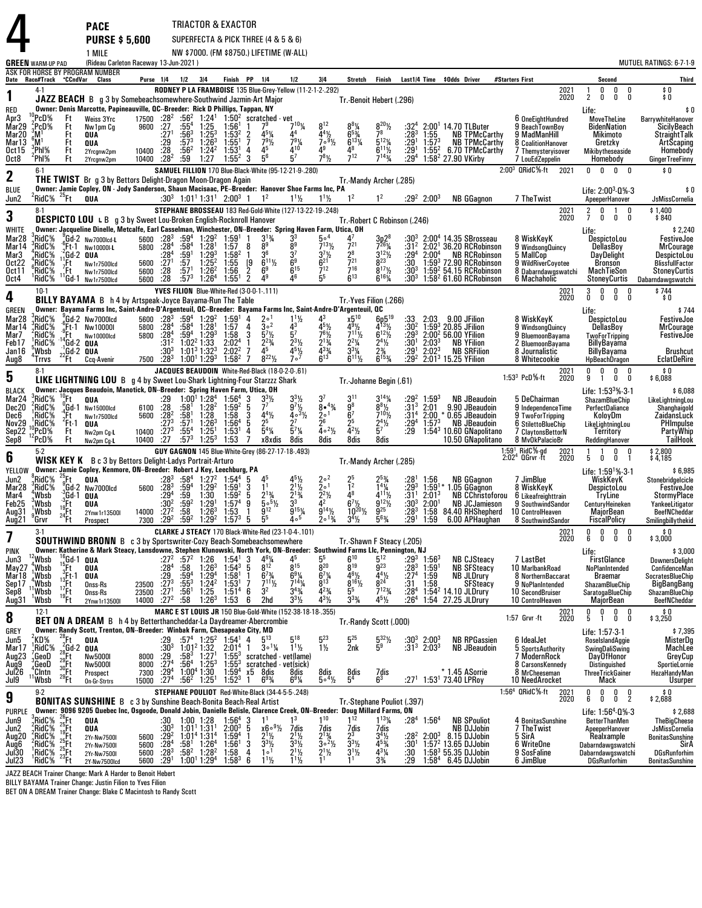# 4

**PACE** — **PURSE $ 5,600** — 1 MILE

TRIACTOR & EXACTOR
SUPERFECTA & PICK THREE (4 & 5 & 6)
NW $7000. (FM $8750.) LIFETIME (W-ALL)

GREEN WARM-UP PAD — (Rideau Carleton Raceway 13-Jun-2021) — MUTUEL RATINGS: 6-7-1-9

ASK FOR HORSE BY PROGRAM NUMBER

---

## 1 — JAZZ BEACH (RED) 4-1

**RODNEY P LA FRAMBOISE** 135 Blue-Grey-Yellow (11-2-1-2-.292)

JAZZ BEACH B g 3 by Somebeachsomewhere-Southwind Jazmin-Art Major — Tr.-Benoit Hebert (.296)

Owner: Denis Marcotte, Papineauville, QC--Breeder: Rick D Phillips, Tappan, NY

2021: 1 0 0 0 $0 | 2020: 2 0 0 0 $0 | Life: $0

| Date | Race#Track | °CdnVar | Class | Purse | 1/4 | 1/2 | 3/4 | Finish | PP | 1/4 | 1/2 | 3/4 | Stretch | Finish | Last1/4 | Time | $Odds Driver | #Starters First | Second | Third |
|---|---|---|---|---|---|---|---|---|---|---|---|---|---|---|---|---|---|---|---|---|
| Apr3 | 10PcD⅝ | Ft | Weiss 3Yrc | 17500 | :28² | :56² | 1:24¹ | 1:50² | scratched - vet | | | | | | | | | 6 OneEightHundred | MoveTheLine | BarrywhiteHanover |
| Mar29 | 2PcD⅝ | Ft | Nw1pm Cg | 9600 | :27 | :55⁴ | 1:25 | 1:56¹ | 1 | 7⁹ | 7¹⁰¼ | 8¹² | 8⁸¼ | 8²⁰½ | :32⁴ | 2:00¹ | 14.70 TLButer | 9 BeachTownBoy | BidenNation | SicilyBeach |
| Mar20 | 3M¹ | Ft | QUA | | :27¹ | :56³ | 1:25³ | 1:53² | 2 | 4⁵¼ | 4⁴ | 4⁴½ | 6⁵¾ | 7⁸ | :28³ | 1:55 | NB TPMcCarthy | 9 MadManHill | Mikimoto | StraightTalk |
| Mar13 | 6M¹ | Ft | QUA | | :29 | :57³ | 1:26³ | 1:55¹ | 7 | 7⁹½ | 7⁹¼ | 7∘⁹½ | 6¹³¼ | 5¹²¼ | :29¹ | 1:57³ | NB TPMcCarthy | 8 CoalitionHanover | Gretzky | ArtScaping |
| Oct15 | 3Phl⅝ | Ft | 2Yrcgnw2pm | 10400 | :28 | :56² | 1:24² | 1:53¹ | 4 | 4⁵ | 4¹⁰ | 4⁹ | 4⁸ | 6¹¹½ | :29¹ | 1:55² | 6.70 TPMcCarthy | 7 Themysteryisover | Mikibytheseaside | Homebody |
| Oct8 | 2Phl⅝ | Ft | 2Yrcgnw2pm | 10400 | :28² | :59 | 1:27 | 1:55² | 3 | 5⁶ | 5⁷ | 7⁸½ | 7¹² | 7¹⁴¾ | :29⁴ | 1:58² | 27.90 VKirby | 7 LouEdZeppelin | Homebody | GingerTreeFinny |

## 2 — THE TWIST (BLUE) 6-1

**SAMUEL FILLION** 170 Blue-Black-White (95-12-21-9-.280)

THE TWIST Br g 3 by Bettors Delight-Dragon Moon-Dragon Again — Tr.-Mandy Archer (.285)

Owner: Jamie Copley, ON - Jody Sanderson, Shaun Macisaac, PE--Breeder: Hanover Shoe Farms Inc, PA

2:00³ QRidC⅝-ft 2021: 0 0 0 0 $0 | Life: 2:00³-Q⅝-3 $0

| Date | Race#Track | °CdnVar | Class | Purse | 1/4 | 1/2 | 3/4 | Finish | PP | 1/4 | 1/2 | 3/4 | Stretch | Finish | Last1/4 | Time | $Odds Driver | #Starters First | Second | Third |
|---|---|---|---|---|---|---|---|---|---|---|---|---|---|---|---|---|---|---|---|---|
| Jun2 | 2RidC⅝ 25 | Ft | QUA | | :30³ | 1:01¹ | 1:31¹ | 2:00³ | 1 | 1² | 1¹½ | 1¹½ | 1² | 1² | :29² | 2:00³ | NB GGagnon | 7 TheTwist | ApeeperHanover | JsMissCornelia |

## 3 — DESPICTO LOU (WHITE) 8-1

**STEPHANE BROSSEAU** 183 Red-Gold-White (127-13-22-19-.248)

DESPICTO LOU L B g 3 by Sweet Lou-Broken English-Rocknroll Hanover — Tr.-Robert C Robinson (.246)

Owner: Jacqueline Dinelle, Metcalfe, Earl Casselman, Winchester, ON--Breeder: Spring Haven Farm, Utica, OH

2021: 2 0 1 0 $1,400 | 2020: 7 0 0 0 $840 | Life: $2,240

| Date | Race#Track | °CdnVar | Class | Purse | 1/4 | 1/2 | 3/4 | Finish | PP | 1/4 | 1/2 | 3/4 | Stretch | Finish | Last1/4 | Time | $Odds Driver | #Starters First | Second | Third |
|---|---|---|---|---|---|---|---|---|---|---|---|---|---|---|---|---|---|---|---|---|
| Mar28 | 3RidC⅝ 9 | Gd-2 | Nw7000lcd-L | 5600 | :28³ | :59⁴ | 1:29² | 1:59¹ | 4 | 3¹¾ | 3³ | 5∘⁴ | 4⁷ | 3p2⁸ | :30³ | 2:00⁴ | 14.35 SBrosseau | 8 WiskKeyK | DespictoLou | FestiveJoe |
| Mar14 | 3RidC⅝ 6 | Ft-1 | Nw10000l-L | 5800 | :28⁴ | :58⁴ | 1:28¹ | 1:57 | 8 | 8⁹ | 8⁹ | 7¹³½ | 7²¹ | 7²⁶¼ | :31² | 2:02¹ | 36.20 RCRobinson | 9 WindsongQuincy | DellasBoy | MrCourage |
| Mar3 | 4RidC⅝ 11 | Gd-2 | QUA | | :28⁴ | :59¹ | 1:29³ | 1:58² | 1 | 3⁶ | 3⁷ | 3⁷½ | 2⁸ | 3¹²½ | :29⁴ | 2:00⁴ | NB RCRobinson | 5 MallCop | DayDelight | DespictoLou |
| Oct22 | 6RidC⅝ | Ft | Nw1r7500lcd | 5600 | :27¹ | :57 | 1:25² | 1:55 | [9 | 6¹¹½ | 6⁹ | 6²¹ | 7²¹ | 8²³ | :30 | 1:59³ | 72.90 RCRobinson | 9 WildRiverCoyotee | Bronson | BlissfullFactor |
| Oct11 | 1RidC⅝ 7 | Ft | Nw1r7500lcd | 5600 | :28 | :57¹ | 1:26² | 1:56 | 2 | 6⁹ | 6¹⁵ | 7¹² | 7¹⁶ | 8¹⁷½ | :30³ | 1:59² | 54.15 RCRobinson | 8 Dabarndawgswatchi | MachTieSon | StoneyCurtis |
| Oct4 | 1RidC⅝ 11 | Gd-1 | Nw1r7500lcd | 5600 | :28 | :57³ | 1:26⁴ | 1:55¹ | 2 | 4⁹ | 4⁶ | 5⁵ | 6¹³ | 6¹⁶¼ | :30³ | 1:58² | 61.60 RCRobinson | 6 Machaholic | StoneyCurtis | Dabarndawgswatchi |

## 4 — BILLY BAYAMA (GREEN) 10-1

**YVES FILION** Blue-White-Red (3-0-0-1-.111)

BILLY BAYAMA B h 4 by Artspeak-Joyce Bayama-Run The Table — Tr.-Yves Filion (.266)

Owner: Bayama Farms Inc, Saint-Andre-D'Argenteuil, QC--Breeder: Bayama Farms Inc, Saint-Andre-D'Argenteuil, QC

2021: 3 0 0 0 $744 | 2020: 0 0 0 0 $0 | Life: $744

| Date | Race#Track | °CdnVar | Class | Purse | 1/4 | 1/2 | 3/4 | Finish | PP | 1/4 | 1/2 | 3/4 | Stretch | Finish | Last1/4 | Time | $Odds Driver | #Starters First | Second | Third |
|---|---|---|---|---|---|---|---|---|---|---|---|---|---|---|---|---|---|---|---|---|
| Mar28 | 3RidC⅝ 9 | Gd-2 | Nw7000lcd | 5600 | :28³ | :59⁴ | 1:29² | 1:59¹ | 4 | 2∘¹ | 1¹½ | 4³ | x5¹⁰ | 6p5¹⁹ | :33 | 2:03 | 9.00 JFilion | 8 WiskKeyK | DespictoLou | FestiveJoe |
| Mar14 | 3RidC⅝ 6 | Ft-1 | Nw10000l | 5800 | :28⁴ | :58⁴ | 1:28¹ | 1:57 | 4 | 3∘² | 4³ | 4⁵½ | 4⁹½ | 4¹³½ | :30² | 1:59³ | 20.85 JFilion | 9 WindsongQuincy | DellasBoy | MrCourage |
| Mar7 | 2RidC⅝ 2 | Ft | Nw10000lcd | 5800 | :28⁴ | :59⁴ | 1:29³ | 1:58 | 3 | 5⁷½ | 5⁷ | 7⁶½ | 7¹¹½ | 6¹²½ | :29³ | 2:00² | 56.00 YFilion | 9 BluemoonBayama | TwoForTripping | FestiveJoe |
| Feb17 | 1RidC⅝ 14 | Gd-2 | QUA | | :31² | 1:02² | 1:33 | 2:02⁴ | 1 | 2²¾ | 2³½ | 2¹¾ | 2²¾ | 2⁴½ | :30¹ | 2:03³ | NB YFilion | 2 BluemoonBayama | BillyBayama | |
| Jan16 | 5Wbsb 1 | Gd-2 | QUA | | :30³ | 1:01³ | 1:32³ | 2:02² | 7 | 4⁵ | 4⁵½ | 4³¾ | 3³¾ | 2¾ | :29¹ | 2:02³ | NB SRFilion | 8 Journalistic | BillyBayama | Brushcut |
| Aug8 | 4Trrvs 22 | Ft | Ccq-Avenir | 7500 | :28³ | 1:00¹ | 1:29³ | 1:58² | 7 | 8²²½ | 7∘⁷ | 6¹³ | 6¹¹½ | 6¹⁵¾ | :29² | 2:01³ | 15.25 YFilion | 8 Whitecookie | HpBeachDragon | EclatDeRire |

## 5 — LIKE LIGHTNING LOU (BLACK) 8-1

**JACQUES BEAUDOIN** White-Red-Black (18-0-2-0-.61)

LIKE LIGHTNING LOU B g 4 by Sweet Lou-Shark Lightning-Four Starzzz Shark — Tr.-Johanne Begin (.61)

Owner: Jacques Beaudoin, Manotick, ON--Breeder: Spring Haven Farm, Utica, OH

1:53³ PcD⅝-ft — 2021: 0 0 0 0 $0 | 2020: 9 1 0 0 $6,088 | Life: 1:53³⅝-3-1 $6,088

| Date | Race#Track | °CdnVar | Class | Purse | 1/4 | 1/2 | 3/4 | Finish | PP | 1/4 | 1/2 | 3/4 | Stretch | Finish | Last1/4 | Time | $Odds Driver | #Starters First | Second | Third |
|---|---|---|---|---|---|---|---|---|---|---|---|---|---|---|---|---|---|---|---|---|
| Mar24 | 3RidC⅝ 10 | Ft | QUA | | :29 | 1:00¹ | 1:28⁴ | 1:56³ | 3 | 3³½ | 3³½ | 3⁷ | 3¹¹ | 3¹⁴¼ | :29² | 1:59³ | NB JBeaudoin | 5 DeChairman | ShazamBlueChip | LikeLightningLou |
| Dec20 | 1RidC⅝ 4 | Gd-1 | Nw15000lcd | 6100 | :28 | :58¹ | 1:28² | 1:59² | 5 | 7⁷ | 9⁷½ | 8∘⁴¾ | 9⁸ | 8⁸½ | :31³ | 2:01 | 9.90 JBeaudoin | 9 IndependenceTime | PerfectDaliance | Shanghaigold |
| Dec6 | 1RidC⅝ 2 | Ft | Nw1r7500lcd | 5600 | :28² | :58¹ | 1:28 | 1:58 | 3 | 4⁴½ | 4∘³½ | 2∘¹ | 6⁷ | 7¹⁰½ | :31⁴ | 2:00 | * 0.65 JBeaudoin | 9 TwoForTripping | KoloyDm | ZaidansLuck |
| Nov29 | 1RidC⅝ 5 | Ft-1 | QUA | | :27³ | :57¹ | 1:26³ | 1:56⁴ | 5 | 2⁵ | 2⁷ | 2⁶ | 2⁵ | 2⁴½ | :29⁴ | 1:57³ | NB JBeaudoin | 6 StilettoBlueChip | LikeLightningLou | PHImpulse |
| Sep22 | 10PcD⅝ | Ft | Nw2pm Cg-L | 10400 | :27³ | :55⁴ | 1:25¹ | 1:53¹ | 4 | 5⁴¾ | 5⁷¼ | 4∘²½ | 4²½ | 5⁷ | :29 | 1:54³ | 10.60 GNapolitano | 7 ClaytonsBettorN | Territory | PartyWhip |
| Sep8 | 12PcD⅝ | Ft | Nw2pm Cg-L | 10400 | :27 | :57³ | 1:25³ | 1:53 | 7 | x8xdis | 8dis | 8dis | 8dis | 8dis | | | 10.50 GNapolitano | 8 MvOkPalacioBr | ReddingHanover | TailHook |

## 6 — WISK KEY K (YELLOW) 5-2

**GUY GAGNON** 145 Blue-White-Grey (86-27-17-18-.493)

WISK KEY K B c 3 by Bettors Delight-Ladys Portrait-Arturo — Tr.-Mandy Archer (.285)

Owner: Jamie Copley, Kenmore, ON--Breeder: Robert J Key, Leechburg, PA

1:59¹ RidC⅝-gd, 2:02⁴ QGrvr -ft — 2021: 1 1 0 0 $2,800 | 2020: 5 0 0 1 $4,185 | Life: 1:59¹⅝-3-1 $6,985

| Date | Race#Track | °CdnVar | Class | Purse | 1/4 | 1/2 | 3/4 | Finish | PP | 1/4 | 1/2 | 3/4 | Stretch | Finish | Last1/4 | Time | $Odds Driver | #Starters First | Second | Third |
|---|---|---|---|---|---|---|---|---|---|---|---|---|---|---|---|---|---|---|---|---|
| Jun2 | 8RidC⅝ 25 | Ft | QUA | | :28³ | :58⁴ | 1:27² | 1:54⁴ | 5 | 4⁵ | 4⁵½ | 2∘² | 2⁵ | 2⁵¾ | :28¹ | 1:56 | NB GGagnon | 7 JimBlue | WiskKeyK | Stonebridgelcicle |
| Mar28 | 3RidC⅝ 9 | Gd-2 | Nw7000lcd | 5600 | :28³ | :59⁴ | 1:29² | 1:59¹ | 3 | 1¹ | 2¹½ | 2∘¹ | 1² | 1¼ | :29³ | 1:59¹ | * 1.05 GGagnon | 8 WiskKeyK | DespictoLou | FestiveJoe |
| Mar4 | 3Wbsb 3 | Gd-1 | QUA | | :29⁴ | :59 | 1:30 | 1:59² | 5 | 2¹¾ | 2¹¾ | 2²½ | 4⁸ | 4¹¹½ | :31¹ | 2:01³ | NB CChristoforou | 6 Likeafreighttrain | TryLine | StormyPlace |
| Feb25 | 5Wbsb 16 | Ft | QUA | | :30² | :59² | 1:29¹ | 1:57⁴ | 9 | 5∘⁵½ | 3³ | 4² | 6⁷½ | 9¹²½ | :30³ | 2:00¹ | NB JCJamieson | 9 SouthwindSandor | CenturyHeineken | YankeeLitigator |
| Aug31 | 1Wbsb 24 | Ft | 2Ynw1r13500l | 14000 | :27² | :58 | 1:26³ | 1:53 | 1 | 9¹² | 9¹⁵¼ | 9¹⁴½ | 10²⁰½ | 9²⁵ | :28³ | 1:58 | 84.40 RHShepherd | 10 ControlHeaven | MajorBean | BeefNCheddar |
| Aug21 | 9Grvr | | Prospect | 7300 | :29² | :59² | 1:29² | 1:57³ | 5 | 5⁵ | 4∘⁵ | 2∘¹¾ | 3⁴½ | 5⁶¾ | :29¹ | 1:59 | 6.00 APHaughan | 8 SouthwindSandor | FiscalPolicy | Smilingbillythekid |

## 7 — SOUTHWIND BRONN (PINK) 3-1

**CLARKE J STEACY** 170 Black-White-Red (23-1-0-4-.101)

SOUTHWIND BRONN B c 3 by Sportswriter-Cozy Beach-Somebeachsomewhere — Tr.-Shawn F Steacy (.205)

Owner: Katherine & Mark Steacy, Lansdowne, Stephen Klunowski, North York, ON--Breeder: Southwind Farms Llc, Pennington, NJ

2021: 0 0 0 0 $0 | 2020: 6 0 0 0 $3,000 | Life: $3,000

| Date | Race#Track | °CdnVar | Class | Purse | 1/4 | 1/2 | 3/4 | Finish | PP | 1/4 | 1/2 | 3/4 | Stretch | Finish | Last1/4 | Time | $Odds Driver | #Starters First | Second | Third |
|---|---|---|---|---|---|---|---|---|---|---|---|---|---|---|---|---|---|---|---|---|
| Jun3 | 12Wbsb 16 | Gd-1 | QUA | | :27² | :57² | 1:26 | 1:54¹ | 3 | 4⁶¾ | 4⁵ | 5⁵ | 6¹⁰ | 5¹² | :29³ | 1:56³ | NB CJSteacy | 7 LastBet | FirstGlance | DownersDelight |
| May27 | 4Wbsb 15 | Ft | QUA | | :28⁴ | :58 | 1:26³ | 1:54³ | 5 | 8¹² | 8¹⁵ | 8²⁰ | 8¹⁹ | 9²³ | :28³ | 1:59¹ | NB SFSteacy | 10 MarlbankRoad | NoPlanIntended | ConfidenceMan |
| Mar18 | 4Wbsb 3 | Ft-1 | QUA | | :29 | :59⁴ | 1:29⁴ | 1:58¹ | 1 | 6⁷¾ | 6⁹¾ | 6⁷¼ | 4⁶½ | 4⁴½ | :27⁴ | 1:59 | NB JLDrury | 8 NorthernBaccarat | Braemar | SocratesBlueChip |
| Sep17 | 4Wbsb 11 | Ft | Onss-Rs | 23500 | :27³ | :55³ | 1:24² | 1:53¹ | 7 | 7¹¹½ | 7¹⁴¾ | 8¹³ | 8¹⁶½ | 8²⁴ | :31 | 1:58 | SFSteacy | 9 NoPlanIntended | ShazamBlueChip | BigBangBang |
| Sep8 | 1Wbsb 17 | Ft | Onss-Rs | 23500 | :27¹ | :56¹ | 1:25 | 1:51⁴ | 6 | 3² | 3⁴¾ | 4²¾ | 5⁵ | 7¹²¾ | :28⁴ | 1:54² | 14.10 JLDrury | 10 SecondBruiser | SaratogaBlueChip | ShazamBlueChip |
| Aug31 | 1Wbsb 19 | Ft | 2Ynw1r13500l | 14000 | :27² | :58 | 1:26³ | 1:53 | 6 | 2hd | 3³½ | 4³½ | 3³¾ | 4⁵½ | :26⁴ | 1:54 | 27.25 JLDrury | 10 ControlHeaven | MajorBean | BeefNCheddar |

## 8 — BET ON A DREAM (GREY) 12-1

**MARC E ST LOUIS JR** 150 Blue-Gold-White (152-38-18-18-.355)

BET ON A DREAM h 4 by Betterthancheddar-La Daydreamer-Abercrombie — Tr.-Randy Scott (.000)

Owner: Randy Scott, Trenton, ON--Breeder: Winbak Farm, Chesapeake City, MD

1:57 Grvr -ft — 2021: 0 0 0 0 $0 | 2020: 5 1 0 0 $3,250 | Life: 1:57-3-1 $7,395

| Date | Race#Track | °CdnVar | Class | Purse | 1/4 | 1/2 | 3/4 | Finish | PP | 1/4 | 1/2 | 3/4 | Stretch | Finish | Last1/4 | Time | $Odds Driver | #Starters First | Second | Third |
|---|---|---|---|---|---|---|---|---|---|---|---|---|---|---|---|---|---|---|---|---|
| Jun5 | 2KD⅝ 28 | Ft | QUA | | :29 | :57⁴ | 1:25² | 1:54¹ | 4 | 5¹³ | 5¹⁸ | 5²³ | 5²⁵ | 5³²½ | :30³ | 2:00³ | NB RPGassien | 6 IdealJet | RoselslandAggie | MisterDg |
| Mar17 | 1RidC⅝ 2 | Gd-2 | QUA | | :30³ | 1:01² | 1:32 | 2:01⁴ | 1 | 3∘¹¼ | 1¹½ | 1½ | 2nk | 5⁹ | :31³ | 2:03³ | NB JBeaudoin | 5 SportsAuthority | SwingDaliSwing | MachLee |
| Aug23 | 3GeoD 28 | Ft | Nw5000l | 8000 | :29 | :58³ | 1:27¹ | 1:55³ | scratched - vet(lame) | | | | | | | | | 7 ModernRock | DayOfHonor | GreyCup |
| Aug9 | 4GeoD 28 | Ft | Nw5000l | 8000 | :27⁴ | :56⁴ | 1:25³ | 1:55³ | scratched - vet(sick) | | | | | | | | | 8 CarsonsKennedy | Distinguished | SportieLonnie |
| Jul26 | 6Clntn 30 | Ft | Prospect | 7300 | :29⁴ | 1:00⁴ | 1:30 | 1:59⁴ | x5 | 8dis | 8dis | 8dis | 8dis | 7dis | | | * 1.45 ASorrie | 8 MrCheeseman | ThreeTrickGainer | HezaHandyMan |
| Jul9 | 11Wbsb 29 | Ft | On-Gr-Strtrs | 15000 | :27⁴ | :56² | 1:25¹ | 1:52³ | 1 | 6⁹¾ | 6⁹¼ | 5∘⁴½ | 5⁴ | 6³ | :27¹ | 1:53¹ | 73.40 LPRoy | 10 NeedArocket | Mack | Usurper |

## 9 — BONITAS SUNSHINE (PURPLE) 9-2

**STEPHANE POULIOT** Red-White-Black (34-4-5-5-.248)

BONITAS SUNSHINE B c 3 by Sunshine Beach-Bonita Beach-Real Artist — Tr.-Stephane Pouliot (.397)

Owner: 9096 9205 Quebec Inc, Osgoode, Donald Jobin, Danielle Belisle, Clarence Creek, ON--Breeder: Doug Millard Farms, ON

1:56⁴ QRidC⅝-ft — 2021: 0 0 0 0 $0 | 2020: 6 0 0 2 $2,688 | Life: 1:56⁴-Q⅝-3 $2,688

| Date | Race#Track | °CdnVar | Class | Purse | 1/4 | 1/2 | 3/4 | Finish | PP | 1/4 | 1/2 | 3/4 | Stretch | Finish | Last1/4 | Time | $Odds Driver | #Starters First | Second | Third |
|---|---|---|---|---|---|---|---|---|---|---|---|---|---|---|---|---|---|---|---|---|
| Jun9 | 3RidC⅝ 26 | Ft | QUA | | :30 | 1:00 | 1:28 | 1:56⁴ | 3 | 1¹ | 1³ | 1¹⁰ | 1¹² | 1¹³¾ | :28⁴ | 1:56⁴ | NB SPouliot | 4 BonitasSunshine | BetterThanMen | TheBigCheese |
| Jun2 | 2RidC⅝ 25 | Ft | QUA | | :30³ | 1:01¹ | 1:31¹ | 2:00³ | 5 | x6∘⁹½ | 7dis | 7dis | 7dis | 7dis | | | NB DJJobin | 7 TheTwist | ApeeperHanover | JsMissCornelia |
| Aug20 | 2RidC⅝ 19 | Ft | 2Yr-Nw7500l | 5600 | :29² | 1:01⁴ | 1:31⁴ | 1:59⁴ | 1 | 2¹½ | 2¹½ | 2¹¾ | 2³ | 3⁴½ | :28² | 2:00³ | 8.15 DJJobin | 5 SirA | Realxample | BonitasSunshine |
| Aug6 | 2RidC⅝ 25 | Ft | 2Yr-Nw7500l | 5600 | :28⁴ | :58¹ | 1:26⁴ | 1:56¹ | 3 | 3³½ | 3³½ | 3∘²½ | 3³½ | 4⁵¾ | :30¹ | 1:57² | 13.65 DJJobin | 6 WriteOne | Dabarndawgswatchi | SirA |
| Jul30 | 1RidC⅝ 25 | Ft | 2Yr-Nw7500l | 5600 | :28³ | :58² | 1:28² | 1:58 | 4 | 1∘¹ | 2¹½ | 2¹½ | 3¹½ | 4³¼ | :30 | 1:58³ | 55.35 DJJobin | 9 SosFaline | Dabarndawgswatchi | DGsRunforhim |
| Jul23 | 1RidC⅝ 23 | Ft | 2Y-Nw7500lcd | 5600 | :29¹ | 1:00¹ | 1:29⁴ | 1:58³ | 6 | 1¹½ | 1¹½ | 1¹ | 1¹ | 3¾ | :29 | 1:58⁴ | 6.45 DJJobin | 6 JimBlue | DGsRunforhim | BonitasSunshine |

---

JAZZ BEACH Trainer Change: Mark A Harder to Benoit Hebert
BILLY BAYAMA Trainer Change: Justin Filion to Yves Filion
BET ON A DREAM Trainer Change: Blake C Macintosh to Randy Scott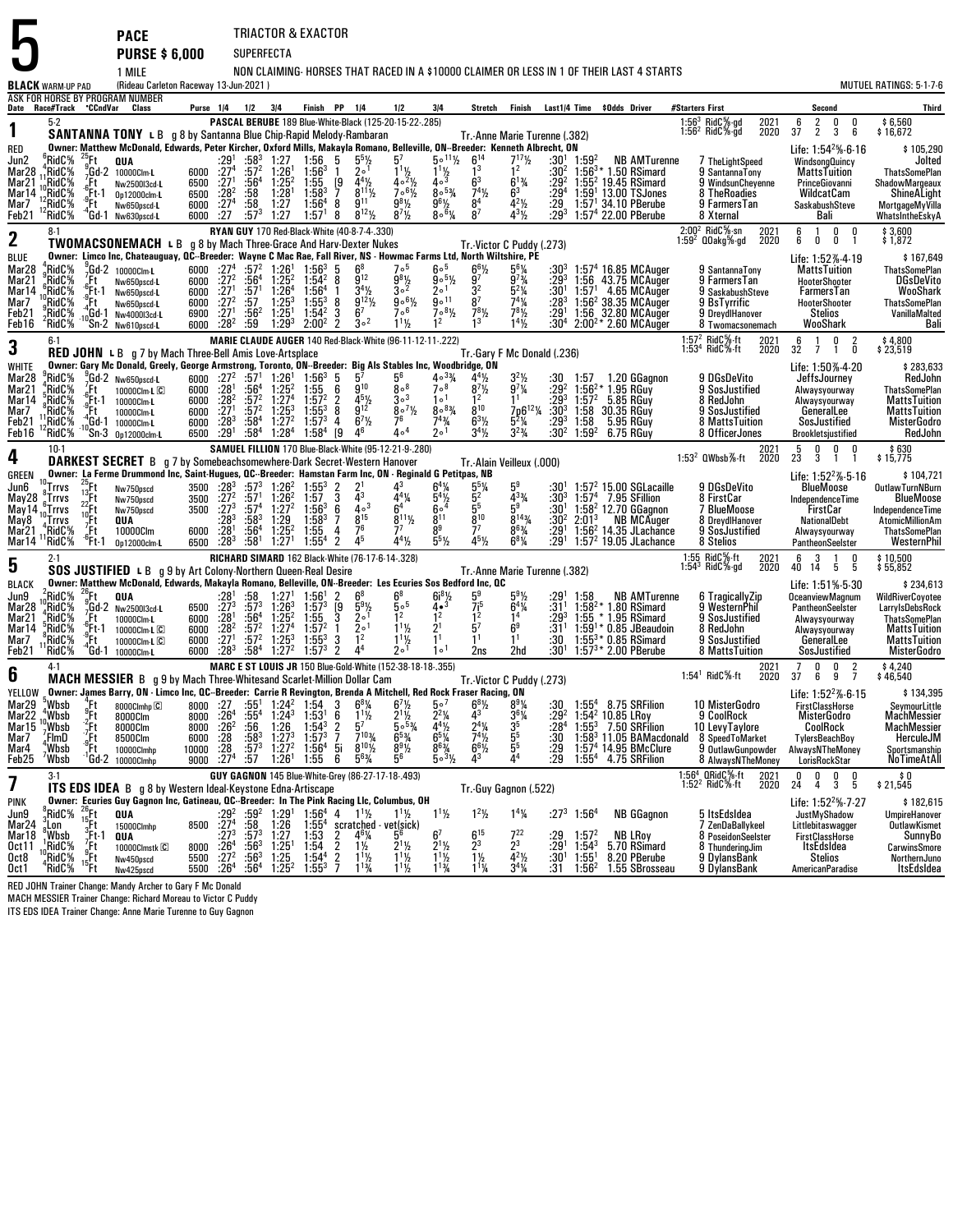# 5

**PACE** — TRIACTOR & EXACTOR

**PURSE $ 6,000** — SUPERFECTA

1 MILE — NON CLAIMING- HORSES THAT RACED IN A $10000 CLAIMER OR LESS IN 1 OF THEIR LAST 4 STARTS

BLACK WARM-UP PAD (Rideau Carleton Raceway 13-Jun-2021) — ASK FOR HORSE BY PROGRAM NUMBER — MUTUEL RATINGS: 5-1-7-6

---

## 1 — SANTANNA TONY L B (5-2) — RED

g 8 by Santanna Blue Chip-Rapid Melody-Rambaran

**PASCAL BERUBE** 189 Blue-White-Black (125-20-15-22-.285) — Tr.-Anne Marie Turenne (.382)

Owner: Matthew McDonald, Edwards, Peter Kircher, Oxford Mills, Makayla Romano, Belleville, ON--Breeder: Kenneth Albrecht, ON

2021: 6 2 0 0 $6,560 — 1:56³ RidC⅝-gd
2020: 37 2 3 6 $16,672 — 1:56² RidC⅝-gd
Life: 1:54²⅗-6-16 $105,290

| Date | Race/Track | CCndVar | Class | Purse | 1/4 | 1/2 | 3/4 | Finish | PP | 1/4 | 1/2 | 3/4 | Stretch | Finish | Last1/4 | Time | $Odds | Driver | #Starters First | Second | Third |
|---|---|---|---|---|---|---|---|---|---|---|---|---|---|---|---|---|---|---|---|---|---|
| Jun2 | 6RidC⅝ | 25Ft | QUA | | :29¹ | :58³ | 1:27 | 1:56 | 5 | 5⁵½ | 5⁷ | 5∘11½ | 6¹⁴ | 7¹⁷½ | :30¹ | 1:59² | NB | AMTurenne | 7 TheLightSpeed | WindsongQuincy | Jolted |
| Mar28 | 4RidC⅝ | 9Gd-2 | 10000Clm-L | 6000 | :27⁴ | :57² | 1:26¹ | 1:56³ | 1 | 2∘¹ | 1¹½ | 1¹½ | 1³ | 1² | :30² | 1:56³* | 1.50 | RSimard | 9 SantannaTony | MattsTuition | ThatsSomePlan |
| Mar21 | 10RidC⅝ | 7Ft | Nw2500l3cd-L | 6500 | :27¹ | :56⁴ | 1:25² | 1:55 | [9 | 4⁴½ | 4∘²½ | 4∘³ | 6³ | 6¹¾ | :29² | 1:55² | 19.45 | RSimard | 9 WindsunCheyenne | PrinceGiovanni | ShadowMargeaux |
| Mar14 | 10RidC⅝ | 6Ft-1 | Op12000clm-L | 6500 | :28² | :58 | 1:28¹ | 1:58³ | 7 | 8¹¹½ | 7∘⁶½ | 8∘⁵¾ | 7⁴½ | 6³ | :29⁴ | 1:59¹ | 13.00 | TSJones | 8 TheRoadies | WildcatCam | ShineALight |
| Mar7 | 12RidC⅝ | 9Ft | Nw650pscd-L | 6000 | :27⁴ | :58 | 1:27 | 1:56⁴ | 8 | 9¹¹ | 9⁸½ | 9⁶½ | 8⁴ | 4²½ | :29 | 1:57¹ | 34.10 | PBerube | 9 FarmersTan | SaskabushSteve | MortgageMyVilla |
| Feb21 | 12RidC⅝ | 4Gd-1 | Nw630pscd-L | 6000 | :27 | :57³ | 1:27 | 1:57¹ | 8 | 8¹²½ | 8⁷½ | 8∘⁶¼ | 8⁷ | 4³½ | :29³ | 1:57⁴ | 22.00 | PBerube | 8 Xternal | Bali | WhatsIntheEskyA |

## 2 — TWOMACSONEMACH L B (8-1) — BLUE

g 8 by Mach Three-Grace And Harv-Dexter Nukes

**RYAN GUY** 170 Red-Black-White (40-8-7-4-.330) — Tr.-Victor C Puddy (.273)

Owner: Limco Inc, Chateauguay, QC--Breeder: Wayne C Mac Rae, Fall River, NS - Howmac Farms Ltd, North Wiltshire, PE

2021: 6 1 0 0 $3,600 — 2:00² RidC⅝-sn
2020: 6 0 0 1 $1,872 — 1:59² OOakg⅝-gd
Life: 1:52⅗-4-19 $167,649

| Date | Race/Track | CCndVar | Class | Purse | 1/4 | 1/2 | 3/4 | Finish | PP | 1/4 | 1/2 | 3/4 | Stretch | Finish | Last1/4 | Time | $Odds | Driver | #Starters First | Second | Third |
|---|---|---|---|---|---|---|---|---|---|---|---|---|---|---|---|---|---|---|---|---|---|
| Mar28 | 4RidC⅝ | 9Gd-2 | 10000Clm-L | 6000 | :27⁴ | :57² | 1:26¹ | 1:56³ | 5 | 6⁸ | 7∘⁵ | 6∘⁵ | 6⁸½ | 5⁶¼ | :30³ | 1:57⁴ | 16.85 | MCAuger | 9 SantannaTony | MattsTuition | ThatsSomePlan |
| Mar21 | 9RidC⅝ | 7Ft | Nw650pscd-L | 6000 | :27² | :56⁴ | 1:25² | 1:54² | 8 | 9¹² | 9⁸½ | 9∘⁵½ | 9⁷ | 9⁷¾ | :29³ | 1:56 | 43.75 | MCAuger | 9 FarmersTan | HooterShooter | DGsDeVito |
| Mar14 | 10RidC⅝ | 6Ft-1 | Nw650pscd-L | 6000 | :27¹ | :57¹ | 1:26⁴ | 1:56⁴ | 1 | 3⁴½ | 3∘² | 2∘¹ | 3² | 5²¼ | :30¹ | 1:57¹ | 4.65 | MCAuger | 9 SaskabushSteve | FarmersTan | WooShark |
| Mar7 | 9RidC⅝ | 9Ft | Nw650pscd-L | 6000 | :27² | :57 | 1:25³ | 1:55³ | 8 | 9¹²½ | 9∘⁶½ | 9∘¹¹ | 8⁷ | 7⁴¼ | :28³ | 1:56² | 38.35 | MCAuger | 9 BsTyrrific | HooterShooter | ThatsSomePlan |
| Feb21 | 2RidC⅝ | 4Gd-1 | Nw4000l3cd-L | 6900 | :27¹ | :56² | 1:25¹ | 1:54² | 3 | 6⁷ | 7∘⁶ | 7∘⁸½ | 7⁸½ | 7⁸½ | :29¹ | 1:56 | 32.80 | MCAuger | 9 DreydlHanover | Stelios | VanillaMalted |
| Feb16 | 2RidC⅝ | 10Sn-2 | Nw610pscd-L | 6000 | :28² | :59 | 1:29³ | 2:00² | 2 | 3∘² | 1¹½ | 1² | 1³ | 1⁴½ | :30⁴ | 2:00²* | 2.60 | MCAuger | 8 Twomacsonemach | WooShark | Bali |

## 3 — RED JOHN L B (6-1) — WHITE

g 7 by Mach Three-Bell Amis Love-Artsplace

**MARIE CLAUDE AUGER** 140 Red-Black-White (96-11-12-11-.222) — Tr.-Gary F Mc Donald (.236)

Owner: Gary Mc Donald, Greely, George Armstrong, Toronto, ON--Breeder: Big Als Stables Inc, Woodbridge, ON

2021: 6 1 0 2 $4,800 — 1:57² RidC⅝-ft
2020: 32 7 1 0 $23,519 — 1:53⁴ RidC⅝-ft
Life: 1:50⅘-4-20 $283,633

| Date | Race/Track | CCndVar | Class | Purse | 1/4 | 1/2 | 3/4 | Finish | PP | 1/4 | 1/2 | 3/4 | Stretch | Finish | Last1/4 | Time | $Odds | Driver | #Starters First | Second | Third |
|---|---|---|---|---|---|---|---|---|---|---|---|---|---|---|---|---|---|---|---|---|---|
| Mar28 | 9RidC⅝ | 9Gd-2 | Nw650pscd-L | 6000 | :27² | :57¹ | 1:26¹ | 1:56³ | 5 | 5⁷ | 5⁶ | 4∘³¾ | 4⁴½ | 3²½ | :30 | 1:57 | 1.20 | GGagnon | 9 DGsDeVito | JeffsJourney | RedJohn |
| Mar21 | 5RidC⅝ | 7Ft | 10000ClmL Ⓒ | 6000 | :28¹ | :56⁴ | 1:25² | 1:55 | 6 | 9¹⁰ | 8∘⁸ | 7∘⁸ | 8⁷½ | 9⁷¼ | :29² | 1:56²* | 1.95 | RGuy | 9 SosJustified | Alwaysyourway | ThatsSomePlan |
| Mar14 | 8RidC⅝ | 6Ft-1 | 10000Clm-L | 6000 | :28² | :57² | 1:27⁴ | 1:57² | 2 | 4⁵½ | 3∘³ | 1∘¹ | 1² | 1¹ | :29³ | 1:57² | 5.85 | RGuy | 8 RedJohn | Alwaysyourway | MattsTuition |
| Mar7 | 8RidC⅝ | 9Ft | 10000Clm-L | 6000 | :27¹ | :57² | 1:25³ | 1:55³ | 8 | 9¹² | 8∘⁷½ | 8∘⁸¾ | 8¹⁰ | 7p6¹²¼ | :30³ | 1:58 | 30.35 | RGuy | 9 SosJustified | GeneralLee | MattsTuition |
| Feb21 | 11RidC⅝ | 4Gd-1 | 10000Clm-L | 6000 | :28³ | :58⁴ | 1:27² | 1:57³ | 4 | 6⁷½ | 7⁶ | 7⁴¾ | 6³½ | 5²¼ | :29³ | 1:58 | 5.95 | RGuy | 8 MattsTuition | SosJustified | MisterGodro |
| Feb16 | 12RidC⅝ | 10Sn-3 | Op12000clm-L | 6500 | :29¹ | :58⁴ | 1:28⁴ | 1:58⁴ | [9 | 4⁶ | 4∘⁴ | 2∘¹ | 3⁴½ | 3²¾ | :30² | 1:59² | 6.75 | RGuy | 8 OfficerJones | Brookletsjustified | RedJohn |

## 4 — DARKEST SECRET B (10-1) — GREEN

g 7 by Somebeachsomewhere-Dark Secret-Western Hanover

**SAMUEL FILLION** 170 Blue-Black-White (95-12-21-9-.280) — Tr.-Alain Veilleux (.000)

Owner: La Ferme Drummond Inc, Saint-Hugues, QC--Breeder: Hamstan Farm Inc, ON - Reginald G Petitpas, NB

2021: 5 0 0 0 $630 — 1:53² QWbsb⅞-ft
2020: 23 3 1 1 $15,775
Life: 1:52²⅗-5-16 $104,721

| Date | Race/Track | CCndVar | Class | Purse | 1/4 | 1/2 | 3/4 | Finish | PP | 1/4 | 1/2 | 3/4 | Stretch | Finish | Last1/4 | Time | $Odds | Driver | #Starters First | Second | Third |
|---|---|---|---|---|---|---|---|---|---|---|---|---|---|---|---|---|---|---|---|---|---|
| Jun6 | 10Trrvs | 25Ft | Nw750pscd | 3500 | :28³ | :57³ | 1:26² | 1:55³ | 2 | 2¹ | 4³ | 6⁴¼ | 5⁵¼ | 5⁹ | :30¹ | 1:57² | 15.00 | SGLacaille | 9 DGsDeVito | BlueMoose | OutlawTurnNBurn |
| May28 | 8Trrvs | 22Ft | Nw750pscd | 3500 | :27² | :57¹ | 1:26² | 1:57 | 3 | 4³ | 4⁴¼ | 5⁴½ | 5² | 4³¾ | :30³ | 1:57⁴ | 7.95 | SFillion | 8 FirstCar | IndependenceTime | BlueMoose |
| May14 | 10Trrvs | 10Ft | Nw750pscd | 3500 | :27³ | :57⁴ | 1:27² | 1:56³ | 6 | 4∘³ | 6⁴ | 6∘⁴ | 5⁵ | 5⁹ | :30¹ | 1:58² | 12.70 | GGagnon | 7 BlueMoose | FirstCar | IndependenceTime |
| May8 | 4Trrvs | 7Ft | QUA | | :28³ | :58³ | 1:29 | 1:58³ | 7 | 8¹⁵ | 8¹¹½ | 8¹¹ | 8¹⁰ | 8¹⁴¾ | :30² | 2:01³ | NB | MCAuger | 8 DreydlHanover | NationalDebt | AtomicMillionAm |
| Mar21 | 11RidC⅝ | 7Ft | 10000Clm | 6000 | :28¹ | :56⁴ | 1:25² | 1:55 | 4 | 7⁶ | 7⁷ | 8⁹ | 7⁷ | 8⁶¾ | :29¹ | 1:56² | 14.35 | JLachance | 9 SosJustified | Alwaysyourway | ThatsSomePlan |
| Mar14 | 11RidC⅝ | 6Ft-1 | Op12000clm-L | 6500 | :28³ | :58¹ | 1:27¹ | 1:55⁴ | 2 | 4⁵ | 4⁴½ | 5⁵½ | 4⁵½ | 6⁸¼ | :29¹ | 1:57² | 19.05 | JLachance | 8 Stelios | PantheonSeelster | WesternPhil |

## 5 — SOS JUSTIFIED L B (2-1) — BLACK

g 9 by Art Colony-Northern Queen-Real Desire

**RICHARD SIMARD** 162 Black-White (76-17-6-14-.328) — Tr.-Anne Marie Turenne (.382)

Owner: Matthew McDonald, Edwards, Makayla Romano, Belleville, ON--Breeder: Les Ecuries Sos Bedford Inc, QC

2021: 6 3 1 0 $10,500 — 1:55 RidC⅝-ft
2020: 40 14 5 5 $55,852 — 1:54³ RidC⅝-gd
Life: 1:51⅘-5-30 $234,613

| Date | Race/Track | CCndVar | Class | Purse | 1/4 | 1/2 | 3/4 | Finish | PP | 1/4 | 1/2 | 3/4 | Stretch | Finish | Last1/4 | Time | $Odds | Driver | #Starters First | Second | Third |
|---|---|---|---|---|---|---|---|---|---|---|---|---|---|---|---|---|---|---|---|---|---|
| Jun9 | 2RidC⅝ | 26Ft | QUA | | :28¹ | :58 | 1:27¹ | 1:56¹ | 2 | 6⁸ | 6⁸ | 6i⁸½ | 5⁹ | 5⁹½ | :29¹ | 1:58 | NB | AMTurenne | 6 TragicallyZip | OceanviewMagnum | WildRiverCoyotee |
| Mar28 | 10RidC⅝ | 9Gd-2 | Nw2500l3cd-L | 6500 | :27³ | :57³ | 1:26³ | 1:57³ | [9 | 5⁹½ | 5∘⁵ | 4•³ | 7i⁵ | 6⁴¼ | :31¹ | 1:58²* | 1.80 | RSimard | 9 WesternPhil | PantheonSeelster | LarrylsDebsRock |
| Mar21 | 4RidC⅝ | 7Ft | 10000Clm-L | 6000 | :28¹ | :56⁴ | 1:25² | 1:55 | 3 | 2∘¹ | 1² | 1² | 1² | 1⁴ | :29³ | 1:55 | * 1.95 | RSimard | 9 SosJustified | Alwaysyourway | ThatsSomePlan |
| Mar14 | 5RidC⅝ | 6Ft-1 | 10000ClmL Ⓒ | 6000 | :28² | :57² | 1:27⁴ | 1:57² | 1 | 2∘¹ | 1¹½ | 2¹ | 5⁷ | 6⁹ | :31¹ | 1:59¹* | 0.85 | JBeaudoin | 8 RedJohn | Alwaysyourway | MattsTuition |
| Mar7 | 8RidC⅝ | 9Ft | 10000ClmL Ⓒ | 6000 | :27¹ | :57² | 1:25³ | 1:55³ | 3 | 1² | 1¹½ | 1¹ | 1¹ | 1¹ | :30 | 1:55³* | 0.85 | RSimard | 9 SosJustified | GeneralLee | MattsTuition |
| Feb21 | 11RidC⅝ | 4Gd-1 | 10000Clm-L | 6000 | :28³ | :58⁴ | 1:27² | 1:57³ | 2 | 4⁴ | 2∘¹ | 1∘¹ | 2ns | 2hd | :30¹ | 1:57³* | 2.00 | PBerube | 8 MattsTuition | SosJustified | MisterGodro |

## 6 — MACH MESSIER B (4-1) — YELLOW

g 9 by Mach Three-Whitesand Scarlet-Million Dollar Cam

**MARC E ST LOUIS JR** 150 Blue-Gold-White (152-38-18-18-.355) — Tr.-Victor C Puddy (.273)

Owner: James Barry, ON - Limco Inc, QC--Breeder: Carrie R Revington, Brenda A Mitchell, Red Rock Fraser Racing, ON

2021: 7 0 0 2 $4,240
2020: 37 6 9 7 $46,540 — 1:54¹ RidC⅝-ft
Life: 1:52²⅗-6-15 $134,395

| Date | Race/Track | CCndVar | Class | Purse | 1/4 | 1/2 | 3/4 | Finish | PP | 1/4 | 1/2 | 3/4 | Stretch | Finish | Last1/4 | Time | $Odds | Driver | #Starters First | Second | Third |
|---|---|---|---|---|---|---|---|---|---|---|---|---|---|---|---|---|---|---|---|---|---|
| Mar29 | 5Wbsb | 4Ft | 8000Clmhp Ⓒ | 8000 | :27 | :55¹ | 1:24² | 1:54 | 3 | 6⁸¼ | 6⁷½ | 5∘⁷ | 6⁸½ | 8⁹¼ | :30 | 1:55⁴ | 8.75 | SRFilion | 10 MisterGodro | FirstClassHorse | SeymourLittle |
| Mar22 | 4Wbsb | 2Ft | 8000Clm | 8000 | :26⁴ | :55⁴ | 1:24³ | 1:53¹ | 6 | 1¹½ | 2¹½ | 2²¼ | 4³ | 3⁶¼ | :29² | 1:54² | 10.85 | LRoy | 9 CoolRock | MisterGodro | MachMessier |
| Mar15 | 10Wbsb | 7Ft | 8000Clm | 8000 | :26² | :56 | 1:26 | 1:54³ | 2 | 5⁷ | 5∘⁵¾ | 4⁴½ | 2⁴¼ | 3⁵ | :28⁴ | 1:55³ | 7.50 | SRFilion | 10 LevyTaylore | CoolRock | MachMessier |
| Mar7 | 7FlmD | 7Ft | 8500Clm | 6000 | :28 | :58³ | 1:27³ | 1:57³ | 7 | 7¹⁰¾ | 6⁵¾ | 6⁵¼ | 7⁴½ | 5⁵ | :30 | 1:58³ | 11.05 | BAMacdonald | 8 SpeedToMarket | TylersBeachBoy | HerculeJM |
| Mar4 | 4Wbsb | 9Ft | 10000Clmhp | 10000 | :28 | :57³ | 1:27² | 1:56⁴ | 5i | 8¹⁰½ | 8⁸½ | 8⁶¾ | 6⁶½ | 5⁵ | :29 | 1:57⁴ | 14.95 | BMcClure | 9 OutlawGunpowder | AlwaysNTheMoney | Sportsmanship |
| Feb25 | 7Wbsb | 1Gd-2 | 10000Clmhp | 9000 | :27⁴ | :57 | 1:26¹ | 1:55 | 6 | 5⁶¾ | 5⁶ | 5∘³½ | 4³ | 4⁴ | :29 | 1:55⁴ | 4.75 | SRFilion | 8 AlwaysNTheMoney | LorisRockStar | NoTimeAtAll |

## 7 — ITS EDS IDEA B (3-1) — PINK

g 8 by Western Ideal-Keystone Edna-Artiscape

**GUY GAGNON** 145 Blue-White-Grey (86-27-17-18-.493) — Tr.-Guy Gagnon (.522)

Owner: Ecuries Guy Gagnon Inc, Gatineau, QC--Breeder: In The Pink Racing Llc, Columbus, OH

2021: 0 0 0 0 $0 — 1:56⁴ QRidC⅝-ft
2020: 24 4 3 5 $21,545 — 1:52² RidC⅝-ft
Life: 1:52²⅗-7-27 $182,615

| Date | Race/Track | CCndVar | Class | Purse | 1/4 | 1/2 | 3/4 | Finish | PP | 1/4 | 1/2 | 3/4 | Stretch | Finish | Last1/4 | Time | $Odds | Driver | #Starters First | Second | Third |
|---|---|---|---|---|---|---|---|---|---|---|---|---|---|---|---|---|---|---|---|---|---|
| Jun9 | 3RidC⅝ | 26Ft | QUA | | :29² | :59² | 1:29¹ | 1:56⁴ | 4 | 1¹½ | 1¹½ | 1¹½ | 1²½ | 1⁴¼ | :27³ | 1:56⁴ | NB | GGagnon | 5 ItsEdsIdea | JustMyShadow | UmpireHanover |
| Mar24 | 3Lon | 15Ft | 15000Clmhp | 8500 | :27⁴ | :58 | 1:26 | 1:55⁴ | scratched - vet(sick) | | | | | | | | | | 7 ZenDaBallykeel | Littlebitaswagger | OutlawKismet |
| Mar18 | 8Wbsb | 3Ft-1 | QUA | | :27³ | :57³ | 1:27 | 1:53 | 2 | 4⁸¼ | 5⁶ | 6⁷ | 6¹⁵ | 7²² | :29 | 1:57² | NB | LRoy | 8 PoseidonSeelster | FirstClassHorse | SunnyBo |
| Oct11 | 1RidC⅝ | 7Ft | 10000Clmstk Ⓒ | 8000 | :26⁴ | :56³ | 1:25¹ | 1:54 | 2 | 1½ | 2¹½ | 2¹½ | 2³ | 2³ | :29¹ | 1:54³ | 5.70 | RSimard | 8 ThunderingJim | ItsEdsIdea | CarwinsSmore |
| Oct8 | 10RidC⅝ | 9Ft | Nw450pscd | 5500 | :27² | :56³ | 1:25 | 1:54² | 2 | 1¹½ | 1¹½ | 1¹½ | 1½ | 4²½ | :30¹ | 1:55¹ | 8.20 | PBerube | 9 DylansBank | Stelios | NorthernJuno |
| Oct1 | 4RidC⅝ | 15Ft | Nw425pscd | 5500 | :26⁴ | :56⁴ | 1:25² | 1:55³ | 7 | 1¾ | 1¹½ | 1¹¾ | 1¼ | 3⁴¼ | :31 | 1:56² | 1.55 | SBrosseau | 9 DylansBank | AmericanParadise | ItsEdsIdea |

RED JOHN Trainer Change: Mandy Archer to Gary F Mc Donald

MACH MESSIER Trainer Change: Richard Moreau to Victor C Puddy

ITS EDS IDEA Trainer Change: Anne Marie Turenne to Guy Gagnon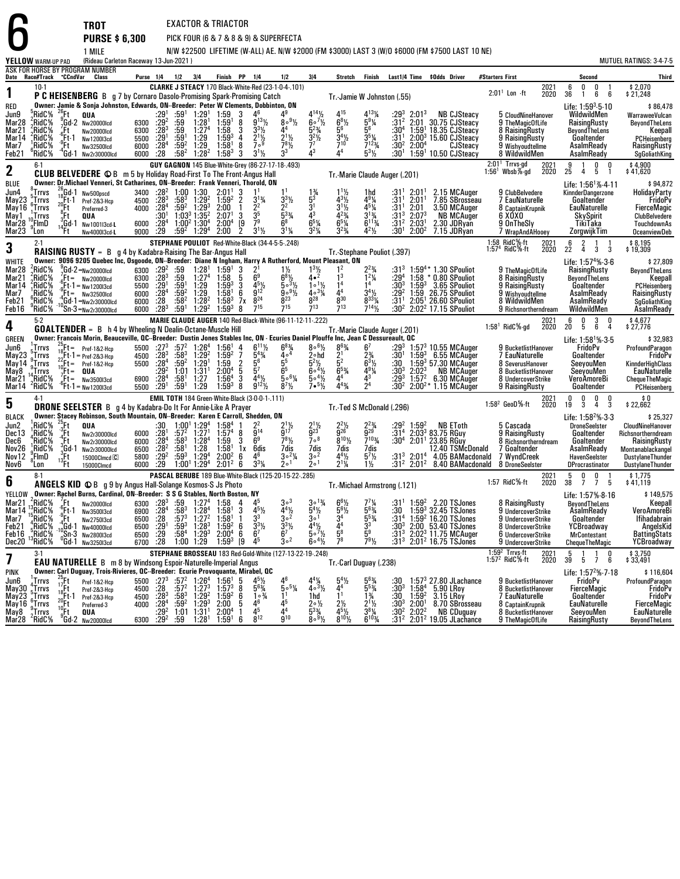# 6

**TROT** — EXACTOR & TRIACTOR

**PURSE $ 6,300** — PICK FOUR (6 & 7 & 8 & 9) & SUPERFECTA

**1 MILE** — N/W $22500 LIFETIME (W-ALL) AE. N/W $2000 (FM $3000) LAST 3 (W/O $6000 (FM $7500 LAST 10 NE)

YELLOW WARM-UP PAD (Rideau Carleton Raceway 13-Jun-2021)

MUTUEL RATINGS: 3-4-7-5

ASK FOR HORSE BY PROGRAM NUMBER

| Date | Race#Track | °CCndVar | Class | Purse | 1/4 | 1/2 | 3/4 | Finish | PP | 1/4 | 1/2 | 3/4 | Stretch | Finish | Last1/4 | Time | $Odds | Driver | #Starters | First | Second | Third |
|---|---|---|---|---|---|---|---|---|---|---|---|---|---|---|---|---|---|---|---|---|---|---|

## 1 — P C HEISENBERG (10-1)

**RED** — B g 7 by Cornaro Dasolo-Promising Spark-Promising Catch

CLARKE J STEACY 170 Black-White-Red (23-1-0-4-.101) — Tr.-Jamie W Johnston (.55)

Owner: Jamie & Sonja Johnston, Edwards, ON--Breeder: Peter W Clements, Dobbinton, ON

2021: 6 0 0 1 $2,070 (2:01¹ Lon -ft) · 2020: 36 1 6 6 $21,248 · Life: 1:59³-5-10 $86,478

| Date | Race#Track | °CCndVar | Class | Purse | 1/4 | 1/2 | 3/4 | Finish | PP | 1/4 | 1/2 | 3/4 | Stretch | Finish | Last1/4 | Time | $Odds | Driver | #Starters | First | Second | Third |
|---|---|---|---|---|---|---|---|---|---|---|---|---|---|---|---|---|---|---|---|---|---|---|
| Jun9 | 5RidC⅝ | 26Ft | QUA | | :29¹ | :59¹ | 1:29¹ | 1:59 | 3 | 4⁶ | 4⁹ | 4¹⁴½ | 4¹⁵ | 4¹³¾ | :29³ | 2:01³ | NB | CJSteacy | 5 | CloudNineHanover | WildwildMen | WarraweeVulcan |
| Mar28 | 2RidC⅝ | 9Gd-2 | Nw20000lcd | 6300 | :29² | :59 | 1:28¹ | 1:59¹ | 8 | 9¹³½ | 8∘⁹½ | 6∘⁷½ | 6⁸½ | 5⁹¼ | :31² | 2:01 | 30.75 | CJSteacy | 9 | TheMagicOfLife | RaisingRusty | BeyondTheLens |
| Mar21 | 2RidC⅝ | 7Ft | Nw20000lcd | 6300 | :28³ | :59 | 1:27⁴ | 1:58 | 3 | 3³½ | 4⁴ | 5²¾ | 5⁶ | 5⁶ | :30⁴ | 1:59¹ | 18.35 | CJSteacy | 8 | RaisingRusty | BeyondTheLens | Keepall |
| Mar14 | 1RidC⅝ | -6Ft-1 | Nw12003lcd | 5500 | :29¹ | :59¹ | 1:29 | 1:59³ | 4 | 2¹½ | 2¹½ | 3²½ | 3⁴½ | 3⁵¼ | :31¹ | 2:00³ | 15.60 | CJSteacy | 9 | RaisingRusty | Goaltender | PCHeisenberg |
| Mar7 | 1RidC⅝ | -9Ft | Nw32500lcd | 6000 | :28⁴ | :59² | 1:29 | 1:58¹ | 8 | 7∘⁹ | 7⁸½ | 7⁷ | 7¹⁰ | 7¹²¾ | :30² | 2:00⁴ | | CJSteacy | 9 | Wishyoudtellme | AsalmReady | RaisingRusty |
| Feb21 | 6RidC⅝ | -4Gd-1 | Nw2r30000lcd | 6000 | :28 | :58² | 1:28² | 1:58³ | 3 | 3¹½ | 3³ | 4³ | 4⁴ | 5³½ | :30¹ | 1:59¹ | 10.50 | CJSteacy | 8 | WildwildMen | AsalmReady | SgGoliathKing |

## 2 — CLUB BELVEDERE (6-1)

**BLUE** — ⓛB m 5 by Holiday Road-First To The Front-Angus Hall

GUY GAGNON 145 Blue-White-Grey (86-27-17-18-.493) — Tr.-Marie Claude Auger (.201)

Owner: Dr.Michael Venneri, St Catharines, ON--Breeder: Frank Venneri, Thorold, ON

2021: 9 1 0 0 $4,900 (2:01¹ Trrvs-gd) · 2020: 25 4 5 1 $41,620 (1:56¹ Wbsb⅞-gd) · Life: 1:56¹⅞-4-11 $94,872

| Date | Race#Track | °CCndVar | Class | Purse | 1/4 | 1/2 | 3/4 | Finish | PP | 1/4 | 1/2 | 3/4 | Stretch | Finish | Last1/4 | Time | $Odds | Driver | #Starters | First | Second | Third |
|---|---|---|---|---|---|---|---|---|---|---|---|---|---|---|---|---|---|---|---|---|---|---|
| Jun4 | 5Trrvs | 26Gd-1 | Nw500pscd | 3400 | :28² | 1:00 | 1:30 | 2:01¹ | 3 | 1¹ | 1¹ | 1¾ | 1¹½ | 1hd | :31¹ | 2:01¹ | 2.15 | MCAuger | 9 | ClubBelvedere | KinnderDangerzone | HolidayParty |
| May23 | 5Trrvs | 18Ft-1 | Pref-2&3-Hcp | 4500 | :28³ | :58³ | 1:29² | 1:59² | 2 | 3¹¾ | 3³½ | 5³ | 4³½ | 4⁹¼ | :31¹ | 2:01¹ | 7.85 | SBrosseau | 7 | EauNaturelle | Goaltender | FridoPv |
| May16 | 6Trrvs | 20Ft | Preferred-3 | 4000 | :28⁴ | :59² | 1:29³ | 2:00 | 1 | 2² | 2² | 3¹ | 3¹½ | 4⁵¼ | :31¹ | 2:01 | 3.50 | MCAuger | 8 | CaptainKrupnik | EauNaturelle | FierceMagic |
| May1 | 1Trrvs | 8Ft | QUA | | :30¹ | 1:03³ | 1:35² | 2:07¹ | 3 | 3⁵ | 5³¾ | 4³ | 4²¾ | 3¹¾ | :31³ | 2:07³ | NB | MCAuger | 6 | XOXO | SkySpirit | ClubBelvedere |
| Mar28 | 10FlmD | 9Gd-1 | Nw10013lcd-L | 6000 | :28⁴ | 1:00² | 1:30⁴ | 2:00⁴ | [9 | 7⁹ | 6⁸ | 6⁵¼ | 6⁵¼ | 6¹¹¾ | :31² | 2:03¹ | 2.30 | JDRyan | 9 | OnTheSly | TikiTaka | TouchdownAs |
| Mar23 | 8Lon | 14Ft | Nw40003lcd-L | 9000 | :29 | :59² | 1:29⁴ | 2:00 | 2 | 3¹½ | 3¹¼ | 3²¼ | 3²¾ | 4²½ | :30¹ | 2:00² | 7.15 | JDRyan | 7 | WrapAndAHooey | ZorgwijkTim | OceanviewDeb |

## 3 — RAISING RUSTY (2-1)

**WHITE** — B g 4 by Kadabra-Raising The Bar-Angus Hall

STEPHANE POULIOT Red-White-Black (34-4-5-5-.248) — Tr.-Stephane Pouliot (.397)

Owner: 9096 9205 Quebec Inc, Osgoode, ON--Breeder: Diane N Ingham, Harry A Rutherford, Mount Pleasant, ON

2021: 6 2 1 1 $8,195 (1:58 RidC⅝-ft) · 2020: 22 4 3 3 $19,309 (1:57⁴ RidC⅝-ft) · Life: 1:57⁴⅝-3-6 $27,809

| Date | Race#Track | °CCndVar | Class | Purse | 1/4 | 1/2 | 3/4 | Finish | PP | 1/4 | 1/2 | 3/4 | Stretch | Finish | Last1/4 | Time | $Odds | Driver | #Starters | First | Second | Third |
|---|---|---|---|---|---|---|---|---|---|---|---|---|---|---|---|---|---|---|---|---|---|---|
| Mar28 | 2RidC⅝ | 9Gd-2 = | Nw20000lcd | 6300 | :29² | :59 | 1:28¹ | 1:59¹ | 3 | 2¹ | 1½ | 1³½ | 1² | 2²¾ | :31³ | 1:59⁴* | 1.30 | SPouliot | 9 | TheMagicOfLife | RaisingRusty | BeyondTheLens |
| Mar21 | 2RidC⅝ | 7Ft = | Nw20000lcd | 6300 | :28³ | :59 | 1:27⁴ | 1:58 | 5 | 6⁹ | 6⁸½ | 4∘² | 1³ | 1²¼ | :29⁴ | 1:58 | * 0.80 | SPouliot | 8 | RaisingRusty | BeyondTheLens | Keepall |
| Mar14 | 1RidC⅝ | -6Ft-1 = | Nw12003lcd | 5500 | :29¹ | :59¹ | 1:29 | 1:59³ | 3 | 4⁵½ | 5∘³½ | 1∘1½ | 1⁴ | 1⁴ | :30³ | 1:59³ | 3.65 | SPouliot | 9 | RaisingRusty | Goaltender | PCHeisenberg |
| Mar7 | 1RidC⅝ | -9Ft | Nw32500lcd | 6000 | :28⁴ | :59² | 1:29 | 1:58¹ | 6 | 9¹² | 9∘⁹½ | 4∘³¼ | 4⁴ | 3⁴½ | :29² | 1:59 | 26.75 | SPouliot | 9 | Wishyoudtellme | AsalmReady | RaisingRusty |
| Feb21 | 6RidC⅝ | -4Gd-1 = | Nw2r30000lcd | 6000 | :28 | :58² | 1:28² | 1:58³ | 7x | 8²⁴ | 8²³ | 8²⁸ | 8³⁰ | 8³³¼ | :31¹ | 2:05¹ | 26.60 | SPouliot | 8 | WildwildMen | AsalmReady | SgGoliathKing |
| Feb16 | 9RidC⅝ | 10Sn-3 = | Nw2r30000lcd | 6000 | :28³ | :59¹ | 1:29² | 1:59³ | 8 | 7¹⁵ | 7¹⁵ | 7¹³ | 7¹³ | 7¹⁴½ | :30² | 2:02² | 17.15 | SPouliot | 9 | Richsnortherndream | WildwildMen | AsalmReady |

## 4 — GOALTENDER (5-2)

**GREEN** — B h 4 by Wheeling N Dealin-Octane-Muscle Hill

MARIE CLAUDE AUGER 140 Red-Black-White (96-11-12-11-.222) — Tr.-Marie Claude Auger (.201)

Owner: Francois Morin, Beauceville, QC--Breeder: Dustin Jones Stables Inc, ON - Ecuries Daniel Plouffe Inc, Jean C Dessureault, QC

2021: 6 0 3 0 $4,677 · 2020: 20 5 6 4 $27,776 (1:58¹ RidC⅝-gd) · Life: 1:58¹⅝-3-5 $32,983

| Date | Race#Track | °CCndVar | Class | Purse | 1/4 | 1/2 | 3/4 | Finish | PP | 1/4 | 1/2 | 3/4 | Stretch | Finish | Last1/4 | Time | $Odds | Driver | #Starters | First | Second | Third |
|---|---|---|---|---|---|---|---|---|---|---|---|---|---|---|---|---|---|---|---|---|---|---|
| Jun6 | 1Trrvs | 25Ft = | Pref-1&2-Hcp | 5500 | :27³ | :57² | 1:26⁴ | 1:56¹ | 4 | 6¹¹½ | 6⁸¾ | 8∘⁶½ | 8⁶¾ | 6⁷ | :29³ | 1:57³ | 10.55 | MCAuger | 9 | BucketlistHanover | FridoPv | ProfoundParagon |
| May23 | 5Trrvs | 22Ft-1 = | Pref-2&3-Hcp | 4500 | :28³ | :58³ | 1:29² | 1:59² | 7 | 5⁴¾ | 4∘⁴ | 2∘hd | 2¹ | 2¾ | :30¹ | 1:59³ | 6.55 | MCAuger | 7 | EauNaturelle | Goaltender | FridoPv |
| May14 | 9Trrvs | 10Ft = | Pref-1&2-Hcp | 5500 | :28⁴ | :59² | 1:29¹ | 1:59 | 2 | 5⁶ | 5⁵ | 5²½ | 5² | 6²½ | :30 | 1:59³ | 57.30 | MCAuger | 8 | SeverusHanover | SeeyouMen | KinnderHighClass |
| May8 | 4Trrvs | 7Ft = | QUA | | :29² | 1:01 | 1:31¹ | 2:00⁴ | 5 | 5⁷ | 6⁵ | 6∘⁴½ | 6⁵¾ | 4⁸¼ | :30³ | 2:02³ | NB | MCAuger | 8 | BucketlistHanover | SeeyouMen | EauNaturelle |
| Mar21 | 14RidC⅝ | 7Gd-1 = | Nw3500l3cd | 6900 | :28⁴ | :58¹ | 1:27 | 1:56⁴ | 3 | 4⁴½ | 5∘⁶¼ | 5∘⁴½ | 4⁴ | 4³ | :29³ | 1:57² | 6.30 | MCAuger | 8 | UndercoverStrike | VeroAmoreBi | ChequeTheMagic |
| Mar14 | 2RidC⅝ | -6Ft-1 = | Nw12003lcd | 5500 | :29¹ | :59¹ | 1:29 | 1:59³ | 8 | 9¹²½ | 8⁷½ | 7∘⁵½ | 4⁴¾ | 2⁴ | :30² | 2:00²* | 1.15 | MCAuger | 9 | RaisingRusty | Goaltender | PCHeisenberg |

## 5 — DRONE SEELSTER (4-1)

**BLACK** — B g 4 by Kadabra-Do It For Annie-Like A Prayer

EMIL TOTH 184 Green-White-Black (3-0-0-1-.111) — Tr.-Ted S McDonald (.296)

Owner: Stacey Robinson, South Mountain, ON--Breeder: Karen E Carroll, Shedden, ON

2021: 0 0 0 0 $0 · 2020: 19 3 4 3 $22,662 (1:58² GeoD⅝-ft) · Life: 1:58²⅝-3-3 $25,327

| Date | Race#Track | °CCndVar | Class | Purse | 1/4 | 1/2 | 3/4 | Finish | PP | 1/4 | 1/2 | 3/4 | Stretch | Finish | Last1/4 | Time | $Odds | Driver | #Starters | First | Second | Third |
|---|---|---|---|---|---|---|---|---|---|---|---|---|---|---|---|---|---|---|---|---|---|---|
| Jun2 | 1RidC⅝ | 25Ft | QUA | | :30 | 1:00¹ | 1:29⁴ | 1:58⁴ | 1 | 2² | 2¹½ | 2¹½ | 2²½ | 2²¾ | :29² | 1:59² | NB | EToth | 5 | Cascada | DroneSeelster | CloudNineHanover |
| Dec13 | 1RidC⅝ | -3Ft | Nw2r30000lcd | 6000 | :28¹ | :57² | 1:27¹ | 1:57⁴ | 8 | 9¹⁴ | 9¹⁷ | 9²³ | 9²⁶ | 9²⁹ | :31⁴ | 2:03³ | 83.75 | RGuy | 9 | RaisingRusty | Goaltender | Richsnortherndream |
| Dec6 | 4RidC⅝ | -4Ft | Nw2r30000lcd | 6000 | :28⁴ | :58³ | 1:28⁴ | 1:59 | 3 | 6⁹ | 7⁸½ | 7∘⁸ | 8¹⁰½ | 7¹⁰¾ | :30⁴ | 2:01¹ | 23.85 | RGuy | 8 | Richsnortherndream | Goaltender | RaisingRusty |
| Nov26 | 1RidC⅝ | 3Gd-1 | Nw2r30000lcd | 6500 | :28² | :58¹ | 1:28 | 1:58¹ | 1x | 6dis | 7dis | 7dis | 7dis | 7dis | | 12.40 | | TSMcDonald | 7 | Goaltender | AsalmReady | Montanablackangel |
| Nov12 | 9FlmD | 3Ft | 15000Clmcd Ⓒ | 5800 | :29² | :59³ | 1:29⁴ | 2:00² | 6 | 4⁶ | 3∘²¼ | 3∘² | 4⁴½ | 5⁷½ | :31³ | 2:01⁴ | 4.05 | BAMacdonald | 7 | WyndCreek | HavenSeelster | DustylaneThunder |
| Nov6 | 8Lon | 13Ft | 15000Clmcd | 6000 | :29 | 1:00¹ | 1:29⁴ | 2:01² | 6 | 3³¼ | 2∘¹ | 2∘¹ | 2¹¼ | 1½ | :31² | 2:01² | 8.40 | BAMacdonald | 8 | DroneSeelster | DProcrastinator | DustylaneThunder |

## 6 — ANGELS KID (8-1)

**YELLOW** — ⓛB g 9 by Angus Hall-Solange Kosmos-S Js Photo

PASCAL BERUBE 189 Blue-White-Black (125-20-15-22-.285) — Tr.-Michael Armstrong (.121)

Owner: Rachel Burns, Cardinal, ON--Breeder: S S G Stables, North Boston, NY

2021: 5 0 0 1 $1,775 · 2020: 38 7 7 5 $41,119 (1:57 RidC⅝-ft) · Life: 1:57⅝-8-16 $149,575

| Date | Race#Track | °CCndVar | Class | Purse | 1/4 | 1/2 | 3/4 | Finish | PP | 1/4 | 1/2 | 3/4 | Stretch | Finish | Last1/4 | Time | $Odds | Driver | #Starters | First | Second | Third |
|---|---|---|---|---|---|---|---|---|---|---|---|---|---|---|---|---|---|---|---|---|---|---|
| Mar21 | 2RidC⅝ | 7Ft | Nw20000lcd | 6300 | :28³ | :59 | 1:27⁴ | 1:58 | 4 | 4⁵ | 3∘³ | 3∘1¾ | 6⁶½ | 7⁷¼ | :31¹ | 1:59² | 2.20 | TSJones | 8 | RaisingRusty | BeyondTheLens | Keepall |
| Mar14 | 13RidC⅝ | -6Ft-1 | Nw3500l3cd | 6900 | :28⁴ | :58³ | 1:28⁴ | 1:58¹ | 3 | 4⁵½ | 4⁴½ | 5⁴½ | 5⁶½ | 5⁶¾ | :30 | 1:59³ | 32.45 | TSJones | 9 | UndercoverStrike | AsalmReady | VeroAmoreBi |
| Mar7 | 15RidC⅝ | -9Ft | Nw2750l3cd | 6500 | :28 | :57³ | 1:27² | 1:58¹ | 1 | 3³ | 3∘² | 3∘¹ | 3⁴ | 5⁵¾ | :31⁴ | 1:59² | 16.20 | TSJones | 9 | UndercoverStrike | Goaltender | Ifihadabrain |
| Feb21 | 4RidC⅝ | -4Gd-1 | Nw4000l3cd | 6500 | :29¹ | :59³ | 1:28³ | 1:59² | 6 | 3³½ | 3³½ | 4⁴½ | 4⁴ | 3³ | :30³ | 2:00 | 53.40 | TSJones | 8 | UndercoverStrike | YCBroadway | AngelsKid |
| Feb16 | 5RidC⅝ | 10Sn-3 | Nw2800l3cd | 6500 | :29 | :58⁴ | 1:29³ | 2:00⁴ | 6 | 6⁷ | 6⁷ | 5∘⁷½ | 5⁸ | 5⁹ | :31³ | 2:02³ | 11.75 | MCAuger | 6 | UndercoverStrike | MrContestant | BattingStats |
| Dec20 | 13RidC⅝ | 0Gd-1 | Nw3250l3cd | 6700 | :28 | 1:00 | 1:29 | 1:59³ | [9 | 4⁵ | 3∘² | 6∘⁴½ | 7⁸ | 7⁹½ | :31³ | 2:01² | 16.75 | TSJones | 9 | UndercoverStrike | ChequeTheMagic | YCBroadway |

## 7 — EAU NATURELLE (3-1)

**PINK** — B m 8 by Windsong Espoir-Naturelle-Imperial Angus

STEPHANE BROSSEAU 183 Red-Gold-White (127-13-22-19-.248) — Tr.-Carl Duguay (.238)

Owner: Carl Duguay, Trois-Rivieres, QC--Breeder: Ecurie Provoquante, Mirabel, QC

2021: 5 1 1 0 $3,750 (1:59² Trrvs-ft) · 2020: 39 5 7 6 $33,491 (1:57² RidC⅝-ft) · Life: 1:57²⅝-7-18 $116,604

| Date | Race#Track | °CCndVar | Class | Purse | 1/4 | 1/2 | 3/4 | Finish | PP | 1/4 | 1/2 | 3/4 | Stretch | Finish | Last1/4 | Time | $Odds | Driver | #Starters | First | Second | Third |
|---|---|---|---|---|---|---|---|---|---|---|---|---|---|---|---|---|---|---|---|---|---|---|
| Jun6 | 1Trrvs | 25Ft | Pref-1&2-Hcp | 5500 | :27³ | :57² | 1:26⁴ | 1:56¹ | 5 | 4⁵½ | 4⁶ | 4⁴¼ | 5⁴½ | 5⁶¾ | :30 | 1:57³ | 27.80 | JLachance | 9 | BucketlistHanover | FridoPv | ProfoundParagon |
| May30 | 4Trrvs | 17Ft | Pref-2&3-Hcp | 4500 | :28 | :57² | 1:27³ | 1:57³ | 8 | 5⁶¾ | 5∘⁵¼ | 4∘³½ | 4⁴ | 5⁵¾ | :30³ | 1:58⁴ | 5.90 | LRoy | 8 | BucketlistHanover | FierceMagic | FridoPv |
| May23 | 5Trrvs | 18Ft-1 | Pref-2&3-Hcp | 4500 | :28³ | :58³ | 1:29² | 1:59² | 6 | 1∘¾ | 1¹ | 1hd | 1¹ | 1¾ | :30 | 1:59² | 3.15 | LRoy | 7 | EauNaturelle | Goaltender | FridoPv |
| May16 | 6Trrvs | 20Ft | Preferred-3 | 4000 | :28⁴ | :59² | 1:29³ | 2:00 | 5 | 4⁶ | 4⁵ | 2∘½ | 2½ | 2¹½ | :30³ | 2:00¹ | 8.70 | SBrosseau | 8 | CaptainKrupnik | EauNaturelle | FierceMagic |
| May8 | 4Trrvs | 10Ft | QUA | | :29² | 1:01 | 1:31¹ | 2:00⁴ | 1 | 4⁵ | 4⁴ | 5³¾ | 4⁵½ | 3⁸¼ | :30² | 2:02² | NB | CDuguay | 8 | BucketlistHanover | SeeyouMen | EauNaturelle |
| Mar28 | 2RidC⅝ | 9Gd-2 | Nw20000lcd | 6300 | :29² | :59 | 1:28¹ | 1:59¹ | 6 | 8¹² | 9¹⁰ | 8∘⁹½ | 8¹⁰½ | 6¹⁰¾ | :31² | 2:01² | 19.05 | JLachance | 9 | TheMagicOfLife | RaisingRusty | BeyondTheLens |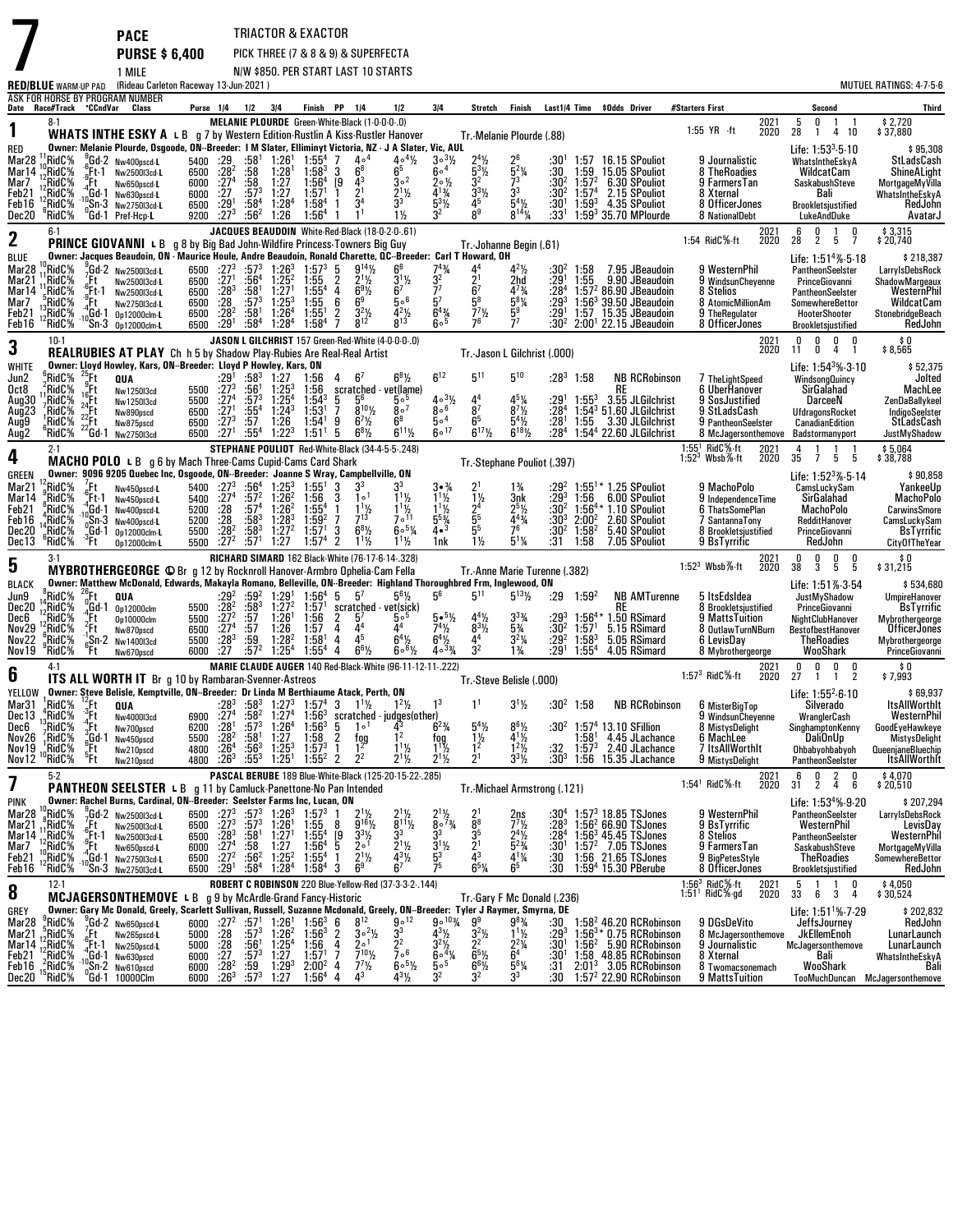# 7 PACE — PURSE $ 6,400 — 1 MILE

TRIACTOR & EXACTOR
PICK THREE (7 & 8 & 9) & SUPERFECTA
N/W $850. PER START LAST 10 STARTS

RED/BLUE WARM-UP PAD (Rideau Carleton Raceway 13-Jun-2021) — MUTUEL RATINGS: 4-7-5-6

ASK FOR HORSE BY PROGRAM NUMBER

| Date | Race#Track | °CCndVar | Class | Purse | 1/4 | 1/2 | 3/4 | Finish | PP | 1/4 | 1/2 | 3/4 | Stretch | Finish | Last1/4 | Time | $Odds | Driver | #Starters First | Second | Third |
|---|---|---|---|---|---|---|---|---|---|---|---|---|---|---|---|---|---|---|---|---|---|

## 1 — WHATS INTHE ESKY A L B (8-1) — RED

MELANIE PLOURDE Green-White-Black (1-0-0-0-.0)
g 7 by Western Edition-Rustlin A Kiss-Rustler Hanover — Tr.-Melanie Plourde (.88)
Owner: Melanie Plourde, Osgoode, ON--Breeder: I M Slater, Elliminyt Victoria, NZ - J A Slater, Vic, AUL

1:55 YR -ft — 2021: 5 0 1 1 $2,720; 2020: 28 1 4 10 $37,880; Life: 1:53³-5-10 $95,308

| Date | Race#Track | °CCndVar | Class | Purse | 1/4 | 1/2 | 3/4 | Finish | PP | 1/4 | 1/2 | 3/4 | Stretch | Finish | Last1/4 | Time | $Odds | Driver | #Starters First | Second | Third |
|---|---|---|---|---|---|---|---|---|---|---|---|---|---|---|---|---|---|---|---|---|---|
| Mar28 | 11RidC⅝ | 9Gd-2 | Nw400pscd-L | 5400 | :29 | :58¹ | 1:26¹ | 1:55⁴ | 7 | 4○⁴ | 4○⁴½ | 3○3½ | 2⁴½ | 2⁶ | :30¹ | 1:57 | 16.15 | SPouliot | 9 Journalistic | WhatsIntheEskyA | StLadsCash |
| Mar14 | 10RidC⅝ | 6Ft-1 | Nw2500l3cd-L | 6500 | :28² | :58 | 1:28¹ | 1:58³ | 3 | 6⁸ | 6⁵ | 6○⁴ | 5³½ | 5²¼ | :30 | 1:59 | 15.05 | SPouliot | 8 TheRoadies | WildcatCam | ShineALight |
| Mar7 | 12RidC⅝ | 9Ft | Nw650pscd-L | 6000 | :27⁴ | :58 | 1:27 | 1:56⁴ | [9 | 4³ | 3○² | 2○½ | 3² | 7³ | :30² | 1:57² | 6.30 | SPouliot | 9 FarmersTan | SaskabushSteve | MortgageMyVilla |
| Feb21 | 12RidC⅝ | 4Gd-1 | Nw630pscd-L | 6000 | :27 | :57³ | 1:27 | 1:57¹ | 1 | 2¹ | 2¹½ | 4¹¾ | 3³½ | 3³ | :30² | 1:57⁴ | 2.15 | SPouliot | 8 Xternal | Bali | WhatsIntheEskyA |
| Feb16 | 12RidC⅝ | 10Sn-3 | Nw2750l3cd-L | 6500 | :29¹ | :58⁴ | 1:28⁴ | 1:58⁴ | 1 | 3⁴ | 3³ | 5³½ | 4⁵ | 5⁴½ | :30¹ | 1:59³ | 4.35 | SPouliot | 8 OfficerJones | Brookletsjustified | RedJohn |
| Dec20 | 6RidC⅝ | 0Gd-1 | Pref-Hcp-L | 9200 | :27³ | :56² | 1:26 | 1:56⁴ | 1 | 1¹ | 1½ | 3² | 8⁹ | 8¹⁴¼ | :33¹ | 1:59³ | 35.70 | MPlourde | 8 NationalDebt | LukeAndDuke | AvatarJ |

## 2 — PRINCE GIOVANNI L B (6-1) — BLUE

JACQUES BEAUDOIN White-Red-Black (18-0-2-0-.61)
g 8 by Big Bad John-Wildfire Princess-Towners Big Guy — Tr.-Johanne Begin (.61)
Owner: Jacques Beaudoin, ON - Maurice Houle, Andre Beaudoin, Ronald Charette, QC--Breeder: Carl T Howard, OH

1:54 RidC⅝-ft — 2021: 6 0 1 0 $3,315; 2020: 28 2 5 7 $20,740; Life: 1:51¼-5-18 $218,387

| Date | Race#Track | °CCndVar | Class | Purse | 1/4 | 1/2 | 3/4 | Finish | PP | 1/4 | 1/2 | 3/4 | Stretch | Finish | Last1/4 | Time | $Odds | Driver | #Starters First | Second | Third |
|---|---|---|---|---|---|---|---|---|---|---|---|---|---|---|---|---|---|---|---|---|---|
| Mar28 | 10RidC⅝ | 9Gd-2 | Nw2500l3cd-L | 6500 | :27³ | :57³ | 1:26³ | 1:57³ | 5 | 9¹⁴½ | 6⁸ | 7⁴¾ | 4⁴ | 4²½ | :30² | 1:58 | 7.95 | JBeaudoin | 9 WesternPhil | PantheonSeelster | LarrylsDebsRock |
| Mar21 | 11RidC⅝ | 7Ft | Nw2500l3cd-L | 6500 | :27¹ | :56⁴ | 1:25² | 1:55 | 2 | 2¹½ | 3¹½ | 3² | 2¹ | 2hd | :29¹ | 1:55 | 9.90 | JBeaudoin | 9 WindsunCheyenne | PrinceGiovanni | ShadowMargeaux |
| Mar14 | 11RidC⅝ | 6Ft-1 | Nw2500l3cd-L | 6500 | :28³ | :58¹ | 1:27¹ | 1:55⁴ | 4 | 6⁹½ | 6⁷ | 7⁷ | 6⁷ | 4⁷¾ | :28⁴ | 1:57² | 86.90 | JBeaudoin | 8 Stelios | PantheonSeelster | WesternPhil |
| Mar7 | 13RidC⅝ | 4Ft | Nw2750l3cd-L | 6500 | :28 | :57³ | 1:25³ | 1:55 | 6 | 6⁹ | 5○⁶ | 5⁷ | 5⁸ | 5⁸¼ | :29³ | 1:56³ | 39.50 | JBeaudoin | 8 AtomicMillionAm | SomewhereBettor | WildcatCam |
| Feb21 | 12RidC⅝ | 10Gd-1 | Op12000clm-L | 6500 | :28² | :58¹ | 1:26⁴ | 1:55¹ | 2 | 3²½ | 4²½ | 6⁴¾ | 7⁷½ | 5⁹ | :29¹ | 1:57 | 15.35 | JBeaudoin | 9 TheRegulator | HooterShooter | StonebridgeBeach |
| Feb16 | 12RidC⅝ | 8Sn-3 | Op12000clm-L | 6500 | :29¹ | :58⁴ | 1:28⁴ | 1:58⁴ | 7 | 8¹² | 8¹³ | 6○⁵ | 7⁶ | 7⁷ | :30² | 2:00¹ | 22.15 | JBeaudoin | 8 OfficerJones | Brookletsjustified | RedJohn |

## 3 — REALRUBIES AT PLAY Ch (10-1) — WHITE

JASON L GILCHRIST 157 Green-Red-White (4-0-0-0-.0)
h 5 by Shadow Play-Rubies Are Real-Real Artist — Tr.-Jason L Gilchrist (.000)
Owner: Lloyd Howley, Kars, ON--Breeder: Lloyd P Howley, Kars, ON

2021: 0 0 0 0 $0; 2020: 11 0 4 1 $8,565; Life: 1:54³⅗-3-10 $52,375

| Date | Race#Track | °CCndVar | Class | Purse | 1/4 | 1/2 | 3/4 | Finish | PP | 1/4 | 1/2 | 3/4 | Stretch | Finish | Last1/4 | Time | $Odds | Driver | #Starters First | Second | Third |
|---|---|---|---|---|---|---|---|---|---|---|---|---|---|---|---|---|---|---|---|---|---|
| Jun2 | 6RidC⅝ | 25Ft | QUA | | :29¹ | :58³ | 1:27 | 1:56 | 4 | 6⁷ | 6⁸½ | 6¹² | 5¹¹ | 5¹⁰ | :28³ | 1:58 | NB | RCRobinson | 7 TheLightSpeed | WindsongQuincy | Jolted |
| Oct8 | 2RidC⅝ | 16Ft | Nw1250l3cd | 5500 | :27³ | :56¹ | 1:25³ | 1:56 | | scratched - vet(lame) | | | | | | | RE | | 6 UberHanover | SirGalahad | MachLee |
| Aug30 | 11RidC⅝ | 24Ft | Nw1250l3cd | 5500 | :27⁴ | :57³ | 1:25⁴ | 1:54³ | 5 | 5⁶ | 5○⁵ | 4○3½ | 4⁴ | 4⁵¼ | :29¹ | 1:55³ | 3.55 | JLGilchrist | 9 SosJustified | DarceeN | ZenDaBallykeel |
| Aug23 | 7RidC⅝ | 24Ft | Nw890pscd | 6500 | :27¹ | :55⁴ | 1:24³ | 1:53¹ | 7 | 8¹⁰½ | 8○⁷ | 8○⁶ | 8⁷ | 8⁷½ | :28⁴ | 1:54³ | 51.60 | JLGilchrist | 9 StLadsCash | UfdragonsRocket | IndigoSeelster |
| Aug9 | 7RidC⅝ | 22Ft | Nw875pscd | 6500 | :27³ | :57 | 1:26 | 1:54¹ | 9 | 6⁷½ | 6⁸ | 5○⁴ | 6⁵ | 5⁴½ | :28¹ | 1:55 | 3.30 | JLGilchrist | 9 PantheonSeelster | CanadianEdition | StLadsCash |
| Aug2 | 6RidC⅝ | 22Gd-1 | Nw2750l3cd | 6500 | :27¹ | :55⁴ | 1:22³ | 1:51¹ | 5 | 6⁸½ | 6¹¹½ | 6○¹⁷ | 6¹⁷½ | 6¹⁸½ | :28⁴ | 1:54⁴ | 22.60 | JLGilchrist | 8 McJagersonthemove | Badstormanyport | JustMyShadow |

## 4 — MACHO POLO L B (2-1) — GREEN

STEPHANE POULIOT Red-White-Black (34-4-5-5-.248)
g 6 by Mach Three-Cams Cupid-Cams Card Shark — Tr.-Stephane Pouliot (.397)
Owner: 9096 9205 Quebec Inc, Osgoode, ON--Breeder: Joanne S Wray, Campbellville, ON

1:55¹ RidC⅝-ft, 1:52³ Wbsb⅞-ft — 2021: 4 1 1 1 $5,064; 2020: 35 7 5 5 $38,788; Life: 1:52³⅗-5-14 $90,858

| Date | Race#Track | °CCndVar | Class | Purse | 1/4 | 1/2 | 3/4 | Finish | PP | 1/4 | 1/2 | 3/4 | Stretch | Finish | Last1/4 | Time | $Odds | Driver | #Starters First | Second | Third |
|---|---|---|---|---|---|---|---|---|---|---|---|---|---|---|---|---|---|---|---|---|---|
| Mar21 | 12RidC⅝ | 7Ft | Nw450pscd-L | 5400 | :27³ | :56⁴ | 1:25³ | 1:55¹ | 3 | 3³ | 3³ | 3•¾ | 2¹ | 1¾ | :29² | 1:55¹* | 1.25 | SPouliot | 9 MachoPolo | CamsLuckySam | YankeeUp |
| Mar14 | 9RidC⅝ | 6Ft-1 | Nw450pscd-L | 5400 | :27⁴ | :57² | 1:26² | 1:56 | 3 | 1○¹ | 1¹½ | 1¹½ | 1½ | 3nk | :29³ | 1:56 | 6.00 | SPouliot | 9 IndependenceTime | SirGalahad | MachoPolo |
| Feb21 | 8RidC⅝ | 4Gd-1 | Nw400pscd-L | 5200 | :28 | :57⁴ | 1:26² | 1:55⁴ | 1 | 1¹½ | 1¹½ | 1¹½ | 2⁴ | 2⁵½ | :30² | 1:56⁴* | 1.10 | SPouliot | 6 ThatsSomePlan | MachoPolo | CarwinsSmore |
| Feb16 | 14RidC⅝ | 10Sn-3 | Nw400pscd-L | 5200 | :28 | :58³ | 1:28³ | 1:59² | 7 | 7¹³ | 7○¹¹ | 5⁵¾ | 5⁵ | 4⁴¾ | :30³ | 2:00² | 2.60 | SPouliot | 7 SantannaTony | RedditHanover | CamsLuckySam |
| Dec20 | 9RidC⅝ | 0Gd-1 | Op12000clm-L | 5500 | :28² | :58³ | 1:27² | 1:57¹ | 3 | 6⁸½ | 6○⁵¼ | 4•³ | 5⁵ | 7⁶ | :30² | 1:58² | 5.40 | SPouliot | 8 Brookletsjustified | PrinceGiovanni | BsTyrrific |
| Dec13 | 6RidC⅝ | 3Ft | Op12000clm-L | 5500 | :27² | :57¹ | 1:27 | 1:57⁴ | 2 | 1¹½ | 1¹½ | 1nk | 1½ | 5¹¼ | :31 | 1:58 | 7.05 | SPouliot | 9 BsTyrrific | RedJohn | CityOfTheYear |

## 5 — MYBROTHERGEORGE ⊕ Br (3-1) — BLACK

RICHARD SIMARD 162 Black-White-Red (76-17-6-14-.328)
g 12 by Rocknroll Hanover-Armbro Ophelia-Cam Fella — Tr.-Anne Marie Turenne (.382)
Owner: Matthew McDonald, Edwards, Makayla Romano, Belleville, ON--Breeder: Highland Thoroughbred Frm, Inglewood, ON

1:52³ Wbsb⅞-ft — 2021: 0 0 0 0 $0; 2020: 38 3 5 5 $31,215; Life: 1:51⅗-3-54 $534,680

| Date | Race#Track | °CCndVar | Class | Purse | 1/4 | 1/2 | 3/4 | Finish | PP | 1/4 | 1/2 | 3/4 | Stretch | Finish | Last1/4 | Time | $Odds | Driver | #Starters First | Second | Third |
|---|---|---|---|---|---|---|---|---|---|---|---|---|---|---|---|---|---|---|---|---|---|
| Jun9 | 8RidC⅝ | 26Ft | QUA | | :29² | :59² | 1:29¹ | 1:56⁴ | 5 | 5⁷ | 5⁶½ | 5⁶ | 5¹¹ | 5¹³½ | :29 | 1:59² | NB | AMTurenne | 5 ItsEdsIdea | JustMyShadow | UmpireHanover |
| Dec20 | 14RidC⅝ | 0Gd-1 | Op12000clm | 5500 | :28² | :58³ | 1:27² | 1:57¹ | | scratched - vet(sick) | | | | | | | RE | | 8 Brookletsjustified | PrinceGiovanni | BsTyrrific |
| Dec6 | 12RidC⅝ | 4Ft | Op10000clm | 5500 | :27² | :57 | 1:26¹ | 1:56 | 2 | 5⁷ | 5○⁵ | 5•5½ | 4⁴½ | 3³¾ | :29³ | 1:56⁴* | 1.50 | RSimard | 9 MattsTuition | NightClubHanover | Mybrothergeorge |
| Nov29 | 12RidC⅝ | 2Ft | Nw870pscd | 6500 | :27⁴ | :57 | 1:26 | 1:57 | 4 | 4⁴ | 4⁴ | 7⁴½ | 8³½ | 5³¾ | :30² | 1:57¹ | 5.15 | RSimard | 8 OutlawTurnNBurn | BestofbestHanover | OfficerJones |
| Nov22 | 6RidC⅝ | -1Sn-2 | Nw1400l3cd | 5500 | :28³ | :59 | 1:28² | 1:58¹ | 4 | 4⁵ | 6⁴½ | 6⁴½ | 4⁴ | 3²¼ | :29² | 1:58³ | 5.05 | RSimard | 6 LevisDay | TheRoadies | Mybrothergeorge |
| Nov19 | 9RidC⅝ | 6Ft | Nw670pscd | 6000 | :27 | :57² | 1:25⁴ | 1:55⁴ | 4 | 6⁶½ | 6○6½ | 4○3¾ | 3² | 1¾ | :29¹ | 1:55⁴ | 4.05 | RSimard | 8 Mybrothergeorge | WooShark | PrinceGiovanni |

## 6 — ITS ALL WORTH IT Br (4-1) — YELLOW

MARIE CLAUDE AUGER 140 Red-Black-White (96-11-12-11-.222)
g 10 by Rambaran-Svenner-Astreos — Tr.-Steve Belisle (.000)
Owner: Steve Belisle, Kemptville, ON--Breeder: Dr Linda M Berthiaume Atack, Perth, ON

1:57³ RidC⅝-ft — 2021: 0 0 0 0 $0; 2020: 27 1 1 2 $7,993; Life: 1:55²-6-10 $69,937

| Date | Race#Track | °CCndVar | Class | Purse | 1/4 | 1/2 | 3/4 | Finish | PP | 1/4 | 1/2 | 3/4 | Stretch | Finish | Last1/4 | Time | $Odds | Driver | #Starters First | Second | Third |
|---|---|---|---|---|---|---|---|---|---|---|---|---|---|---|---|---|---|---|---|---|---|
| Mar31 | 1RidC⅝ | 12Ft | QUA | | :28³ | :58³ | 1:27³ | 1:57⁴ | 3 | 1¹½ | 1²½ | 1³ | 1¹ | 3¹½ | :30² | 1:58 | NB | RCRobinson | 6 MisterBigTop | Silverado | ItsAllWorthIt |
| Dec13 | 13RidC⅝ | 3Ft | Nw4000l3cd | 6900 | :27⁴ | :58² | 1:27⁴ | 1:56³ | | scratched - judges(other) | | | | | | | | | 9 WindsunCheyenne | WranglerCash | WesternPhil |
| Dec6 | 7RidC⅝ | 4Ft | Nw700pscd | 6200 | :28¹ | :57³ | 1:26⁴ | 1:56³ | 5 | 1○¹ | 4³ | 6²¾ | 5⁴½ | 8⁶½ | :30² | 1:57⁴ | 13.10 | SFillion | 8 MistysDelight | SinghamptonKenny | GoodEyeHawkeye |
| Nov26 | 7RidC⅝ | 6Gd-1 | Nw450pscd | 5500 | :28² | :58¹ | 1:27 | 1:58 | 2 | fog | 1² | fog | 1½ | 4¹½ | | 1:58¹ | 4.45 | JLachance | 6 MachLee | DaliOnUp | MistysDelight |
| Nov19 | 10RidC⅝ | 6Ft | Nw210pscd | 4800 | :26⁴ | :56³ | 1:25³ | 1:57³ | 1 | 1² | 1¹½ | 1¹½ | 1² | 1²½ | :32 | 1:57³ | 2.40 | JLachance | 7 ItsAllWorthIt | Ohbabyohbabyoh | QueenjaneBluechip |
| Nov12 | 10RidC⅝ | 5Ft | Nw210pscd | 4800 | :26³ | :55³ | 1:25¹ | 1:55² | 2 | 2² | 2¹½ | 2¹½ | 2¹ | 3³½ | :30³ | 1:56 | 15.35 | JLachance | 9 MistysDelight | PantheonSeelster | ItsAllWorthIt |

## 7 — PANTHEON SEELSTER L B (5-2) — PINK

PASCAL BERUBE 189 Blue-White-Black (125-20-15-22-.285)
g 11 by Camluck-Panettone-No Pan Intended — Tr.-Michael Armstrong (.121)
Owner: Rachel Burns, Cardinal, ON--Breeder: Seelster Farms Inc, Lucan, ON

1:54¹ RidC⅝-ft — 2021: 6 0 2 0 $4,070; 2020: 31 2 4 6 $20,510; Life: 1:53⁴⅘-9-20 $207,294

| Date | Race#Track | °CCndVar | Class | Purse | 1/4 | 1/2 | 3/4 | Finish | PP | 1/4 | 1/2 | 3/4 | Stretch | Finish | Last1/4 | Time | $Odds | Driver | #Starters First | Second | Third |
|---|---|---|---|---|---|---|---|---|---|---|---|---|---|---|---|---|---|---|---|---|---|
| Mar28 | 10RidC⅝ | 9Gd-2 | Nw2500l3cd-L | 6500 | :27³ | :57³ | 1:26³ | 1:57³ | 1 | 2¹½ | 2¹½ | 2¹½ | 2¹ | 2ns | :30⁴ | 1:57³ | 18.85 | TSJones | 9 WesternPhil | PantheonSeelster | LarrylsDebsRock |
| Mar21 | 8RidC⅝ | 7Ft | Nw2500l3cd-L | 6500 | :27³ | :57³ | 1:26¹ | 1:55 | 8 | 9¹⁶½ | 8¹¹½ | 8○7¾ | 8⁸ | 7⁷½ | :28³ | 1:56² | 66.90 | TSJones | 9 BsTyrrific | WesternPhil | LevisDay |
| Mar14 | 11RidC⅝ | 6Ft-1 | Nw2500l3cd-L | 6500 | :28³ | :58¹ | 1:27¹ | 1:55⁴ | [9 | 3³½ | 3³ | 3³ | 2² | 2⁴½ | :28⁴ | 1:56³ | 45.45 | TSJones | 8 Stelios | PantheonSeelster | WesternPhil |
| Mar7 | 12RidC⅝ | 9Ft | Nw650pscd-L | 6000 | :27⁴ | :58 | 1:27 | 1:56⁴ | 5 | 2○¹ | 2¹½ | 3¹½ | 2¹ | 5²¾ | :30¹ | 1:57² | 7.05 | TSJones | 9 FarmersTan | SaskabushSteve | MortgageMyVilla |
| Feb21 | 10RidC⅝ | 4Gd-1 | Nw2750l3cd-L | 6500 | :27² | :56² | 1:25² | 1:55⁴ | 1 | 2¹½ | 4³½ | 5³ | 4³ | 4¹¼ | :30 | 1:56 | 21.65 | TSJones | 9 BigPetesStyle | TheRoadies | SomewhereBettor |
| Feb16 | 12RidC⅝ | 10Sn-3 | Nw2750l3cd-L | 6500 | :29¹ | :58⁴ | 1:28⁴ | 1:58⁴ | 3 | 6⁹ | 6⁷ | 7⁵ | 6⁵¼ | 6⁵ | :30 | 1:59⁴ | 15.30 | PBerube | 8 OfficerJones | Brookletsjustified | RedJohn |

## 8 — MCJAGERSONTHEMOVE L B (12-1) — GREY

ROBERT C ROBINSON 220 Blue-Yellow-Red (37-3-3-2-.144)
g 9 by McArdle-Grand Fancy-Historic — Tr.-Gary F Mc Donald (.236)
Owner: Gary Mc Donald, Greely, Scarlett Sullivan, Russell, Suzanne Mcdonald, Greely, ON--Breeder: Tyler J Raymer, Smyrna, DE

1:56³ RidC⅝-ft, 1:51¹ RidC⅝-gd — 2021: 5 1 1 0 $4,050; 2020: 33 6 3 4 $30,524; Life: 1:51¹⅗-7-29 $202,832

| Date | Race#Track | °CCndVar | Class | Purse | 1/4 | 1/2 | 3/4 | Finish | PP | 1/4 | 1/2 | 3/4 | Stretch | Finish | Last1/4 | Time | $Odds | Driver | #Starters First | Second | Third |
|---|---|---|---|---|---|---|---|---|---|---|---|---|---|---|---|---|---|---|---|---|---|
| Mar28 | 9RidC⅝ | 9Gd-2 | Nw650pscd-L | 6000 | :27² | :57¹ | 1:26¹ | 1:56³ | 6 | 8¹² | 9○¹² | 9○10¾ | 9⁹ | 9⁸¾ | :30 | 1:58² | 46.20 | RCRobinson | 9 DGsDeVito | JeffsJourney | RedJohn |
| Mar21 | 5RidC⅝ | 6Ft | Nw265pscd-L | 5000 | :28 | :57³ | 1:26² | 1:56³ | 2 | 3○²½ | 3³ | 4³½ | 3²½ | 1¹½ | :29³ | 1:56³* | 0.75 | RCRobinson | 8 McJagersonthemove | JkEllemEnoh | LunarLaunch |
| Mar14 | 12RidC⅝ | 6Ft-1 | Nw250pscd-L | 5000 | :28 | :56¹ | 1:25⁴ | 1:56 | 4 | 2○¹ | 2² | 3²½ | 2² | 2²¼ | :30¹ | 1:56² | 5.90 | RCRobinson | 9 Journalistic | McJagersonthemove | LunarLaunch |
| Feb21 | 2RidC⅝ | 4Gd-1 | Nw630pscd | 6000 | :27 | :57³ | 1:27 | 1:57¹ | 7 | 7¹⁰½ | 7○⁶ | 6○⁴¼ | 6⁵½ | 6⁴ | :30¹ | 1:58 | 48.85 | RCRobinson | 8 Xternal | Bali | WhatsIntheEskyA |
| Feb16 | 8RidC⅝ | 10Sn-2 | Nw610pscd | 6000 | :28² | :59 | 1:29³ | 2:00² | 4 | 7⁷½ | 6○⁵½ | 5○⁵ | 6⁶½ | 5⁶¼ | :31 | 2:01³ | 3.05 | RCRobinson | 8 Twomacsonemach | WooShark | Bali |
| Dec20 | 15RidC⅝ | 0Gd-1 | 10000Clm | 6000 | :26³ | :57³ | 1:27 | 1:56⁴ | 4 | 4³ | 4³½ | 3² | 3² | 3³ | :30 | 1:57² | 22.90 | RCRobinson | 9 MattsTuition | TooMuchDuncan | McJagersonthemove |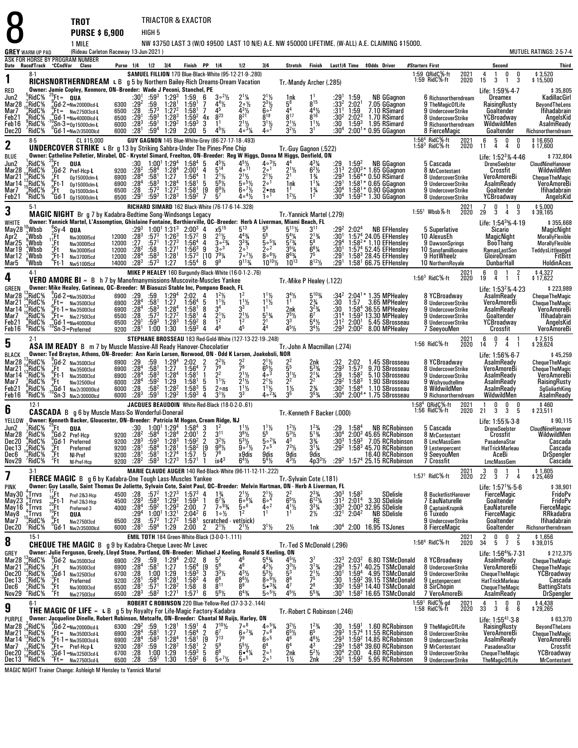# 8

**TROT** — TRIACTOR & EXACTOR

**PURSE $ 6,900** — HIGH 5

1 MILE — NW $3750 LAST 3 (W/O $9500 LAST 10 N/E) A.E. NW $50000 LIFETIME (W-ALL) A.E. CLAIMING $15000.

GREY WARM-UP PAD — (Rideau Carleton Raceway 13-Jun-2021) — MUTUEL RATINGS: 2-5-7-4

ASK FOR HORSE BY PROGRAM NUMBER

---

## 1 — RICHSNORTHERNDREAM L B (RED) — 8-1

g 5 by Northern Bailey-Rich Dreams-Dream Vacation

SAMUEL FILLION 170 Blue-Black-White (95-12-21-9-.280) — Tr.-Mandy Archer (.285)

Owner: Jamie Copley, Kenmore, ON--Breeder: Wade J Peconi, Stanchel, PE

1:59 QRidC⅝-ft 2021: 4 1 0 0 $3,520 | 1:59 RidC⅝-ft 2020: 15 3 1 3 $15,500 | Life: 1:59⅝-4-7 $35,805

| Date | Race#/Track | °CcndVar | Class | Purse | 1/4 | 1/2 | 3/4 | Finish | PP | 1/4 | 1/2 | 3/4 | Stretch | Finish | Last1/4 | Time | $Odds | Driver | #Starters First | Second | Third |
|---|---|---|---|---|---|---|---|---|---|---|---|---|---|---|---|---|---|---|---|---|---|
| Jun2 | 5RidC⅝ | 25Ft= | QUA | | :30¹ | :59³ | 1:29³ | 1:59 | 6 | 3∘2½ | 2¹¼ | 2¹½ | 1nk | 1¹ | :29¹ | 1:59 | NB | GGagnon | 6 Richsnortherndream | Dreamex | KadillacGirl |
| Mar28 | 15RidC⅝ | 9Gd-2 | =Nw20000lcd-L | 6300 | :29² | :59 | 1:28¹ | 1:59¹ | 7 | 4⁴½ | 2∘½ | 2³½ | 5⁸ | 8¹⁵ | :33² | 2:02¹ | 7.05 | GGagnon | 9 TheMagicOfLife | RaisingRusty | BeyondTheLens |
| Mar7 | 5RidC⅝ | 4Ft= | Nw2750l3cd-L | 6500 | :28 | :57³ | 1:27² | 1:58¹ | 7 | 4⁵ | 4³½ | 6∘² | 4⁴ | 4⁴½ | :31¹ | 1:59 | 7.10 | RSimard | 9 UndercoverStrike | Goaltender | Ifihadabrain |
| Feb21 | 4RidC⅝ | 4Gd-1 | =Nw40000lcd-L | 6500 | :29¹ | :59³ | 1:28³ | 1:59² | 4x | 8²³ | 8²¹ | 8¹⁸ | 8¹⁷ | 8¹⁶ | :30² | 2:02³ | 1.70 | RSimard | 8 UndercoverStrike | YCBroadway | AngelsKid |
| Feb16 | 9RidC⅝ | 10Sn-3 | =Op15000clm-L | 6000 | :28³ | :59¹ | 1:29² | 1:59³ | 3 | 1¹ | 2¹½ | 3¹½ | 2¹½ | 1¹½ | :30 | 1:59³ | 1.95 | RSimard | 9 Richsnortherndream | WildwildMen | AsalmReady |
| Dec20 | 7RidC⅝ | 0Gd-1 | =Nw2r35000lcd | 6000 | :28¹ | :59⁴ | 1:29 | 2:00 | 5 | 4⁵½ | 4∘³¼ | 4∘² | 3²½ | 3¹ | :30⁴ | 2:00¹* | 0.95 | GGagnon | 8 FierceMagic | Goaltender | Richsnortherndream |

---

## 2 — UNDERCOVER STRIKE L Br (BLUE) — 8-5 — CL $15,000

g 13 by Striking Sahbra-Under The Pines-Pine Chip

GUY GAGNON 145 Blue-White-Grey (86-27-17-18-.493) — Tr.-Guy Gagnon (.522)

Owner: Catherine Pelletier, Mirabel, QC - Krystel Simard, Freelton, ON--Breeder: Reg W Higgs, Donna M Higgs, Denfield, ON

1:56⁴ RidC⅝-ft 2021: 6 5 0 0 $16,650 | 1:58³ RidC⅝-ft 2020: 11 4 4 0 $17,600 | Life: 1:52³⅘-4-46 $732,804

| Date | Race#/Track | °CcndVar | Class | Purse | 1/4 | 1/2 | 3/4 | Finish | PP | 1/4 | 1/2 | 3/4 | Stretch | Finish | Last1/4 | Time | $Odds | Driver | #Starters First | Second | Third |
|---|---|---|---|---|---|---|---|---|---|---|---|---|---|---|---|---|---|---|---|---|---|
| Jun2 | 1RidC⅝ | 25Ft | QUA | | :30 | 1:00¹ | 1:29⁴ | 1:58⁴ | 5 | 4⁵½ | 4⁵½ | 4∘3½ | 4⁴ | 4³¼ | :29 | 1:59² | NB | GGagnon | 5 Cascada | DroneSeelster | CloudNineHanover |
| Mar28 | 9RidC⅝ | 9Gd-2 | Pref-Hcp-L | 9200 | :28² | :58⁴ | 1:28⁴ | 2:00¹ | 4 | 5¹⁴ | 4∘¹¹ | 2∘¹ | 2¹½ | 6²½ | :31³ | 2:00³* | 1.65 | GGagnon | 8 MrContestant | Crossfit | WildwildMen |
| Mar21 | 14RidC⅝ | 7Ft | Op15000clm-L | 6900 | :28⁴ | :58¹ | 1:27 | 1:56⁴ | 1 | 2¹½ | 2¹½ | 2¹½ | 2¹ | 1¾ | :29³ | 1:56⁴* | 0.50 | RSimard | 8 UndercoverStrike | VeroAmoreBi | ChequeTheMagic |
| Mar14 | 15RidC⅝ | 6Ft-1 | Op15000clm-L | 6900 | :28⁴ | :58³ | 1:28⁴ | 1:58¹ | 5 | 5⁸½ | 5∘5½ | 2∘¹ | 1nk | 1¹¼ | :29¹ | 1:58¹* | 0.65 | GGagnon | 9 UndercoverStrike | AsalmReady | VeroAmoreBi |
| Mar7 | 5RidC⅝ | 4Ft | Op15000clm-L | 6500 | :28 | :57³ | 1:27² | 1:58¹ | [9 | 6⁹½ | 6∘7½ | 2•ns | 1¹ | 1¾ | :30⁴ | 1:58¹* | 0.90 | GGagnon | 9 UndercoverStrike | Goaltender | Ifihadabrain |
| Feb21 | 4RidC⅝ | 4Gd-1 | Op15000clm-L | 6500 | :29¹ | :59³ | 1:28³ | 1:59² | 7 | 5⁷ | 4∘4½ | 1∘¹ | 1²½ | 1² | :30⁴ | 1:59²* | 1.30 | GGagnon | 8 UndercoverStrike | YCBroadway | AngelsKid |

---

## 3 — MAGIC NIGHT Br (WHITE) — 5-1

g 7 by Kadabra-Bedtime Song-Windsongs Legacy

RICHARD SIMARD 162 Black-White (76-17-6-14-.328) — Tr.-Yannick Martel (.279)

Owner: Yannick Martel, L'Assomption, Ghislaine Fontaine, Berthierville, QC--Breeder: Herb A Liverman, Miami Beach, FL

1:55¹ Wbsb⅞-ft 2021: 7 0 1 0 $5,000 | 2020: 29 3 4 3 $39,165 | Life: 1:54³⅘-4-19 $355,668

| Date | Race#/Track | °CcndVar | Class | Purse | 1/4 | 1/2 | 3/4 | Finish | PP | 1/4 | 1/2 | 3/4 | Stretch | Finish | Last1/4 | Time | $Odds | Driver | #Starters First | Second | Third |
|---|---|---|---|---|---|---|---|---|---|---|---|---|---|---|---|---|---|---|---|---|---|
| May28 | 10Wbsb | 6Sy-4 | QUA | | :29³ | 1:00¹ | 1:31³ | 2:00³ | 4 | x5¹⁵ | 5¹³ | 5⁹ | 5¹¹½ | 3¹¹ | :29² | 2:02⁴ | NB | EFHensley | 5 Superlative | Sicario | MagicNight |
| Apr2 | 9Wbsb | 11Ft | Nw3000l5cd | 12000 | :28³ | :57³ | 1:26³ | 1:57² | 9 | 2¹½ | 4⁴¾ | 5⁵ | 5⁴¼ | 2¹¾ | :30¹ | 1:57⁴ | 24.05 | EFHensley | 10 AlexusEh | MagicNight | MorallyFlexible |
| Mar25 | 9Wbsb | 2Ft | Nw3000l5cd | 12000 | :27 | :57¹ | 1:27³ | 1:56⁴ | 4 | 3∘2¾ | 3³¾ | 5∘5¼ | 5⁷¾ | 5⁸ | :29⁴ | 1:58²* | 1.10 | EFHensley | 9 DawsonSprings | BooThang | MorallyFlexible |
| Mar19 | 3Wbsb | 2Ft | Nw3000l5cd | 12000 | :28² | :58 | 1:27¹ | 1:56³ | 9 | 3∘³ | 2∘¹ | 2∘² | 3⁵¼ | 6⁸¼ | :30¹ | 1:57⁴ | 52.45 | EFHensley | 10 Sonofamillionaire | RamasLastSon | TeddysLittleangel |
| Mar12 | 7Wbsb | 3Ft-1 | Nw3750l5cd | 12000 | :28⁴ | :58³ | 1:28¹ | 1:57³ | [10 | 7⁹¼ | 7∘7½ | 8∘6½ | 8⁶¾ | 7⁵ | :29¹ | 1:58³ | 28.45 | EFHensley | 9 HotWheelz | GloireDream | FitBitt |
| Mar5 | 8Wbsb | 4Ft-1 | Nw5100l5cd | 14000 | :28³ | :57³ | 1:27 | 1:55⁴ | 6 | 9⁹ | 9¹¹¾ | 10¹⁰½ | 10¹³ | 8¹²½ | :29¹ | 1:58¹ | 66.75 | EFHensley | 10 NorthernRoyale | DunbarHall | HoldinAces |

---

## 4 — VERO AMORE BI = B (GREEN) — 4-1

h 7 by Manofmanymissions-Muscovite-Muscles Yankee

MIKE P HEALEY 160 Burgundy-Black-White (16-0-1-2-.76) — Tr.-Mike P Healey (.122)

Owner: Mike Healey, Gatineau, QC--Breeder: M Biasuzzi Stable Inc, Pompano Beach, FL

1:56³ RidC⅝-ft 2021: 6 0 1 2 $4,327 | 2020: 19 4 1 1 $17,622 | Life: 1:53²⅘-4-23 $223,989

| Date | Race#/Track | °CcndVar | Class | Purse | 1/4 | 1/2 | 3/4 | Finish | PP | 1/4 | 1/2 | 3/4 | Stretch | Finish | Last1/4 | Time | $Odds | Driver | #Starters First | Second | Third |
|---|---|---|---|---|---|---|---|---|---|---|---|---|---|---|---|---|---|---|---|---|---|
| Mar28 | 13RidC⅝ | 9Gd-2 | =Nw3500l3cd | 6900 | :29 | :59 | 1:29⁴ | 2:02 | 4 | 1²½ | 1² | 1¹½ | 3⁴½ | 5¹⁰¾ | :34² | 2:04¹* | 1.35 | MPHealey | 8 YCBroadway | AsalmReady | ChequeTheMagic |
| Mar21 | 14RidC⅝ | 7Ft= | =Nw3500l3cd | 6900 | :28⁴ | :58¹ | 1:27 | 1:56⁴ | 5 | 1¹½ | 1¹½ | 1¹½ | 1¹ | 2¾ | :30 | 1:57 | 3.65 | MPHealey | 8 UndercoverStrike | VeroAmoreBi | ChequeTheMagic |
| Mar14 | 15RidC⅝ | 6Ft-1 | =Nw3500l3cd | 6900 | :28⁴ | :58³ | 1:28⁴ | 1:58¹ | 8 | 3⁴ | 3³ | 1¹ | 2nk | 3²¾ | :30 | 1:58⁴ | 36.55 | MPHealey | 9 UndercoverStrike | AsalmReady | VeroAmoreBi |
| Mar7 | 5RidC⅝ | 4Ft= | Nw2750l3cd | 6500 | :28 | :57³ | 1:27² | 1:58¹ | 4 | 2¹½ | 2¹½ | 5¹¾ | 7⁵½ | 6⁷ | :31⁴ | 1:59³ | 13.30 | MPHealey | 9 UndercoverStrike | Goaltender | Ifihadabrain |
| Feb21 | 4RidC⅝ | 4Gd-1 | =Nw40000lcd | 6500 | :29¹ | :59³ | 1:28³ | 1:59² | 8 | 1² | 1² | 2¹ | 3³ | 5⁴½ | :31² | 2:00¹ | 5.45 | SBrosseau | 8 UndercoverStrike | YCBroadway | AngelsKid |
| Feb16 | 6RidC⅝ | 10Sn-3 | =Preferred | 9200 | :28¹ | 1:00 | 1:30 | 1:59³ | 4 | 4⁶ | 4⁵ | 4⁴ | 4⁵½ | 3⁴½ | :29³ | 2:00² | 8.00 | MPHealey | 7 SeeyouMen | Crossfit | VeroAmoreBi |

---

## 5 — ASA IM READY B (BLACK) — 2-1

m 7 by Muscle Massive-All Ready Hanover-Chocolatier

STEPHANE BROSSEAU 183 Red-Gold-White (127-13-22-19-.248) — Tr.-John A Macmillan (.274)

Owner: Ted Brayton, Athens, ON--Breeder: Ann Karin Larsen, Norwood, ON - Odd K Larsen, Joakobsli, NOR

1:56 RidC⅝-ft 2021: 6 0 4 1 $7,515 | 2020: 14 7 4 1 $29,624 | Life: 1:56⅘-6-7 $45,259

| Date | Race#/Track | °CcndVar | Class | Purse | 1/4 | 1/2 | 3/4 | Finish | PP | 1/4 | 1/2 | 3/4 | Stretch | Finish | Last1/4 | Time | $Odds | Driver | #Starters First | Second | Third |
|---|---|---|---|---|---|---|---|---|---|---|---|---|---|---|---|---|---|---|---|---|---|
| Mar28 | 13RidC⅝ | 9Gd-2 | Nw3500l3cd | 6900 | :29 | :59 | 1:29⁴ | 2:02 | 2 | 2²½ | 2² | 2¹½ | 2² | 2nk | :32 | 2:02 | 1.45 | SBrosseau | 8 YCBroadway | AsalmReady | ChequeTheMagic |
| Mar21 | 13RidC⅝ | 7Ft | Nw3500l3cd | 6900 | :28⁴ | :58¹ | 1:27 | 1:56⁴ | 7 | 7⁹ | 7⁹ | 6⁵½ | 5⁵ | 5³¾ | :29³ | 1:57³ | 9.70 | SBrosseau | 8 UndercoverStrike | VeroAmoreBi | ChequeTheMagic |
| Mar14 | 13RidC⅝ | 6Ft-1 | Nw3500l3cd | 6900 | :28⁴ | :58³ | 1:28⁴ | 1:58¹ | 1 | 2² | 2¹½ | 4∘³ | 3¹½ | 2¹¼ | :29 | 1:58² | 5.10 | SBrosseau | 9 UndercoverStrike | AsalmReady | VeroAmoreBi |
| Mar7 | 1RidC⅝ | 4Ft | Nw3250l3cd | 6000 | :28⁴ | :59² | 1:29 | 1:58¹ | 5 | 1¹½ | 2¹½ | 2¹½ | 2² | 2² | :29² | 1:58³ | 1.90 | SBrosseau | 9 Wishyoudtellme | AsalmReady | RaisingRusty |
| Feb21 | 6RidC⅝ | 4Gd-1 | Nw2r30000lcd | 6000 | :28 | :58² | 1:28² | 1:58³ | 5 | 2∘ns | 1¹½ | 1¹½ | 1½ | 2¾ | :30² | 1:58⁴ | 1.10 | SBrosseau | 8 WildwildMen | AsalmReady | SgGoliathKing |
| Feb16 | 9RidC⅝ | 10Sn-3 | Nw2r35000lcd | 6000 | :28³ | :59¹ | 1:29² | 1:59³ | 4 | 3¹½ | 3³ | 4∘2¾ | 3⁵ | 3⁵¾ | :30⁴ | 2:00⁴* | 1.75 | SBrosseau | 9 Richsnortherndream | WildwildMen | AsalmReady |

---

## 6 — CASCADA B (YELLOW) — 12-1

g 6 by Muscle Mass-So Wonderful-Donerail

JACQUES BEAUDOIN White-Red-Black (18-0-2-0-.61) — Tr.-Kenneth F Backer (.000)

Owner: Kenneth Backer, Gloucester, ON--Breeder: Patricia M Hogan, Cream Ridge, NJ

1:58⁴ QRidC⅝-ft 2021: 1 0 0 0 $460 | 1:56 RidC⅝-ft 2020: 21 3 3 5 $23,511 | Life: 1:55⅘-3-8 $90,115

| Date | Race#/Track | °CcndVar | Class | Purse | 1/4 | 1/2 | 3/4 | Finish | PP | 1/4 | 1/2 | 3/4 | Stretch | Finish | Last1/4 | Time | $Odds | Driver | #Starters First | Second | Third |
|---|---|---|---|---|---|---|---|---|---|---|---|---|---|---|---|---|---|---|---|---|---|
| Jun2 | 1RidC⅝ | 25Ft | QUA | | :30 | 1:00¹ | 1:29⁴ | 1:58⁴ | 3 | 1² | 1¹½ | 1¹½ | 1²½ | 1²¾ | :29 | 1:58⁴ | NB | RCRobinson | 5 Cascada | DroneSeelster | CloudNineHanover |
| Mar28 | 9RidC⅝ | 9Gd-2 | Pref-Hcp | 9200 | :28² | :58⁴ | 1:28⁴ | 2:00¹ | 2 | 3¹¹ | 3⁸½ | 5⁵ | 5³½ | 5¹¾ | :30⁴ | 2:00³ | 45.65 | RCRobinson | 8 MrContestant | Crossfit | WildwildMen |
| Dec20 | 2RidC⅝ | 0Gd-1 | Preferred | 9200 | :28³ | :59³ | 1:28³ | 1:59² | 2 | 3²½ | 5³½ | 5∘2¼ | 4³ | 3¾ | :30³ | 1:59³ | 7.05 | RCRobinson | 8 LmcMassGem | PasadenaStar | Cascada |
| Dec13 | 14RidC⅝ | 4Ft | Preferred | 9200 | :28¹ | :58⁴ | 1:28¹ | 1:58² | [9 | 9⁹½ | 9∘7½ | 7∘⁵ | 7³½ | 3¹¼ | :29² | 1:58³ | 45.70 | RCRobinson | 9 Lestenpercent | HatTrickMarleau | Cascada |
| Dec6 | 14RidC⅝ | 4Ft | NI-Pref | 9200 | :28¹ | :58¹ | 1:27⁴ | 1:57 | 5 | 7⁸ | x9dis | 9dis | 9dis | 9dis | | | 16.40 | RCRobinson | 9 SeeyouMen | AceBi | DrSpengler |
| Nov29 | 7RidC⅝ | 2Ft | NI-Pref-Hcp | 9200 | :28² | :58³ | 1:27³ | 1:57¹ | 1 | ix4³ | 6⁴½ | 5⁴½ | 4³½ | 4p3³½ | :29² | 1:57⁴ | 25.15 | RCRobinson | 7 Crossfit | LmcMassGem | Cascada |

---

## 7 — FIERCE MAGIC B (PINK) — 3-1

g 6 by Kadabra-One Tough Lass-Muscles Yankee

MARIE CLAUDE AUGER 140 Red-Black-White (96-11-12-11-.222) — Tr.-Sylvain Cote (.181)

Owner: Guy Lasalle, Saint Thomas De Joliette, Sylvain Cote, Saint Paul, QC--Breeder: Melvin Hartman, ON - Herb A Liverman, FL

1:57¹ RidC⅝-ft 2021: 3 0 1 1 $1,605 | 2020: 22 3 7 4 $25,469 | Life: 1:57¹⅘-5-6 $38,901

| Date | Race#/Track | °CcndVar | Class | Purse | 1/4 | 1/2 | 3/4 | Finish | PP | 1/4 | 1/2 | 3/4 | Stretch | Finish | Last1/4 | Time | $Odds | Driver | #Starters First | Second | Third |
|---|---|---|---|---|---|---|---|---|---|---|---|---|---|---|---|---|---|---|---|---|---|
| May30 | 4Trrvs | 17Ft | Pref-2&3-Hcp | 4500 | :28 | :57² | 1:27³ | 1:57³ | 4 | 1¾ | 2¹½ | 2¹½ | 2² | 2³¾ | :30³ | 1:58² | | SDelisle | 8 BucketlistHanover | FierceMagic | FridoPv |
| May23 | 5Trrvs | 18Ft-1 | Pref-2&3-Hcp | 4500 | :28³ | :58³ | 1:29² | 1:59² | 1 | 6⁷¼ | 6∘6¾ | 6∘⁴ | 6⁵½ | 6¹²¼ | :31³ | 2:01⁴ | 3.30 | SDelisle | 7 EauNaturelle | Goaltender | FridoPv |
| May16 | 3Trrvs | 20Ft | Preferred-3 | 4000 | :28⁴ | :59² | 1:29³ | 2:00 | 7 | 7∘8¾ | 5∘⁶ | 4∘² | 4¹½ | 3³¼ | :30³ | 2:00³ | 32.95 | SDelisle | 8 CaptainKrupnik | EauNaturelle | FierceMagic |
| May8 | 4Trrvs | 10Ft | QUA | | :29⁴ | 1:00¹ | 1:32¹ | 2:04² | 6 | 1∘½ | 1² | 1¹ | 1¹ | 2½ | :32¹ | 2:04² | NB | SDelisle | 6 Tuxedo | FierceMagic | RRkadabra |
| Mar7 | 5RidC⅝ | 4Ft | Nw2750l3cd | 6500 | :28 | :57³ | 1:27² | 1:58¹ | | scratched - vet(sick) | | | | | | | RE | | 9 UndercoverStrike | Goaltender | Ifihadabrain |
| Dec20 | 7RidC⅝ | 0Gd-1 | Nw2r35000lcd | 6000 | :28¹ | :59⁴ | 1:29 | 2:00 | 2 | 2¹½ | 2¹½ | 3¹½ | 2½ | 1nk | :30⁴ | 2:00 | 16.95 | TSJones | 8 FierceMagic | Goaltender | Richsnortherndream |

---

## 8 — CHEQUE THE MAGIC B (GREY) — 15-1

g 9 by Kadabra-Cheque Lavec-Mr Lavec

EMIL TOTH 184 Green-White-Black (3-0-0-1-.111) — Tr.-Ted S McDonald (.296)

Owner: Julie Ferguson, Greely, Lloyd Stone, Portland, ON--Breeder: Michael J Keeling, Ronald S Keeling, ON

1:56⁴ RidC⅝-ft 2021: 2 0 0 2 $1,656 | 2020: 34 5 7 5 $39,015 | Life: 1:56⁴⅘-7-31 $212,375

| Date | Race#/Track | °CcndVar | Class | Purse | 1/4 | 1/2 | 3/4 | Finish | PP | 1/4 | 1/2 | 3/4 | Stretch | Finish | Last1/4 | Time | $Odds | Driver | #Starters First | Second | Third |
|---|---|---|---|---|---|---|---|---|---|---|---|---|---|---|---|---|---|---|---|---|---|
| Mar28 | 13RidC⅝ | 9Gd-2 | Nw3500l3cd | 6900 | :29 | :59 | 1:29⁴ | 2:02 | 8 | 5⁷ | 4⁶ | 5⁴¾ | 4⁵½ | 3⁷ | :32³ | 2:03² | 6.80 | TSMcDonald | 8 YCBroadway | AsalmReady | ChequeTheMagic |
| Mar21 | 14RidC⅝ | 7Ft | Nw3500l3cd | 6900 | :28⁴ | :58¹ | 1:27 | 1:56⁴ | [9 | 5⁶ | 4⁶ | 4³½ | 3³½ | 3¹¾ | :29³ | 1:57¹ | 40.25 | TSMcDonald | 8 UndercoverStrike | VeroAmoreBi | ChequeTheMagic |
| Dec20 | 1RidC⅝ | 0Gd-1 | Nw3250l3cd | 6700 | :28 | 1:00 | 1:29 | 1:59³ | 3 | 3³½ | 4³½ | 5³½ | 5³ | 2¹½ | :30¹ | 1:59⁴ | 4.95 | TSMcDonald | 9 UndercoverStrike | ChequeTheMagic | YCBroadway |
| Dec13 | 2RidC⅝ | 4Ft | Preferred | 9200 | :28¹ | :58⁴ | 1:28¹ | 1:58² | 4 | 6⁶ | 8⁶½ | 8∘6½ | 8⁶ | 7⁵ | :30 | 1:59² | 39.15 | TSMcDonald | 9 Lestenpercent | HatTrickMarleau | Cascada |
| Dec6 | 2RidC⅝ | 4Ft | Nw3000l3cd | 6500 | :28¹ | :57¹ | 1:28² | 1:58 | 8 | 8¹¹ | 8⁹ | 5∘3¾ | 4⁷ | 2⁸ | :30² | 1:59³ | 14.40 | TSMcDonald | 8 SirChopin | ChequeTheMagic | BattingStats |
| Nov29 | 2RidC⅝ | 2Ft | Nw2750l3cd | 6500 | :28³ | :58² | 1:27¹ | 1:57¹ | 6 | 5⁶½ | 6⁴¾ | 5∘5½ | 4⁵½ | 5⁵¾ | :30¹ | 1:58² | 16.65 | TSMcDonald | 7 VeroAmoreBi | AsalmReady | DrSpengler |

---

## 9 — THE MAGIC OF LIFE = L B (PURPLE) — 6-1

g 5 by Royalty For Life-Magic Factory-Kadabra

ROBERT C ROBINSON 220 Blue-Yellow-Red (37-3-3-2-.144) — Tr.-Robert C Robinson (.246)

Owner: Jacqueline Dinelle, Robert Robinson, Metcalfe, ON--Breeder: Chantal M Ruijs, Harley, ON

1:59¹ RidC⅝-gd 2021: 4 1 0 0 $4,438 | 1:58 RidC⅝-ft 2020: 33 3 6 6 $29,265 | Life: 1:55⁴¹-3-8 $63,370

| Date | Race#/Track | °CcndVar | Class | Purse | 1/4 | 1/2 | 3/4 | Finish | PP | 1/4 | 1/2 | 3/4 | Stretch | Finish | Last1/4 | Time | $Odds | Driver | #Starters First | Second | Third |
|---|---|---|---|---|---|---|---|---|---|---|---|---|---|---|---|---|---|---|---|---|---|
| Mar28 | 2RidC⅝ | 9Gd-2 | =Nw20000lcd-L | 6300 | :29² | :59 | 1:28¹ | 1:59¹ | 4 | 7¹⁰½ | 7∘⁸ | 4∘5¾ | 3²½ | 1²¾ | :30 | 1:59¹ | 1.60 | RCRobinson | 9 TheMagicOfLife | RaisingRusty | BeyondTheLens |
| Mar21 | 14RidC⅝ | 7Ft= | =Nw3500l3cd-L | 6900 | :28⁴ | :58¹ | 1:27 | 1:56⁴ | 2 | 6⁷ | 6∘7¾ | 7∘⁶ | 6⁵½ | 6⁵ | :29³ | 1:57⁴ | 11.55 | RCRobinson | 8 UndercoverStrike | VeroAmoreBi | ChequeTheMagic |
| Mar14 | 13RidC⅝ | 6Ft-1 | =Nw3500l3cd-L | 6900 | :28⁴ | :58³ | 1:28⁴ | 1:58¹ | [9 | 7¹³ | 7⁹ | 6∘⁵ | 4⁶ | 4⁶½ | :29³ | 1:59² | 14.85 | RCRobinson | 9 UndercoverStrike | AsalmReady | VeroAmoreBi |
| Mar7 | 13RidC⅝ | 9Ft= | Pref-Hcp-L | 9200 | :28² | :59 | 1:28² | 1:58¹ | 2 | 5⁹ | 5⁵½ | 6⁴ | 6⁴ | 4³ | :29³ | 1:58⁴ | 39.60 | RCRobinson | 9 MrContestant | PasadenaStar | Crossfit |
| Dec20 | 13RidC⅝ | 0Gd-1 | =Nw3250l3cd-L | 6700 | :28 | 1:00 | 1:29 | 1:59³ | 5 | 6⁸ | 6∘4¼ | 2∘¹ | 2nk | 5²½ | :30⁴ | 2:00 | 4.60 | RCRobinson | 9 UndercoverStrike | ChequeTheMagic | YCBroadway |
| Dec13 | 14RidC⅝ | 3Ft= | Nw2750l3cd-L | 6500 | :28 | :59¹ | 1:30 | 1:59² | 6 | 5∘7½ | 5∘⁵ | 2∘¹ | 1½ | 2nk | :29¹ | 1:59² | 5.95 | RCRobinson | 9 UndercoverStrike | TheMagicOfLife | MrContestant |

MAGIC NIGHT Trainer Change: Ashleigh M Hensley to Yannick Martel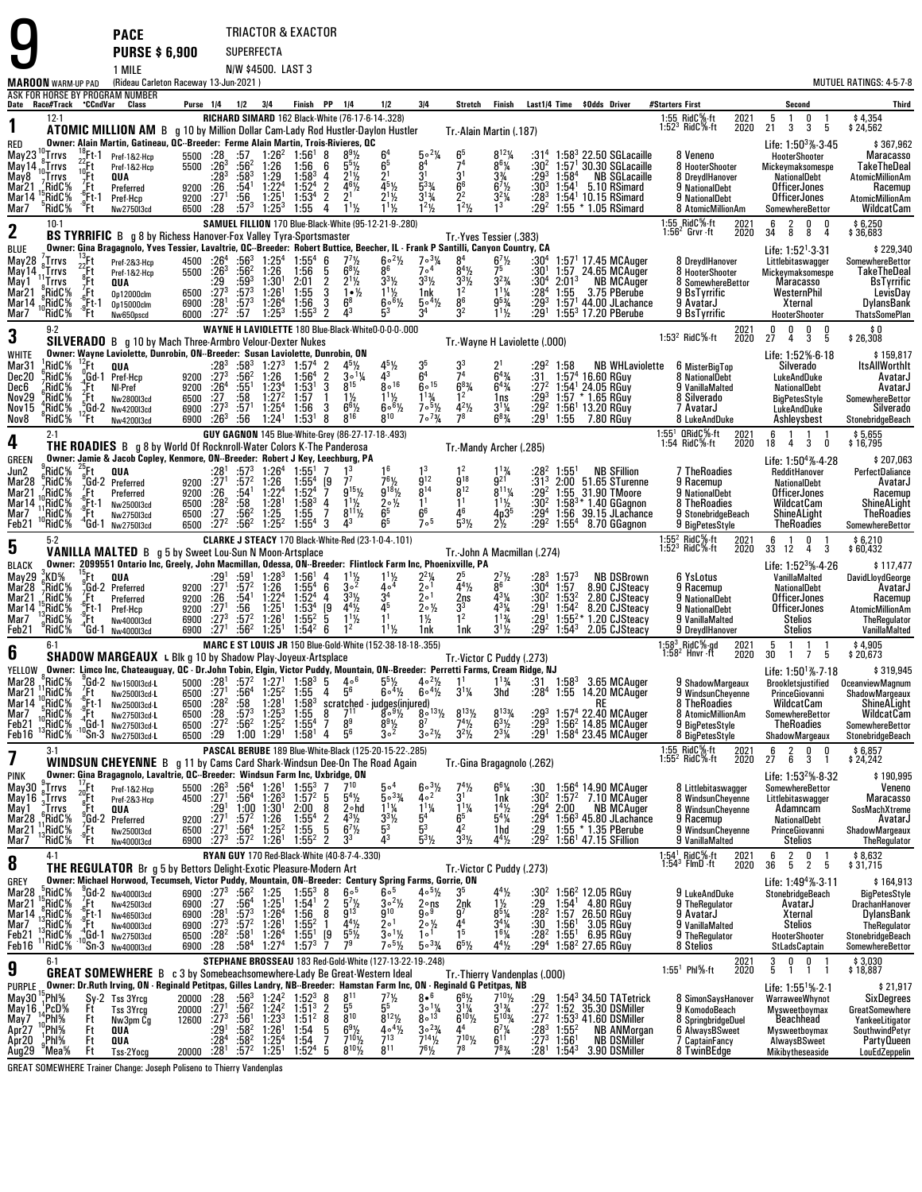# 9 PACE — PURSE $ 6,900 — 1 MILE

TRIACTOR & EXACTOR
SUPERFECTA
N/W $4500. LAST 3

MAROON WARM-UP PAD (Rideau Carleton Raceway 13-Jun-2021)

MUTUEL RATINGS: 4-5-7-8

ASK FOR HORSE BY PROGRAM NUMBER

## 1 — ATOMIC MILLION AM (12-1) — RED

**RICHARD SIMARD** 162 Black-White (76-17-6-14-.328)

B g 10 by Million Dollar Cam-Lady Rod Hustler-Daylon Hustler — Tr.-Alain Martin (.187)

Owner: Alain Martin, Gatineau, QC--Breeder: Ferme Alain Martin, Trois-Rivieres, QC

1:55 RidC⅝-ft 2021: 5 1 0 1 $4,354 — 1:52³ RidC⅝-ft 2020: 21 3 3 5 $24,562 — Life: 1:50³⅝-3-45 $367,962

| Date | Race#/Track | Cond | Class | Purse | 1/4 | 1/2 | 3/4 | Finish | PP | 1/4 | 1/2 | 3/4 | Stretch | Finish | Last1/4 | Time | $Odds | Driver | #Starters First | Second | Third |
|---|---|---|---|---|---|---|---|---|---|---|---|---|---|---|---|---|---|---|---|---|---|
| May23 | 10Trrvs | 18Ft-1 | Pref-1&2-Hcp | 5500 | :28 | :57 | 1:26² | 1:56¹ | 8 | 8⁹½ | 6⁴ | 5○2¼ | 6⁵ | 8¹²¼ | :31⁴ | 1:58³ | 22.50 | SGLacaille | 8 Veneno | HooterShooter | Maracasso |
| May14 | 10Trrvs | 22Ft | Pref-1&2-Hcp | 5500 | :26³ | :56² | 1:26 | 1:56 | 6 | 5⁵½ | 6⁵ | 8⁴ | 7⁴ | 8⁶¼ | :30² | 1:57¹ | 30.30 | SGLacaille | 8 HooterShooter | Mickeymaksomespe | TakeTheDeal |
| May8 | 7Trrvs | 10Ft | QUA | | :28³ | :58³ | 1:29 | 1:58³ | 4 | 2¹½ | 2¹ | 3¹ | 3¹ | 3¾ | :29³ | 1:58⁴ | NB | SGLacaille | 8 DreydlHanover | NationalDebt | AtomicMillionAm |
| Mar21 | 7RidC⅝ | 7Ft | Preferred | 9200 | :26 | :54¹ | 1:22⁴ | 1:52⁴ | 2 | 4⁶½ | 4⁵½ | 5³¾ | 6⁶ | 6⁷½ | :30³ | 1:54¹ | 5.10 | RSimard | 9 NationalDebt | OfficerJones | Racemup |
| Mar14 | 15RidC⅝ | 6Ft-1 | Pref-Hcp | 9200 | :27¹ | :56 | 1:25¹ | 1:53⁴ | 2 | 2¹ | 2¹½ | 3¹¾ | 2² | 3²¼ | :28³ | 1:54¹ | 10.15 | RSimard | 9 NationalDebt | OfficerJones | AtomicMillionAm |
| Mar7 | 5RidC⅝ | 9Ft | Nw2750l3cd | 6500 | :28 | :57³ | 1:25³ | 1:55 | 4 | 1¹½ | 1¹½ | 1²½ | 1²½ | 1³ | :29² | 1:55 | *1.05 | RSimard | 8 AtomicMillionAm | SomewhereBettor | WildcatCam |

## 2 — BS TYRRIFIC (10-1) — BLUE

**SAMUEL FILLION** 170 Black-Blue-Black-White (95-12-21-9-.280)

B g 8 by Richess Hanover-Fox Valley Tyra-Sportsmaster — Tr.-Yves Tessier (.383)

Owner: Gina Bragagnolo, Yves Tessier, Lavaltrie, QC--Breeder: Robert Buttice, Beecher, IL - Frank P Santilli, Canyon Country, CA

1:55 RidC⅝-ft 2021: 6 2 0 0 $6,250 — 1:56² Grvr-ft 2020: 34 8 8 4 $36,683 — Life: 1:52¹-3-31 $229,340

| Date | Race#/Track | Cond | Class | Purse | 1/4 | 1/2 | 3/4 | Finish | PP | 1/4 | 1/2 | 3/4 | Stretch | Finish | Last1/4 | Time | $Odds | Driver | #Starters First | Second | Third |
|---|---|---|---|---|---|---|---|---|---|---|---|---|---|---|---|---|---|---|---|---|---|
| May28 | 7Trrvs | 13Ft | Pref-2&3-Hcp | 4500 | :26⁴ | :56³ | 1:25⁴ | 1:55⁴ | 6 | 7⁷½ | 6○2½ | 7○3¼ | 8⁴ | 6⁷½ | :30⁴ | 1:57¹ | 17.45 | MCAuger | 8 DreydlHanover | Littlebitaswagger | SomewhereBettor |
| May14 | 8Trrvs | 22Ft | Pref-1&2-Hcp | 5500 | :26³ | :56² | 1:26 | 1:56 | 5 | 6⁸½ | 8⁶ | 7○⁴ | 8⁴½ | 7⁵ | :30¹ | 1:57 | 24.65 | MCAuger | 8 HooterShooter | Mickeymaksomespe | TakeTheDeal |
| May1 | 11Trrvs | 8Ft | QUA | | :29 | :59³ | 1:30¹ | 2:01 | 2 | 2¹½ | 3³½ | 3³½ | 3³½ | 3²¾ | :30⁴ | 2:01³ | NB | MCAuger | 8 SomewhereBettor | Maracasso | BsTyrrific |
| Mar21 | 8RidC⅝ | 7Ft | Op12000clm | 6500 | :27³ | :57³ | 1:26¹ | 1:55 | 3 | 1●½ | 1¹½ | 1nk | 1² | 1¹¼ | :28⁴ | 1:55 | 3.75 | PBerube | 9 BsTyrrific | WesternPhil | LevisDay |
| Mar14 | 10RidC⅝ | 6Ft-1 | Op15000clm | 6900 | :28¹ | :57³ | 1:26⁴ | 1:56 | 3 | 6⁸ | 6○6½ | 5○4½ | 8⁶ | 9⁵¾ | :29³ | 1:57¹ | 44.00 | JLachance | 9 AvatarJ | Xternal | DylansBank |
| Mar7 | 10RidC⅝ | 9Ft | Nw650pscd | 6000 | :27² | :57 | 1:25³ | 1:55³ | 2 | 4³ | 5³ | 3⁴ | 3² | 1¹½ | :29¹ | 1:55³ | 17.20 | PBerube | 9 BsTyrrific | HooterShooter | ThatsSomePlan |

## 3 — SILVERADO (9-2) — WHITE

**WAYNE H LAVIOLETTE** 180 Blue-Black-White (0-0-0-0-.000)

B g 10 by Mach Three-Armbro Velour-Dexter Nukes — Tr.-Wayne H Laviolette (.000)

Owner: Wayne Laviolette, Dunrobin, ON--Breeder: Susan Laviolette, Dunrobin, ON

1:53² RidC⅝-ft 2021: 0 0 0 0 $0 — 2020: 27 4 3 5 $26,308 — Life: 1:52⅗-6-18 $159,817

| Date | Race#/Track | Cond | Class | Purse | 1/4 | 1/2 | 3/4 | Finish | PP | 1/4 | 1/2 | 3/4 | Stretch | Finish | Last1/4 | Time | $Odds | Driver | #Starters First | Second | Third |
|---|---|---|---|---|---|---|---|---|---|---|---|---|---|---|---|---|---|---|---|---|---|
| Mar31 | 1RidC⅝ | 12Ft | QUA | | :28³ | :58³ | 1:27³ | 1:57⁴ | 2 | 4⁵½ | 4⁵½ | 3⁵ | 3³ | 2¹ | :29² | 1:58 | NB | WHLaviolette | 6 MisterBigTop | Silverado | ItsAllWorthIt |
| Dec20 | 6RidC⅝ | 0Gd-1 | Pref-Hcp | 9200 | :27³ | :56² | 1:26 | 1:56⁴ | 2 | 3○1¼ | 4³ | 6⁴ | 7⁴ | 6⁴¾ | :31 | 1:57⁴ | 16.60 | RGuy | 8 NationalDebt | LukeAndDuke | AvatarJ |
| Dec6 | 7RidC⅝ | 4Ft | Nl-Pref | 9200 | :26⁴ | :55¹ | 1:23⁴ | 1:53¹ | 3 | 8¹⁵ | 8○16 | 6○15 | 6⁸¾ | 6⁴¾ | :27² | 1:54¹ | 24.05 | RGuy | 9 VanillaMalted | NationalDebt | AvatarJ |
| Nov29 | 6RidC⅝ | 2Ft | Nw2800l3cd | 6500 | :27 | :58 | 1:27² | 1:57 | 1 | 1½ | 1¹½ | 1¹¾ | 1² | 1ns | :29³ | 1:57 | *1.65 | RGuy | 8 Silverado | BigPetesStyle | SomewhereBettor |
| Nov15 | 4RidC⅝ | 5Gd-2 | Nw4200l3cd | 6900 | :27³ | :57¹ | 1:25⁴ | 1:56 | 3 | 6⁶½ | 6○6½ | 7○5½ | 4²½ | 3¹¼ | :29² | 1:56¹ | 13.20 | RGuy | 7 AvatarJ | LukeAndDuke | Silverado |
| Nov8 | 8RidC⅝ | 12Ft | Nw4200l3cd | 6900 | :26³ | :56 | 1:24¹ | 1:53¹ | 8 | 8¹⁶ | 8¹⁰ | 7○7¾ | 7⁸ | 6⁸¾ | :29¹ | 1:55 | 7.80 | RGuy | 8 LukeAndDuke | Ashleysbest | StonebridgeBeach |

## 4 — THE ROADIES (2-1) — GREEN

**GUY GAGNON** 145 Blue-White-Grey (86-27-17-18-.493)

B g 8 by World Of Rocknroll-Water Colors K-The Panderosa — Tr.-Mandy Archer (.285)

Owner: Jamie & Jacob Copley, Kenmore, ON--Breeder: Robert J Key, Leechburg, PA

1:55¹ QRidC⅝-ft 2021: 6 1 1 1 $5,655 — 1:54 RidC⅝-ft 2020: 18 4 3 0 $16,795 — Life: 1:50⁴⅝-4-28 $207,063

| Date | Race#/Track | Cond | Class | Purse | 1/4 | 1/2 | 3/4 | Finish | PP | 1/4 | 1/2 | 3/4 | Stretch | Finish | Last1/4 | Time | $Odds | Driver | #Starters First | Second | Third |
|---|---|---|---|---|---|---|---|---|---|---|---|---|---|---|---|---|---|---|---|---|---|
| Jun2 | 9RidC⅝ | 25Ft | QUA | | :28¹ | :57³ | 1:26⁴ | 1:55¹ | 7 | 1³ | 1⁶ | 1³ | 1² | 1¹¾ | :28² | 1:55¹ | NB | SFillion | 7 TheRoadies | RedditHanover | PerfectDaliance |
| Mar28 | 6RidC⅝ | 7Gd-2 | Preferred | 9200 | :27¹ | :57² | 1:26 | 1:55⁴ | [9 | 7⁷ | 7⁶½ | 9¹² | 9¹⁸ | 9²¹ | :31³ | 2:00 | 51.65 | STurenne | 9 Racemup | NationalDebt | AvatarJ |
| Mar21 | 10RidC⅝ | 7Ft | Preferred | 9200 | :26 | :54¹ | 1:22⁴ | 1:52⁴ | 7 | 9¹⁵½ | 9¹⁸½ | 8¹⁴ | 8¹² | 8¹¹¼ | :29² | 1:55 | 31.90 | TMoore | 9 NationalDebt | OfficerJones | Racemup |
| Mar14 | 11RidC⅝ | 6Ft-1 | Nw2500l3cd | 6500 | :28² | :58 | 1:28¹ | 1:58³ | 4 | 1¹½ | 2○½ | 1¹ | 1¹ | 1¹½ | :30² | 1:58³ | *1.40 | GGagnon | 8 TheRoadies | WildcatCam | ShineALight |
| Mar7 | 10RidC⅝ | 9Ft | Nw2750l3cd | 6500 | :27 | :56² | 1:25 | 1:55 | 7 | 8¹¹½ | 6⁵ | 6⁶ | 4⁶ | 4³⁵ | :29⁴ | 1:56 | 39.15 | JLachance | 9 StonebridgeBeach | ShineALight | TheRoadies |
| Feb21 | 9RidC⅝ | 4Gd-1 | Nw3000l3cd | 6500 | :27² | :56² | 1:25² | 1:55⁴ | 3 | 4³ | 6⁵ | 7○5 | 5³½ | 2½ | :29² | 1:55⁴ | 8.70 | GGagnon | 9 BigPetesStyle | TheRoadies | SomewhereBettor |

## 5 — VANILLA MALTED (5-2) — BLACK

**CLARKE J STEACY** 170 Black-White-Red (23-1-0-4-.101)

B g 5 by Sweet Lou-Sun N Moon-Artsplace — Tr.-John A Macmillan (.274)

Owner: 2099551 Ontario Inc, Greely, John Macmillan, Odessa, ON--Breeder: Flintlock Farm Inc, Phoenixville, PA

1:55² RidC⅝-ft 2021: 6 1 0 1 $6,210 — 1:52³ RidC⅝-ft 2020: 33 12 4 3 $60,432 — Life: 1:52³⅝-4-26 $117,477

| Date | Race#/Track | Cond | Class | Purse | 1/4 | 1/2 | 3/4 | Finish | PP | 1/4 | 1/2 | 3/4 | Stretch | Finish | Last1/4 | Time | $Odds | Driver | #Starters First | Second | Third |
|---|---|---|---|---|---|---|---|---|---|---|---|---|---|---|---|---|---|---|---|---|---|
| May29 | 3KD⅝ | 15Ft | QUA | | :29¹ | :59¹ | 1:28³ | 1:56¹ | 4 | 1¹½ | 1¹½ | 2²¼ | 2⁵ | 2⁷½ | :28³ | 1:57³ | NB | DSBrown | 6 YsLotus | VanillaMalted | DavidLloydGeorge |
| Mar28 | 6RidC⅝ | 7Gd-2 | Preferred | 9200 | :27¹ | :57² | 1:26 | 1:55⁴ | 6 | 3○² | 4○⁴ | 2○¹ | 4⁴½ | 8⁶ | :30⁴ | 1:57 | 8.90 | CJSteacy | 9 Racemup | NationalDebt | AvatarJ |
| Mar21 | 7RidC⅝ | 7Ft | Preferred | 9200 | :26 | :54¹ | 1:22⁴ | 1:52⁴ | 4 | 3³½ | 3⁴ | 2○¹ | 2ns | 4³¼ | :30² | 1:53² | 2.80 | CJSteacy | 9 NationalDebt | OfficerJones | Racemup |
| Mar14 | 15RidC⅝ | 6Ft-1 | Pref-Hcp | 9200 | :27¹ | :56 | 1:25¹ | 1:53⁴ | [9 | 4⁴½ | 4⁵ | 2○½ | 3³ | 4³¼ | :29¹ | 1:54² | 8.20 | CJSteacy | 9 NationalDebt | OfficerJones | AtomicMillionAm |
| Mar7 | 13RidC⅝ | 9Ft | Nw4000l3cd | 6900 | :27³ | :57² | 1:26¹ | 1:55² | 5 | 1¹½ | 1¹ | 1½ | 1² | 1¹¾ | :29¹ | 1:55² | *1.20 | CJSteacy | 9 VanillaMalted | Stelios | TheRegulator |
| Feb21 | 9RidC⅝ | 4Gd-1 | Nw4000l3cd | 6900 | :27¹ | :56² | 1:25¹ | 1:54² | 6 | 1² | 1¹½ | 1nk | 1nk | 3¹½ | :29² | 1:54³ | 2.05 | CJSteacy | 9 DreydlHanover | Stelios | VanillaMalted |

## 6 — SHADOW MARGEAUX (6-1) — YELLOW

**MARC E ST LOUIS JR** 150 Blue-Gold-White (152-38-18-18-.355)

L Blk g 10 by Shadow Play-Joyeux-Artsplace — Tr.-Victor C Puddy (.273)

Owner: Limco Inc, Chateauguay, QC - Dr.John Tobin, Elgin, Victor Puddy, Mountain, ON--Breeder: Perretti Farms, Cream Ridge, NJ

1:58³ RidC⅝-gd 2021: 5 1 1 1 $4,905 — 1:58² Hnvr-ft 2020: 30 1 7 5 $20,673 — Life: 1:50¹⅝-7-18 $319,945

| Date | Race#/Track | Cond | Class | Purse | 1/4 | 1/2 | 3/4 | Finish | PP | 1/4 | 1/2 | 3/4 | Stretch | Finish | Last1/4 | Time | $Odds | Driver | #Starters First | Second | Third |
|---|---|---|---|---|---|---|---|---|---|---|---|---|---|---|---|---|---|---|---|---|---|
| Mar28 | 9RidC⅝ | 7Gd-2 | Nw1500l3cd-L | 5000 | :28¹ | :57² | 1:27¹ | 1:58³ | 5 | 4○⁶ | 5⁵½ | 4○2½ | 1¹ | 1¹¾ | :31 | 1:58³ | 3.65 | MCAuger | 9 ShadowMargeaux | Brookletsjustified | OceanviewMagnum |
| Mar21 | 11RidC⅝ | 7Ft | Nw2500l3cd-L | 6500 | :27¹ | :56⁴ | 1:25² | 1:55 | 4 | 5⁶ | 6○4½ | 6○4½ | 3¹¼ | 3hd | :28⁴ | 1:55 | 14.20 | MCAuger | 9 WindsunCheyenne | PrinceGiovanni | ShadowMargeaux |
| Mar14 | 5RidC⅝ | 6Ft-1 | Nw2500l3cd-L | 6500 | :28² | :58 | 1:28¹ | 1:58³ | | scratched - judges(injured) | | | | | | | | RE | 8 TheRoadies | WildcatCam | ShineALight |
| Mar7 | 10RidC⅝ | 9Ft | Nw2750l3cd-L | 6500 | :28 | :57³ | 1:25³ | 1:55 | 8 | 7¹¹ | 8○9½ | 8○13½ | 8¹³½ | 8¹³¾ | :29³ | 1:57⁴ | 22.40 | MCAuger | 8 AtomicMillionAm | SomewhereBettor | WildcatCam |
| Feb21 | 13RidC⅝ | 4Gd-1 | Nw2750l3cd-L | 6500 | :27² | :56² | 1:25² | 1:55⁴ | 7 | 8⁹ | 8⁸½ | 8⁷ | 7⁴½ | 6³½ | :29³ | 1:56² | 14.85 | MCAuger | 9 BigPetesStyle | TheRoadies | SomewhereBettor |
| Feb16 | 13RidC⅝ | 10Sn-3 | Nw2750l3cd-L | 6500 | :29 | 1:00 | 1:29¹ | 1:58¹ | 4 | 5⁶ | 3○² | 3○2½ | 3²½ | 2³¼ | :29¹ | 1:58⁴ | 23.45 | MCAuger | 8 BigPetesStyle | ShadowMargeaux | StonebridgeBeach |

## 7 — WINDSUN CHEYENNE (3-1) — PINK

**PASCAL BERUBE** 189 Blue-White-Black (125-20-15-22-.285)

B g 11 by Cams Card Shark-Windsun Dee-On The Road Again — Tr.-Gina Bragagnolo (.262)

Owner: Gina Bragagnolo, Lavaltrie, QC--Breeder: Windsun Farm Inc, Uxbridge, ON

1:55 RidC⅝-ft 2021: 6 2 0 0 $6,857 — 1:55² RidC⅝-ft 2020: 27 6 3 1 $24,242 — Life: 1:53²⅝-8-32 $190,995

| Date | Race#/Track | Cond | Class | Purse | 1/4 | 1/2 | 3/4 | Finish | PP | 1/4 | 1/2 | 3/4 | Stretch | Finish | Last1/4 | Time | $Odds | Driver | #Starters First | Second | Third |
|---|---|---|---|---|---|---|---|---|---|---|---|---|---|---|---|---|---|---|---|---|---|
| May30 | 9Trrvs | 17Ft | Pref-1&2-Hcp | 5500 | :26³ | :56⁴ | 1:26¹ | 1:55³ | 7 | 7¹⁰ | 5○⁴ | 6○3½ | 7⁴½ | 6⁸¼ | :30 | 1:56⁴ | 14.90 | MCAuger | 8 Littlebitaswagger | SomewhereBettor | Veneno |
| May16 | 3Trrvs | 20Ft | Pref-2&3-Hcp | 4500 | :27¹ | :56⁴ | 1:26³ | 1:57² | 5 | 5⁴½ | 5○3¾ | 4○² | 3¹ | 1nk | :30² | 1:57² | 7.10 | MCAuger | 8 WindsunCheyenne | Littlebitaswagger | Maracasso |
| May1 | 3Trrvs | 8Ft | QUA | | :29¹ | 1:00 | 1:30¹ | 2:00 | 8 | 2○hd | 1¹¼ | 1¹¼ | 1¹¼ | 1⁴½ | :29⁴ | 2:00 | NB | MCAuger | 8 WindsunCheyenne | Adamncam | SosMachXtreme |
| Mar28 | 6RidC⅝ | 7Gd-2 | Preferred | 9200 | :27¹ | :57² | 1:26 | 1:55⁴ | 2 | 4³½ | 3³½ | 5⁴ | 6⁵ | 5⁴¼ | :29⁴ | 1:56³ | 45.80 | JLachance | 9 Racemup | NationalDebt | AvatarJ |
| Mar21 | 11RidC⅝ | 7Ft | Nw2500l3cd | 6500 | :27¹ | :56⁴ | 1:25² | 1:55 | 5 | 6⁷½ | 5³ | 5³ | 4² | 1hd | :29 | 1:55 | *1.35 | PBerube | 9 WindsunCheyenne | PrinceGiovanni | ShadowMargeaux |
| Mar7 | 13RidC⅝ | 9Ft | Nw4000l3cd | 6900 | :27³ | :57² | 1:26¹ | 1:55² | 2 | 3³ | 4³ | 5³½ | 3³½ | 4⁴½ | :29² | 1:56¹ | 47.15 | SFillion | 9 VanillaMalted | Stelios | TheRegulator |

## 8 — THE REGULATOR (4-1) — GREY

**RYAN GUY** 170 Red-Black-White (40-8-7-4-.330)

Br g 5 by Bettors Delight-Exotic Pleasure-Modern Art — Tr.-Victor C Puddy (.273)

Owner: Michael Horwood, Tecumseh, Victor Puddy, Mountain, ON--Breeder: Century Spring Farms, Gorrie, ON

1:54¹ RidC⅝-ft 2021: 6 2 0 1 $8,632 — 1:54³ FlmD-ft 2020: 36 5 2 5 $31,715 — Life: 1:49⁴⅝-3-11 $164,913

| Date | Race#/Track | Cond | Class | Purse | 1/4 | 1/2 | 3/4 | Finish | PP | 1/4 | 1/2 | 3/4 | Stretch | Finish | Last1/4 | Time | $Odds | Driver | #Starters First | Second | Third |
|---|---|---|---|---|---|---|---|---|---|---|---|---|---|---|---|---|---|---|---|---|---|
| Mar28 | 5RidC⅝ | 7Gd-2 | Nw4000l3cd | 6900 | :27³ | :56² | 1:25 | 1:55³ | 8 | 6○⁵ | 6○⁵ | 4○5½ | 3⁵ | 4⁴½ | :30² | 1:56² | 12.05 | RGuy | 9 LukeAndDuke | StonebridgeBeach | BigPetesStyle |
| Mar21 | 15RidC⅝ | 7Ft | Nw4250l3cd | 6900 | :27 | :56⁴ | 1:25¹ | 1:54¹ | 2 | 5⁷½ | 3○2½ | 2○ns | 2nk | 1½ | :29 | 1:54¹ | 4.80 | RGuy | 9 TheRegulator | AvatarJ | DrachanHanover |
| Mar14 | 13RidC⅝ | 6Ft-1 | Nw4650l3cd | 6900 | :28¹ | :57³ | 1:26⁴ | 1:56 | 8 | 9¹³ | 9¹⁰ | 9○⁹ | 9⁷ | 8⁵¼ | :28² | 1:57 | 26.50 | RGuy | 9 AvatarJ | TheRegulator | DylansBank |
| Mar7 | 13RidC⅝ | 9Ft | Nw4000l3cd | 6900 | :27³ | :57² | 1:26¹ | 1:55² | 1 | 4⁴½ | 2○¹ | 2○½ | 4⁴ | 3⁴¼ | :30 | 1:56¹ | 3.05 | RGuy | 9 VanillaMalted | Stelios | TheRegulator |
| Feb21 | 13RidC⅝ | 4Gd-1 | Nw2750l3cd | 6500 | :28² | :58¹ | 1:26⁴ | 1:55¹ | [9 | 5⁵½ | 3○1½ | 1○¹ | 1⁵ | 1⁶¼ | :28² | 1:55¹ | 6.95 | RGuy | 9 TheRegulator | HooterShooter | StonebridgeBeach |
| Feb16 | 11RidC⅝ | 10Sn-3 | Nw3000l3cd | 6900 | :28 | :58⁴ | 1:27⁴ | 1:57³ | 7 | 7⁹ | 7○5½ | 5○3¾ | 6⁵½ | 4⁴½ | :29⁴ | 1:58² | 27.65 | RGuy | 8 Stelios | StLadsCaptain | SomewhereBettor |

## 9 — GREAT SOMEWHERE (6-1) — PURPLE

**STEPHANE BROSSEAU** 183 Red-Gold-White (127-13-22-19-.248)

B c 3 by Somebeachsomewhere-Lady Be Great-Western Ideal — Tr.-Thierry Vandenplas (.000)

Owner: Dr.Ruth Irving, ON - Reginald Petitpas, Gilles Landry, NB--Breeder: Hamstan Farm Inc, ON - Reginald G Petitpas, NB

2021: 3 0 0 1 $3,030 — 1:55¹ Phl⅝-ft 2020: 5 1 1 1 $18,887 — Life: 1:55¹⅝-2-1 $21,917

| Date | Race#/Track | Cond | Class | Purse | 1/4 | 1/2 | 3/4 | Finish | PP | 1/4 | 1/2 | 3/4 | Stretch | Finish | Last1/4 | Time | $Odds | Driver | #Starters First | Second | Third |
|---|---|---|---|---|---|---|---|---|---|---|---|---|---|---|---|---|---|---|---|---|---|
| May30 | 15Phl⅝ | | Sy-2 Tss 3Yrcg | 20000 | :28 | :56³ | 1:24² | 1:52³ | 8 | 8¹¹ | 7⁷½ | 8●⁶ | 6⁶½ | 7¹⁰½ | :29 | 1:54³ | 34.50 | TATetrick | 8 SimonSaysHanover | WarraweeWhynot | SixDegrees |
| May16 | 1PcD⅝ | | Ft Tss 3Yrcg | 20000 | :27¹ | :56² | 1:24² | 1:51³ | 2 | 5⁵ | 5⁵ | 3○1¼ | 3¹¼ | 3¹¾ | :27² | 1:52 | 35.30 | DSMiller | 9 KomodoBeach | Mysweetboymax | GreatSomewhere |
| May9 | 14Phl⅝ | | Ft Nw3pm Cg | 12600 | :27³ | :56¹ | 1:23³ | 1:51² | 8 | 8¹⁰ | 8¹²½ | 8○13 | 6¹⁰½ | 5¹⁰¾ | :27² | 1:53³ | 41.60 | DSMiller | 8 SpringbridgeDuel | Beachhead | YankeeLitigator |
| Apr27 | 10Phl⅝ | | Ft QUA | | :29¹ | :58² | 1:26¹ | 1:54 | 5 | 6⁹½ | 4○4½ | 3○2¾ | 4⁴ | 6⁷¼ | :28³ | 1:55² | NB | ANMorgan | 6 AlwaysBSweet | Mysweetboymax | SouthwindPetyr |
| Apr20 | 1Phl⅝ | | Ft QUA | | :28⁴ | :58² | 1:25⁴ | 1:54 | 7 | 7¹⁰½ | 7¹³ | 7¹⁴½ | 7¹⁰½ | 6¹¹ | :27³ | 1:56¹ | NB | DSMiller | 7 CaptainFancy | AlwaysBSweet | PartyQueen |
| Aug29 | 9Mea⅝ | | Ft Tss-2Yocg | 20000 | :28¹ | :57² | 1:25¹ | 1:52⁴ | 5 | 8¹⁰½ | 8¹¹ | 7⁶½ | 7⁸ | 7⁸¾ | :28¹ | 1:54³ | 3.90 | DSMiller | 8 TwinBEdge | Mikibythesaside | LouEdZeppelin |

GREAT SOMEWHERE Trainer Change: Joseph Poliseno to Thierry Vandenplas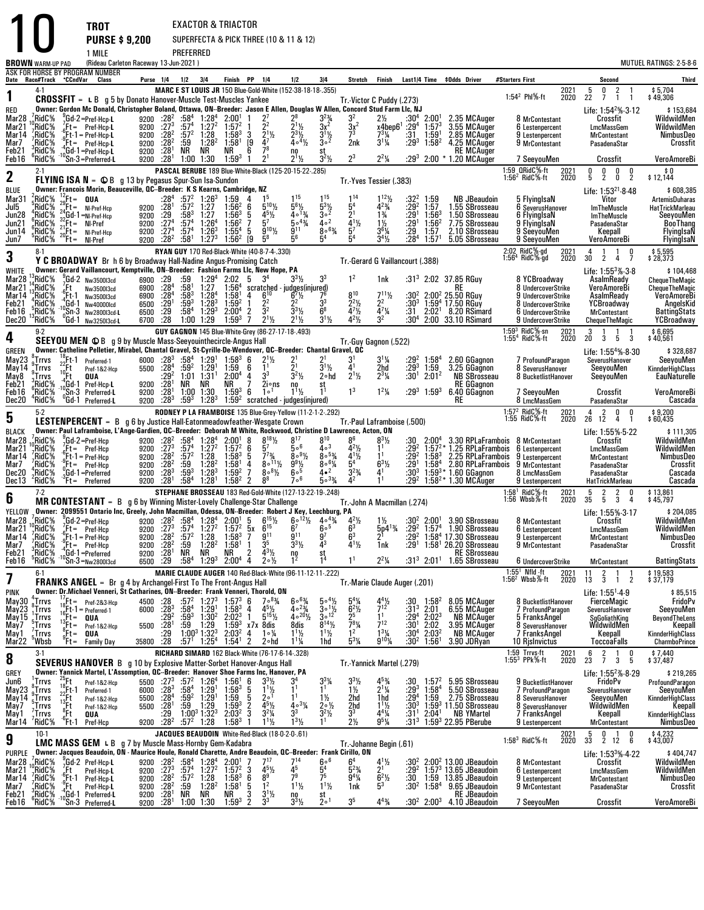# 10

**TROT** — **PURSE $ 9,200** — 1 MILE

EXACTOR & TRIACTOR — SUPERFECTA & PICK THREE (10 & 11 & 12) — PREFERRED

**BROWN** WARM-UP PAD — (Rideau Carleton Raceway 13-Jun-2021) — MUTUEL RATINGS: 2-5-8-6

ASK FOR HORSE BY PROGRAM NUMBER

Date Race#Track *CCndVar Class Purse 1/4 1/2 3/4 Finish PP 1/4 1/2 3/4 Stretch Finish Last1/4 Time $Odds Driver #Starters First Second Third

---

## 1 — CROSSFIT = L B g 5 by Donato Hanover-Muscle Test-Muscles Yankee

RED — 4-1 — **MARC E ST LOUIS JR** 150 Blue-Gold-White (152-38-18-18-.355) — Tr.-Victor C Puddy (.273)

1:54² Phl⅝-ft — 2021: 5 0 2 1 $5,704 — 2020: 22 7 1 1 $49,306 — Life: 1:54²⅗-3-12 $153,684

Owner: Gordon Mc Donald, Christopher Boland, Ottawa, ON--Breeder: Jason E Allen, Douglas W Allen, Concord Stud Farm Llc, NJ

| Date | Track | Cond | Class | Purse | 1/4 | 1/2 | 3/4 | Finish | PP | 1/4 | 1/2 | 3/4 | Str | Fin | Last1/4 | Time | $Odds Driver | Starters/First | Second | Third |
|---|---|---|---|---|---|---|---|---|---|---|---|---|---|---|---|---|---|---|---|---|
| Mar28 | 7RidC⅝ | 9Gd-2 | Pref-Hcp-L | 9200 | :28² | :58⁴ | 1:28⁴ | 2:00¹ | 1 | 2⁷ | 2⁸ | 3²¾ | 3² | 2½ | :30⁴ | 2:00¹ | 2.35 MCAuger | 8 MrContestant | Crossfit | WildwildMen |
| Mar21 | 10RidC⅝ | 7Ft | Pref-Hcp-L | 9200 | :27³ | :57⁴ | 1:27² | 1:57² | 1 | 2² | 2½ | 3x² | 3x² | x4bep6¹ | :29⁴ | 1:57³ | 3.55 MCAuger | 6 Lestenpercent | LmcMassGem | WildwildMen |
| Mar14 | 7RidC⅝ | 6Ft-1 | Pref-Hcp-L | 9200 | :28² | :57² | 1:28 | 1:58³ | 3 | 2½ | 2¾ | 3½ | 7³ | 7³¼ | :31 | 1:59¹ | 2.85 MCAuger | 9 Lestenpercent | MrContestant | NimbusDeo |
| Mar7 | 7RidC⅝ | 9Ft | Pref-Hcp-L | 9200 | :28² | :59 | 1:28² | 1:58¹ | [9 | 4⁷ | 4°4½ | 3°² | 2nk | 3¼ | :29³ | 1:58² | 4.25 MCAuger | 9 MrContestant | PasadenaStar | Crossfit |
| Feb21 | 3RidC⅝ | 4Gd-1 | Pref-Hcp-L | 9200 | :28¹ | NR | NR | NR | 6 | 7⁸ | no | st | | | | | RE MCAuger | | | |
| Feb16 | 6RidC⅝ | 10Sn-3 | Preferred-L | 9200 | :28¹ | 1:00 | 1:30 | 1:59³ | 1 | 2¹ | 2½ | 3²½ | 2³ | 2¼ | :29³ | 2:00 | * 1.20 MCAuger | 7 SeeyouMen | Crossfit | VeroAmoreBi |

---

## 2 — FLYING ISA N = Ⓒ B g 13 by Pegasus Spur-Sun Isa-Sundon

BLUE — 2-1 — **PASCAL BERUBE** 189 Blue-White-Black (125-20-15-22-.285) — Tr.-Yves Tessier (.383)

1:59 QRidC⅝-ft / 1:56² RidC⅝-ft — 2021: 0 0 0 0 $0 — 2020: 5 2 0 2 $12,144 — Life: 1:53²¹-8-48 $608,385

Owner: Francois Morin, Beauceville, QC--Breeder: K S Kearns, Cambridge, NZ

| Date | Track | Cond | Class | Purse | 1/4 | 1/2 | 3/4 | Finish | PP | 1/4 | 1/2 | 3/4 | Str | Fin | Last1/4 | Time | $Odds Driver | Starters/First | Second | Third |
|---|---|---|---|---|---|---|---|---|---|---|---|---|---|---|---|---|---|---|---|---|
| Mar31 | 2RidC⅝ | 12Ft | QUA | | :28⁴ | :57² | 1:26³ | 1:59 | 4 | 1⁵ | 1¹⁵ | 1¹⁵ | 1¹⁴ | 1¹²½ | :32² | 1:59 | NB JBeaudoin | 5 FlyingIsaN | Vitor | ArtemisDuharas |
| Jul5 | 5RidC⅝ | 29Ft | Nl-Pref-Hcp | 9200 | :28¹ | :57² | 1:27 | 1:56² | 6 | 5¹⁰½ | 5⁶½ | 5³½ | 5⁴ | 4²¾ | :29² | 1:57 | 1.55 SBrosseau | 6 SeverusHanover | ImTheMuscle | HatTrickMarleau |
| Jun28 | 6RidC⅝ | 24Gd-1 | Nl-Pref-Hcp | 9200 | :29 | :58³ | 1:27 | 1:56³ | 5 | 4⁵½ | 4°1¾ | 3°² | 2¹ | 1¾ | :29¹ | 1:56³ | 1.50 SBrosseau | 6 FlyingIsaN | ImTheMuscle | SeeyouMen |
| Jun21 | 6RidC⅝ | 32Ft | Nl-Pref | 9200 | :27⁴ | :57⁴ | 1:26⁴ | 1:56² | 7 | 5⁷ | 5°4¾ | 4°² | 4½ | 1½ | :29¹ | 1:56² | 7.75 SBrosseau | 9 FlyingIsaN | PasadenaStar | BooThang |
| Jun14 | 5RidC⅝ | 21Ft | Nl-Pref-Hcp | 9200 | :27⁴ | :57⁴ | 1:26³ | 1:55⁴ | 5 | 9¹⁰½ | 9¹¹ | 8°6¾ | 5⁷ | 3⁶¼ | :29 | 1:57 | 2.10 SBrosseau | 9 SeeyouMen | Keepall | FlyingIsaN |
| Jun7 | 5RidC⅝ | 20Ft | Nl-Pref | 9200 | :28² | :58¹ | 1:27³ | 1:56² | [9 | 5⁸ | 5⁶ | 5⁴ | 5⁴ | 3⁴½ | :28⁴ | 1:57¹ | 5.05 SBrosseau | 9 SeeyouMen | VeroAmoreBi | FlyingIsaN |

---

## 3 — Y C BROADWAY Br h 6 by Broadway Hall-Nadine Angus-Promising Catch

WHITE — 8-1 — **RYAN GUY** 170 Red-Black-White (40-8-7-4-.330) — Tr.-Gerard G Vaillancourt (.388)

2:02 RidC⅝-gd / 1:56⁴ RidC⅝-gd — 2021: 4 1 1 0 $5,595 — 2020: 30 2 4 7 $28,373 — Life: 1:55³⅗-3-8 $104,468

Owner: Gerard Vaillancourt, Kemptville, ON--Breeder: Fashion Farms Llc, New Hope, PA

| Date | Track | Cond | Class | Purse | 1/4 | 1/2 | 3/4 | Finish | PP | 1/4 | 1/2 | 3/4 | Str | Fin | Last1/4 | Time | $Odds Driver | Starters/First | Second | Third |
|---|---|---|---|---|---|---|---|---|---|---|---|---|---|---|---|---|---|---|---|---|
| Mar28 | 13RidC⅝ | 9Gd-2 | Nw3500l3cd | 6900 | :29 | :59 | 1:29⁴ | 2:02 | 5 | 3⁴ | 3³½ | 3³ | 1² | 1nk | :31³ | 2:02 | 37.85 RGuy | 8 YCBroadway | AsalmReady | ChequeTheMagic |
| Mar21 | 14RidC⅝ | 7Ft | Nw3500l3cd | 6900 | :28⁴ | :58¹ | 1:27 | 1:56⁴ | scratched - judges(injured) | | | | | | | | RE | 8 UndercoverStrike | VeroAmoreBi | ChequeTheMagic |
| Mar14 | 13RidC⅝ | 6Ft-1 | Nw3500l3cd | 6900 | :28⁴ | :58³ | 1:28⁴ | 1:58¹ | 4 | 6¹⁰ | 6⁷½ | 7⁶ | 8¹⁰ | 7¹¹½ | :30² | 2:00² | 25.50 RGuy | 9 UndercoverStrike | AsalmReady | VeroAmoreBi |
| Feb21 | 4RidC⅝ | 4Gd-1 | Nw4000l6cd | 6500 | :29¹ | :59³ | 1:28³ | 1:59² | 1 | 2² | 2² | 3³ | 2²½ | 2² | :30³ | 1:59⁴ | 17.50 RGuy | 8 UndercoverStrike | YCBroadway | AngelsKid |
| Feb16 | 5RidC⅝ | 10Sn-3 | Nw2800l3cd-L | 6500 | :29 | :58⁴ | 1:29³ | 2:00⁴ | 2 | 3² | 3³½ | 6⁸ | 4⁷½ | 4⁷¼ | :31 | 2:02¹ | 8.20 RSimard | 6 UndercoverStrike | MrContestant | BattingStats |
| Dec20 | 13RidC⅝ | 0Gd-1 | Nw3250l3cd-L | 6700 | :28 | 1:00 | 1:29 | 1:59³ | 7 | 2½ | 2½ | 3½ | 4²½ | 3² | :30⁴ | 2:00 | 33.10 RSimard | 9 UndercoverStrike | ChequeTheMagic | YCBroadway |

---

## 4 — SEEYOU MEN Ⓒ B g 9 by Muscle Mass-Seeyouinthecircle-Angus Hall

GREEN — 9-2 — **GUY GAGNON** 145 Blue-White-Grey (86-27-17-18-.493) — Tr.-Guy Gagnon (.522)

1:59³ RidC⅝-sn / 1:55⁴ RidC⅝-ft — 2021: 3 1 1 1 $6,695 — 2020: 20 3 5 3 $40,561 — Life: 1:55⁴⅘-8-30 $328,687

Owner: Catheline Pelletier, Mirabel, Chantal Gravel, St-Cyrille-De-Wendover, QC--Breeder: Chantal Gravel, QC

| Date | Track | Cond | Class | Purse | 1/4 | 1/2 | 3/4 | Finish | PP | 1/4 | 1/2 | 3/4 | Str | Fin | Last1/4 | Time | $Odds Driver | Starters/First | Second | Third |
|---|---|---|---|---|---|---|---|---|---|---|---|---|---|---|---|---|---|---|---|---|
| May23 | 8Trrvs | 18Ft-1 | Preferred-1 | 6000 | :28³ | :58⁴ | 1:29¹ | 1:58³ | 6 | 2¹½ | 2¹ | 2¹ | 3¹ | 3¹¼ | :29² | 1:58⁴ | 2.60 GGagnon | 7 ProfoundParagon | SeverusHanover | SeeyouMen |
| May14 | 3Trrvs | 22Ft | Pref-1&2-Hcp | 5500 | :28⁴ | :59² | 1:29¹ | 1:59 | 6 | 1¹ | 2¹ | 3¹½ | 4¹ | 2hd | :29³ | 1:59 | 3.25 GGagnon | 8 SeverusHanover | SeeyouMen | KinnderHighClass |
| May8 | 7Trrvs | 10Ft | QUA | | :29² | 1:01 | 1:31¹ | 2:00⁴ | 4 | 3³ | 3²½ | 2°hd | 2¹½ | 2³¼ | :30¹ | 2:01² | NB SBrosseau | 8 BucketlistHanover | SeeyouMen | EauNaturelle |
| Feb21 | 6RidC⅝ | 10Gd-1 | Pref-Hcp-L | 9200 | :28¹ | NR | NR | NR | 7 | 2i°ns | no | st | | | | | RE GGagnon | | | |
| Feb16 | 6RidC⅝ | 0Sn-3 | Preferred-L | 9200 | :28¹ | 1:00 | 1:30 | 1:59³ | 6 | 1°¹ | 1½ | 1¹ | 1³ | 1²¼ | :29³ | 1:59³ | 6.40 GGagnon | 7 SeeyouMen | Crossfit | VeroAmoreBi |
| Dec20 | 4RidC⅝ | 0Gd-1 | Preferred-L | 9200 | :28³ | :59³ | 1:28³ | 1:59² | scratched - judges(injured) | | | | | | | | RE | 8 LmcMassGem | PasadenaStar | Cascada |

---

## 5 — LESTENPERCENT = B g 6 by Justice Hall-Eatonmeadowfeather-Wesgate Crown

BLACK — 5-2 — **RODNEY P LA FRAMBOISE** 135 Blue-Grey-Yellow (11-2-1-2-.292) — Tr.-Paul Laframboise (.500)

1:57² RidC⅝-ft / 1:55 RidC⅝-ft — 2021: 4 2 0 0 $9,200 — 2020: 26 12 4 1 $60,435 — Life: 1:55⅘-5-22 $111,305

Owner: Paul Laframboise, L'Ange-Gardien, QC--Breeder: Deborah M White, Rockwood, Christine D Lawrence, Acton, ON

| Date | Track | Cond | Class | Purse | 1/4 | 1/2 | 3/4 | Finish | PP | 1/4 | 1/2 | 3/4 | Str | Fin | Last1/4 | Time | $Odds Driver | Starters/First | Second | Third |
|---|---|---|---|---|---|---|---|---|---|---|---|---|---|---|---|---|---|---|---|---|
| Mar28 | 7RidC⅝ | 9Gd-2 | Pref-Hcp-L | 9200 | :28² | :58⁴ | 1:28⁴ | 2:00¹ | 8 | 8¹⁸½ | 8¹⁷ | 8¹⁰ | 8⁶ | 8³½ | :30 | 2:00⁴ | 3.30 RPLaFrambois | 8 MrContestant | Crossfit | WildwildMen |
| Mar21 | 10RidC⅝ | 7Ft | Pref-Hcp | 9200 | :27³ | :57⁴ | 1:27² | 1:57² | 6 | 5⁷ | 5°⁶ | 4°³ | 4²½ | 1¹ | :29² | 1:57²* | 1.25 RPLaFrambois | 6 Lestenpercent | LmcMassGem | WildwildMen |
| Mar14 | 7RidC⅝ | 6Ft-1 | Pref-Hcp | 9200 | :28² | :57² | 1:28 | 1:58³ | 5 | 7⁷¾ | 8°9½ | 8°5¾ | 4¹½ | 1¹ | :29² | 1:58³ | 2.25 RPLaFrambois | 9 Lestenpercent | MrContestant | NimbusDeo |
| Mar7 | 7RidC⅝ | 9Ft | Pref-Hcp | 9200 | :28² | :59 | 1:28² | 1:58¹ | 4 | 8°¹¹½ | 9⁹½ | 8°6¼ | 5⁴ | 6³½ | :29¹ | 1:58⁴ | 2.80 RPLaFrambois | 9 MrContestant | PasadenaStar | Crossfit |
| Dec20 | 4RidC⅝ | 0Gd-1 | Preferred | 9200 | :28³ | :59³ | 1:28³ | 1:59² | 7 | 8°8½ | 6°⁵ | 4•² | 3²¾ | 4¹ | :30³ | 1:59³* | 1.60 GGagnon | 8 LmcMassGem | PasadenaStar | Cascada |
| Dec13 | 2RidC⅝ | 3Ft | Preferred | 9200 | :28¹ | :58⁴ | 1:28¹ | 1:58² | 2 | 8⁸ | 7°⁶ | 5°3¾ | 4² | 1¹ | :29² | 1:58²* | 1.30 MCAuger | 9 Lestenpercent | HatTrickMarleau | Cascada |

---

## 6 — MR CONTESTANT = B g 6 by Winning Mister-Lovely Challenge-Star Challenge

YELLOW — 7-2 — **STEPHANE BROSSEAU** 183 Red-Gold-White (127-13-22-19-.248) — Tr.-John A Macmillan (.274)

1:58¹ RidC⅝-ft / 1:56 Wbsb⅞-ft — 2021: 5 2 2 0 $13,861 — 2020: 35 5 3 4 $45,797 — Life: 1:55⅗-3-17 $204,085

Owner: 2099551 Ontario Inc, Greely, John Macmillan, Odessa, ON--Breeder: Robert J Key, Leechburg, PA

| Date | Track | Cond | Class | Purse | 1/4 | 1/2 | 3/4 | Finish | PP | 1/4 | 1/2 | 3/4 | Str | Fin | Last1/4 | Time | $Odds Driver | Starters/First | Second | Third |
|---|---|---|---|---|---|---|---|---|---|---|---|---|---|---|---|---|---|---|---|---|
| Mar28 | 7RidC⅝ | 9Gd-2 | Pref-Hcp | 9200 | :28² | :58⁴ | 1:28⁴ | 2:00¹ | 5 | 6¹⁵½ | 6°¹²½ | 4°4¾ | 4²½ | 1½ | :30² | 2:00¹ | 3.90 SBrosseau | 8 MrContestant | Crossfit | WildwildMen |
| Mar21 | 10RidC⅝ | 7Ft | Pref-Hcp | 9200 | :27³ | :57⁴ | 1:27² | 1:57² | 5x | 6¹⁵ | 6⁷ | 6°⁵ | 6³ | 5p4¹¾ | :29² | 1:57⁴ | 1.90 SBrosseau | 6 Lestenpercent | LmcMassGem | WildwildMen |
| Mar14 | 7RidC⅝ | 6Ft-1 | Pref-Hcp | 9200 | :28² | :57² | 1:28 | 1:58³ | 7 | 9¹¹ | 9¹¹ | 9⁷ | 6³ | 2¹ | :29² | 1:58⁴ | 17.30 SBrosseau | 9 Lestenpercent | MrContestant | NimbusDeo |
| Mar7 | 7RidC⅝ | 9Ft | Pref-Hcp | 9200 | :28² | :59 | 1:28² | 1:58¹ | 1 | 3⁵ | 3³½ | 4³ | 4¹½ | 1nk | :29¹ | 1:58¹ | 26.20 SBrosseau | 9 MrContestant | PasadenaStar | Crossfit |
| Feb21 | 3RidC⅝ | 4Gd-1 | Preferred | 9200 | :28¹ | NR | NR | NR | 2 | 4³½ | no | st | | | | | RE SBrosseau | | | |
| Feb16 | 5RidC⅝ | 10Sn-3 | Nw2800l3cd | 6500 | :29 | :58⁴ | 1:29³ | 2:00⁴ | 4 | 2°½ | 1² | 1⁴ | 1¹ | 2¹¼ | :31³ | 2:01¹ | 1.65 SBrosseau | 6 UndercoverStrike | MrContestant | BattingStats |

---

## 7 — FRANKS ANGEL = Br g 4 by Archangel-First To The Front-Angus Hall

PINK — 6-1 — **MARIE CLAUDE AUGER** 140 Red-Black-White (96-11-12-11-.222) — Tr.-Marie Claude Auger (.201)

1:55¹ Nfld -ft / 1:56² Wbsb⅞-ft — 2021: 11 2 1 1 $19,583 — 2020: 13 3 1 2 $37,179 — Life: 1:55¹-4-9 $85,515

Owner: Dr.Michael Venneri, St Catharines, ON--Breeder: Frank Venneri, Thorold, ON

| Date | Track | Cond | Class | Purse | 1/4 | 1/2 | 3/4 | Finish | PP | 1/4 | 1/2 | 3/4 | Str | Fin | Last1/4 | Time | $Odds Driver | Starters/First | Second | Third |
|---|---|---|---|---|---|---|---|---|---|---|---|---|---|---|---|---|---|---|---|---|
| May30 | 4Trrvs | 17Ft | Pref-2&3-Hcp | 4500 | :28 | :57² | 1:27³ | 1:57³ | 6 | 7°8¾ | 6°6¾ | 5°4½ | 5⁴¾ | 4⁴½ | :30 | 1:58² | 8.05 MCAuger | 8 BucketlistHanover | FierceMagic | FridoPv |
| May23 | 8Trrvs | 18Ft-1 | Preferred-1 | 6000 | :28³ | :58⁴ | 1:29¹ | 1:58³ | 4 | 4⁵½ | 4°2¾ | 3°1½ | 6²½ | 7¹² | :31³ | 2:01 | 6.55 MCAuger | 7 ProfoundParagon | SeverusHanover | SeeyouMen |
| May15 | 1Trrvs | 16Ft | QUA | | :29² | :59³ | 1:30² | 2:02³ | 1 | 5¹⁵½ | 4°²⁰½ | 3°¹² | 2⁵ | 1¹ | :29⁴ | 2:02³ | NB MCAuger | 5 FranksAngel | SgGoliathKing | BeyondTheLens |
| May7 | 5Trrvs | 13Ft | Pref-1&2-Hcp | 5500 | :28¹ | :59 | 1:29 | 1:59³ | x7x | 8dis | 8dis | 8¹⁴½ | 7⁸¾ | 7¹² | :30¹ | 2:02 | 3.95 MCAuger | 8 SeverusHanover | WildwildMen | Keepall |
| May1 | 7Trrvs | 8Ft | QUA | | :29 | 1:00³ | 1:32³ | 2:03² | 4 | 1°¾ | 1¹½ | 1½ | 1² | 1³¼ | :30⁴ | 2:03² | NB MCAuger | 7 FranksAngel | Keepall | KinnderHighClass |
| Mar22 | 5Wbsb | 9Ft | Family Day | 35800 | :28 | :57¹ | 1:25⁴ | 1:54¹ | 2 | 2°hd | 1¹¼ | 1hd | 5³¼ | 9¹⁰¼ | :30² | 1:56¹ | 3.90 JDRyan | 10 RjsInvictus | ToccoaFalls | CharmboPrince |

---

## 8 — SEVERUS HANOVER B g 10 by Explosive Matter-Sorbet Hanover-Angus Hall

GREY — 3-1 — **RICHARD SIMARD** 162 Black-White (76-17-6-14-.328) — Tr.-Yannick Martel (.279)

1:59 Trrvs-ft / 1:55³ PPk⅝-ft — 2021: 6 2 1 0 $7,440 — 2020: 23 7 3 5 $37,487 — Life: 1:55²⅗-8-29 $219,265

Owner: Yannick Martel, L'Assomption, QC--Breeder: Hanover Shoe Farms Inc, Hanover, PA

| Date | Track | Cond | Class | Purse | 1/4 | 1/2 | 3/4 | Finish | PP | 1/4 | 1/2 | 3/4 | Str | Fin | Last1/4 | Time | $Odds Driver | Starters/First | Second | Third |
|---|---|---|---|---|---|---|---|---|---|---|---|---|---|---|---|---|---|---|---|---|
| Jun6 | 1Trrvs | 25Ft | Pref-1&2-Hcp | 5500 | :27³ | :57² | 1:26⁴ | 1:56¹ | 6 | 3³½ | 3⁴ | 3³¼ | 3³½ | 4⁵¾ | :30 | 1:57² | 5.95 SBrosseau | 9 BucketlistHanover | FridoPv | ProfoundParagon |
| May23 | 8Trrvs | 22Ft-1 | Preferred-1 | 6000 | :28³ | :58⁴ | 1:29¹ | 1:58³ | 5 | 1½ | 1¹ | 1¹ | 1½ | 2¼ | :29³ | 1:58⁴ | 5.50 SBrosseau | 7 ProfoundParagon | SeverusHanover | SeeyouMen |
| May14 | 3Trrvs | 13Ft | Pref-1&2-Hcp | 5500 | :28⁴ | :59² | 1:29¹ | 1:59 | 5 | 2°¹ | 1¹ | 1½ | 2hd | 1hd | :29⁴ | 1:59 | 2.75 SBrosseau | 8 SeverusHanover | SeeyouMen | KinnderHighClass |
| May7 | 5Trrvs | 13Ft | Pref-1&2-Hcp | 5500 | :28¹ | :59 | 1:29 | 1:59³ | 2 | 4⁵½ | 4°3¼ | 2°½ | 2hd | 1¹½ | :30³ | 1:59³ | 11.50 SBrosseau | 8 SeverusHanover | WildwildMen | Keepall |
| May1 | 7Trrvs | 8Ft | QUA | | :29 | 1:00³ | 1:32³ | 2:03² | 3 | 3²¼ | 3³ | 3²½ | 3³ | 4⁴¾ | :31¹ | 2:04¹ | NB YMartel | 7 FranksAngel | Keepall | KinnderHighClass |
| Mar14 | 7RidC⅝ | 6Ft-1 | Pref-Hcp | 9200 | :28² | :57² | 1:28 | 1:58³ | 1 | 1¹½ | 1³½ | 1¹ | 2½ | 9³¼ | :31³ | 1:59³ | 22.95 PBerube | 9 Lestenpercent | MrContestant | NimbusDeo |

---

## 9 — LMC MASS GEM L B g 7 by Muscle Mass-Hornby Gem-Kadabra

PURPLE — 10-1 — **JACQUES BEAUDOIN** White-Red-Black (18-0-2-0-.61) — Tr.-Johanne Begin (.61)

1:58³ RidC⅝-ft — 2021: 5 0 1 0 $4,232 — 2020: 33 2 12 6 $43,007 — Life: 1:53³⅘-4-22 $404,747

Owner: Jacques Beaudoin, ON - Maurice Houle, Ronald Charette, Andre Beaudoin, QC--Breeder: Frank Cirillo, ON

| Date | Track | Cond | Class | Purse | 1/4 | 1/2 | 3/4 | Finish | PP | 1/4 | 1/2 | 3/4 | Str | Fin | Last1/4 | Time | $Odds Driver | Starters/First | Second | Third |
|---|---|---|---|---|---|---|---|---|---|---|---|---|---|---|---|---|---|---|---|---|
| Mar28 | 7RidC⅝ | 9Gd-2 | Pref-Hcp-L | 9200 | :28² | :58⁴ | 1:28⁴ | 2:00¹ | 7 | 7¹⁷ | 7¹⁴ | 6°⁶ | 6⁴ | 4¹½ | :30² | 2:00² | 13.00 JBeaudoin | 8 MrContestant | Crossfit | WildwildMen |
| Mar21 | 10RidC⅝ | 7Ft | Pref-Hcp-L | 9200 | :27³ | :57⁴ | 1:27² | 1:57² | 3 | 4⁵½ | 4⁵ | 5⁴ | 5²¾ | 2¹ | :29² | 1:57³ | 13.65 JBeaudoin | 6 Lestenpercent | LmcMassGem | WildwildMen |
| Mar14 | 7RidC⅝ | 6Ft-1 | Pref-Hcp-L | 9200 | :28² | :57² | 1:28 | 1:58³ | 6 | 8⁹ | 7⁹ | 7⁵ | 9⁴¼ | 6²½ | :30 | 1:59 | 13.85 JBeaudoin | 9 Lestenpercent | MrContestant | NimbusDeo |
| Mar7 | 7RidC⅝ | 9Ft | Pref-Hcp-L | 9200 | :28² | :59 | 1:28² | 1:58¹ | 5 | 1² | 1¹½ | 1¹½ | 1nk | 5³ | :30² | 1:58⁴ | 9.65 JBeaudoin | 9 MrContestant | PasadenaStar | Crossfit |
| Feb21 | 3RidC⅝ | 4Gd-1 | Preferred-L | 9200 | :28¹ | NR | NR | NR | 3 | 3¹½ | no | st | | | | | RE JBeaudoin | | | |
| Feb16 | 6RidC⅝ | 10Sn-3 | Preferred-L | 9200 | :28¹ | 1:00 | 1:30 | 1:59³ | 2 | 3³ | 3³½ | 2°¹ | 3⁵ | 4⁴¾ | :30² | 2:00³ | 4.10 JBeaudoin | 7 SeeyouMen | Crossfit | VeroAmoreBi |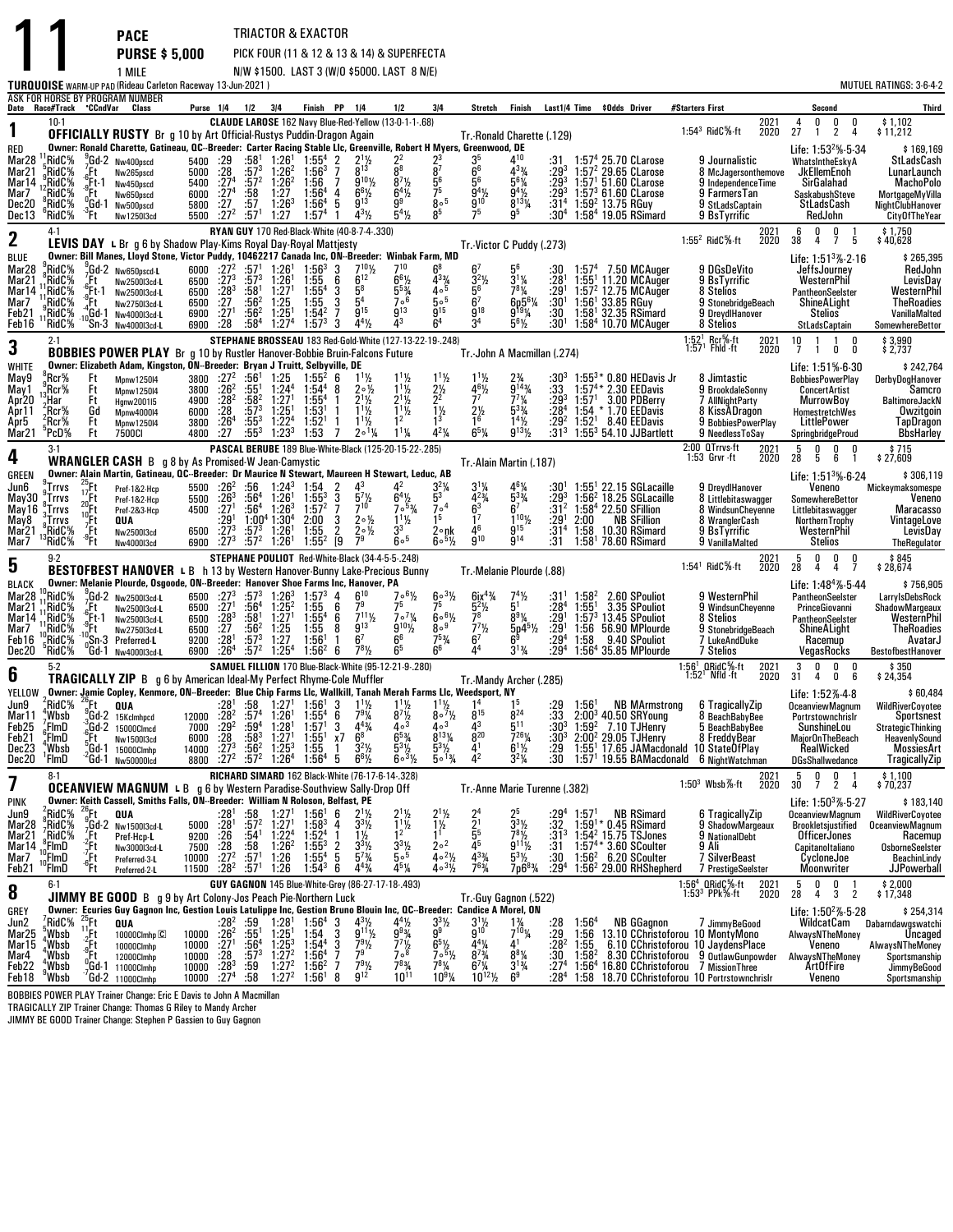# 11

**PACE** — TRIACTOR & EXACTOR

**PURSE $ 5,000** — PICK FOUR (11 & 12 & 13 & 14) & SUPERFECTA

**1 MILE** — N/W $1500. LAST 3 (W/O $5000. LAST 8 N/E)

**TURQUOISE** WARM-UP PAD (Rideau Carleton Raceway 13-Jun-2021) — MUTUEL RATINGS: 3-6-4-2

ASK FOR HORSE BY PROGRAM NUMBER

Date Race#/Track *CCndVar Class Purse 1/4 1/2 3/4 Finish PP 1/4 1/2 3/4 Stretch Finish Last1/4 Time $Odds Driver #Starters First Second Third

---

## 1 — OFFICIALLY RUSTY (10-1)

RED — **CLAUDE LAROSE** 162 Navy Blue-Red-Yellow (13-0-1-1-.68)

**OFFICIALLY RUSTY** Br g 10 by Art Official-Rustys Puddin-Dragon Again — Tr.-Ronald Charette (.129)

Owner: Ronald Charette, Gatineau, QC--Breeder: Carter Racing Stable Llc, Greenville, Robert H Myers, Greenwood, DE

1:54³ RidC⅝-ft — 2021: 4 0 0 0 $1,102 — 2020: 27 1 2 4 $11,212 — Life: 1:53²⅘-5-34 $169,169

| Date | Race/Track | Cnd | Class | Purse | 1/4 | 1/2 | 3/4 | Finish | PP | 1/4 | 1/2 | 3/4 | Stretch | Finish | Last1/4 | Time | $Odds | Driver | #St | First | Second | Third |
|---|---|---|---|---|---|---|---|---|---|---|---|---|---|---|---|---|---|---|---|---|---|---|
| Mar28 | 11RidC⅝ | 9Gd-2 | Nw400pscd | 5400 | :29 | :58¹ | 1:26¹ | 1:55⁴ | 2 | 2½ | 2² | 2³ | 3⁵ | 4¹⁰ | :31 | 1:57⁴ | 25.70 | CLarose | 9 | Journalistic | WhatsIntheSkyA | StLadsCash |
| Mar21 | 5RidC⅝ | 7Ft | Nw265pscd | 5000 | :28 | :57³ | 1:26² | 1:56³ | 7 | 8¹³ | 8⁸ | 8⁷ | 6⁶ | 4³¾ | :29³ | 1:57² | 29.65 | CLarose | 8 | McJagersonthemove | JkEllemEnoh | LunarLaunch |
| Mar14 | 12RidC⅝ | 9Ft-1 | Nw450pscd | 5400 | :27⁴ | :57² | 1:26² | 1:56 | 7 | 9¹⁰½ | 8⁷½ | 5⁶ | 5⁶ | 5⁸¼ | :29³ | 1:57¹ | 51.60 | CLarose | 9 | IndependenceTime | SirGalahad | MachoPolo |
| Mar7 | 11RidC⅝ | 9Ft | Nw650pscd | 6000 | :27⁴ | :58 | 1:27 | 1:56⁴ | 4 | 6⁶½ | 6⁴½ | 7⁵ | 9⁴½ | 9⁴½ | :29³ | 1:57³ | 61.60 | CLarose | 9 | FarmersTan | SaskabushSteve | MortgageMyVilla |
| Dec20 | 8RidC⅝ | 0Gd-1 | Nw500pscd | 5800 | :27 | :57 | 1:26³ | 1:56⁴ | 5 | 9¹³ | 9⁹ | 8∘⁵ | 9¹⁰ | 8¹³¼ | :31⁴ | 1:59² | 13.75 | RGuy | 9 | StLadsCaptain | StLadsCash | NightClubHanover |
| Dec13 | 6RidC⅝ | -3Ft | Nw1250l3cd | 5500 | :27² | :57¹ | 1:27 | 1:57⁴ | 1 | 4³½ | 5⁴½ | 8⁵ | 7⁵ | 9⁵ | :30⁴ | 1:58⁴ | 19.05 | RSimard | 9 | BsTyrrific | RedJohn | CityOfTheYear |

---

## 2 — LEVIS DAY (4-1)

BLUE — **RYAN GUY** 170 Red-Black-White (40-8-7-4-.330)

**LEVIS DAY** L Br g 6 by Shadow Play-Kims Royal Day-Royal Mattjesty — Tr.-Victor C Puddy (.273)

Owner: Bill Manes, Lloyd Stone, Victor Puddy, 10462217 Canada Inc, ON--Breeder: Winbak Farm, MD

1:55² RidC⅝-ft — 2021: 6 0 0 1 $1,750 — 2020: 38 4 7 5 $40,628 — Life: 1:51³⅘-2-16 $265,395

| Date | Race/Track | Cnd | Class | Purse | 1/4 | 1/2 | 3/4 | Finish | PP | 1/4 | 1/2 | 3/4 | Stretch | Finish | Last1/4 | Time | $Odds | Driver | #St | First | Second | Third |
|---|---|---|---|---|---|---|---|---|---|---|---|---|---|---|---|---|---|---|---|---|---|---|
| Mar28 | 8RidC⅝ | 9Gd-2 | Nw650pscd-L | 6000 | :27² | :57¹ | 1:26¹ | 1:56³ | 3 | 7¹⁰½ | 7¹⁰ | 6⁸ | 6⁷ | 5⁶ | :30 | 1:57⁴ | 7.50 | MCAuger | 9 | DGsDeVito | JeffsJourney | RedJohn |
| Mar21 | 11RidC⅝ | 7Ft | Nw2500l3cd-L | 6500 | :27³ | :57³ | 1:26¹ | 1:55 | 6 | 6¹² | 6⁶½ | 4³¾ | 3²½ | 3¹¼ | :28¹ | 1:55¹ | 11.20 | MCAuger | 9 | BsTyrrific | WesternPhil | LevisDay |
| Mar14 | 11RidC⅝ | 6Ft-1 | Nw2500l3cd-L | 6500 | :28³ | :58¹ | 1:27¹ | 1:55⁴ | 3 | 5⁸ | 5⁵¾ | 4∘⁵ | 5⁶ | 7⁸¼ | :29¹ | 1:57² | 12.75 | MCAuger | 8 | Stelios | PantheonSeelster | WesternPhil |
| Mar7 | 9RidC⅝ | 9Ft | Nw2750l3cd-L | 6500 | :27 | :56² | 1:25 | 1:55 | 3 | 5⁴ | 7∘⁶ | 5∘⁵ | 6⁷ | 6p5⁶¼ | :30¹ | 1:56¹ | 33.85 | RGuy | 9 | StonebridgeBeach | ShineALight | TheRoadies |
| Feb21 | 11RidC⅝ | -4Gd-1 | Nw4000l3cd-L | 6900 | :27¹ | :56² | 1:25¹ | 1:54² | 7 | 9¹⁵ | 9¹³ | 9¹⁵ | 9¹⁸ | 9¹⁹¼ | :30 | 1:58¹ | 32.35 | RSimard | 9 | DreydlHanover | Stelios | VanillaMalted |
| Feb16 | 11RidC⅝ | 10Sn-3 | Nw4000l3cd-L | 6900 | :28 | :58⁴ | 1:27⁴ | 1:57³ | 3 | 4⁴½ | 4³ | 6⁴ | 3⁴ | 5⁶½ | :30¹ | 1:58⁴ | 10.70 | MCAuger | 8 | Stelios | StLadsCaptain | SomewhereBettor |

---

## 3 — BOBBIES POWER PLAY (2-1)

WHITE — **STEPHANE BROSSEAU** 183 Red-Gold-White (127-13-22-19-.248)

**BOBBIES POWER PLAY** Br g 10 by Rustler Hanover-Bobbie Bruin-Falcons Future — Tr.-John A Macmillan (.274)

Owner: Elizabeth Adam, Kingston, ON--Breeder: Bryan J Truitt, Selbyville, DE

1:52¹ Rcr⅝-ft, 1:57¹ Fhld-ft — 2021: 10 1 1 0 $3,990 — 2020: 7 1 0 0 $2,737 — Life: 1:51⅘-6-30 $242,764

| Date | Race/Track | Cnd | Class | Purse | 1/4 | 1/2 | 3/4 | Finish | PP | 1/4 | 1/2 | 3/4 | Stretch | Finish | Last1/4 | Time | $Odds | Driver | #St | First | Second | Third |
|---|---|---|---|---|---|---|---|---|---|---|---|---|---|---|---|---|---|---|---|---|---|---|
| May9 | 8Rcr⅝ | Ft | Mpnw1250l4 | 3800 | :27² | :56¹ | 1:25 | 1:55² | 6 | 1¹½ | 1¹½ | 1¹½ | 1¹½ | 2¾ | :30³ | 1:55³* | 0.80 | HEDavis Jr | 8 | Jimtastic | BobbiesPowerPlay | DerbyDogHanover |
| May1 | 9Rcr⅝ | Ft | Mpnw1250l4 | 3800 | :26² | :55¹ | 1:24⁴ | 1:54⁴ | 8 | 2∘½ | 1¹½ | 2½ | 4⁶½ | 9¹⁴¾ | :33 | 1:57⁴* | 2.30 | EEDavis | 9 | BrookdaleSonny | ConcertArtist | Samcro |
| Apr20 | 13Har | Ft | Hgnw2001l5 | 4900 | :28² | :58² | 1:27¹ | 1:55¹ | 1 | 2¹½ | 2¹½ | 2² | 7⁷ | 7⁷¼ | :29³ | 1:57¹ | 3.00 | PDBerry | 7 | AllNightParty | MurrowBoy | BaltimoreJackN |
| Apr11 | 2Rcr⅝ | Gd | Mpnw4000l4 | 6000 | :28 | :57³ | 1:25¹ | 1:53¹ | 1 | 1¹½ | 1¹½ | 1½ | 2½ | 5³¾ | :28⁴ | 1:54 * | 1.70 | EEDavis | 8 | KissADragon | HomestretchWes | Owzitgoin |
| Apr5 | 2Rcr⅝ | Ft | Mpnw1250l4 | 3800 | :26⁴ | :55³ | 1:22⁴ | 1:52¹ | 1 | 1¹½ | 1² | 1³ | 1⁶ | 1⁴½ | :29² | 1:52¹ | 8.40 | EEDavis | 9 | BobbiesPowerPlay | LittlePower | TapDragon |
| Mar21 | 5PcD⅝ | Ft | 7500Cl | 4800 | :27 | :55³ | 1:23³ | 1:53 | 7 | 2∘1¼ | 1¹¼ | 4²¼ | 6⁵¼ | 9¹³½ | :31³ | 1:55³ | 54.10 | JJBartlett | 9 | NeedlessToSay | SpringbridgeProud | BbsHarley |

---

## 4 — WRANGLER CASH (3-1)

GREEN — **PASCAL BERUBE** 189 Blue-White-Black (125-20-15-22-.285)

**WRANGLER CASH** B g 8 by As Promised-W Jean-Camystic — Tr.-Alain Martin (.187)

Owner: Alain Martin, Gatineau, QC--Breeder: Dr Maurice N Stewart, Maureen H Stewart, Leduc, AB

2:00 QTrrvs-ft, 1:53 Grvr-ft — 2021: 5 0 0 0 $715 — 2020: 28 5 6 1 $27,609 — Life: 1:51³⅘-6-24 $306,119

| Date | Race/Track | Cnd | Class | Purse | 1/4 | 1/2 | 3/4 | Finish | PP | 1/4 | 1/2 | 3/4 | Stretch | Finish | Last1/4 | Time | $Odds | Driver | #St | First | Second | Third |
|---|---|---|---|---|---|---|---|---|---|---|---|---|---|---|---|---|---|---|---|---|---|---|
| Jun6 | 9Trrvs | 17Ft | Pref-1&2-Hcp | 5500 | :26² | :56 | 1:24³ | 1:54 | 2 | 4³ | 4² | 3²¼ | 3¹¼ | 4⁶¼ | :30¹ | 1:55¹ | 22.15 | SGLacaille | 9 | DreydlHanover | Veneno | Mickeymaksomespe |
| May30 | 3Trrvs | 20Ft | Pref-1&2-Hcp | 5500 | :26³ | :56⁴ | 1:26¹ | 1:55³ | 3 | 5⁷½ | 6⁴½ | 5³ | 4²¾ | 5³¾ | :29³ | 1:56² | 18.25 | SGLacaille | 8 | Littlebitaswagger | SomewhereBettor | Veneno |
| May16 | 3Trrvs | 10Ft | Pref-2&3-Hcp | 4500 | :27¹ | :56⁴ | 1:26³ | 1:57² | 7 | 7¹⁰ | 7∘⁵¾ | 7∘⁴ | 6³ | 6⁷ | :31² | 1:58⁴ | 22.50 | SFillion | 8 | WindsunCheyenne | Littlebitaswagger | Maracasso |
| May8 | 3Trrvs | 9Ft | QUA | | :29¹ | 1:00⁴ | 1:30⁴ | 2:00 | 3 | 2∘½ | 1¹½ | 1⁵ | 1⁷ | 1¹⁰½ | :29¹ | 2:00 | NB | SFillion | 8 | WranglerCash | NorthernTrophy | VintageLove |
| Mar21 | 11RidC⅝ | 7Ft | Nw2500l3cd | 6500 | :27³ | :57³ | 1:26¹ | 1:55 | 2 | 2∘½ | 3³ | 2∘nk | 4⁶ | 9¹⁵ | :31⁴ | 1:58 | 10.30 | RSimard | 9 | BsTyrrific | WesternPhil | LevisDay |
| Mar7 | 13RidC⅝ | 9Ft | Nw4000l3cd | 6900 | :27³ | :57² | 1:26¹ | 1:55² | [9 | 7⁹ | 6∘⁵ | 6∘⁵½ | 9¹⁰ | 9¹⁴ | :31 | 1:58¹ | 78.60 | RSimard | 9 | VanillaMalted | Stelios | TheRegulator |

---

## 5 — BESTOFBEST HANOVER (9-2)

BLACK — **STEPHANE POULIOT** Red-White-Black (34-4-5-5-.248)

**BESTOFBEST HANOVER** L B h 13 by Western Hanover-Bunny Lake-Precious Bunny — Tr.-Melanie Plourde (.88)

Owner: Melanie Plourde, Osgoode, ON--Breeder: Hanover Shoe Farms Inc, Hanover, PA

1:54¹ RidC⅝-ft — 2021: 5 0 0 0 $845 — 2020: 28 4 4 7 $28,674 — Life: 1:48⁴⅘-5-44 $756,905

| Date | Race/Track | Cnd | Class | Purse | 1/4 | 1/2 | 3/4 | Finish | PP | 1/4 | 1/2 | 3/4 | Stretch | Finish | Last1/4 | Time | $Odds | Driver | #St | First | Second | Third |
|---|---|---|---|---|---|---|---|---|---|---|---|---|---|---|---|---|---|---|---|---|---|---|
| Mar28 | 10RidC⅝ | 9Gd-2 | Nw2500l3cd-L | 6500 | :27³ | :57³ | 1:26³ | 1:57³ | 4 | 6¹⁰ | 7∘⁶½ | 6∘³½ | 6ix⁴¾ | 7⁴½ | :31¹ | 1:58² | 2.60 | SPouliot | 9 | WesternPhil | PantheonSeelster | LarryIsDebsRock |
| Mar21 | 11RidC⅝ | 7Ft | Nw2500l3cd-L | 6500 | :27¹ | :56⁴ | 1:25² | 1:55 | 6 | 7⁹ | 7⁵ | 7⁵ | 5²½ | 5¹ | :28⁴ | 1:55¹ | 3.35 | SPouliot | 9 | WindsunCheyenne | PrinceGiovanni | ShadowMargeaux |
| Mar14 | 11RidC⅝ | 6Ft-1 | Nw2500l3cd-L | 6500 | :28³ | :58¹ | 1:27¹ | 1:55⁴ | 6 | 7¹¹½ | 7∘⁷¼ | 6∘⁶½ | 7⁸ | 8⁹¼ | :29¹ | 1:57³ | 13.45 | SPouliot | 8 | Stelios | PantheonSeelster | WesternPhil |
| Mar7 | 9RidC⅝ | 9Ft | Nw2750l3cd-L | 6500 | :27 | :56² | 1:25 | 1:55 | 8 | 9¹³ | 9¹⁰½ | 8∘⁹ | 7⁷½ | 5p4⁵½ | :29¹ | 1:56 | 56.90 | MPlourde | 9 | StonebridgeBeach | ShineALight | TheRoadies |
| Feb16 | 10RidC⅝ | 10Sn-3 | Preferred-L | 9200 | :28¹ | :57³ | 1:27 | 1:56¹ | 1 | 6⁷ | 6⁶ | 7⁵¾ | 6⁷ | 6⁹ | :29⁴ | 1:58 | 9.40 | SPouliot | 7 | LukeAndDuke | Racemup | AvatarJ |
| Dec20 | 5RidC⅝ | 0Gd-1 | Nw4000l3cd-L | 6900 | :26⁴ | :57² | 1:25⁴ | 1:56² | 6 | 7⁸½ | 6⁵ | 6⁶ | 4⁴ | 3¹¾ | :29⁴ | 1:56⁴ | 35.85 | MPlourde | 7 | Stelios | VegasRocks | BestofbestHanover |

---

## 6 — TRAGICALLY ZIP (5-2)

YELLOW — **SAMUEL FILLION** 170 Blue-Black-White (95-12-21-9-.280)

**TRAGICALLY ZIP** B g 6 by American Ideal-My Perfect Rhyme-Cole Muffler — Tr.-Mandy Archer (.285)

Owner: Jamie Copley, Kenmore, ON--Breeder: Blue Chip Farms Llc, Wallkill, Tanah Merah Farms Llc, Weedsport, NY

1:56¹ QRidC⅝-ft, 1:52¹ Nfld-ft — 2021: 3 0 0 0 $350 — 2020: 31 4 0 6 $24,354 — Life: 1:52⅘-4-8 $60,484

| Date | Race/Track | Cnd | Class | Purse | 1/4 | 1/2 | 3/4 | Finish | PP | 1/4 | 1/2 | 3/4 | Stretch | Finish | Last1/4 | Time | $Odds | Driver | #St | First | Second | Third |
|---|---|---|---|---|---|---|---|---|---|---|---|---|---|---|---|---|---|---|---|---|---|---|
| Jun9 | 2RidC⅝ | 26Ft | QUA | | :28¹ | :58 | 1:27¹ | 1:56¹ | 3 | 1¹½ | 1¹½ | 1¹½ | 1⁴ | 1⁵ | :29 | 1:56¹ | NB | MArmstrong | 6 | TragicallyZip | OceanviewMagnum | WildRiverCoyotee |
| Mar11 | 4Wbsb | 3Gd-2 | 15Kclmhpcd | 12000 | :28² | :57⁴ | 1:26¹ | 1:55⁴ | 6 | 7⁹¾ | 8⁷½ | 8∘⁷½ | 8¹⁵ | 8²⁴ | :33 | 2:00³ | 40.50 | SRYoung | 8 | BeachBabyBee | Portrstownchrislr | Sportsnest |
| Feb25 | 6FlmD | 6Gd-2 | 15000Clmcd | 7000 | :29² | :59⁴ | 1:28¹ | 1:57¹ | 3 | 4⁴¾ | 4∘³ | 4∘³ | 4³ | 5¹¹ | :30³ | 1:59² | 7.10 | TJHenry | 5 | BeachBabyBee | SunshineLou | StrategicThinking |
| Feb21 | 8FlmD | 5Ft | Nw1500l3cd | 6000 | :28 | :58³ | 1:27¹ | 1:55¹ | x7 | 6⁸ | 6⁵¾ | 8¹³¼ | 8²⁰ | 7²⁶¼ | :30³ | 2:00² | 29.05 | TJHenry | 8 | FreddyBear | MajorOnTheBeach | HeavenlySound |
| Dec23 | 4Wbsb | 2Gd-1 | 15000Clmhcd | 14000 | :27³ | :56² | 1:25³ | 1:55 | 1 | 3²½ | 5³½ | 5³½ | 4¹ | 6¹½ | :29 | 1:55¹ | 17.65 | JAMacdonald | 10 | StateOfPlay | RealWicked | MossiesArt |
| Dec20 | 1FlmD | 2Gd-1 | Nw5000lcd | 8800 | :27² | :57² | 1:26⁴ | 1:56⁴ | 5 | 6⁶½ | 6∘³½ | 5∘1¾ | 4² | 3²¼ | :30 | 1:57¹ | 19.55 | BAMacdonald | 6 | NightWatchman | DGsShallwedance | TragicallyZip |

---

## 7 — OCEANVIEW MAGNUM (8-1)

PINK — **RICHARD SIMARD** 162 Black-White (76-17-6-14-.328)

**OCEANVIEW MAGNUM** L B g 6 by Western Paradise-Southview Sally-Drop Off — Tr.-Anne Marie Turenne (.382)

Owner: Keith Cassell, Smiths Falls, ON--Breeder: William N Roloson, Belfast, PE

1:50³ Wbsb⅞-ft — 2021: 5 0 0 1 $1,100 — 2020: 30 7 2 4 $70,237 — Life: 1:50³⅘-5-27 $183,140

| Date | Race/Track | Cnd | Class | Purse | 1/4 | 1/2 | 3/4 | Finish | PP | 1/4 | 1/2 | 3/4 | Stretch | Finish | Last1/4 | Time | $Odds | Driver | #St | First | Second | Third |
|---|---|---|---|---|---|---|---|---|---|---|---|---|---|---|---|---|---|---|---|---|---|---|
| Jun9 | 2RidC⅝ | 26Ft | QUA | | :28¹ | :58 | 1:27¹ | 1:56¹ | 6 | 2¹½ | 2¹½ | 2¹½ | 2⁴ | 2⁵ | :29⁴ | 1:57¹ | NB | RSimard | 6 | TragicallyZip | OceanviewMagnum | WildRiverCoyotee |
| Mar28 | 9RidC⅝ | 9Gd-2 | Nw1500l3cd-L | 5000 | :28¹ | :57² | 1:27¹ | 1:58³ | 4 | 3³½ | 1¹½ | 1½ | 2¹ | 3³½ | :32 | 1:59¹* | 0.45 | RSimard | 9 | ShadowMargeaux | Brookletsjustified | OceanviewMagnum |
| Mar21 | 7RidC⅝ | 7Ft | Pref-Hcp-L | 9200 | :26 | :54¹ | 1:22⁴ | 1:52⁴ | 1 | 1½ | 1² | 1¹ | 5⁵ | 7⁸½ | :31³ | 1:54² | 15.75 | TSJones | 9 | NationalDebt | OfficerJones | Racemup |
| Mar14 | 8FlmD | 2Ft | Nw3000l3cd-L | 7500 | :28 | :58 | 1:26² | 1:55³ | 2 | 3³½ | 3³½ | 2∘² | 4⁵ | 9¹¹½ | :31 | 1:57⁴* | 3.60 | SCoulter | 9 | Ali | Capitanoltaliano | OsborneSeelster |
| Mar7 | 10FlmD | 5Ft | Preferred-3-L | 10000 | :27² | :57¹ | 1:26 | 1:55⁴ | 5 | 5⁷¾ | 5∘⁵ | 4∘²½ | 4³¾ | 5³½ | :30 | 1:56² | 6.20 | SCoulter | 7 | SilverBeast | CycloneJoe | BeachinLindy |
| Feb21 | 10FlmD | 6Ft | Preferred-2-L | 11500 | :28² | :57¹ | 1:26 | 1:54³ | 6 | 4⁴¾ | 4⁵¼ | 4∘³½ | 7⁶¾ | 7p6⁸¾ | :29⁴ | 1:56² | 29.00 | RHShepherd | 7 | PrestigeSeelster | Moonwriter | JJPowerball |

---

## 8 — JIMMY BE GOOD (6-1)

GREY — **GUY GAGNON** 145 Blue-White-Grey (86-27-17-18-.493)

**JIMMY BE GOOD** B g 9 by Art Colony-Jos Peach Pie-Northern Luck — Tr.-Guy Gagnon (.522)

Owner: Ecuries Guy Gagnon Inc, Gestion Louis Latulippe Inc, Gestion Bruno Blouin Inc, QC--Breeder: Candice A Morel, ON

1:56⁴ QRidC⅝-ft, 1:53³ PPk⅝-ft — 2021: 5 0 0 1 $2,000 — 2020: 28 4 3 2 $17,348 — Life: 1:50²⅘-5-28 $254,314

| Date | Race/Track | Cnd | Class | Purse | 1/4 | 1/2 | 3/4 | Finish | PP | 1/4 | 1/2 | 3/4 | Stretch | Finish | Last1/4 | Time | $Odds | Driver | #St | First | Second | Third |
|---|---|---|---|---|---|---|---|---|---|---|---|---|---|---|---|---|---|---|---|---|---|---|
| Jun2 | 7RidC⅝ | 21Ft | QUA | | :28² | :59 | 1:28¹ | 1:56⁴ | 3 | 4³½ | 4⁴½ | 3³½ | 3¹½ | 1¾ | :28 | 1:56⁴ | NB | GGagnon | 7 | JimmyBeGood | WildcatCam | Dabarndawgswatchi |
| Mar25 | 5Wbsb | 1Ft | 10000Clmhp | 10000 | :26² | :55¹ | 1:25¹ | 1:54 | 3 | 9¹¹½ | 9⁹¾ | 9⁹ | 9¹⁰ | 7¹⁰¼ | :29 | 1:56 | 13.10 | CChristoforou | 10 | MontyMono | AlwaysNTheMoney | Uncaged |
| Mar15 | 4Wbsb | -9Ft | 10000Clmhp | 10000 | :27¹ | :56⁴ | 1:25³ | 1:54³ | 3 | 7⁹½ | 7⁷½ | 6⁵½ | 4⁴¾ | 4¹ | :28² | 1:55 | 6.10 | CChristoforou | 10 | JaydensPlace | Veneno | AlwaysNTheMoney |
| Mar4 | 4Wbsb | 1Ft | 12000Clmhp | 10000 | :28 | :57³ | 1:27² | 1:56⁴ | 7 | 7⁹ | 7∘⁸ | 7∘⁵½ | 8⁷¾ | 8⁸¼ | :30 | 1:58² | 8.30 | CChristoforou | 9 | OutlawGunpowder | AlwaysNTheMoney | Sportsmanship |
| Feb22 | 4Wbsb | 0Gd-1 | 11000Clmhp | 10000 | :28³ | :59 | 1:27² | 1:56² | 7 | 7⁹½ | 7⁸¾ | 7⁸¼ | 6⁷¼ | 3¹¾ | :27⁴ | 1:56⁴ | 16.80 | CChristoforou | 7 | MissionThree | ArtOfFire | JimmyBeGood |
| Feb18 | 9Wbsb | 1Gd-2 | 11000Clmhp | 10000 | :27⁴ | :58 | 1:27² | 1:56¹ | 8 | 9¹² | 10¹¹ | 10⁸¼ | 10¹²½ | 6⁹ | :28⁴ | 1:58 | 18.70 | CChristoforou | 10 | Portrstownchrislr | Veneno | Sportsmanship |

---

BOBBIES POWER PLAY Trainer Change: Eric E Davis to John A Macmillan
TRAGICALLY ZIP Trainer Change: Thomas G Riley to Mandy Archer
JIMMY BE GOOD Trainer Change: Stephen P Gassien to Guy Gagnon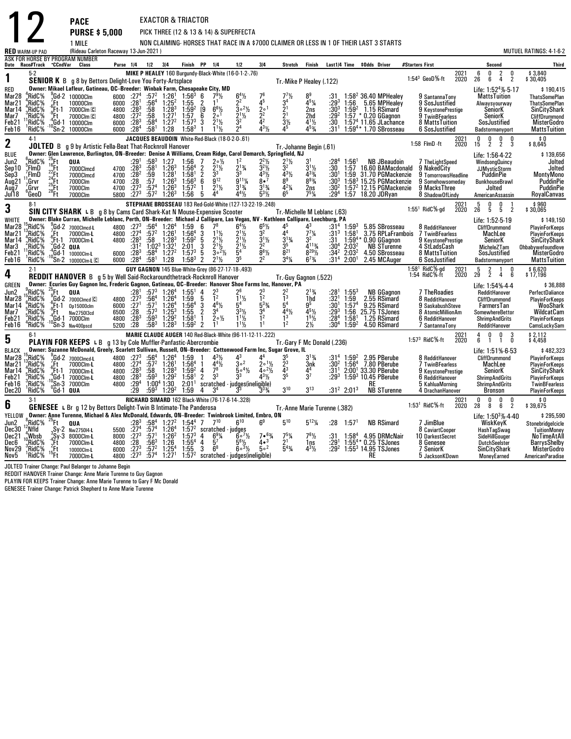# 12

**PACE** — EXACTOR & TRIACTOR
**PURSE $ 5,000** — PICK THREE (12 & 13 & 14) & SUPERFECTA
1 MILE — NON CLAIMING- HORSES THAT RACE IN A $7000 CLAIMER OR LESS IN 1 OF THEIR LAST 3 STARTS

RED WARM-UP PAD (Rideau Carleton Raceway 13-Jun-2021) — MUTUEL RATINGS: 4-1-6-2

ASK FOR HORSE BY PROGRAM NUMBER

## 1 — SENIOR K (5-2)

**MIKE P HEALEY** 160 Burgundy-Black-White (16-0-1-2-.76)
**SENIOR K** B g 8 by Bettors Delight-Love You Forty-Artsplace — Tr.-Mike P Healey (.122)
Owner: Mikael Lafleur, Gatineau, QC--Breeder: Winbak Farm, Chesapeake City, MD
1:54³ GeoD⅝-ft — 2021: 6 0 2 0 $3,840 — 2020: 26 6 4 2 $30,405 — Life: 1:52⁴⅗-5-17 $190,415

| Date | Race#/Track | CCndVar | Class | Purse | 1/4 | 1/2 | 3/4 | Finish | PP | 1/4 | 1/2 | 3/4 | Stretch | Finish | Last1/4 | Time | $Odds | Driver | #Starters First | Second | Third |
|---|---|---|---|---|---|---|---|---|---|---|---|---|---|---|---|---|---|---|---|---|---|
| Mar28 | 4RidC⅝ | 9Gd-2 | 10000Clm | 6000 | :27⁴ | :57² | 1:26¹ | 1:56³ | 6 | 7⁹½ | 6⁴½ | 7⁶ | 7⁷½ | 8⁹ | :31 | 1:58² | 36.40 | MPHealey | 9 SantannaTony | ThatsSomePlan | ThatsSomePlan |
| Mar21 | 4RidC⅝ | 7Ft | 10000Clm | 6000 | :28¹ | :56⁴ | 1:25² | 1:55 | 2 | 1¹ | 2² | 4⁵ | 3⁴ | 4⁵¼ | :29³ | 1:56 | 5.65 | MPHealey | 9 SosJustified | Alwaysyourway | ThatsSomePlan |
| Mar14 | 4RidC⅝ | -6Ft-1 | 7000Clm Ⓒ | 4800 | :28³ | :58 | 1:28³ | 1:59² | (9 | 6⁶½ | 3∘²½ | 2∘¹ | 2¹ | 2ns | :30³ | 1:59² | 1.15 | RSimard | 9 KeystonePrestige | SeniorK | SinCityShark |
| Mar7 | 3RidC⅝ | -9Ft | 7000Clm Ⓒ | 4800 | :27² | :58 | 1:27¹ | 1:57 | 6 | 2∘¹ | 2¹½ | 2² | 2¹ | 2hd | :29² | 1:57 | * 0.20 | GGagnon | 9 TwinBFearless | SeniorK | CliffDrummond |
| Feb21 | 11RidC⅝ | -4Gd-1 | 10000Clm | 6000 | :28³ | :58⁴ | 1:27² | 1:57³ | 3 | 2¹½ | 3² | 4² | 3½ | 4¹½ | :30 | 1:57⁴ | 11.65 | JLachance | 8 MattsTuition | SosJustified | MisterGodro |
| Feb16 | 1RidC⅝ | -10Sn-2 | 10000Clm | 6000 | :28⁴ | :58¹ | 1:28 | 1:58³ | 1 | 1¹½ | 2⁴ | 4³½ | 4⁵ | 4⁵¾ | :31¹ | 1:59⁴ | * 1.70 | SBrosseau | 6 SosJustified | Badstormanyport | MattsTuition |

## 2 — JOLTED (4-1)

**JACQUES BEAUDOIN** White-Red-Black (18-0-2-0-.61)
**JOLTED** B g 9 by Artistic Fella-Beat That-Rocknroll Hanover — Tr.-Johanne Begin (.61)
Owner: Glen Lawrence, Burlington, ON--Breeder: Denise A Williams, Cream Ridge, Carol Demarch, Springfield, NJ
1:58 FlmD -ft — 2021: 0 0 0 0 $0 — 2020: 15 2 2 3 $8,645 — Life: 1:56-4-22 $139,656

| Date | Race#/Track | CCndVar | Class | Purse | 1/4 | 1/2 | 3/4 | Finish | PP | 1/4 | 1/2 | 3/4 | Stretch | Finish | Last1/4 | Time | $Odds | Driver | #Starters First | Second | Third |
|---|---|---|---|---|---|---|---|---|---|---|---|---|---|---|---|---|---|---|---|---|---|
| Jun2 | 6RidC⅝ | 25Ft | QUA | | :29¹ | :58³ | 1:27 | 1:56 | 7 | 2∘½ | 1² | 2²½ | 2¹½ | 3¹ | :28⁴ | 1:56¹ | | NB JBeaudoin | 7 TheLightSpeed | WindsongQuincy | Jolted |
| Sep10 | 5FlmD | 16Ft | 7000Clmcd | 4700 | :28³ | :58¹ | 1:26³ | 1:56⁴ | 2 | 2¹½ | 2¹¾ | 3²½ | 3² | 3¹½ | :30 | 1:57 | 16.60 | BAMacdonald | 9 NakedCity | JJMysticStorm | Jolted |
| Sep3 | 7FlmD | 22Ft | 7000Clmcd | 4700 | :28² | :59 | 1:28¹ | 1:58¹ | 2 | 3³ | 3³ | 4³½ | 4³½ | 4³¾ | :30¹ | 1:59 | 31.70 | PGMackenzie | 9 TomorrowsHeadline | PuddinPie | MontyMono |
| Aug21 | 11Grvr | 24Ft | 7000Clm | 4700 | :28 | :57 | 1:26³ | 1:56³ | 6 | 9¹² | 9¹¹¼ | 8∘⁷ | 8⁹ | 8⁹¾ | :30³ | 1:58³ | 15.25 | PGMackenzie | 9 Somehowsomeday | BunkhouseBrawl | PuddinPie |
| Aug7 | 7Grvr | 25Ft | 7000Clm | 4700 | :27³ | :57⁴ | 1:26³ | 1:57² | 1 | 2¹½ | 3¹¾ | 3¹¾ | 4²¼ | 2ns | :30² | 1:57² | 12.15 | PGMackenzie | 9 MacksThree | Jolted | PuddinPie |
| Jul18 | 6GeoD | 28Ft | 7000Clm | 5800 | :27³ | :57² | 1:26³ | 1:56 | 5 | 4⁴ | 4⁴½ | 5³½ | 6⁵ | 7⁵¼ | :29⁴ | 1:57 | 18.20 | JDRyan | 8 ShadowOfLindy | AmericanAssassin | RoyalCanvas |

## 3 — SIN CITY SHARK (8-1)

**STEPHANE BROSSEAU** 183 Red-Gold-White (127-13-22-19-.248)
**SIN CITY SHARK** L B g 8 by Cams Card Shark-Kat N Mouse-Expensive Scooter — Tr.-Michelle M Leblanc (.63)
Owner: Blake Curran, Michelle Leblanc, Perth, ON--Breeder: Michael J Callipare, Las Vegas, NV - Kathleen Callipare, Leechburg, PA
1:55¹ RidC⅝-gd — 2021: 5 0 0 1 $960 — 2020: 26 5 5 2 $30,065 — Life: 1:52-5-19 $149,150

| Date | Race#/Track | CCndVar | Class | Purse | 1/4 | 1/2 | 3/4 | Finish | PP | 1/4 | 1/2 | 3/4 | Stretch | Finish | Last1/4 | Time | $Odds | Driver | #Starters First | Second | Third |
|---|---|---|---|---|---|---|---|---|---|---|---|---|---|---|---|---|---|---|---|---|---|
| Mar28 | 15RidC⅝ | 9Gd-2 | 7000Clmcd-L | 4800 | :27³ | :56⁴ | 1:26⁴ | 1:59 | 6 | 7⁸ | 6⁴½ | 6⁵½ | 4⁵ | 4³ | :31⁴ | 1:59³ | 5.85 | SBrosseau | 8 RedditHanover | CliffDrummond | PlayinForKeeps |
| Mar21 | 13RidC⅝ | 7Ft | 7000Clm-L | 4800 | :27⁴ | :57² | 1:26¹ | 1:56⁴ | 3 | 1¹½ | 2¹½ | 3² | 4⁴ | 7⁷¼ | :31³ | 1:58¹ | 3.75 | RPLaFrambois | 7 TwinBFearless | MachLee | PlayinForKeeps |
| Mar14 | 4RidC⅝ | -6Ft-1 | 7000Clm-L | 4800 | :28³ | :58 | 1:28³ | 1:59² | 5 | 2¹½ | 2¹½ | 3¹½ | 3¹¾ | 3² | :31 | 1:59⁴ | * 0.90 | GGagnon | 9 KeystonePrestige | SeniorK | SinCityShark |
| Mar3 | 2RidC⅝ | -2Gd-2 | QUA | | :31² | 1:02³ | 1:32¹ | 2:01 | 3 | 2¹½ | 2¹½ | 2² | 3⁵ | 4¹¹¾ | :30⁴ | 2:03² | | NB STurenne | 4 StLadsCash | MicheleZTam | Ohbabywefoundlove |
| Feb21 | 11RidC⅝ | -4Gd-1 | 10000Clm-L | 6000 | :28³ | :58⁴ | 1:27² | 1:57³ | 5 | 3∘²½ | 5⁴ | 8⁸½ | 8²¹ | 8²⁹½ | :34² | 2:03² | 4.50 | SBrosseau | 8 MattsTuition | SosJustified | MisterGodro |
| Feb16 | 1RidC⅝ | -10Sn-2 | 10000Clm-L Ⓒ | 6000 | :28⁴ | :58¹ | 1:28 | 1:58³ | 2 | 2¹½ | 3⁵ | 2² | 3⁴¼ | 6⁷¾ | :31⁴ | 2:00¹ | 2.45 | MCAuger | 6 SosJustified | Badstormanyport | MattsTuition |

## 4 — REDDIT HANOVER (2-1)

**GUY GAGNON** 145 Blue-White-Grey (86-27-17-18-.493)
**REDDIT HANOVER** B g 5 by Well Said-Rockaroundthetrack-Rocknroll Hanover — Tr.-Guy Gagnon (.522)
Owner: Ecuries Guy Gagnon Inc, Frederic Gagnon, Gatineau, QC--Breeder: Hanover Shoe Farms Inc, Hanover, PA
1:58¹ RidC⅝-gd — 2021: 5 2 1 0 $6,620 — 1:54 RidC⅝-ft — 2020: 29 2 4 6 $17,196 — Life: 1:54⅘-4-4 $36,888

| Date | Race#/Track | CCndVar | Class | Purse | 1/4 | 1/2 | 3/4 | Finish | PP | 1/4 | 1/2 | 3/4 | Stretch | Finish | Last1/4 | Time | $Odds | Driver | #Starters First | Second | Third |
|---|---|---|---|---|---|---|---|---|---|---|---|---|---|---|---|---|---|---|---|---|---|
| Jun2 | 9RidC⅝ | 25Ft | QUA | | :28¹ | :57³ | 1:26⁴ | 1:55¹ | 4 | 2³ | 2⁶ | 2³ | 2² | 2¹¾ | :28¹ | 1:55³ | | NB GGagnon | 7 TheRoadies | RedditHanover | PerfectDaliance |
| Mar28 | 15RidC⅝ | 9Gd-2 | 7000Clmcd Ⓒ | 4800 | :27³ | :56⁴ | 1:26⁴ | 1:59 | 5 | 1² | 1¹½ | 1² | 1³ | 1hd | :32¹ | 1:59 | 2.55 | RSimard | 8 RedditHanover | CliffDrummond | PlayinForKeeps |
| Mar14 | 6RidC⅝ | -6Ft-1 | Op15000clm | 6000 | :27¹ | :57¹ | 1:26⁴ | 1:56⁴ | 3 | 4⁶½ | 5⁴ | 5³¾ | 5⁴ | 9⁵ | :30¹ | 1:57⁴ | 9.25 | RSimard | 9 SaskabushSteve | FarmersTan | WooShark |
| Mar7 | 5RidC⅝ | -9Ft | Nw2750l3cd | 6500 | :28 | :57³ | 1:25³ | 1:55 | 2 | 3⁴ | 3³½ | 3⁴ | 4⁴½ | 4⁵½ | :29³ | 1:56 | 25.75 | TSJones | 8 AtomicMillionAm | SomewhereBettor | WildcatCam |
| Feb21 | 1RidC⅝ | -4Gd-1 | 7000Clm | 4800 | :28³ | :59³ | 1:29² | 1:58¹ | 1 | 2∘½ | 1¹½ | 1² | 1³ | 1⁵½ | :28⁴ | 1:58¹ | 1.25 | RSimard | 6 RedditHanover | ShrimpAndGrits | PlayinForKeeps |
| Feb16 | 4RidC⅝ | -10Sn-3 | Nw400pscd | 5200 | :28 | :58³ | 1:28³ | 1:59² | 2 | 1¹ | 1¹½ | 1¹ | 1² | 2½ | :30⁴ | 1:59² | 4.50 | RSimard | 7 SantannaTony | RedditHanover | CamsLuckySam |

## 5 — PLAYIN FOR KEEPS (6-1)

**MARIE CLAUDE AUGER** 140 Red-Black-White (96-11-12-11-.222)
**PLAYIN FOR KEEPS** L B g 13 by Cole Muffler-Panfastic-Abercrombie — Tr.-Gary F Mc Donald (.236)
Owner: Suzanne McDonald, Greely, Scarlett Sullivan, Russell, ON--Breeder: Cottonwood Farm Inc, Sugar Grove, IL
1:57³ RidC⅝-ft — 2021: 4 0 0 3 $2,112 — 2020: 6 1 1 0 $4,458 — Life: 1:51⅘-6-53 $482,323

| Date | Race#/Track | CCndVar | Class | Purse | 1/4 | 1/2 | 3/4 | Finish | PP | 1/4 | 1/2 | 3/4 | Stretch | Finish | Last1/4 | Time | $Odds | Driver | #Starters First | Second | Third |
|---|---|---|---|---|---|---|---|---|---|---|---|---|---|---|---|---|---|---|---|---|---|
| Mar28 | 15RidC⅝ | 9Gd-2 | 7000Clmcd-L | 4800 | :27³ | :56⁴ | 1:26⁴ | 1:59 | 1 | 4³½ | 4³ | 4⁴ | 3⁵ | 3¹¾ | :31⁴ | 1:59² | 2.95 | PBerube | 8 RedditHanover | CliffDrummond | PlayinForKeeps |
| Mar21 | 13RidC⅝ | 7Ft | 7000Clm-L | 4800 | :27⁴ | :57² | 1:26¹ | 1:56⁴ | 1 | 4⁴½ | 3∘² | 2∘¹½ | 2³ | 3nk | :30² | 1:56⁴ | 7.80 | PBerube | 7 TwinBFearless | MachLee | PlayinForKeeps |
| Mar14 | 4RidC⅝ | -6Ft-1 | 7000Clm-L | 4800 | :28³ | :58 | 1:28³ | 1:59² | 4 | 7⁸ | 5∘⁴½ | 4∘²½ | 4³ | 4⁴ | :31¹ | 2:00¹ | 33.30 | PBerube | 9 KeystonePrestige | SeniorK | SinCityShark |
| Feb21 | 5RidC⅝ | -4Gd-1 | 7000Clm-L | 4800 | :28³ | :59³ | 1:29² | 1:58¹ | 2 | 3³ | 3³ | 4³½ | 3⁵ | 3⁷ | :29³ | 1:59³ | 10.45 | PBerube | 6 RedditHanover | ShrimpAndGrits | PlayinForKeeps |
| Feb16 | 3RidC⅝ | -10Sn-3 | 7000Clm | 4800 | :29⁴ | 1:00⁴ | 1:30 | 2:01¹ | scratched - judges(ineligible) | | | | | | | | | RE | 5 KahluaMorning | ShrimpAndGrits | TwinBFearless |
| Dec20 | 1RidC⅝ | 0Gd-1 | QUA | | :29 | :59³ | 1:29² | 1:59 | 4 | 3⁴ | 3³ | 3³¾ | 3¹⁰ | 3¹³ | :31² | 2:01³ | | NB STurenne | 4 DrachanHanover | Bronson | PlayinForKeeps |

## 6 — GENESEE (3-1)

**RICHARD SIMARD** 162 Black-White (76-17-6-14-.328)
**GENESEE** L Br g 12 by Bettors Delight-Twin B Intimate-The Panderosa — Tr.-Anne Marie Turenne (.382)
Owner: Anne Turenne, Michael & Alex McDonald, Edwards, ON--Breeder: Twinbrook Limited, Embro, ON
1:53¹ RidC⅝-ft — 2021: 0 0 0 0 $0 — 2020: 28 8 6 2 $39,675 — Life: 1:50³⅗-4-40 $295,590

| Date | Race#/Track | CCndVar | Class | Purse | 1/4 | 1/2 | 3/4 | Finish | PP | 1/4 | 1/2 | 3/4 | Stretch | Finish | Last1/4 | Time | $Odds | Driver | #Starters First | Second | Third |
|---|---|---|---|---|---|---|---|---|---|---|---|---|---|---|---|---|---|---|---|---|---|
| Jun2 | 8RidC⅝ | 25Ft | QUA | | :28³ | :58⁴ | 1:27² | 1:54⁴ | 7 | 7¹⁰ | 6¹⁰ | 6⁹ | 5¹⁰ | 5¹²¼ | :28 | 1:57¹ | | NB RSimard | 7 JimBlue | WiskKeyK | Stonebridgelcicle |
| Dec30 | 12Nfld | 3Sy-2 | Nw2750l4-L | 5500 | :27⁴ | :57⁴ | 1:26⁴ | 1:57² | scratched - judges | | | | | | | | | | 8 CaviartCooper | HashTagSwag | TuitionMoney |
| Dec21 | 10Wbsb | 3Sy-3 | 8000Clm-L | 8000 | :27³ | :57¹ | 1:26² | 1:57³ | 4 | 6⁹¼ | 6∘⁷½ | 7•⁶¾ | 7⁵¼ | 7⁶½ | :31 | 1:58⁴ | 4.95 | DRMcNair | 10 DarkestSecret | SideHillGouger | NoTimeAtAll |
| Dec6 | 5RidC⅝ | 2Ft | 7000Clm-L | 4800 | :28 | :56³ | 1:26 | 1:55⁴ | 4 | 5⁷ | 5⁶½ | 4∘³ | 2¹ | 1ns | :29¹ | 1:55⁴ | * 0.25 | TSJones | 8 Genesee | DutchSeelster | BarrysShelby |
| Nov29 | 3RidC⅝ | 2Ft | 10000Clm-L | 6000 | :27³ | :57² | 1:25⁴ | 1:55 | 3 | 6⁸ | 6∘³½ | 5∘² | 5⁴¾ | 4³½ | :29² | 1:55³ | 14.95 | TSJones | 7 SeniorK | SinCityShark | MisterGodro |
| Nov5 | 1RidC⅝ | 15Ft | 7000Clm-L | 4800 | :27³ | :57⁴ | 1:27¹ | 1:57² | scratched - judges(ineligible) | | | | | | | | | RE | 5 JacksonKDown | MoneyEarned | AmericanParadise |

JOLTED Trainer Change: Paul Belanger to Johanne Begin
REDDIT HANOVER Trainer Change: Anne Marie Turenne to Guy Gagnon
PLAYIN FOR KEEPS Trainer Change: Anne Marie Turenne to Gary F Mc Donald
GENESEE Trainer Change: Patrick Shepherd to Anne Marie Turenne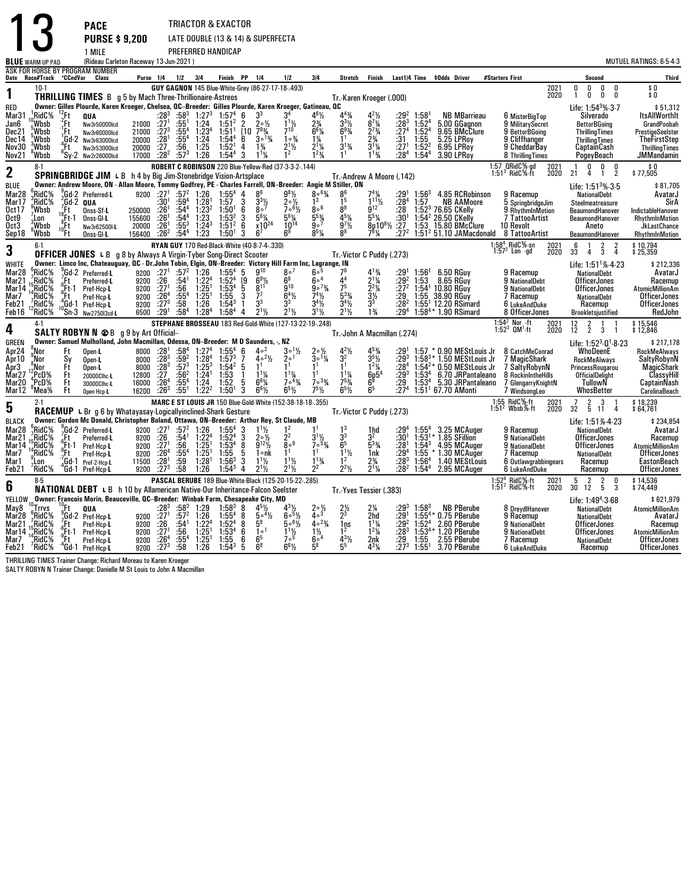# 13

**PACE** — TRIACTOR & EXACTOR
**PURSE $ 9,200** — LATE DOUBLE (13 & 14) & SUPERFECTA
1 MILE — PREFERRED HANDICAP
(Rideau Carleton Raceway 13-Jun-2021)

**BLUE** WARM-UP PAD — MUTUEL RATINGS: 6-5-4-3

ASK FOR HORSE BY PROGRAM NUMBER

| Date | Race#/Track | °CCndVar | Class | Purse | 1/4 | 1/2 | 3/4 | Finish | PP | 1/4 | 1/2 | 3/4 | Stretch | Finish | Last1/4 | Time | $Odds | Driver | #Starters First | Second | Third |
|---|---|---|---|---|---|---|---|---|---|---|---|---|---|---|---|---|---|---|---|---|---|

## 1 — THRILLING TIMES B g 5 by Mach Three-Thrillionaire-Astreos (10-1)

RED — GUY GAGNON 145 Blue-White-Grey (86-27-17-18-.493) — Tr.-Karen Kroeger (.000)

Owner: Gilles Plourde, Karen Kroeger, Chelsea, QC--Breeder: Gilles Plourde, Karen Kroeger, Gatineau, QC

2021: 0 0 0 0 $0 — 2020: 1 0 0 0 $0 — Life: 1:54³⁄₅-3-7 $51,312

| Date | Race#/Track | °CCndVar | Class | Purse | 1/4 | 1/2 | 3/4 | Finish | PP | 1/4 | 1/2 | 3/4 | Stretch | Finish | Last1/4 | Time | $Odds | Driver | #Starters First | Second | Third |
|---|---|---|---|---|---|---|---|---|---|---|---|---|---|---|---|---|---|---|---|---|---|
| Mar31 | 1RidC⅝ | 12Ft | QUA | | :28³ | :58³ | 1:27³ | 1:57⁴ | 6 | 3³ | 3⁴ | 4⁶½ | 4⁴¾ | 4²½ | :29² | 1:58¹ | NB | MBarrieau | 6 MisterBigTop | Silverado | ItsAllWorthIt |
| Jan6 | 10Wbsb | -1Ft | Nw3r50000lcd | 21000 | :27¹ | :55¹ | 1:24 | 1:51² | 2 | 2○½ | 1¹½ | 2¾ | 3³½ | 8⁷¼ | :28³ | 1:52⁴ | 5.00 | GGagnon | 9 MilitarySecret | BettorBGoing | GrandPoobah |
| Dec21 | 5Wbsb | -1Ft | Nw3r60000lcd | 21000 | :27³ | :55⁴ | 1:23⁴ | 1:51¹ | [10 | 7⁹¾ | 7¹⁰ | 6⁸¼ | 6⁹¾ | 2⁷¾ | :27⁴ | 1:52⁴ | 9.65 | BMcClure | 9 BettorBGoing | ThrillingTimes | PrestigeSeelster |
| Dec14 | 5Wbsb | 1Gd-2 | Nw3r63000lcd | 20000 | :28¹ | :55⁴ | 1:24 | 1:54⁴ | 6 | 3○1¾ | 1○¾ | 1¾ | 1¹ | 2¾ | :31 | 1:55 | 5.25 | LPRoy | 9 Cliffhanger | ThrillingTimes | TheFirstStep |
| Nov30 | 3Wbsb | -4Ft | Nw3r53000lcd | 20000 | :27 | :56 | 1:25 | 1:52¹ | 4 | 1¾ | 2¹½ | 2¹¼ | 3¹¾ | 3¹¼ | :27¹ | 1:52² | 6.95 | LPRoy | 9 CheddarBay | CaptainCash | ThrillingTimes |
| Nov21 | 8Wbsb | 6Sy-2 | Nw2r26000lcd | 17000 | :28² | :57³ | 1:26 | 1:54⁴ | 3 | 1¹¼ | 1² | 1²¾ | 1¹ | 1¹¾ | :28⁴ | 1:54⁴ | 3.90 | LPRoy | 8 ThrillingTimes | PogeyBeach | JMMandamin |

## 2 — SPRINGBRIDGE JIM L B h 4 by Big Jim-Stonebridge Vision-Artsplace (8-1)

BLUE — ROBERT C ROBINSON 220 Blue-Yellow-Red (37-3-3-2-.144) — Tr.-Andrew A Moore (.142)

Owner: Andrew Moore, ON - Allan Moore, Tommy Godfrey, PE - Charles Farrell, ON--Breeder: Angie M Stiller, ON

1:57 QRidC⅝-gd — 1:51³ RidC⅝-ft — 2021: 1 0 0 0 $0 — 2020: 21 4 1 2 $77,505 — Life: 1:51³⁄₅-3-5 $81,705

| Date | Race#/Track | °CCndVar | Class | Purse | 1/4 | 1/2 | 3/4 | Finish | PP | 1/4 | 1/2 | 3/4 | Stretch | Finish | Last1/4 | Time | $Odds | Driver | #Starters First | Second | Third |
|---|---|---|---|---|---|---|---|---|---|---|---|---|---|---|---|---|---|---|---|---|---|
| Mar28 | 6RidC⅝ | 9Gd-2 | Preferred-L | 9200 | :27¹ | :57² | 1:26 | 1:55⁴ | 4 | 8⁸ | 9⁸½ | 8○6¾ | 8⁶ | 7⁴¼ | :29¹ | 1:56³ | 4.85 | RCRobinson | 9 Racemup | NationalDebt | AvatarJ |
| Mar17 | 3RidC⅝ | 2Gd-2 | QUA | | :30¹ | :59⁴ | 1:28¹ | 1:57 | 3 | 3³½ | 2○½ | 1³ | 1⁵ | 1¹¹½ | :28⁴ | 1:57 | NB | AAMoore | 5 SpringbridgeJim | Steelmeatreasure | SirA |
| Oct17 | 9Wbsb | 7Ft | Onss-Sf-L | 250000 | :26¹ | :54⁴ | 1:23² | 1:50¹ | 6 | 8○7 | 7○6½ | 8○6 | 8⁸ | 9¹² | :28 | 1:52³ | 76.65 | CKelly | 9 RhythmInMotion | BeaumondHanover | IndictableHanover |
| Oct9 | 7Lon | 18Ft-1 | Onss-Gl-L | 155600 | :26¹ | :54⁴ | 1:23 | 1:53² | 3 | 5⁶¼ | 5⁶¼ | 5⁵¾ | 4⁵¼ | 5⁵¼ | :30¹ | 1:54² | 26.50 | CKelly | 7 TattooArtist | BeaumondHanover | RhythmInMotion |
| Oct3 | 3Wbsb | 8Ft | Nw3r62500l-L | 20000 | :26¹ | :55³ | 1:24³ | 1:51² | 6 | x10²⁴ | 10¹⁴ | 9○7 | 9⁷½ | 8p10⁸½ | :27 | 1:53 | 15.80 | BMcClure | 10 Revolt | Aneto | JkLastChance |
| Sep18 | 8Wbsb | 10Ft | Onss-Gl-L | 156400 | :26² | :54⁴ | 1:23 | 1:50¹ | 3 | 6⁷ | 6⁸ | 8⁵¼ | 8⁸ | 7⁸¼ | :27² | 1:51² | 51.10 | JAMacdonald | 8 TattooArtist | BeaumondHanover | RhythmInMotion |

## 3 — OFFICER JONES L B g 8 by Always A Virgin-Tyber Song-Direct Scooter (6-1)

WHITE — RYAN GUY 170 Red-Black-White (40-8-7-4-.330) — Tr.-Victor C Puddy (.273)

Owner: Limco Inc, Chateauguay, QC - Dr.John Tobin, Elgin, ON--Breeder: Victory Hill Farm Inc, Lagrange, IN

1:58⁴ RidC⅝-sn — 1:57² Lon -gd — 2021: 6 1 2 2 $10,794 — 2020: 33 4 3 4 $25,359 — Life: 1:51¹⁄₅-4-23 $212,336

| Date | Race#/Track | °CCndVar | Class | Purse | 1/4 | 1/2 | 3/4 | Finish | PP | 1/4 | 1/2 | 3/4 | Stretch | Finish | Last1/4 | Time | $Odds | Driver | #Starters First | Second | Third |
|---|---|---|---|---|---|---|---|---|---|---|---|---|---|---|---|---|---|---|---|---|---|
| Mar28 | 6RidC⅝ | 9Gd-2 | Preferred-L | 9200 | :27¹ | :57² | 1:26 | 1:55⁴ | 5 | 9¹⁰ | 8○7 | 6○5 | 7⁶ | 4¹¾ | :29¹ | 1:56¹ | 6.50 | RGuy | 9 Racemup | NationalDebt | AvatarJ |
| Mar21 | 7RidC⅝ | -6Ft | Preferred-L | 9200 | :26 | :54¹ | 1:22⁴ | 1:52⁴ | [9 | 6⁹½ | 6⁸ | 6○4 | 4⁴ | 2¹¼ | :29² | 1:53 | 8.65 | RGuy | 9 NationalDebt | OfficerJones | Racemup |
| Mar14 | 15RidC⅝ | -9Ft-1 | Pref-Hcp-L | 9200 | :27¹ | :56 | 1:25¹ | 1:53⁴ | 5 | 8¹¹ | 9¹⁰ | 9○7¾ | 7⁵ | 2²¼ | :27² | 1:54¹ | 10.80 | RGuy | 9 NationalDebt | OfficerJones | AtomicMillionAm |
| Mar7 | 14RidC⅝ | -9Ft | Pref-Hcp-L | 9200 | :26⁴ | :55⁴ | 1:25¹ | 1:55 | 3 | 7⁷ | 6⁴½ | 7⁴½ | 5³¾ | 3½ | :29 | 1:55 | 38.90 | RGuy | 7 Racemup | NationalDebt | OfficerJones |
| Feb21 | 7RidC⅝ | -4Gd-1 | Pref-Hcp-L | 9200 | :27³ | :58 | 1:26 | 1:54³ | 1 | 3³ | 3³ | 3⁴½ | 3⁴½ | 3³ | :28² | 1:55¹ | 12.20 | RSimard | 6 LukeAndDuke | Racemup | OfficerJones |
| Feb16 | 12RidC⅝ | 10Sn-3 | Nw2750l3cd-L | 6500 | :29¹ | :58⁴ | 1:28⁴ | 1:58⁴ | 4 | 2¹½ | 2¹½ | 3¹½ | 2¹½ | 1¾ | :29⁴ | 1:58⁴* | 1.90 | RSimard | 8 OfficerJones | Brookletsjustified | RedJohn |

## 4 — SALTY ROBYN N ⊘B g 9 by Art Official-- (4-1)

GREEN — STEPHANE BROSSEAU 183 Red-Gold-White (127-13-22-19-.248) — Tr.-John A Macmillan (.274)

Owner: Samuel Mulholland, John Macmillan, Odessa, ON--Breeder: M D Saunders, -, NZ

1:54² Nor -ft — 1:52³ QM¹-ft — 2021: 12 2 1 1 $15,546 — 2020: 12 2 3 1 $12,846 — Life: 1:52³-Q¹-8-23 $217,178

| Date | Race#/Track | °CCndVar | Class | Purse | 1/4 | 1/2 | 3/4 | Finish | PP | 1/4 | 1/2 | 3/4 | Stretch | Finish | Last1/4 | Time | $Odds | Driver | #Starters First | Second | Third |
|---|---|---|---|---|---|---|---|---|---|---|---|---|---|---|---|---|---|---|---|---|---|
| Apr24 | 8Nor | Ft | Open-L | 8000 | :28¹ | :58⁴ | 1:27⁴ | 1:55⁴ | 6 | 4○2 | 3○1½ | 2○½ | 4²½ | 4⁵¾ | :29¹ | 1:57 | *0.90 | MEStLouis Jr | 8 CatchMeConrad | WhoDeenE | RockMeAlways |
| Apr10 | 9Nor | Sy | Open-L | 8000 | :28³ | :59² | 1:28⁴ | 1:57³ | 7 | 4○2½ | 2○1 | 3○1¼ | 3² | 3⁵½ | :29³ | 1:58³* | 1.50 | MEStLouis Jr | 7 MagicShark | RockMeAlways | SaltyRobynN |
| Apr3 | 12Nor | Ft | Open-L | 8000 | :28³ | :57³ | 1:25³ | 1:54² | 5 | 1¹ | 1¹ | 1¹ | 1¹ | 1²¼ | :28⁴ | 1:54²* | 0.50 | MEStLouis Jr | 7 SaltyRobynN | PrincessRougarou | MagicShark |
| Mar27 | 4PcD⅝ | Ft | 20000Clhc-L | 12800 | :27¹ | :56² | 1:24¹ | 1:53 | 1 | 1¹¼ | 1¹¼ | 1¹ | 1¹¼ | 6p5⁴ | :29³ | 1:53⁴ | 6.70 | JRPantaleano | 8 RockinIntheHills | OfficialDelight | ClassyHill |
| Mar20 | 4PcD⅝ | Ft | 30000Clhc-L | 16000 | :26⁴ | :55⁴ | 1:24 | 1:52 | 5 | 6⁸¼ | 7○4¾ | 7○3¾ | 7⁵¾ | 6⁸ | :29 | 1:53⁴ | 5.30 | JRPantaleano | 7 GlengarryKnightN | TullowN | CaptainNash |
| Mar12 | 8Mea⅝ | Ft | Open Hcp-L | 16200 | :26³ | :55¹ | 1:22² | 1:50¹ | 3 | 6⁸½ | 6⁵½ | 7⁵½ | 6⁵½ | 6⁵ | :27⁴ | 1:51¹ | 67.70 | AMonti | 7 WindsongLeo | WhosBetter | CarolinaBeach |

## 5 — RACEMUP L Br g 6 by Whatayasay-Logicallyinclined-Shark Gesture (2-1)

BLACK — MARC E ST LOUIS JR 150 Blue-Gold-White (152-38-18-18-.355) — Tr.-Victor C Puddy (.273)

Owner: Gordon Mc Donald, Christopher Boland, Ottawa, ON--Breeder: Arthur Rey, St Claude, MB

1:55 RidC⅝-ft — 1:51² Wbsb⅞-ft — 2021: 7 2 3 1 $18,239 — 2020: 32 5 11 4 $64,761 — Life: 1:51⅞-4-23 $234,854

| Date | Race#/Track | °CCndVar | Class | Purse | 1/4 | 1/2 | 3/4 | Finish | PP | 1/4 | 1/2 | 3/4 | Stretch | Finish | Last1/4 | Time | $Odds | Driver | #Starters First | Second | Third |
|---|---|---|---|---|---|---|---|---|---|---|---|---|---|---|---|---|---|---|---|---|---|
| Mar28 | 6RidC⅝ | 9Gd-2 | Preferred-L | 9200 | :27¹ | :57² | 1:26 | 1:55⁴ | 3 | 1¹½ | 1² | 1¹ | 1³ | 1hd | :29⁴ | 1:55⁴ | 3.25 | MCAuger | 9 Racemup | NationalDebt | AvatarJ |
| Mar21 | 7RidC⅝ | -6Ft | Preferred-L | 9200 | :26 | :54¹ | 1:22⁴ | 1:52⁴ | 3 | 2○½ | 2² | 3¹½ | 3³ | 3² | :30¹ | 1:53¹* | 1.85 | SFillion | 9 NationalDebt | OfficerJones | Racemup |
| Mar14 | 15RidC⅝ | -9Ft-1 | Pref-Hcp-L | 9200 | :27¹ | :56 | 1:25¹ | 1:53⁴ | 8 | 9¹²½ | 8○9 | 7○5¾ | 6⁵ | 5³¾ | :28¹ | 1:54³ | 4.95 | MCAuger | 9 NationalDebt | OfficerJones | AtomicMillionAm |
| Mar7 | 14RidC⅝ | -9Ft | Pref-Hcp-L | 9200 | :26⁴ | :55⁴ | 1:25¹ | 1:55 | 5 | 1○nk | 1¹ | 1¹ | 1¹½ | 1nk | :29⁴ | 1:55 | *1.30 | MCAuger | 7 Racemup | NationalDebt | OfficerJones |
| Mar1 | 9Lon | -7Gd-1 | Pref-2-Hcp-L | 11500 | :28¹ | :59 | 1:28¹ | 1:56³ | 3 | 1¹½ | 1¹½ | 1¹¾ | 1² | 2¾ | :28³ | 1:56⁴ | 1.40 | MEStLouis | 6 Outlawgrabbingears | Racemup | EastonBeach |
| Feb21 | 7RidC⅝ | -4Gd-1 | Pref-Hcp-L | 9200 | :27³ | :58 | 1:26 | 1:54³ | 4 | 2¹½ | 2¹½ | 2² | 2²½ | 2¹¼ | :28² | 1:54⁴ | 2.95 | MCAuger | 6 LukeAndDuke | Racemup | OfficerJones |

## 6 — NATIONAL DEBT L B h 10 by Allamerican Native-Our Inheritance-Falcon Seelster (8-5)

YELLOW — PASCAL BERUBE 189 Blue-White-Black (125-20-15-22-.285) — Tr.-Yves Tessier (.383)

Owner: Francois Morin, Beauceville, QC--Breeder: Winbak Farm, Chesapeake City, MD

1:52⁴ RidC⅝-ft — 1:51² RidC⅝-ft — 2021: 5 2 2 0 $14,536 — 2020: 30 12 5 3 $74,449 — Life: 1:49⁴-3-68 $621,979

| Date | Race#/Track | °CCndVar | Class | Purse | 1/4 | 1/2 | 3/4 | Finish | PP | 1/4 | 1/2 | 3/4 | Stretch | Finish | Last1/4 | Time | $Odds | Driver | #Starters First | Second | Third |
|---|---|---|---|---|---|---|---|---|---|---|---|---|---|---|---|---|---|---|---|---|---|
| May8 | 10Trrvs | 10Ft | QUA | | :28³ | :58³ | 1:29 | 1:58³ | 8 | 4⁵½ | 4³½ | 2○½ | 2½ | 2¼ | :29³ | 1:58³ | NB | PBerube | 8 DreydlHanover | NationalDebt | AtomicMillionAm |
| Mar28 | 6RidC⅝ | 9Gd-2 | Pref-Hcp-L | 9200 | :27¹ | :57² | 1:26 | 1:55⁴ | 8 | 5○4½ | 6○5½ | 4○3 | 2³ | 2hd | :29¹ | 1:55⁴* | 0.75 | PBerube | 9 Racemup | NationalDebt | AvatarJ |
| Mar21 | 7RidC⅝ | -6Ft | Pref-Hcp-L | 9200 | :26 | :54¹ | 1:22⁴ | 1:52⁴ | 8 | 5⁸ | 5○6½ | 4○2¾ | 1ns | 1¹¼ | :29² | 1:52⁴ | 2.60 | PBerube | 9 NationalDebt | OfficerJones | Racemup |
| Mar14 | 15RidC⅝ | -9Ft-1 | Pref-Hcp-L | 9200 | :27¹ | :56 | 1:25¹ | 1:53⁴ | 6 | 1○1 | 1¹½ | 1½ | 1² | 1²¼ | :28³ | 1:53⁴* | 1.20 | PBerube | 9 NationalDebt | OfficerJones | AtomicMillionAm |
| Mar7 | 14RidC⅝ | -9Ft | Pref-Hcp-L | 9200 | :26⁴ | :55⁴ | 1:25¹ | 1:55 | 6 | 6⁵ | 7○5 | 6○4 | 4³½ | 2nk | :29 | 1:55 | 2.55 | PBerube | 7 Racemup | NationalDebt | OfficerJones |
| Feb21 | 7RidC⅝ | -4Gd-1 | Pref-Hcp-L | 9200 | :27³ | :58 | 1:26 | 1:54³ | 5 | 6⁸ | 6⁸½ | 5⁸ | 5⁵ | 4³¼ | :27³ | 1:55¹ | 3.70 | PBerube | 6 LukeAndDuke | Racemup | OfficerJones |

THRILLING TIMES Trainer Change: Richard Moreau to Karen Kroeger
SALTY ROBYN N Trainer Change: Danielle M St Louis to John A Macmillan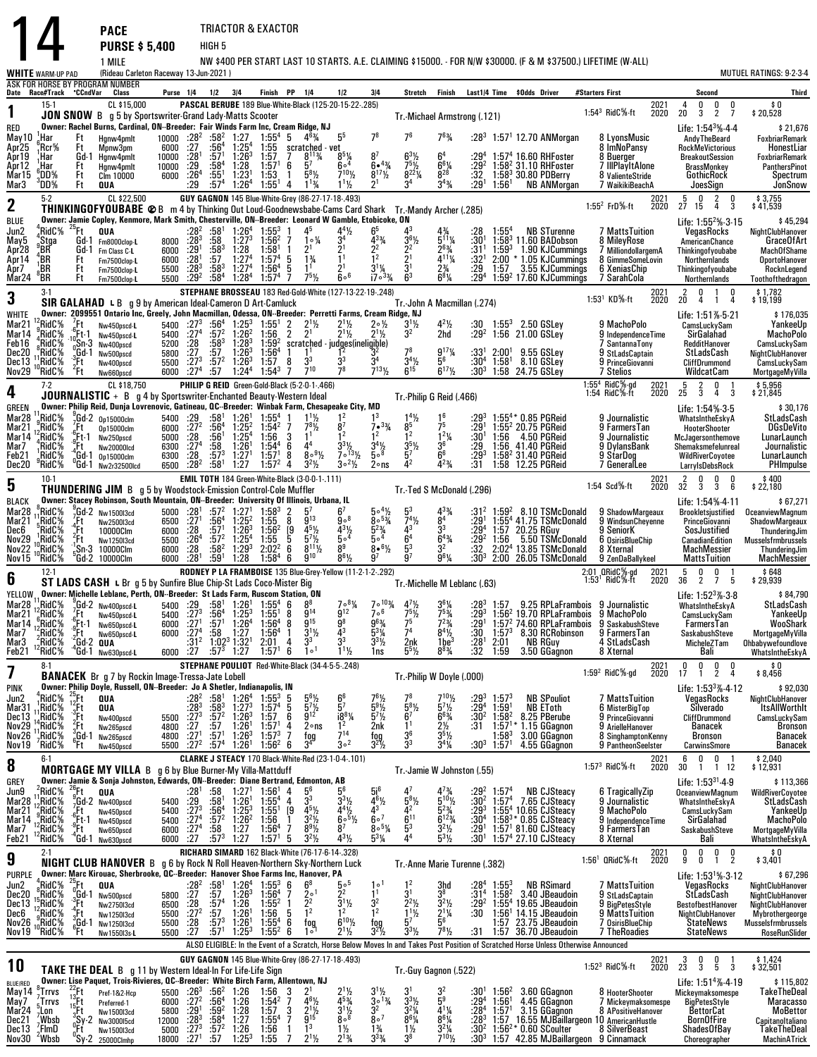# 14 PACE — TRIACTOR & EXACTOR

**PURSE $ 5,400** — HIGH 5

**1 MILE** — NW $400 PER START LAST 10 STARTS. A.E. CLAIMING $15000. - FOR N/W $30000. (F & M $37500.) LIFETIME (W-ALL)

WHITE WARM-UP PAD (Rideau Carleton Raceway 13-Jun-2021) — MUTUEL RATINGS: 9-2-3-4

ASK FOR HORSE BY PROGRAM NUMBER

---

## 1 — JON SNOW (15-1) — RED
**PASCAL BERUBE** 189 Blue-White-Black (125-20-15-22-.285)
B g 5 by Sportswriter-Grand Lady-Matts Scooter — Tr.-Michael Armstrong (.121)
Owner: Rachel Burns, Cardinal, ON--Breeder: Fair Winds Farm Inc, Cream Ridge, NJ

| | Starts | 1st | 2nd | 3rd | Earnings |
|---|---|---|---|---|---|
| 2021 | 4 | 0 | 0 | 0 | $0 |
| 2020 | 20 | 3 | 2 | 7 | $20,528 |

1:54³ RidC⅝-ft — Life: 1:54³⅝-4-4 $21,676

| Date | Race/Track | Cond | Class | Purse | 1/4 | 1/2 | 3/4 | Finish | PP | 1/4 | 1/2 | 3/4 | Stretch | Finish | Last1/4 | Time | $Odds | Driver | #Starters | First | Second | Third |
|---|---|---|---|---|---|---|---|---|---|---|---|---|---|---|---|---|---|---|---|---|---|---|
| May10 | 1Har | Ft | Hgnw4pmlt | 10000 | :28² | :58² | 1:27 | 1:55⁴ | 5 | 4⁶¾ | 5⁵ | 7⁸ | 7⁶ | 7⁶¾ | :28³ | 1:57¹ | 12.70 | ANMorgan | 8 | LyonsMusic | AndyTheBeard | FoxbriarRemark |
| Apr25 | 6Rcr⅝ | Ft | Mpnw3pm | 6000 | :27 | :56⁴ | 1:25⁴ | 1:55 | scratched - vet | | | | | | | | | | 8 | ImNoPansy | RockMeVictorious | HonestLiar |
| Apr19 | 1Har | Gd-1 | Hgnw4pmlt | 10000 | :28¹ | :57¹ | 1:26³ | 1:57 | 7 | 8¹¹¾ | 8⁵¼ | 8⁷ | 6³½ | 6⁴ | :29⁴ | 1:57⁴ | 16.60 | RHFoster | 8 | Buerger | BreakoutSession | FoxbriarRemark |
| Apr12 | 1Har | Ft | Hgnw4pmlt | 10000 | :29 | :58⁴ | 1:28 | 1:57¹ | 6 | 5⁷ | 6○⁴ | 6•⁴¾ | 7⁵½ | 6⁶¼ | :29² | 1:58² | 31.10 | RHFoster | 7 | IllPlayItAlone | BrassMonkey | PanthersPinot |
| Mar15 | 5DD⅝ | Ft | Clm 10000 | 6000 | :26⁴ | :55¹ | 1:23¹ | 1:53 | 1 | 5⁸½ | 7¹⁰½ | 8¹⁷½ | 8²²¼ | 8²⁸ | :32 | 1:58³ | 30.80 | PDBerry | 8 | ValienteStride | GothicRock | Spectrum |
| Mar3 | 3DD⅝ | Ft | QUA | | :29 | :57⁴ | 1:26⁴ | 1:55¹ | 4 | 1¹¾ | 1¹½ | 2¹ | 3⁴ | 3⁴¾ | :29¹ | 1:56¹ | NB | ANMorgan | 7 | WaikikiBeachA | JoesSign | JonSnow |

## 2 — THINKINGOFYOUBABE (5-2) — BLUE — CL $22,500
**GUY GAGNON** 145 Blue-White-Grey (86-27-17-18-.493)
B m 4 by Thinking Out Loud-Goodnewsbabe-Cams Card Shark — Tr.-Mandy Archer (.285)
Owner: Jamie Copley, Kenmore, Mark Smith, Chesterville, ON--Breeder: Leonard W Gamble, Etobicoke, ON

| | Starts | 1st | 2nd | 3rd | Earnings |
|---|---|---|---|---|---|
| 2021 | 5 | 0 | 2 | 0 | $3,755 |
| 2020 | 27 | 15 | 4 | 3 | $41,539 |

1:55² FrD⅝-ft — Life: 1:55²⅝-3-15 $45,294

| Date | Race/Track | Cond | Class | Purse | 1/4 | 1/2 | 3/4 | Finish | PP | 1/4 | 1/2 | 3/4 | Stretch | Finish | Last1/4 | Time | $Odds | Driver | #Starters | First | Second | Third |
|---|---|---|---|---|---|---|---|---|---|---|---|---|---|---|---|---|---|---|---|---|---|---|
| Jun2 | 4RidC⅝ | 25Ft | QUA | | :28² | :58¹ | 1:26⁴ | 1:55³ | 1 | 4⁵ | 4⁴½ | 6⁵ | 4³ | 4¾ | :28 | 1:55⁴ | NB | STurenne | 7 | MattsTuition | VegasRocks | NightClubHanover |
| May5 | 9Stga | Gd-1 | Fm8000clop-L | 8000 | :28³ | :58 | 1:27³ | 1:56² | 7 | 1○¾ | 3⁴ | 4³¾ | 3⁶½ | 5¹¹¼ | :30¹ | 1:58³ | 11.60 | BADobson | 8 | MileyRose | AmericanChance | GraceOfArt |
| Apr28 | 8BR | Gd-1 | Fm Class C-L | 6000 | :29¹ | :58³ | 1:28 | 1:58¹ | 1 | 2¹ | 2¹ | 2² | 2² | 2⁸¾ | :31¹ | 1:59³ | 1.90 | KJCummings | 7 | MilliondollargemA | Thinkingofyoubabe | MachOfShame |
| Apr14 | 1BR | Ft | Fm7500clop-L | 6000 | :28¹ | :57 | 1:27⁴ | 1:57⁴ | 5 | 1¾ | 1¹ | 1² | 2¹ | 4¹¹¾ | :32¹ | 2:00 | * 1.05 | KJCummings | 8 | GimmeSomeLovin | Northernlands | OportoHanover |
| Apr7 | 8BR | Ft | Fm7500clop-L | 5500 | :28³ | :58³ | 1:27⁴ | 1:56⁴ | 5 | 1¹ | 2¹ | 3¹¼ | 3¹ | 2¾ | :29 | 1:57 | 3.55 | KJCummings | 6 | XeniasChip | Thinkingofyoubabe | RocknLegend |
| Mar24 | 8BR | Ft | Fm7500clop-L | 5500 | :29² | :58⁴ | 1:28⁴ | 1:57⁴ | 7 | 7⁵½ | 6○⁶ | i7○³¾ | 6³ | 6⁸¼ | :29⁴ | 1:59² | 17.60 | KJCummings | 7 | SarahCola | Northernlands | Toothofthedragon |

## 3 — SIR GALAHAD (3-1) — WHITE
**STEPHANE BROSSEAU** 183 Red-Gold-White (127-22-19-.248)
L B g 9 by American Ideal-Cameron D Art-Camluck — Tr.-John A Macmillan (.274)
Owner: 2099551 Ontario Inc, Greely, John Macmillan, Odessa, ON--Breeder: Perretti Farms, Cream Ridge, NJ

| | Starts | 1st | 2nd | 3rd | Earnings |
|---|---|---|---|---|---|
| 2021 | 2 | 0 | 1 | 0 | $1,782 |
| 2020 | 20 | 4 | 1 | 4 | $19,199 |

1:53¹ KD⅝-ft — Life: 1:51⅞-5-21 $176,035

| Date | Race/Track | Cond | Class | Purse | 1/4 | 1/2 | 3/4 | Finish | PP | 1/4 | 1/2 | 3/4 | Stretch | Finish | Last1/4 | Time | $Odds | Driver | #Starters | First | Second | Third |
|---|---|---|---|---|---|---|---|---|---|---|---|---|---|---|---|---|---|---|---|---|---|---|
| Mar21 | 12RidC⅝ | 7Ft | Nw450pscd-L | 5400 | :27³ | :56⁴ | 1:25³ | 1:55¹ | 2 | 2¹½ | 2¹½ | 2○½ | 3¹½ | 4²½ | :30 | 1:55³ | 2.50 | GSLey | 9 | MachoPolo | CamsLuckySam | YankeeUp |
| Mar14 | 9RidC⅝ | -10Ft-1 | Nw450pscd-L | 5400 | :27⁴ | :57² | 1:26² | 1:56 | 2 | 2¹ | 2¹½ | 2¹½ | 3² | 2hd | :29² | 1:56 | 21.00 | GSLey | 9 | IndependenceTime | SirGalahad | MachoPolo |
| Feb16 | 8RidC⅝ | 0Sn-3 | Nw400pscd | 5200 | :28 | :58³ | 1:28³ | 1:59² | scratched - judges(ineligible) | | | | | | | | | | 7 | SantannaTony | ReddittHanover | CamsLuckySam |
| Dec20 | 8RidC⅝ | 0Gd-1 | Nw500pscd | 5800 | :27 | :57 | 1:26³ | 1:56⁴ | 1 | 1¹ | 1² | 3² | 7⁸ | 9¹⁷¼ | :33¹ | 2:00¹ | 9.55 | GSLey | 9 | StLadsCaptain | StLadsCash | NightClubHanover |
| Dec13 | 11RidC⅝ | -3Ft | Nw400pscd | 5500 | :27³ | :57² | 1:26³ | 1:57 | 8 | 3³ | 3³ | 3⁴ | 3⁴½ | 5⁶ | :30⁴ | 1:58¹ | 8.10 | GSLey | 9 | PrinceGiovanni | CliffDrummond | CamsLuckySam |
| Nov29 | 10RidC⅝ | 2Ft | Nw660pscd | 6000 | :27⁴ | :57 | 1:24⁴ | 1:54³ | 7 | 7¹⁰ | 7⁸ | 7¹³½ | 6¹⁵ | 6¹⁷½ | :30³ | 1:58 | 24.75 | GSLey | 7 | Stelios | WildcatCam | MortgageMyVilla |

## 4 — JOURNALISTIC (7-2) — GREEN — CL $18,750
**PHILIP G REID** Green-Gold-Black (5-2-0-1-.466)
+ B g 4 by Sportswriter-Enchanted Beauty-Western Ideal — Tr.-Philip G Reid (.466)
Owner: Philip Reid, Dunja Lovrenovic, Gatineau, QC--Breeder: Winbak Farm, Chesapeake City, MD

| | Starts | 1st | 2nd | 3rd | Earnings |
|---|---|---|---|---|---|
| 2021 | 5 | 2 | 0 | 1 | $5,956 |
| 2020 | 25 | 3 | 4 | 3 | $21,845 |

1:55⁴ RidC⅝-gd; 1:54 RidC⅝-ft — Life: 1:54⅝-3-5 $30,176

| Date | Race/Track | Cond | Class | Purse | 1/4 | 1/2 | 3/4 | Finish | PP | 1/4 | 1/2 | 3/4 | Stretch | Finish | Last1/4 | Time | $Odds | Driver | #Starters | First | Second | Third |
|---|---|---|---|---|---|---|---|---|---|---|---|---|---|---|---|---|---|---|---|---|---|---|
| Mar28 | 11RidC⅝ | 9Gd-2 | Op15000clm | 5400 | :29 | :58¹ | 1:26¹ | 1:55⁴ | 1 | 1¹½ | 1² | 1³ | 1⁴½ | 1⁶ | :29³ | 1:55⁴* | 0.85 | PGReid | 9 | Journalistic | WhatsIntheEskyA | StLadsCash |
| Mar21 | 11RidC⅝ | 7Ft | Op15000clm | 6000 | :27² | :56⁴ | 1:25² | 1:54² | 7 | 7⁸½ | 8⁷ | 7•³¾ | 8⁵ | 7⁵ | :29¹ | 1:55² | 20.75 | PGReid | 9 | FarmersTan | HooterShooter | DGsDeVito |
| Mar14 | 12RidC⅝ | -6Ft-1 | Nw250pscd | 5000 | :28 | :56¹ | 1:25⁴ | 1:56 | 3 | 1¹ | 1² | 1² | 1² | 1²¼ | :30¹ | 1:56 | 4.50 | PGReid | 9 | Journalistic | McJagersonthemove | LunarLaunch |
| Mar7 | 1RidC⅝ | 4Ft | Nw20000lcd | 6300 | :27⁴ | :58 | 1:26¹ | 1:54⁴ | 6 | 4⁴ | 3³½ | 3¹½ | 3⁵½ | 3⁶ | :29 | 1:56 | 41.40 | PGReid | 9 | DylansBank | Shemaksmefelunreal | Journalistic |
| Feb21 | 8RidC⅝ | -4Gd-1 | Op15000clm | 6300 | :28 | :57³ | 1:27¹ | 1:57¹ | 8 | 8○⁸½ | 7○¹³½ | 5○⁸ | 5⁷ | 6⁶ | :29³ | 1:58² | 31.40 | PGReid | 9 | StarDog | WildRiverCoyotee | LunarLaunch |
| Dec20 | 9RidC⅝ | 0Gd-1 | Nw2r32500lcd | 6500 | :28² | :58¹ | 1:27 | 1:57² | 4 | 3²½ | 3○²½ | 2○ns | 4² | 4²¾ | :31 | 1:58 | 12.25 | PGReid | 7 | GeneralLee | LarrylsDebsRock | PHImpulse |

## 5 — THUNDERING JIM (10-1) — BLACK
**EMIL TOTH** 184 Green-White-Black (3-0-0-1-.111)
B g 5 by Woodstock-Emission Control-Cole Muffler — Tr.-Ted S McDonald (.296)
Owner: Stacey Robinson, South Mountain, ON--Breeder: University Of Illinois, Urbana, IL

| | Starts | 1st | 2nd | 3rd | Earnings |
|---|---|---|---|---|---|
| 2021 | 2 | 0 | 0 | 1 | $400 |
| 2020 | 32 | 3 | 3 | 6 | $22,180 |

1:54 Scd⅝-ft — Life: 1:54⅝-4-11 $67,271

| Date | Race/Track | Cond | Class | Purse | 1/4 | 1/2 | 3/4 | Finish | PP | 1/4 | 1/2 | 3/4 | Stretch | Finish | Last1/4 | Time | $Odds | Driver | #Starters | First | Second | Third |
|---|---|---|---|---|---|---|---|---|---|---|---|---|---|---|---|---|---|---|---|---|---|---|
| Mar28 | 1RidC⅝ | 9Gd-2 | Nw1500l3cd | 5000 | :28¹ | :57² | 1:27¹ | 1:58³ | 2 | 5⁷ | 6⁷ | 5○⁴½ | 5³ | 4³¾ | :31² | 1:59² | 8.10 | TSMcDonald | 9 | ShadowMargeaux | Brookletsjustified | OceanviewMagnum |
| Mar21 | 11RidC⅝ | 7Ft | Nw2500l3cd | 6500 | :27¹ | :56⁴ | 1:25² | 1:55 | 8 | 9¹³ | 9○⁸ | 8○⁵¾ | 7⁴½ | 8⁴ | :29¹ | 1:55⁴ | 41.75 | TSMcDonald | 9 | WindsunCheyenne | PrinceGiovanni | ShadowMargeaux |
| Dec6 | 5RidC⅝ | 4Ft | 10000Clm | 6000 | :28 | :57¹ | 1:26³ | 1:56² | [9 | 4⁵½ | 4³½ | 5²¾ | 4³ | 3³ | :29⁴ | 1:57 | 20.25 | RGuy | 9 | SeniorK | SosJustified | ThunderingJim |
| Nov29 | 1RidC⅝ | 2Ft | Nw1250l3cd | 5500 | :26⁴ | :57² | 1:25⁴ | 1:55 | 5 | 5⁷½ | 5○⁴ | 5○⁴ | 6⁴ | 6⁴¾ | :29² | 1:56 | 5.50 | TSMcDonald | 6 | OsirisBlueChip | CanadianEdition | Musselsfrmbrussels |
| Nov22 | 10RidC⅝ | -1Sn-3 | 10000Clm | 6000 | :28 | :58² | 1:29³ | 2:02² | 6 | 8¹¹½ | 8⁹ | 8•6½ | 5³ | 3² | :32 | 2:02⁴ | 13.85 | TSMcDonald | 8 | Xternal | MachMessier | ThunderingJim |
| Nov15 | 10RidC⅝ | 9Gd-2 | 10000Clm | 6000 | :28¹ | :59¹ | 1:28 | 1:58⁴ | 6 | 9¹⁰ | 8⁶½ | 9⁷ | 9⁷ | 9⁶¼ | :30³ | 2:00 | 26.05 | TSMcDonald | 9 | ZenDaBallykeel | MattsTuition | MachMessier |

## 6 — ST LADS CASH (12-1) — YELLOW
**RODNEY P LA FRAMBOISE** 135 Blue-Grey-Yellow (11-2-1-2-.292)
L Br g 5 by Sunfire Blue Chip-St Lads Coco-Mister Big — Tr.-Michelle M Leblanc (.63)
Owner: Michelle Leblanc, Perth, ON--Breeder: St Lads Farm, Ruscom Station, ON

| | Starts | 1st | 2nd | 3rd | Earnings |
|---|---|---|---|---|---|
| 2021 | 5 | 0 | 0 | 1 | $648 |
| 2020 | 36 | 2 | 7 | 5 | $29,939 |

2:01 QRidC⅝-gd; 1:53¹ RidC⅝-ft — Life: 1:52³⅝-3-8 $84,790

| Date | Race/Track | Cond | Class | Purse | 1/4 | 1/2 | 3/4 | Finish | PP | 1/4 | 1/2 | 3/4 | Stretch | Finish | Last1/4 | Time | $Odds | Driver | #Starters | First | Second | Third |
|---|---|---|---|---|---|---|---|---|---|---|---|---|---|---|---|---|---|---|---|---|---|---|
| Mar28 | 11RidC⅝ | 9Gd-2 | Nw400pscd-L | 5400 | :29 | :58¹ | 1:26¹ | 1:55⁴ | 6 | 8⁸ | 7○⁸¼ | 7○¹⁰¾ | 4⁷½ | 3⁶¼ | :28³ | 1:57 | 9.25 | RPLaFrambois | 9 | Journalistic | WhatsIntheEskyA | StLadsCash |
| Mar21 | 12RidC⅝ | 7Ft | Nw450pscd-L | 5400 | :27³ | :56⁴ | 1:25³ | 1:55¹ | 8 | 9¹⁴ | 9¹² | 7○⁶ | 7⁵½ | 7⁵¾ | :29³ | 1:56² | 19.70 | RPLaFrambois | 9 | MachoPolo | CamsLuckySam | YankeeUp |
| Mar14 | 12RidC⅝ | -6Ft-1 | Nw650pscd-L | 6000 | :27¹ | :57¹ | 1:26⁴ | 1:56⁴ | 8 | 9¹⁵ | 9⁸ | 9⁶¾ | 7⁵ | 7²¾ | :29¹ | 1:57² | 74.60 | RPLaFrambois | 9 | SaskabushSteve | FarmersTan | WooShark |
| Mar7 | 2RidC⅝ | 4Ft | Nw650pscd-L | 6000 | :27⁴ | :58 | 1:27 | 1:56⁴ | 1 | 3¹½ | 4³ | 5³¼ | 7⁴ | 8⁴½ | :30 | 1:57³ | 8.30 | RCRobinson | 9 | FarmersTan | SaskabushSteve | MortgageMyVilla |
| Mar3 | 12RidC⅝ | -4Gd-2 | QUA | | :31² | 1:02³ | 1:32¹ | 2:01 | 4 | 3³ | 3³ | 3³½ | 2nk | 1be³ | :28¹ | 2:01 | NB | RGuy | 4 | StLadsCash | MicheleZTam | Ohbabywefoundlove |
| Feb21 | 12RidC⅝ | -4Gd-1 | Nw630pscd-L | 6000 | :27 | :57³ | 1:27 | 1:57¹ | 6 | 1○ | 1¹½ | 1ns | 5⁵½ | 8⁸¾ | :32 | 1:59 | 3.50 | GGagnon | 8 | Xternal | Bali | WhatsIntheEskyA |

## 7 — BANACEK (8-1) — PINK
**STEPHANE POULIOT** Red-White-Black (34-4-5-5-.248)
Br g 7 by Rockin Image-Tressa-Jate Lobell — Tr.-Philip W Doyle (.000)
Owner: Philip Doyle, Russell, ON--Breeder: Jo A Shetler, Indianapolis, IN

| | Starts | 1st | 2nd | 3rd | Earnings |
|---|---|---|---|---|---|
| 2021 | 0 | 0 | 0 | 0 | $0 |
| 2020 | 17 | 1 | 2 | 4 | $8,456 |

1:59² RidC⅝-gd — Life: 1:53³⅝-4-12 $92,030

| Date | Race/Track | Cond | Class | Purse | 1/4 | 1/2 | 3/4 | Finish | PP | 1/4 | 1/2 | 3/4 | Stretch | Finish | Last1/4 | Time | $Odds | Driver | #Starters | First | Second | Third |
|---|---|---|---|---|---|---|---|---|---|---|---|---|---|---|---|---|---|---|---|---|---|---|
| Jun2 | 4RidC⅝ | 25Ft | QUA | | :28² | :58¹ | 1:26⁴ | 1:55³ | 5 | 5⁶½ | 6⁶ | 7⁶½ | 7⁸ | 7¹⁰½ | :29³ | 1:57³ | NB | SPouliot | 7 | MattsTuition | VegasRocks | NightClubHanover |
| Mar31 | 11RidC⅝ | 12Ft | QUA | | :28³ | :58³ | 1:27³ | 1:57⁴ | 5 | 5⁷½ | 5⁷ | 5⁹½ | 5⁸½ | 5⁷½ | :29⁴ | 1:59¹ | NB | EToth | 6 | MisterBigTop | Silverado | ItsAllWorthIt |
| Dec13 | 11RidC⅝ | -3Ft | Nw400pscd | 5500 | :27³ | :57² | 1:26³ | 1:57 | 6 | 9¹² | i8⁸¾ | 5⁷½ | 6⁷ | 6⁶¾ | :30² | 1:58² | 8.25 | PBerube | 9 | PrinceGiovanni | CliffDrummond | CamsLuckySam |
| Nov29 | 14RidC⅝ | 2Ft | Nw265pscd | 4800 | :27 | :57 | 1:26¹ | 1:57¹ | 4 | 2○ns | 1² | 2nk | 1¹ | 2½ | :31 | 1:57¹* | 1.15 | GGagnon | 9 | ArielleHanover | Banacek | Bronson |
| Nov26 | 11RidC⅝ | 0Gd-1 | Nw265pscd | 4800 | :27¹ | :57¹ | 1:26³ | 1:57³ | 7 | fog | 7¹⁴ | fog | 3⁶ | 3⁵½ | | 1:58³ | 3.00 | GGagnon | 8 | SinghamptonKenny | Bronson | Banacek |
| Nov19 | 7RidC⅝ | 6Ft | Nw450pscd | 5500 | :27² | :57⁴ | 1:26¹ | 1:56² | 6 | 3⁴ | 3○² | 3²½ | 3³ | 3⁴¼ | :30³ | 1:57¹ | 4.55 | GGagnon | 9 | PantheonSeelster | CarwinsSmore | Banacek |

## 8 — MORTGAGE MY VILLA (6-1) — GREY
**CLARKE J STEACY** 170 Black-White-Red (23-1-0-4-.101)
B g 6 by Blue Burner-My Villa-Mattduff — Tr.-Jamie W Johnston (.55)
Owner: Jamie & Sonja Johnston, Edwards, ON--Breeder: Diane Bertrand, Edmonton, AB

| | Starts | 1st | 2nd | 3rd | Earnings |
|---|---|---|---|---|---|
| 2021 | 6 | 0 | 0 | 1 | $2,040 |
| 2020 | 30 | 1 | 1 | 12 | $12,931 |

1:57³ RidC⅝-ft — Life: 1:53³¹-4-9 $113,366

| Date | Race/Track | Cond | Class | Purse | 1/4 | 1/2 | 3/4 | Finish | PP | 1/4 | 1/2 | 3/4 | Stretch | Finish | Last1/4 | Time | $Odds | Driver | #Starters | First | Second | Third |
|---|---|---|---|---|---|---|---|---|---|---|---|---|---|---|---|---|---|---|---|---|---|---|
| Jun9 | 2RidC⅝ | 26Ft | QUA | | :28¹ | :58 | 1:27¹ | 1:56¹ | 4 | 5⁶ | 5⁶ | 5i⁶ | 4⁷ | 4⁷¾ | :29² | 1:57⁴ | NB | CJSteacy | 6 | TragicallyZip | OceanviewMagnum | WildRiverCoyotee |
| Mar28 | 11RidC⅝ | 9Gd-2 | Nw400pscd | 5400 | :29 | :58¹ | 1:26¹ | 1:55⁴ | 4 | 3³ | 3³½ | 4⁶½ | 5⁸½ | 5¹⁰½ | :30² | 1:57⁴ | 7.65 | CJSteacy | 9 | Journalistic | WhatsIntheEskyA | StLadsCash |
| Mar21 | 12RidC⅝ | 7Ft | Nw450pscd | 5400 | :27³ | :56⁴ | 1:25³ | 1:55¹ | [9 | 4⁵½ | 4⁴½ | 4³ | 4² | 5²¾ | :29³ | 1:55⁴ | 10.65 | CJSteacy | 9 | MachoPolo | CamsLuckySam | YankeeUp |
| Mar14 | 9RidC⅝ | -10Ft-1 | Nw450pscd | 5400 | :27⁴ | :57² | 1:26² | 1:56 | 1 | 3²½ | 6○⁵½ | 6○⁷ | 6¹¹ | 6¹²¾ | :30⁴ | 1:58³* | 0.85 | CJSteacy | 9 | IndependenceTime | SirGalahad | MachoPolo |
| Mar7 | 12RidC⅝ | 9Ft | Nw650pscd | 6000 | :27⁴ | :58 | 1:27 | 1:56⁴ | 7 | 8⁹½ | 8⁷ | 8○⁵¾ | 5³ | 4²½ | :29¹ | 1:57¹ | 81.60 | CJSteacy | 9 | FarmersTan | SaskabushSteve | MortgageMyVilla |
| Feb21 | 12RidC⅝ | -4Gd-1 | Nw630pscd | 6000 | :27 | :57³ | 1:27 | 1:57¹ | 5 | 3²½ | 4³½ | 5³¼ | 4⁴ | 5³½ | :30¹ | 1:57⁴ | 27.10 | CJSteacy | 8 | Xternal | Bali | WhatsIntheEskyA |

## 9 — NIGHT CLUB HANOVER (2-1) — PURPLE
**RICHARD SIMARD** 162 Black-White (76-17-6-14-.328)
B g 6 by Rock N Roll Heaven-Northern Sky-Northern Luck — Tr.-Anne Marie Turenne (.382)
Owner: Marc Kirouac, Sherbrooke, QC--Breeder: Hanover Shoe Farms Inc, Hanover, PA

| | Starts | 1st | 2nd | 3rd | Earnings |
|---|---|---|---|---|---|
| 2021 | 0 | 0 | 0 | 0 | $0 |
| 2020 | 9 | 0 | 1 | 2 | $3,401 |

1:56¹ QRidC⅝-ft — Life: 1:53¹⅝-3-12 $67,296

| Date | Race/Track | Cond | Class | Purse | 1/4 | 1/2 | 3/4 | Finish | PP | 1/4 | 1/2 | 3/4 | Stretch | Finish | Last1/4 | Time | $Odds | Driver | #Starters | First | Second | Third |
|---|---|---|---|---|---|---|---|---|---|---|---|---|---|---|---|---|---|---|---|---|---|---|
| Jun2 | 4RidC⅝ | 25Ft | QUA | | :28² | :58¹ | 1:26⁴ | 1:55³ | 6 | 6⁸ | 5○⁵ | 1○¹ | 1² | 3hd | :28⁴ | 1:55³ | NB | RSimard | 7 | MattsTuition | VegasRocks | NightClubHanover |
| Dec20 | 8RidC⅝ | 0Gd-1 | Nw500pscd | 5800 | :27 | :57 | 1:26³ | 1:56⁴ | 7 | 2○¹ | 2² | 1¹ | 3¹ | 3⁸ | :31⁴ | 1:58² | 3.40 | JBeaudoin | 9 | StLadsCaptain | StLadsCash | NightClubHanover |
| Dec13 | 15RidC⅝ | -3Ft | Nw2750l3cd | 6500 | :28 | :57⁴ | 1:26 | 1:55² | 1 | 2² | 3¹½ | 3² | 2²½ | 3²½ | :29² | 1:55⁴ | 19.65 | JBeaudoin | 9 | BigPetesStyle | BestofbestHanover | NightClubHanover |
| Dec6 | 12RidC⅝ | 4Ft | Nw1250l3cd | 5500 | :27² | :57 | 1:26¹ | 1:56 | 5 | 1² | 1² | 1² | 1¹½ | 2¹¼ | :30 | 1:56¹ | 14.15 | JBeaudoin | 9 | MattsTuition | NightClubHanover | Mybrothergeorge |
| Nov26 | 9RidC⅝ | 0Gd-1 | Nw1250l3cd | 5500 | :28 | :57³ | 1:26¹ | 1:55⁴ | 6 | fog | 6¹⁰½ | fog | 5⁷ | 5⁶ | | 1:57 | 23.75 | JBeaudoin | 7 | OsirisBlueChip | StateNews | Musselsfrmbrussels |
| Nov19 | 10RidC⅝ | 6Ft | Nw1550l3s-L | 5500 | :27 | :57¹ | 1:25³ | 1:55² | 6 | 1○¹ | 2¹½ | 3²½ | 3³½ | 7⁸½ | :31 | 1:57 | 36.70 | JBeaudoin | 7 | TheRoadies | StateNews | RoseRunSlider |

ALSO ELIGIBLE: In the Event of a Scratch, Horse Below Moves In and Takes Post Position of Scratched Horse Unless Otherwise Announced

## 10 — TAKE THE DEAL — BLUE/RED
**GUY GAGNON** 145 Blue-White-Grey (86-27-17-18-.493)
B g 11 by Western Ideal-In For Life-Life Sign — Tr.-Guy Gagnon (.522)
Owner: Lise Paquet, Trois-Rivieres, QC--Breeder: White Birch Farm, Allentown, NJ

| | Starts | 1st | 2nd | 3rd | Earnings |
|---|---|---|---|---|---|
| 2021 | 3 | 0 | 0 | 1 | $1,424 |
| 2020 | 23 | 3 | 5 | 3 | $32,501 |

1:52³ RidC⅝-ft — Life: 1:51⁴⅝-4-19 $115,802

| Date | Race/Track | Cond | Class | Purse | 1/4 | 1/2 | 3/4 | Finish | PP | 1/4 | 1/2 | 3/4 | Stretch | Finish | Last1/4 | Time | $Odds | Driver | #Starters | First | Second | Third |
|---|---|---|---|---|---|---|---|---|---|---|---|---|---|---|---|---|---|---|---|---|---|---|
| May14 | 8Trrvs | 22Ft | Pref-1&2-Hcp | 5500 | :26³ | :56² | 1:26 | 1:56 | 3 | 2¹ | 2¹½ | 3¹½ | 3¹ | 3² | :30¹ | 1:56² | 3.60 | GGagnon | 8 | HooterShooter | Mickeymaksomespe | TakeTheDeal |
| May7 | 7Trrvs | 13Ft | Preferred-1 | 6000 | :27² | :56⁴ | 1:26 | 1:54² | 7 | 4⁶½ | 4⁵¾ | 3○¹¾ | 3³½ | 5⁹ | :29⁴ | 1:56¹ | 4.45 | GGagnon | 7 | Mickeymaksomespe | BigPetesStyle | Maracasso |
| Mar24 | 5Lon | 15Ft | Nw1500l3cd | 5800 | :29¹ | :59² | 1:28 | 1:57 | 3 | 2¹½ | 3¹½ | 3² | 3²¼ | 4¹¼ | :28⁴ | 1:57¹ | 3.15 | GGagnon | 8 | APositiveHanover | BettorCat | MoBettor |
| Dec21 | 7Wbsb | 0Sy-2 | Nw3000l5cd | 12000 | :28³ | :58⁴ | 1:27 | 1:55⁴ | 7 | 9¹⁵ | 8○⁸ | 8○⁷ | 8⁶¼ | 8⁶¼ | :28³ | 1:57 | 16.55 | MJBaillargeon | 10 | AmericanHustle | BornOfFire | CapitanoItaliano |
| Dec13 | 7FlmD | 0Ft | Nw1500l3cd | 5000 | :27³ | :57² | 1:26 | 1:56 | 1 | 1³ | 1½ | 1¾ | 1½ | 1³¼ | :30² | 1:56²* | 0.60 | SCoulter | 8 | SilverBeast | ShadesOfBay | TakeTheDeal |
| Nov30 | 2Wbsb | 6Sy-2 | 25000Clmhp | 18000 | :27¹ | :57 | 1:25³ | 1:55 | 7 | 2¹½ | 2¹¾ | 3³¾ | 3⁸ | 7¹⁰½ | :30³ | 1:57 | 42.85 | MJBaillargeon | 9 | Cinnamack | Choreographer | MachinATrick |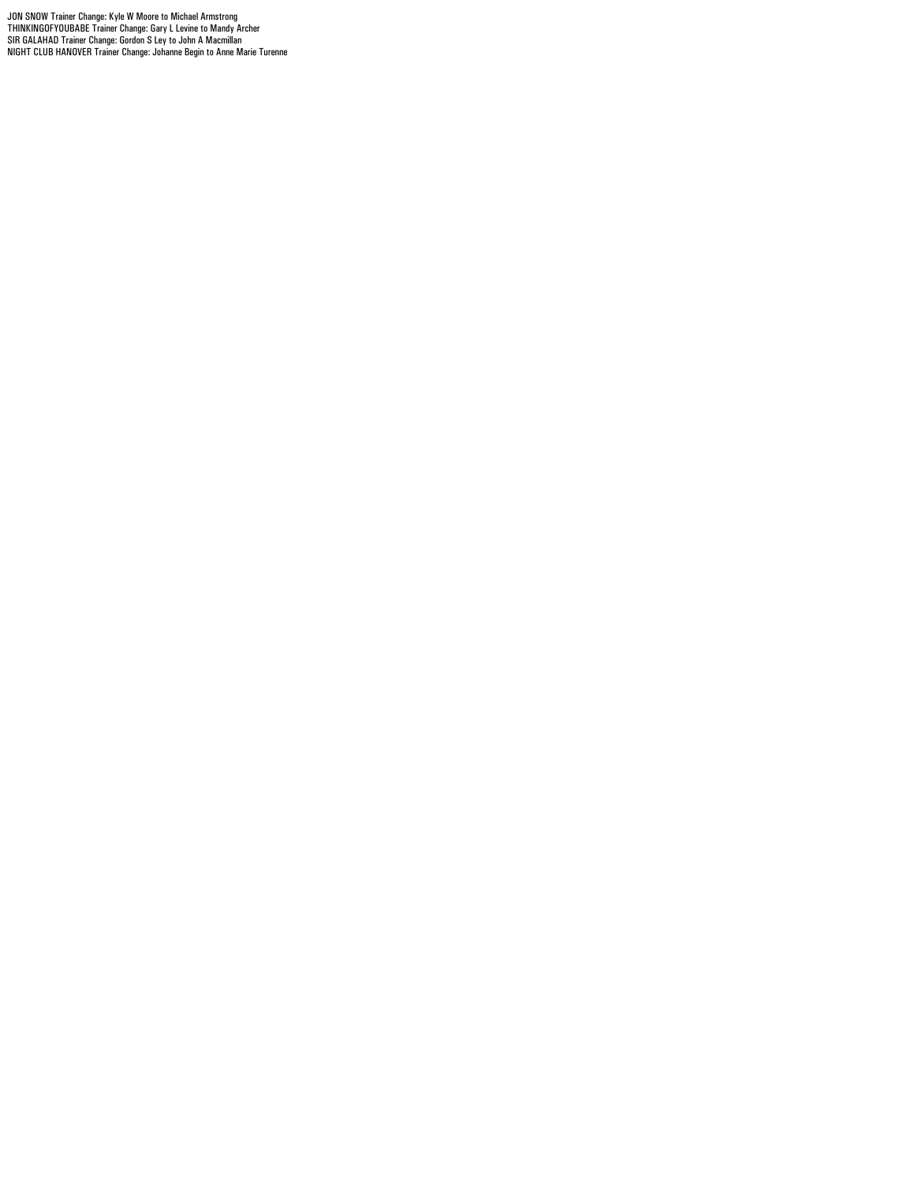JON SNOW Trainer Change: Kyle W Moore to Michael Armstrong
THINKINGOFYOUBABE Trainer Change: Gary L Levine to Mandy Archer
SIR GALAHAD Trainer Change: Gordon S Ley to John A Macmillan
NIGHT CLUB HANOVER Trainer Change: Johanne Begin to Anne Marie Turenne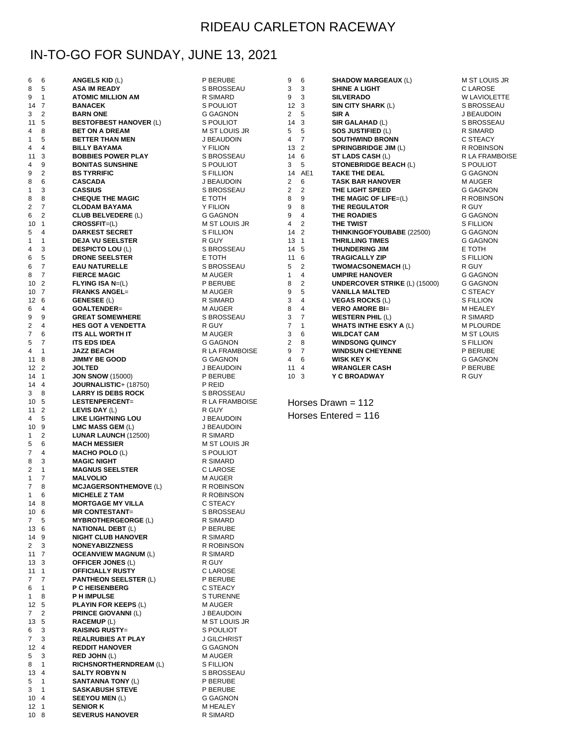# RIDEAU CARLETON RACEWAY

## IN-TO-GO FOR SUNDAY, JUNE 13, 2021

| Race | PP | Horse | Driver |
|---|---|---|---|
| 6 | 6 | **ANGELS KID** (L) | P BERUBE |
| 8 | 5 | **ASA IM READY** | S BROSSEAU |
| 9 | 1 | **ATOMIC MILLION AM** | R SIMARD |
| 14 | 7 | **BANACEK** | S POULIOT |
| 3 | 2 | **BARN ONE** | G GAGNON |
| 11 | 5 | **BESTOFBEST HANOVER** (L) | S POULIOT |
| 4 | 8 | **BET ON A DREAM** | M ST LOUIS JR |
| 1 | 5 | **BETTER THAN MEN** | J BEAUDOIN |
| 4 | 4 | **BILLY BAYAMA** | Y FILION |
| 11 | 3 | **BOBBIES POWER PLAY** | S BROSSEAU |
| 4 | 9 | **BONITAS SUNSHINE** | S POULIOT |
| 9 | 2 | **BS TYRRIFIC** | S FILLION |
| 8 | 6 | **CASCADA** | J BEAUDOIN |
| 1 | 3 | **CASSIUS** | S BROSSEAU |
| 8 | 8 | **CHEQUE THE MAGIC** | E TOTH |
| 2 | 7 | **CLODAM BAYAMA** | Y FILION |
| 6 | 2 | **CLUB BELVEDERE** (L) | G GAGNON |
| 10 | 1 | **CROSSFIT**=(L) | M ST LOUIS JR |
| 5 | 4 | **DARKEST SECRET** | S FILLION |
| 1 | 1 | **DEJA VU SEELSTER** | R GUY |
| 4 | 3 | **DESPICTO LOU** (L) | S BROSSEAU |
| 6 | 5 | **DRONE SEELSTER** | E TOTH |
| 6 | 7 | **EAU NATURELLE** | S BROSSEAU |
| 8 | 7 | **FIERCE MAGIC** | M AUGER |
| 10 | 2 | **FLYING ISA N**=(L) | P BERUBE |
| 10 | 7 | **FRANKS ANGEL**= | M AUGER |
| 12 | 6 | **GENESEE** (L) | R SIMARD |
| 6 | 4 | **GOALTENDER**= | M AUGER |
| 9 | 9 | **GREAT SOMEWHERE** | S BROSSEAU |
| 2 | 4 | **HES GOT A VENDETTA** | R GUY |
| 7 | 6 | **ITS ALL WORTH IT** | M AUGER |
| 5 | 7 | **ITS EDS IDEA** | G GAGNON |
| 4 | 1 | **JAZZ BEACH** | R LA FRAMBOISE |
| 11 | 8 | **JIMMY BE GOOD** | G GAGNON |
| 12 | 2 | **JOLTED** | J BEAUDOIN |
| 14 | 1 | **JON SNOW** (15000) | P BERUBE |
| 14 | 4 | **JOURNALISTIC**+ (18750) | P REID |
| 3 | 8 | **LARRY IS DEBS ROCK** | S BROSSEAU |
| 10 | 5 | **LESTENPERCENT**= | R LA FRAMBOISE |
| 11 | 2 | **LEVIS DAY** (L) | R GUY |
| 4 | 5 | **LIKE LIGHTNING LOU** | J BEAUDOIN |
| 10 | 9 | **LMC MASS GEM** (L) | J BEAUDOIN |
| 1 | 2 | **LUNAR LAUNCH** (12500) | R SIMARD |
| 5 | 6 | **MACH MESSIER** | M ST LOUIS JR |
| 7 | 4 | **MACHO POLO** (L) | S POULIOT |
| 8 | 3 | **MAGIC NIGHT** | R SIMARD |
| 2 | 1 | **MAGNUS SEELSTER** | C LAROSE |
| 1 | 7 | **MALVOLIO** | M AUGER |
| 7 | 8 | **MCJAGERSONTHEMOVE** (L) | R ROBINSON |
| 1 | 6 | **MICHELE Z TAM** | R ROBINSON |
| 14 | 8 | **MORTGAGE MY VILLA** | C STEACY |
| 10 | 6 | **MR CONTESTANT**= | S BROSSEAU |
| 7 | 5 | **MYBROTHERGEORGE** (L) | R SIMARD |
| 13 | 6 | **NATIONAL DEBT** (L) | P BERUBE |
| 14 | 9 | **NIGHT CLUB HANOVER** | R SIMARD |
| 2 | 3 | **NONEYABIZZNESS** | R ROBINSON |
| 11 | 7 | **OCEANVIEW MAGNUM** (L) | R SIMARD |
| 13 | 3 | **OFFICER JONES** (L) | R GUY |
| 11 | 1 | **OFFICIALLY RUSTY** | C LAROSE |
| 7 | 7 | **PANTHEON SEELSTER** (L) | P BERUBE |
| 6 | 1 | **P C HEISENBERG** | C STEACY |
| 1 | 8 | **P H IMPULSE** | S TURENNE |
| 12 | 5 | **PLAYIN FOR KEEPS** (L) | M AUGER |
| 7 | 2 | **PRINCE GIOVANNI** (L) | J BEAUDOIN |
| 13 | 5 | **RACEMUP** (L) | M ST LOUIS JR |
| 6 | 3 | **RAISING RUSTY**= | S POULIOT |
| 7 | 3 | **REALRUBIES AT PLAY** | J GILCHRIST |
| 12 | 4 | **REDDIT HANOVER** | G GAGNON |
| 5 | 3 | **RED JOHN** (L) | M AUGER |
| 8 | 1 | **RICHSNORTHERNDREAM** (L) | S FILLION |
| 13 | 4 | **SALTY ROBYN N** | S BROSSEAU |
| 5 | 1 | **SANTANNA TONY** (L) | P BERUBE |
| 3 | 1 | **SASKABUSH STEVE** | P BERUBE |
| 10 | 4 | **SEEYOU MEN** (L) | G GAGNON |
| 12 | 1 | **SENIOR K** | M HEALEY |
| 10 | 8 | **SEVERUS HANOVER** | R SIMARD |
| 9 | 6 | **SHADOW MARGEAUX** (L) | M ST LOUIS JR |
| 3 | 3 | **SHINE A LIGHT** | C LAROSE |
| 9 | 3 | **SILVERADO** | W LAVIOLETTE |
| 12 | 3 | **SIN CITY SHARK** (L) | S BROSSEAU |
| 2 | 5 | **SIR A** | J BEAUDOIN |
| 14 | 3 | **SIR GALAHAD** (L) | S BROSSEAU |
| 5 | 5 | **SOS JUSTIFIED** (L) | R SIMARD |
| 4 | 7 | **SOUTHWIND BRONN** | C STEACY |
| 13 | 2 | **SPRINGBRIDGE JIM** (L) | R ROBINSON |
| 14 | 6 | **ST LADS CASH** (L) | R LA FRAMBOISE |
| 3 | 5 | **STONEBRIDGE BEACH** (L) | S POULIOT |
| 14 | AE1 | **TAKE THE DEAL** | G GAGNON |
| 2 | 6 | **TASK BAR HANOVER** | M AUGER |
| 2 | 2 | **THE LIGHT SPEED** | G GAGNON |
| 8 | 9 | **THE MAGIC OF LIFE**=(L) | R ROBINSON |
| 9 | 8 | **THE REGULATOR** | R GUY |
| 9 | 4 | **THE ROADIES** | G GAGNON |
| 4 | 2 | **THE TWIST** | S FILLION |
| 14 | 2 | **THINKINGOFYOUBABE** (22500) | G GAGNON |
| 13 | 1 | **THRILLING TIMES** | G GAGNON |
| 14 | 5 | **THUNDERING JIM** | E TOTH |
| 11 | 6 | **TRAGICALLY ZIP** | S FILLION |
| 5 | 2 | **TWOMACSONEMACH** (L) | R GUY |
| 1 | 4 | **UMPIRE HANOVER** | G GAGNON |
| 8 | 2 | **UNDERCOVER STRIKE** (L) (15000) | G GAGNON |
| 9 | 5 | **VANILLA MALTED** | C STEACY |
| 3 | 4 | **VEGAS ROCKS** (L) | S FILLION |
| 8 | 4 | **VERO AMORE BI**= | M HEALEY |
| 3 | 7 | **WESTERN PHIL** (L) | R SIMARD |
| 7 | 1 | **WHATS INTHE ESKY A** (L) | M PLOURDE |
| 3 | 6 | **WILDCAT CAM** | M ST LOUIS |
| 2 | 8 | **WINDSONG QUINCY** | S FILLION |
| 9 | 7 | **WINDSUN CHEYENNE** | P BERUBE |
| 4 | 6 | **WISK KEY K** | G GAGNON |
| 11 | 4 | **WRANGLER CASH** | P BERUBE |
| 10 | 3 | **Y C BROADWAY** | R GUY |

Horses Drawn = 112

Horses Entered = 116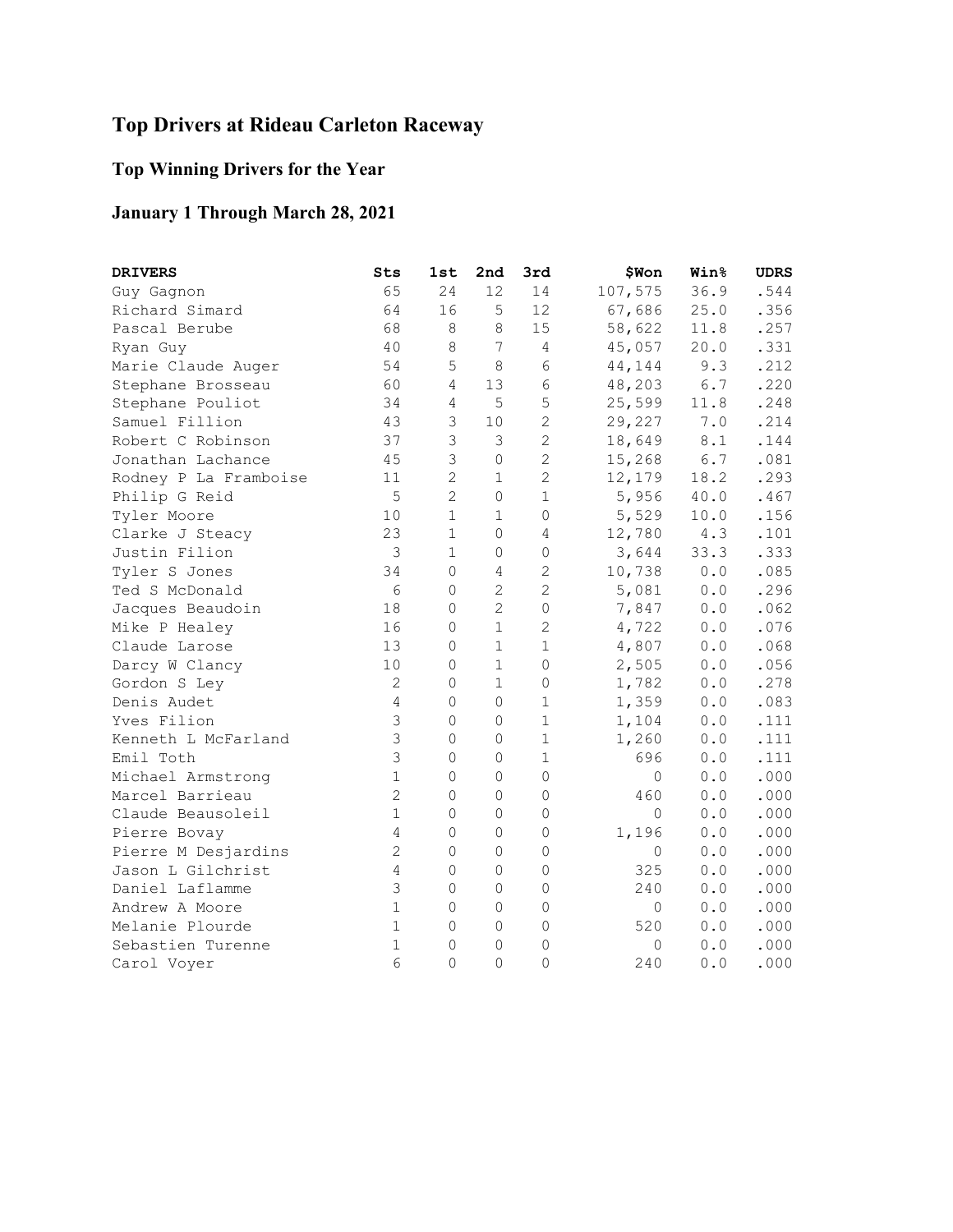# Top Drivers at Rideau Carleton Raceway

## Top Winning Drivers for the Year

## January 1 Through March 28, 2021

| DRIVERS | Sts | 1st | 2nd | 3rd | $Won | Win% | UDRS |
|---|---|---|---|---|---|---|---|
| Guy Gagnon | 65 | 24 | 12 | 14 | 107,575 | 36.9 | .544 |
| Richard Simard | 64 | 16 | 5 | 12 | 67,686 | 25.0 | .356 |
| Pascal Berube | 68 | 8 | 8 | 15 | 58,622 | 11.8 | .257 |
| Ryan Guy | 40 | 8 | 7 | 4 | 45,057 | 20.0 | .331 |
| Marie Claude Auger | 54 | 5 | 8 | 6 | 44,144 | 9.3 | .212 |
| Stephane Brosseau | 60 | 4 | 13 | 6 | 48,203 | 6.7 | .220 |
| Stephane Pouliot | 34 | 4 | 5 | 5 | 25,599 | 11.8 | .248 |
| Samuel Fillion | 43 | 3 | 10 | 2 | 29,227 | 7.0 | .214 |
| Robert C Robinson | 37 | 3 | 3 | 2 | 18,649 | 8.1 | .144 |
| Jonathan Lachance | 45 | 3 | 0 | 2 | 15,268 | 6.7 | .081 |
| Rodney P La Framboise | 11 | 2 | 1 | 2 | 12,179 | 18.2 | .293 |
| Philip G Reid | 5 | 2 | 0 | 1 | 5,956 | 40.0 | .467 |
| Tyler Moore | 10 | 1 | 1 | 0 | 5,529 | 10.0 | .156 |
| Clarke J Steacy | 23 | 1 | 0 | 4 | 12,780 | 4.3 | .101 |
| Justin Filion | 3 | 1 | 0 | 0 | 3,644 | 33.3 | .333 |
| Tyler S Jones | 34 | 0 | 4 | 2 | 10,738 | 0.0 | .085 |
| Ted S McDonald | 6 | 0 | 2 | 2 | 5,081 | 0.0 | .296 |
| Jacques Beaudoin | 18 | 0 | 2 | 0 | 7,847 | 0.0 | .062 |
| Mike P Healey | 16 | 0 | 1 | 2 | 4,722 | 0.0 | .076 |
| Claude Larose | 13 | 0 | 1 | 1 | 4,807 | 0.0 | .068 |
| Darcy W Clancy | 10 | 0 | 1 | 0 | 2,505 | 0.0 | .056 |
| Gordon S Ley | 2 | 0 | 1 | 0 | 1,782 | 0.0 | .278 |
| Denis Audet | 4 | 0 | 0 | 1 | 1,359 | 0.0 | .083 |
| Yves Filion | 3 | 0 | 0 | 1 | 1,104 | 0.0 | .111 |
| Kenneth L McFarland | 3 | 0 | 0 | 1 | 1,260 | 0.0 | .111 |
| Emil Toth | 3 | 0 | 0 | 1 | 696 | 0.0 | .111 |
| Michael Armstrong | 1 | 0 | 0 | 0 | 0 | 0.0 | .000 |
| Marcel Barrieau | 2 | 0 | 0 | 0 | 460 | 0.0 | .000 |
| Claude Beausoleil | 1 | 0 | 0 | 0 | 0 | 0.0 | .000 |
| Pierre Bovay | 4 | 0 | 0 | 0 | 1,196 | 0.0 | .000 |
| Pierre M Desjardins | 2 | 0 | 0 | 0 | 0 | 0.0 | .000 |
| Jason L Gilchrist | 4 | 0 | 0 | 0 | 325 | 0.0 | .000 |
| Daniel Laflamme | 3 | 0 | 0 | 0 | 240 | 0.0 | .000 |
| Andrew A Moore | 1 | 0 | 0 | 0 | 0 | 0.0 | .000 |
| Melanie Plourde | 1 | 0 | 0 | 0 | 520 | 0.0 | .000 |
| Sebastien Turenne | 1 | 0 | 0 | 0 | 0 | 0.0 | .000 |
| Carol Voyer | 6 | 0 | 0 | 0 | 240 | 0.0 | .000 |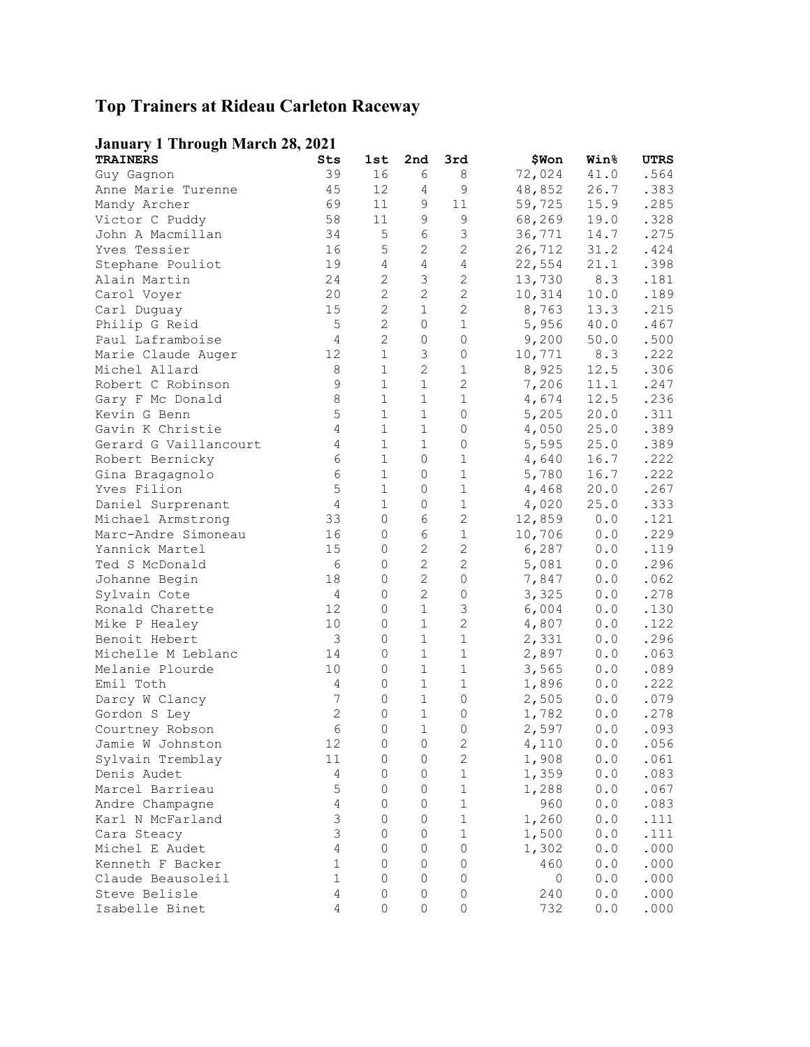# Top Trainers at Rideau Carleton Raceway

## January 1 Through March 28, 2021

| TRAINERS | Sts | 1st | 2nd | 3rd | $Won | Win% | UTRS |
|---|---|---|---|---|---|---|---|
| Guy Gagnon | 39 | 16 | 6 | 8 | 72,024 | 41.0 | .564 |
| Anne Marie Turenne | 45 | 12 | 4 | 9 | 48,852 | 26.7 | .383 |
| Mandy Archer | 69 | 11 | 9 | 11 | 59,725 | 15.9 | .285 |
| Victor C Puddy | 58 | 11 | 9 | 9 | 68,269 | 19.0 | .328 |
| John A Macmillan | 34 | 5 | 6 | 3 | 36,771 | 14.7 | .275 |
| Yves Tessier | 16 | 5 | 2 | 2 | 26,712 | 31.2 | .424 |
| Stephane Pouliot | 19 | 4 | 4 | 4 | 22,554 | 21.1 | .398 |
| Alain Martin | 24 | 2 | 3 | 2 | 13,730 | 8.3 | .181 |
| Carol Voyer | 20 | 2 | 2 | 2 | 10,314 | 10.0 | .189 |
| Carl Duguay | 15 | 2 | 1 | 2 | 8,763 | 13.3 | .215 |
| Philip G Reid | 5 | 2 | 0 | 1 | 5,956 | 40.0 | .467 |
| Paul Laframboise | 4 | 2 | 0 | 0 | 9,200 | 50.0 | .500 |
| Marie Claude Auger | 12 | 1 | 3 | 0 | 10,771 | 8.3 | .222 |
| Michel Allard | 8 | 1 | 2 | 1 | 8,925 | 12.5 | .306 |
| Robert C Robinson | 9 | 1 | 1 | 2 | 7,206 | 11.1 | .247 |
| Gary F Mc Donald | 8 | 1 | 1 | 1 | 4,674 | 12.5 | .236 |
| Kevin G Benn | 5 | 1 | 1 | 0 | 5,205 | 20.0 | .311 |
| Gavin K Christie | 4 | 1 | 1 | 0 | 4,050 | 25.0 | .389 |
| Gerard G Vaillancourt | 4 | 1 | 1 | 0 | 5,595 | 25.0 | .389 |
| Robert Bernicky | 6 | 1 | 0 | 1 | 4,640 | 16.7 | .222 |
| Gina Bragagnolo | 6 | 1 | 0 | 1 | 5,780 | 16.7 | .222 |
| Yves Filion | 5 | 1 | 0 | 1 | 4,468 | 20.0 | .267 |
| Daniel Surprenant | 4 | 1 | 0 | 1 | 4,020 | 25.0 | .333 |
| Michael Armstrong | 33 | 0 | 6 | 2 | 12,859 | 0.0 | .121 |
| Marc-Andre Simoneau | 16 | 0 | 6 | 1 | 10,706 | 0.0 | .229 |
| Yannick Martel | 15 | 0 | 2 | 2 | 6,287 | 0.0 | .119 |
| Ted S McDonald | 6 | 0 | 2 | 2 | 5,081 | 0.0 | .296 |
| Johanne Begin | 18 | 0 | 2 | 0 | 7,847 | 0.0 | .062 |
| Sylvain Cote | 4 | 0 | 2 | 0 | 3,325 | 0.0 | .278 |
| Ronald Charette | 12 | 0 | 1 | 3 | 6,004 | 0.0 | .130 |
| Mike P Healey | 10 | 0 | 1 | 2 | 4,807 | 0.0 | .122 |
| Benoit Hebert | 3 | 0 | 1 | 1 | 2,331 | 0.0 | .296 |
| Michelle M Leblanc | 14 | 0 | 1 | 1 | 2,897 | 0.0 | .063 |
| Melanie Plourde | 10 | 0 | 1 | 1 | 3,565 | 0.0 | .089 |
| Emil Toth | 4 | 0 | 1 | 1 | 1,896 | 0.0 | .222 |
| Darcy W Clancy | 7 | 0 | 1 | 0 | 2,505 | 0.0 | .079 |
| Gordon S Ley | 2 | 0 | 1 | 0 | 1,782 | 0.0 | .278 |
| Courtney Robson | 6 | 0 | 1 | 0 | 2,597 | 0.0 | .093 |
| Jamie W Johnston | 12 | 0 | 0 | 2 | 4,110 | 0.0 | .056 |
| Sylvain Tremblay | 11 | 0 | 0 | 2 | 1,908 | 0.0 | .061 |
| Denis Audet | 4 | 0 | 0 | 1 | 1,359 | 0.0 | .083 |
| Marcel Barrieau | 5 | 0 | 0 | 1 | 1,288 | 0.0 | .067 |
| Andre Champagne | 4 | 0 | 0 | 1 | 960 | 0.0 | .083 |
| Karl N McFarland | 3 | 0 | 0 | 1 | 1,260 | 0.0 | .111 |
| Cara Steacy | 3 | 0 | 0 | 1 | 1,500 | 0.0 | .111 |
| Michel E Audet | 4 | 0 | 0 | 0 | 1,302 | 0.0 | .000 |
| Kenneth F Backer | 1 | 0 | 0 | 0 | 460 | 0.0 | .000 |
| Claude Beausoleil | 1 | 0 | 0 | 0 | 0 | 0.0 | .000 |
| Steve Belisle | 4 | 0 | 0 | 0 | 240 | 0.0 | .000 |
| Isabelle Binet | 4 | 0 | 0 | 0 | 732 | 0.0 | .000 |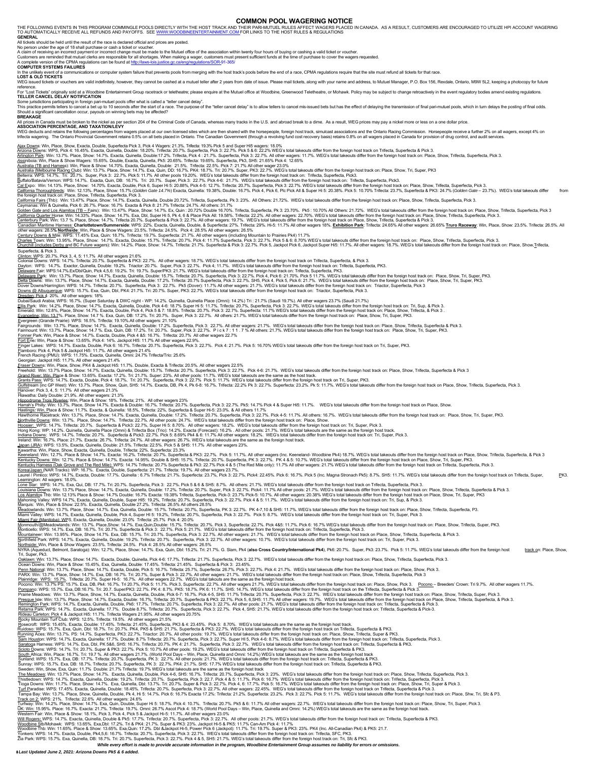# COMMON POOL WAGERING NOTICE

THE FOLLOWING EVENTS IN THIS PROGRAM COMMINGLE POOLS DIRECTLY WITH THE HOST TRACK AND THEIR PARI-MUTUEL RULES AFFECT WAGERS PLACED IN CANADA. AS A RESULT, CUSTOMERS ARE ENCOURAGED TO UTILIZE HPI ACCOUNT WAGERING TO AUTOMATICALLY RECEIVE ALL REFUNDS AND PAYOFFS. SEE WWW.WOODBINEENTERTAINMENT.COM FOR LINKS TO THE HOST RULES & REGULATIONS

**GENERAL**

All tickets should be held until the result of the race is declared official and prices are posted.
No person under the age of 18 shall purchase or cash a ticket or voucher.
A claim of receiving an incorrect payment or incorrect change must be made to the Mutuel office of the association within twenty four hours of buying or cashing a valid ticket or voucher.
Customers are reminded that mutuel clerks are responsible for all shortages. When making a wager, customers must present sufficient funds at the time of purchase to cover the wagers requested.
A complete version of the CPMA regulations can be found at http://laws-lois.justice.gc.ca/eng/regulations/SOR-91-365/

**COMPUTER SYSTEMS FAILURES**

In the unlikely event of a communications or computer system failure that prevents pools from merging with the host track's pools before the end of a race, CPMA regulations require that the site must refund all tickets for that race.

**LOST & OLD TICKETS**

WEG issued tickets or vouchers are valid indefinitely, however, they cannot be cashed at a mutuel teller after 2 years from date of issue. Please mail tickets, along with your name and address, to Mutuel Manager, P.O. Box 156, Rexdale, Ontario, M9W 5L2, keeping a photocopy for future reference.
For "Lost Tickets" originally sold at a Woodbine Entertainment Group racetrack or teletheatre; please enquire at the Mutuel office at Woodbine, Greenwood Teletheatre, or Mohawk. Policy may be subject to change retroactively in the event regulatory bodies amend existing regulations.

**TELLER CANCEL DELAY NOTIFICATION**

Some jurisdictions participating in foreign pari-mutuel pools offer what is called a "teller cancel delay".
This practice permits tellers to cancel a bet up to 10 seconds after the start of a race. The purpose of the "teller cancel delay" is to allow tellers to cancel mis-issued bets but has the effect of delaying the transmission of final pari-mutuel pools, which in turn delays the posting of final odds. Should a significant cancellation occur, payouts on winning bets may be affected?

**BREAKAGE**

All prices in Canada must be broken to the nickel as per section 204 of the Criminal Code of Canada, whereas many tracks in the U.S. and abroad break to a dime. As a result, WEG prices may pay a nickel more or less on a one dollar price.

**ASSOCIATION PERCENTAGE, AND TAXATION/LEVY**

WEG deducts and retains the following percentages from wagers placed at our own licensed sites which are then shared with the horsepeople, foreign host track, simulcast associations and the Ontario Racing Commission. Horsepeople receive a further 2% on all wagers, except 4% on trifecta wagering. The Ontario Provincial Government retains 0.5% on all bets placed in Ontario. The Canadian Government (through a revolving fund cost recovery basis) retains 0.8% on all wagers placed in Canada for provision of drug control, and audit services.

Ajax Downs: Win, Place, Show, Exacta, Double, Superfecta Pick 3, Pick 4 Wagers: 21.3%. Trifecta 19.3% Pick 5 and Super Hi5 wagers: 18.0%
Arizona Downs: WPS, Pick 4: 16.45%. Exacta, Quinella, Double: 18.20%. Trifecta: 20.7%. Superfecta, Pick 3: 22.7%. Pick 5 & 6: 22.2% WEG's total takeouts differ from the foreign host track on Trifecta, Superfecta & Pick 3.
Arlington Park: Win: 13.7%. Place, Show: 14.7%. Exacta, Quinella, Double:17.2%. Trifecta, Pick 4 : 21.7%. Superfecta, Pick 3: 22.7%. All other wagers: 11.7%. WEG's total takeouts differ from the foreign host track on: Place, Show, Trifecta, Superfecta, Pick 3.
Assiniboia: Win, Place & Show Wagers: 15.65%. Double, Exacta, Quinella, Pk5: 20.65%. Trifecta: 19.65%. Superfecta, Pk3, SH5: 21.65% Pick 4: 12.65%
Australia (TB and Harness): Win, Place & Show: 14.70%. Exacta, Quinella, Double: 21.5%. Trifecta: 22.5%. Pick 7: 21.7% All other wager 23.0%
Australia (Melbourne Racing Club): Win: 13.7%. Place, Show: 14.7%. Exa, Quin, DD: 16.7%. PK4: 18.7%. Tri: 20.7%. Super, PK3: 22.7%. WEG's total takeouts differ from the foreign host track on: Place, Show, Tri, Super, PK3
Belterra: WPS: 14.7%. Tri: 20.7%. Super, Pick 3: 22.7%. Pick 5: 11.7% All other pools 19.20%. WEG's total takeouts differ from the foreign host track on: Trifecta, Superfecta, Pick3.
Buffalo/Batavia/Vernon: WPS: 14.7%. Exacta, Quin, DB: 16.7%. Tri: 20.7%. Super, Pick 3: 22.7%. Pick 4-6: 21.7%. WEG's total takeouts differ from the foreign host track on: Trifecta, Superfecta, Pick3.
Cal Expo: Win: 14.13%. Place, Show: 14.70%. Exacta, Double, Pick 6, Super Hi 5: 20.88%, Pick 4-5: 12.7%. Trifecta: 20.7%. Superfecta, Pick 3: 22.7%. WEG's total takeouts differ from the foreign host track on: Place, Show, Trifecta, Superfecta, Pick 3.
California Thoroughbreds: Win: 12.13%. Place, Show: 15.7% (*Golden Gate 14.7%*) Exacta, Quinella: 19.38%, Double: 16.7%. Pick 4, Pick 6, Plc Pick All & Super Hi 5: 20.38%. Pick 5: 10.70% Trifecta: 23.7%, Superfecta & PK3: 24.7% (*Golden Gate* – 23.7%). WEG's total takeouts differ from the foreign host track on: Place, Show, Trifecta, Superfecta, Pick 3.
California Fairs (Thb): Win: 13.47% Place, Show: 14.7%. Exacta, Quinella, Double 20.72%. Trifecta, Superfecta, Pk 3: 23%. All Others: 21.72%. WEG's total takeouts differ from the foreign host track on: Place, Show, Trifecta, Superfecta, Pick 3.
Caymanas: Win & Quinella, Pick 6: 26.7%. Place: 16.7% Exacta & Pick 8: 21.7% Trifecta: 24.7%. All others: 31.7%
Golden Gate and Los Alamitos (TB – Fairs): Win: 13.47%. Place, Show: 14.7%. Ex, Quin : 20.72% Double 16.70%. Trifecta, Superfecta, Pk 3: 23.70%. Pk5 : 10.70% All Others: 21.72%. WEG's total takeouts differ from the foreign host track on: Place, Show, Trifecta, Superfecta, Pick 3
California Quarter Horse: Win: 14.33%. Place, Show: 14.7%. Exa, Dbl, Super Hi 5, Pk 4, 6 & Place Pick All: 19.58%. Trifecta: 22.4%. All other wagers: 22.70%. WEG's total takeouts differ from the foreign host track on: Place, Show, Trifecta, Superfecta, Pick 3.
Canterbury Park: Win: 13.7 %. Place, Show: 14.7%. Trifecta 20.7%. Superfecta & Pick 3: 22.7%. All other wagers: 19.7%. WEG's total takeouts differ from the foreign host track on Place, Show, Trifecta, Superfecta & Pick 3.
Canadian Maritime Harness: **Charlottetown/Summerside**: WPS: 22%. Exacta, Quinella, Double, & Superfecta 27%. Trifecta: 29%. Hi-5: 11.7% All other wagers 18%. **Exhibition Park**: Trifecta: 24.65% All other wagers: 26.65% **Truro Raceway**: Win, Place, Show: 23.5%. Trifecta: 26.5%. All other wagers: 28.5% **Northside**: Win, Place & Show Wagers: 23.5%. Trifecta: 24.5%. Pick 4: 28.5% All other wagers: 26.5%
Century Downs & Mile: WPS: 17.45% Exa, Quin: 18.7%. Trifecta: 19.7%. Superfecta: 21.7%. All other wagers (including Mountain to Prairies Pk4) 11.7%
Charles Town: Win: 13.95%. Place, Show: 14.7%. Exacta, Double: 15.7%. Trifecta: 20.7%. Pick 4: 11.7% Superfecta, Pick 3: 22.7%. Pick 5 & 6: 8.70% WEG's total takeouts differ from the foreign host track on: Place, Show, Trifecta, Superfecta, Pick 3.
Churchill (includes Derby and BC Future wagers): Win: 14.2%. Place, Show: 14.7%. Trifecta: 21.7%. Superfecta & Pick 3: 22.7%. Pick 5, Jackpot Pick 6, Jackpot Super Hi5: 11.7%. All other wagers: 18.7%. WEG's total takeouts differ from the foreign host track on: Place, Show, Trifecta, Superfecta, & Pick 3.
Clinton: WPS: 20.7%. Pick 3, 4, 5: 11.7% All other wagers 21.6%
Colonial Downs: WPS: 14.7%. Trifecta: 20.7%. Superfecta & PK3: 22.7%. All other wagers: 18.7%. WEG's total takeouts differ from the foreign host track on Trifecta, Superfecta, & Pick 3.
Dayton: WPS: 14.7%. Exactor, Quinella, Double: 19.2%. Triactor: 20.7%. Super, Pick 3: 22.7%. Pick 4; 11.7%. WEG's total takeouts differ from the foreign host track on: Trifecta, Superfecta, PK3.
Delaware Fair: WPS:14.7%.Ex/Dbl/Quin, Pick 4,5,6: 19.2%. Tri: 19.7%. Super/PK3: 21.7%. WEG's total takeouts differ from the foreign host track on: Trifecta, Superfecta, PK3.
Delaware Park: Win: 13.7%. Place, Show: 14.7%. Exacta, Quinella, Double: 15.7%. Trifecta: 20.7%. Superfecta, Pick 3: 22.7%. Pick 4, Pick 6: 21.70%. Pick 5 11.7%. WEG's total takeouts differ from the foreign host track on: Place, Show, Tri, Super, PK3.
Delta Downs: Win: 13.7%. Place, Show: 14.7%. Exacta, Quinella, Double: 17.2%. Trifecta: 20.7% Superfecta, Pick 3: 22.7%. SH5, Pick 4, Pick 5, Pick 6: 21.7%. WEG's total takeouts differ from the foreign host track on: Place, Show, Tri, Super, PK3.
Dover Downs/Harrington: WPS: 14.7%. Trifecta: 20.7%. Superfecta, Pick 3: 22.7%. Pk5 (Dover): 11.7% All other wagers: 21.7%. WEG's total takeouts differ from the foreign host track on: Triactor, Superfecta, Pick 3
Downs @ Albuquerque: WPS: 15.7%. Exa, Quin, Dbl, PK4: 21.7%. Tri: 20.7%. Super, PK3: 22.7%. WEG's total takeouts differ from the foreign host track on: Triactor, Superfecta, Pick 3.
Dresden: Pick 4: 20%. All other wagers: 18%
Dubai/Saudi Arabia: WPS: 16.7%. (Super Saturday & DWC night - WP: 14.2%. Quinella, Quinella Place (Omni): 14.2%) Tri : 21.7% (Saudi 19.7%). All other wagers 23.7% (Saudi 21.7%)
Ellis Park: Win: 14.2%. Place, Show: 14.7%. Exacta, Quinella, Double, Pick 4-6: 18.7% Super Hi 5: 11.7%. Trifecta: 20.7%, Superfecta, Pick 3: 22.7%. WEG's total takeouts differ from the foreign host track on: Tri, Sup, & Pick 3.
Emerald: Win: 12.8%. Place, Show: 14.7%. Exacta, Double, Pick 4, Pick 5 & 7: 18.8%. Trifecta: 20.7%. Pick 3: 22.7% Superfecta: 11.7% WEG's total takeouts differ from the foreign host track on: Place, Show, Trifecta, & Pick 3 .
Evangeline: Win: 13.7%. Place, Show: 14.7 %. Exa, Quin, DB: 17.2%. Tri: 20.7%. Super, Pick 3: 22.7%. All others: 21.7%. WEG's total takeouts differ from the foreign host track on: Place, Show, Tri, Super, PK3.
Evergreen (Grande Prairie): WPS: 16.5%. Trifecta: 19.10%.All other wagers: 21.10%
Fairgrounds: Win: 13.7%. Place, Show: 14.7%. Exacta, Quinella, Double: 17.2%. Superfecta, Pick 3: 22.7%. All other wagers: 21.7%. WEG's total takeouts differ from the foreign host track on: Place, Show, Trifecta, Superfecta & Pick 3.
Fairmount: Win: 13.7%. Place, Show: 14.7 %. Exa, Quin, DB: 17.2%. Tri: 20.7%. Super, Pick 3: 22.7%. P i c k 7 : 1 1 . 7 % All others: 21.7%. WEG's total takeouts differ from the foreign host track on: Place, Show, Tri, Super, PK3.
Fonner Park: Win, Place & Show: 14.7%. Exacta, Double, Pick 4 &5: 16.7%. Trifecta: 20.7% All other wagers 22.7%
Fort Erie: Win, Place & Show: 13.65%. Pick 4: 14%. Jackpot HI5: 11.7% All other wagers 22.9%.
Finger Lakes: WPS: 14.7%. Exacta, Double, Pick 6: 16.7%. Trifecta: 20.7%, Superfecta, Pick 3: 22.7%. Pick 4: 21.7%. Pick 5: 16.70% WEG's total takeouts differ from the foreign host track on Tri, Super, PK3.
Flamboro: Pick 4, Pick 5 & Jackpot Hi5: 11.7%. All other wagers 21.4%
French Racing (PMU): WPS: 11.75%. Exacta, Quinella, Omni: 24.7% Trifecta/Trio: 25.6%
Georgian: Jackpot Hi5: 11.7%. All other wagers 21.4%
Fraser Downs: Win, Place, Show, PK4 & Jackpot Hi5: 11.7%. Double, Exacta & Trifecta: 20.5%. All other wagers 22.5%
Freehold: Win: 13.7% Place, Show: 14.7%. Exacta, Quinella, Double: 15.7%. Trifecta: 20.7%. Superfecta, Pick 3: 22.7%. Pick 4-6: 21.7%. WEG's total takeouts differ from the foreign host track on: Place, Show, Trifecta, Superfecta & Pick 3
Grand River: Win, Place & Show: 13.65%. Exacta: 17.2%. Tri: 21.7%. Super: 23%. All other pools: 11.7%. WEG's total takeouts are the same as the host track.
Grants Pass: WPS: 14.7%. Exacta, Double, Pick 4: 18.7%. Tri: 20.7%. Superfecta, Pick 3: 22.7% Pick 5: 11.7% WEG's total takeouts differ from the foreign host track on Tri, Super, PK3.
Gulfstream (inc GP West): Win: 13.7%. Place, Show, Quin, SH5: 14.7%. Exacta, DB, Pk 4, Pk 6-8: 16.7%. Trifecta: 22.2% Pk 3: 22.7%. Superfecta: 23.2%. Pk 5: 11.7%. WEG's total takeouts differ from the foreign host track on Place, Show, Trifecta, Superfecta, Pick 3.
Hanover: Pick 3, 4, 5: 11.7% All other wagers 21.3%
Hiawatha: Daily Double: 21.9%. All other wagers: 21.3%
Hippodrome Trois Rivieries: Win, Place & Show: 18%. Trifecta: 21%. All other wagers 23%
Harrah's Philly: Win: 13.7%. Place, Show 14.7%. Exacta & Double: 16.7%. Trifecta: 20.7%. Superfecta, Pick 3: 22.7%. Pk5: 14.7% Pick 4 & Super Hi5: 11.7%. WEG's total takeouts differ from the foreign host track on Place, Show.
Hastings: Win, Place & Show: 11.7%. Exacta, & Quinella: 18.5%, Trifecta: 22%, Superfecta & Super Hi-5: 23.0%. & All others 11.7%
Hawthorne Racetrack: Win: 13.7% Place, Show: 14.7%. Exacta, Quinella, Double: 17.2%. Trifecta: 20.7%. Superfecta, Pick 3: 22.7%. Pick 4-5: 11.7%. All others: 16.7%. WEG's total takeouts differ from the foreign host track on: Place, Show, Tri, Super, PK3.
Northville Downs: Win: 13.7%. Place, Show: 14.7%. Trifecta: 22.7%. All other pools: 24.7%. WEG's total takeouts differ from the foreign host track on: Place, Show.
Hoosier: WPS: 14.7%. Trifecta: 20.7%. Superfecta & Pick3: 22.7%, Super Hi 5: 8.70%. All other wagers: 18.2%. WEG's total takeouts differ from the foreign host track on: Tri, Super, Pick 3.
Hong Kong: WP: 14.2%. Quinella, Quinella Place (Omni) & Trifecta Box (Trio): 14.2%. Exacta (Forecast): 16.2% . All other pools: 21.7%. WEG's total takeouts are the same as the foreign host track.
Indiana Downs: WPS: 14.7%. Trifecta: 20.7%. Superfecta & Pick3: 22.7%. Pick 5: 8.69% PK4 & 6: 11.7% All other wagers: 18.2%. WEG's total takeouts differ from the foreign host track on: Tri, Super, Pick 3.
Ireland: Win: 16.7%. Place: 21.7% Exacta: 26.7%. Trifecta: 24.7%. All other wagers: 26.7%. WEG's total takeouts are the same as the foreign host track.
Japan (JRA): WPS: 13.5%, Exacta, Quinella, Double: 21.5%. Trifecta: 22.5%. Pick 5 & SH5: 11.7% All other wagers 23%.
Kawartha: Win, Place, Show, Exacta, Quinella, Double, Trifecta: 22%. Superfecta: 23.3%
Keeneland: Win: 12.7% Place & Show: 14.7%. Exacta: 16.2%. Trifecta: 20.7%. Superfecta & PK3: 22.7%. Pick 5: 11.7%. All other wagers (Inc. Keeneland- Woodbine Pk4) 18.7%. WEG's total takeouts differ from the foreign host track on Place, Show, Trifecta, Superfecta, & Pick 3
Kentucky Downs: Win: 12.7%. Place & Show: 14.7%. Exacta: 14.95%. Double & SH5: 15.7%. Trifecta: 20.7%. Superfecta, PK 3: 22.7%. PK 4 & 5: 10.7%. WEG's total takeouts differ from the foreign host track on Place, Show, Tri, Super, Pick 3.
Kentucky Harness (Oak Grove and The Red Mile): WPS: 14.7% Trifecta: 20.7% Superfecta & Pk3: 22.7% Pick 4 & 5 (The Red Mile only): 11.7% All other wagers: 21.7% WEG's total takeouts differ from the foreign host track on Trifecta, Superfecta, Pick 3.
Korea/Japan (NAR Tracks): WP: 16.7%. Exacta, Double, Superfecta: 21.7%. Trifecta: 19.7%. All other wagers 23.7%.
Laurel / Pimlico: WPS: 14.7%. Exacta, Double: 17.7%. Quinella : 6.7% Trifecta: 21.7%. Superfecta: 23.7%, Pick 3: 22.7%. Pick4: 22.45%. Pick 6: 16.7%. Pick 5 (Inc. Magna Stronach Pk5): 8.7%. SH5: 11.7%. WEG's total takeouts differ from the foreign host track on Trifecta, Super, PK3.
Leamington: All wagers: 18.0%.
Lone Star: WPS: 14.7%. Exa, Qui, DB: 17.7%. Tri: 20.7%. Superfecta, Pick 3: 22.7%. Pick 5 & 6 & SH5: 8.7%. All others: 21.7%. WEG's total takeouts differ from the foreign host track on: Tri, Super, Pick 3.
Louisiana Downs: Win: 13.7% Place, Show: 14.7%. Exacta, Quinella, Double: 17.2%. Trifecta: 20.7%. Super, Pick 3: 22.7%. Pick4: 11.7% All other pools: 21.7%. WEG's total takeouts differ from the foreign host track on: Place, Show, Trifecta, Superfecta & Pick 3.
Los Alamitos Thb: Win 12.13% Place & Show: 14.7% Double: 16.7% Exacta: 19.38% Trifecta, Superfecta, Pick-3: 23.7% Pick-5: 10.7%. All other wagers: 20.38% WEG's total takeouts differ from the foreign host track on: Place, Show, Tri, Super, PK3
Mahoning Valley: WPS 14.7%, Exacta, Quinella, Double, Super HI5: 19.2%, Trifecta: 20.7%, Superfecta, Pick 3: 22.7%. Pick 4 & 5: 11.7%. WEG's total takeouts differ from the foreign host track on: Tri, Sup, & Pick 3.
Marquis: Win, Place & Show: 22.5%. Exacta, Quinella, Double 27.2%. Trifecta: 26.5% All others 28.5%
Meadowlands: Win: 13.7%. Place, Show: 14.7%. Exa, Quinella, Double: 15.7%. Trifecta: 20.7%, Superfecta, PK 3: 22.7%. PK 4-7,10 & SH5: 11.7%. WEG's total takeouts differ from the foreign host track on: Place, Show, Trifecta, Superfecta, P3.
Miami Valley: WPS: 14.7%, Exacta, Quinella, Double, Pick 4, Super Hi 5: 19.2%, Trifecta: 20.7%, Superfecta, Pick 3: 22.7%. Pick 5: 8.7%. WEG's total takeouts differ from the foreign host track on: Tri, Super, Pick 3.
Miami Fair (Manitoba): WPS, Exacta, Quinella, Double: 23.0% Trifecta: 25.7% Pick 4: 20.0%
Monmouth/@Meadowlands: Win: 13.7%. Place,Show: 14.7%. Exa,Quin,Double: 15.7%. Trifecta: 20.7%. Pick 3, Superfecta: 22.7%. Pick 4&5: 11.7%. Pick 6: 16.7% WEG's total takeouts differ from the foreign host track on: Place, Show, Trifecta, Super, PK3.
Monticello: WPS: 14.7%. Exa, DB: 16.7%. Tri: 20.7%. Superfecta & Pick 3: 22.7%. Pick 5: 21.7%. WEG's total takeouts differ from the foreign host track on: Trifecta, Superfecta, Pick 3.
Mountaineer: Win: 13.95%. Place, Show 14.7%. Exa, DB: 15.7%. Tri: 20.7%. Superfecta, Pick 3: 22.7%. All other wagers: 21.7%. WEG's total takeouts differ from the foreign host track on Place, Show, Trifecta, Superfecta, & Pick 3.
Northfield Park: WPS: 14.7%. Exacta, Quinella, Double: 19.2%. Trifecta: 20.7%. Superfecta, Pick 3: 22.7%. All other wagers: 10.7%. WEG's total takeouts differ from the foreign host track on: Tri, Super, Pick 3.
Northside: Win, Place & Show Wagers: 23.5%. Trifecta: 24.5%. Pick 4: 28.5% All other wagers: 26.5%
NYRA (Aqueduct, Belmont, Saratoga): Win: 12.7%, Place, Show: 14.7%. Exa, Quin, Dbl: 15.2%. Tri: 21.7%. G. Slam, Pk4 (**also Cross Country/International Pk4**), Pk6: 20.7%. Super, Pk3: 23.7%. Pick 5: 11.7%. WEG's total takeouts differ from the foreign host track on: Place, Show, Tri, Super, Pk3.
Oaklawn: Win: 13.7%. Place, Show: 14.7%. Exacta, Double, Quinella, Pick 4-6: 17.7%. Trifecta: 21.7%. Superfecta & Pick 3: 22.7%. WEG's total takeouts differ from the foreign host track on: Place, Show, Trifecta, Superfecta, Pick 3.
Ocean Downs: Win, Place & Show: 15.45%, Exa, Quinella, Double: 17.45%. Trifecta: 21.45%. Superfecta & Pick 3: 23.45%.
Penn National: Win: 13.7%. Place, Show: 14.7%. Exacta, Double: Pick 5: 16.7%. Trifecta: 25.7%, Superfecta: 26.7%. Pick 3: 22.7%. Pick 4: 21.7%. WEG's total takeouts differ from the foreign host track on: Place, Show, Pick 3.
PARX: Win: 13.7%. Place, Show: 14.7%. Exa, DB: 16.7%. Tri: 20.7%, Super & Pick 3: 22.7%. All others: 21.7%. WEG's total takeouts differ from the foreign host track on: Place, Show, Trifecta, Superfecta, Pick 3
Plainridge: WPS: 15.7%. Trifecta: 20.7%. Super Hi-5: 16.7%. All other wagers 22.7%. WEG's total takeouts are the same as the foreign host track.
Pocono: Win: 13.7% PS: 15.7%. Exa, DB, Pk4: 16.7%. Tri 20.7%, Pick 5: 11.7%. Pick 3, Superfecta: 22.7%. All other wagers 21.7%. WEG's total takeouts differ from the foreign host track on: Place, Show, Pick 3. Pocono – Breeders' Crown: Tri 9.7%. All other wagers 11.7%.
Pompano: WPS: 15.7%. Exa, DB:16.7%. Tri: 20.7. Super/PK3: 22.7%. PK 4: 8.7%, PK5: 18.7%, PK 6: 11.7%, SH5: 14.7%. WEG's total takeouts differ from the foreign host track on the Trifecta, Superfecta & Pick 3.
Prairie Meadows: Win: 13.7%. Place, Show: 14.7%. Exacta, Quinella, Double, Pick 6-7: 16.7%. Pick 4-5, SH5: 11.7% Trifecta: 20.7%. Superfecta, Pick 3: 22.7%. WEG's total takeouts differ from the foreign host track on: Place, Show, Trifecta, Super, Pick 3.
Presque Isle: Win: 13.7%. Place, Show: 14.7%. Exacta, Double: 16.7%, Trifecta: 20.7%. Superfecta & PK3: 22.7%. Pick 5, 6,SH5: 11.7% All other wagers: 19.7%. WEG's total takeouts differ from the foreign host track on Place, Show, Trifecta, Superfecta, & Pick 3.
Remington Park: WPS: 14.7%, Exacta, Quinella, Double, PK6: 17.7%. Trifecta: 20.7%. Superfecta, Pick 3: 22.7%. All other pools: 21.7%. WEG's total takeouts differ from the foreign host track on: Trifecta, Superfecta, & Pick 3.
Retama Park: WPS: 14.7%. Exacta, Quinella: 17.7%. Double 8.7%. Trifecta: 20.7%. Superfecta, Pick 3: 22.7%. Pick 4, SH5: 21.7%. WEG's total takeouts differ from the foreign host track on: Trifecta, Superfecta & Pick-3.
Rideau Carleton: Pick 4 & Jackpot Hi5: 11.7%. Trifecta Wagers 21.95%. All other wagers 20.75%
Rocky Mountain Turf Club: WPS: 12.5%. Trifecta: 19.5%. All others wagers 21.5%
Rosecroft: WPS: 15.45%. Exacta, Double: 17.45%. Trifecta: 21.45%, Superfecta, PK3 & 4: 23.45%. Pick 5: 8.70%. WEG's total takeouts are the same as the foreign host track.
Ruidoso: WPS: 15.7%. Exa, Quin, Dbl: 18.7%. Tri: 20.7%. PK4, PK5 & SH5: 21.7%. Superfecta & PK3: 22.7%. WEG's total takeouts differ from the foreign host track on Trifecta, Superfecta & PK3.
Running Aces: Win: 13.7%. PS: 14.7%. Superfecta, PK3: 22.7%. Triactor: 20.7%. All other pools: 19.7%. WEG's total takeouts differ from the foreign host track on: Place, Show, Trifecta, Super & PK3.
Sam Houston: WPS: 14.7%. Exacta, Quinella: 17.7%. Double: 8.7%. Trifecta: 20.7%. Superfecta, Pick 3: 22.7%. Super Hi 5, Pick 4-6: 8.7%. WEG's total takeouts differ from the foreign host track on: Trifecta, Superfecta, Pick 3.
Saratoga Harness: WPS: 14.7%. Exa, Dbl, PK 5&6, SH5: 16.7%. Trifecta: 20.7%. PK 4: 21.7%. Superfecta, Pick 3: 22.7%. WEG's total takeouts differ from the foreign host track on: Trifecta, Superfecta, & PK3.
Scioto Downs: WPS: 14.7%. Tri: 20.7%. Super & PK3: 22.7%. Pick 5: 10.7% All other pools: 19.2%. WEG's total takeouts differ from the foreign host track on Trifecta, Superfecta & PK3.
South Africa: Win, Place: 16.7%. Tri: 19.7 %. All other wagers 21.7%. (World Pool Days – Win, Place, Quinella and Omni: 14.2%) WEG's total takeouts are the same as the foreign host track
Sunland: WPS: 15.7%. Exa, DB: 17.7%. Trifecta: 20.7%. Superfecta, PK 3: 22.7%. All other pools: 21.7%. WEG's total takeouts differ from the foreign host track on: Trifecta, Superfecta & PK3.
Sunray: WPS: 15.7%. Exa, DB: 18.7%. Trifecta: 20.7%. Superfecta, PK 3: 22.7%. PK4: 21.7%. SH5: 11.7% WEG's total takeouts differ from the foreign host track on: Trifecta, Superfecta & PK3.
Sweden: Win, Show, Exa, Quin: 11.7% Double: 21.7% Trifecta: 19.7% WEG's total takeouts are the same as the foreign host track
The Meadows: Win: 13.7% Place, Show: 14.7%. Exacta, Quinella, Double, Pick 4-6, SH5: 16.7%. Trifecta: 20.7%, Superfecta, Pick 3: 23%. WEG's total takeouts differ from the foreign host track on: Place, Show, Trifecta, Superfecta & Pick 3.
Thistledown: WPS: 14.7%. Exacta, Quinella, Double: 19.2%. Trifecta: 20.7%. Superfecta, Pick 3: 22.7. Pick 4 & 5: 11.7%. Pick 6: 16.7%. WEG's total takeouts differ from the foreign host track on: Trifecta, Superfecta, Pick 3.
Tioga Downs: Win: 11.7%. Place, Show: 14.7%. Exa, Quinella, Dbl: 13.7%. Tri: 20.7%. Super & Pick 3: 22.7%. Pick 4, 6: 17.7%. Pick 5: 16.7%. WEG's total takeouts differ from the foreign host track on: Place, Show, Tri, Super & Pick 3.
Turf Paradise: WPS: 17.45% Exacta, Quinella, Double: 18.45%. Trifecta: 20.7%. Superfecta, Pick 3: 22.7%. All other wagers: 22.45%. WEG's total takeouts differ from the foreign host track on Trifecta, Superfecta & Pick 3.
Tampa Bay: Win: 13.7%. Place, Show, Quinella, Double, Pk 4, Hi 5: 14.7%. Pick 6: 16.7% Exacta 17.2%: Trifecta: 21.2%. Superfecta: 23.2%. Pick 3: 22.7%. Pick 5: 11.7%. WEG's total takeouts differ from the foreign host track on: Place, Shw, Tri, Sfc & P3.
Track on 2: WPS: 21%. Trifecta: 22.6%. All other wagers: 24.6%
Turfway: Win: 14.2%. Place, Show: 14.7%. Exa, Quin, Double, Super Hi 5: 18.7%. Pick 4: 10.7%. Trifecta: 20.7%. Pk5 & 6: 11.7% All other wagers: 22.7%. WEG's total takeouts differ from the foreign host track on: Place, Show, Tri, Super, Pick 3.
UK: Win: 15.95%. Place: 16.7%. Exacta: 21.7%. Trifecta: 19.7%. Omni: 26.7% Ascot Pick 4: 18.7% (World Pool Days – Win, Place, Quinella and Omni: 14.2%) WEG's total takeouts are the same as the foreign host track.
Western Fair: Win, Place & Show: 18.1%, Pick 3, Pick 4, Pick 5 & Jackpot Hi-5: 11.7%. All other wagers 23.0%
Will Rogers: WPS: 14.7%. Exacta, Quinella, Double & Pk5: 17.7%. Trifecta: 20.7%, Superfecta, Pick 3: 22.7%. All other pools: 21.7%. WEG's total takeouts differ from the foreign host track on: Trifecta, Superfecta & PK3.
Woodbine Stb/Mohawk: WPS: 13.65%. Exa,Dbl: 17.2%. Tri & PK4: 21.7% Super & PK3: 23%. Jackpot Hi-5 & PK5: 11.7% Can-Am Pick 4: 11.7%
Woodbine Thb: Win: 11.65%. Place & Show: 13.65%. Exa,Quin: 17.2%. Dbl &Jackpot Hi-5, Power Pick 6 (Jackpot): 11.7%. Tri: 19.7%. Super & PK3: 23%. PK4 (Inc. All-Canadian Pk4) & PK5: 21.7.
Yonkers: WPS: 14.7%. Exacta, Double, Pk4,5,6: 16.7%. Trifecta: 20.7%. Superfecta, Pick 3: 22.7%. WEG's total takeouts differ from the foreign host track on: Trifecta, SFC, PK3.
Zia Park: WPS: 15.7%. Exa, Quinella, DB: 18.7%. Tri: 20.7%. Superfecta, Pick 3: 22.7%. Pick 4 & 5, SH5: 21.7%. WEG's total takeouts differ from the foreign host track on: Tri, Sfc & PK3.

***While every effort is made to provide accurate information in the program, Woodbine Entertainment Group assumes no liability for errors or omissions.***

***Last Updated June 2, 2021: Arizona Downs Pk5 & 6 added.***